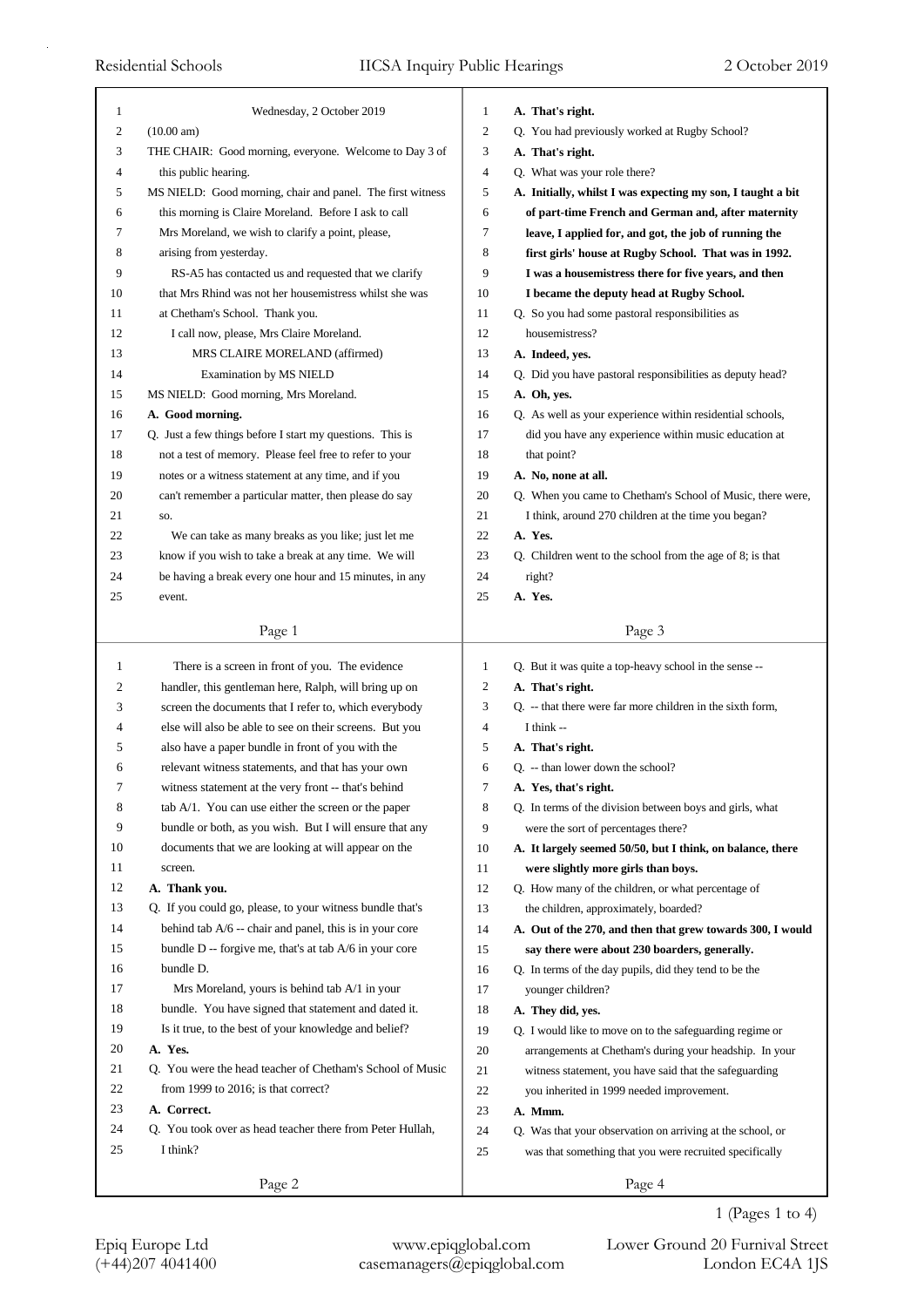Wednesday, 2 October 2019

(10.00 am)

THE CHAIR: Good morning, everyone. Welcome to Day 3 of this public hearing.

MS NIELD: Good morning, chair and panel. The first witness this morning is Claire Moreland. Before I ask to call Mrs Moreland, we wish to clarify a point, please, arising from yesterday.

RS-A5 has contacted us and requested that we clarify that Mrs Rhind was not her housemistress whilst she was at Chetham's School. Thank you.

I call now, please, Mrs Claire Moreland.

MRS CLAIRE MORELAND (affirmed)

Examination by MS NIELD

MS NIELD: Good morning, Mrs Moreland.

**A. Good morning.**

Q. Just a few things before I start my questions. This is not a test of memory. Please feel free to refer to your notes or a witness statement at any time, and if you can't remember a particular matter, then please do say so.

We can take as many breaks as you like; just let me know if you wish to take a break at any time. We will be having a break every one hour and 15 minutes, in any event.

There is a screen in front of you. The evidence handler, this gentleman here, Ralph, will bring up on screen the documents that I refer to, which everybody else will also be able to see on their screens. But you also have a paper bundle in front of you with the relevant witness statements, and that has your own witness statement at the very front -- that's behind tab A/1. You can use either the screen or the paper bundle or both, as you wish. But I will ensure that any documents that we are looking at will appear on the screen.

**A. Thank you.**

Q. If you could go, please, to your witness bundle that's behind tab A/6 -- chair and panel, this is in your core bundle D -- forgive me, that's at tab A/6 in your core bundle D.

Mrs Moreland, yours is behind tab A/1 in your bundle. You have signed that statement and dated it. Is it true, to the best of your knowledge and belief?

**A. Yes.**

Q. You were the head teacher of Chetham's School of Music from 1999 to 2016; is that correct?

**A. Correct.**

Q. You took over as head teacher there from Peter Hullah, I think?

**A. That's right.**

Q. You had previously worked at Rugby School?

**A. That's right.**

Q. What was your role there?

**A. Initially, whilst I was expecting my son, I taught a bit of part-time French and German and, after maternity leave, I applied for, and got, the job of running the first girls' house at Rugby School. That was in 1992. I was a housemistress there for five years, and then I became the deputy head at Rugby School.**

Q. So you had some pastoral responsibilities as housemistress?

**A. Indeed, yes.**

Q. Did you have pastoral responsibilities as deputy head?

**A. Oh, yes.**

Q. As well as your experience within residential schools, did you have any experience within music education at that point?

**A. No, none at all.**

Q. When you came to Chetham's School of Music, there were, I think, around 270 children at the time you began?

**A. Yes.**

Q. Children went to the school from the age of 8; is that right?

**A. Yes.**

Q. But it was quite a top-heavy school in the sense --

**A. That's right.**

Q. -- that there were far more children in the sixth form, I think --

**A. That's right.**

Q. -- than lower down the school?

**A. Yes, that's right.**

Q. In terms of the division between boys and girls, what were the sort of percentages there?

**A. It largely seemed 50/50, but I think, on balance, there were slightly more girls than boys.**

Q. How many of the children, or what percentage of the children, approximately, boarded?

**A. Out of the 270, and then that grew towards 300, I would say there were about 230 boarders, generally.**

Q. In terms of the day pupils, did they tend to be the younger children?

**A. They did, yes.**

Q. I would like to move on to the safeguarding regime or arrangements at Chetham's during your headship. In your witness statement, you have said that the safeguarding you inherited in 1999 needed improvement.

**A. Mmm.**

Q. Was that your observation on arriving at the school, or was that something that you were recruited specifically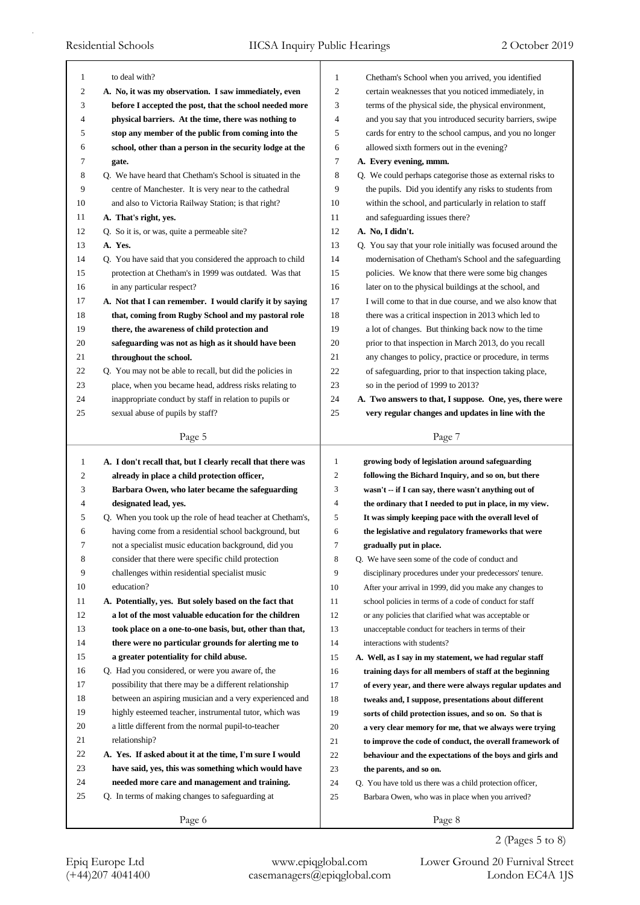to deal with?

**A. No, it was my observation. I saw immediately, even before I accepted the post, that the school needed more physical barriers. At the time, there was nothing to stop any member of the public from coming into the school, other than a person in the security lodge at the gate.**

Q. We have heard that Chetham's School is situated in the centre of Manchester. It is very near to the cathedral and also to Victoria Railway Station; is that right?

**A. That's right, yes.**

Q. So it is, or was, quite a permeable site?

**A. Yes.**

Q. You have said that you considered the approach to child protection at Chetham's in 1999 was outdated. Was that in any particular respect?

**A. Not that I can remember. I would clarify it by saying that, coming from Rugby School and my pastoral role there, the awareness of child protection and safeguarding was not as high as it should have been throughout the school.**

Q. You may not be able to recall, but did the policies in place, when you became head, address risks relating to inappropriate conduct by staff in relation to pupils or sexual abuse of pupils by staff?

**A. I don't recall that, but I clearly recall that there was already in place a child protection officer, Barbara Owen, who later became the safeguarding designated lead, yes.**

Q. When you took up the role of head teacher at Chetham's, having come from a residential school background, but not a specialist music education background, did you consider that there were specific child protection challenges within residential specialist music education?

**A. Potentially, yes. But solely based on the fact that a lot of the most valuable education for the children took place on a one-to-one basis, but, other than that, there were no particular grounds for alerting me to a greater potentiality for child abuse.**

Q. Had you considered, or were you aware of, the possibility that there may be a different relationship between an aspiring musician and a very experienced and highly esteemed teacher, instrumental tutor, which was a little different from the normal pupil-to-teacher relationship?

**A. Yes. If asked about it at the time, I'm sure I would have said, yes, this was something which would have needed more care and management and training.**

Q. In terms of making changes to safeguarding at Chetham's School when you arrived, you identified certain weaknesses that you noticed immediately, in terms of the physical side, the physical environment, and you say that you introduced security barriers, swipe cards for entry to the school campus, and you no longer allowed sixth formers out in the evening?

**A. Every evening, mmm.**

Q. We could perhaps categorise those as external risks to the pupils. Did you identify any risks to students from within the school, and particularly in relation to staff and safeguarding issues there?

**A. No, I didn't.**

Q. You say that your role initially was focused around the modernisation of Chetham's School and the safeguarding policies. We know that there were some big changes later on to the physical buildings at the school, and I will come to that in due course, and we also know that there was a critical inspection in 2013 which led to a lot of changes. But thinking back now to the time prior to that inspection in March 2013, do you recall any changes to policy, practice or procedure, in terms of safeguarding, prior to that inspection taking place, so in the period of 1999 to 2013?

**A. Two answers to that, I suppose. One, yes, there were very regular changes and updates in line with the growing body of legislation around safeguarding following the Bichard Inquiry, and so on, but there wasn't -- if I can say, there wasn't anything out of the ordinary that I needed to put in place, in my view. It was simply keeping pace with the overall level of the legislative and regulatory frameworks that were gradually put in place.**

Q. We have seen some of the code of conduct and disciplinary procedures under your predecessors' tenure. After your arrival in 1999, did you make any changes to school policies in terms of a code of conduct for staff or any policies that clarified what was acceptable or unacceptable conduct for teachers in terms of their interactions with students?

**A. Well, as I say in my statement, we had regular staff training days for all members of staff at the beginning of every year, and there were always regular updates and tweaks and, I suppose, presentations about different sorts of child protection issues, and so on. So that is a very clear memory for me, that we always were trying to improve the code of conduct, the overall framework of behaviour and the expectations of the boys and girls and the parents, and so on.**

Q. You have told us there was a child protection officer, Barbara Owen, who was in place when you arrived?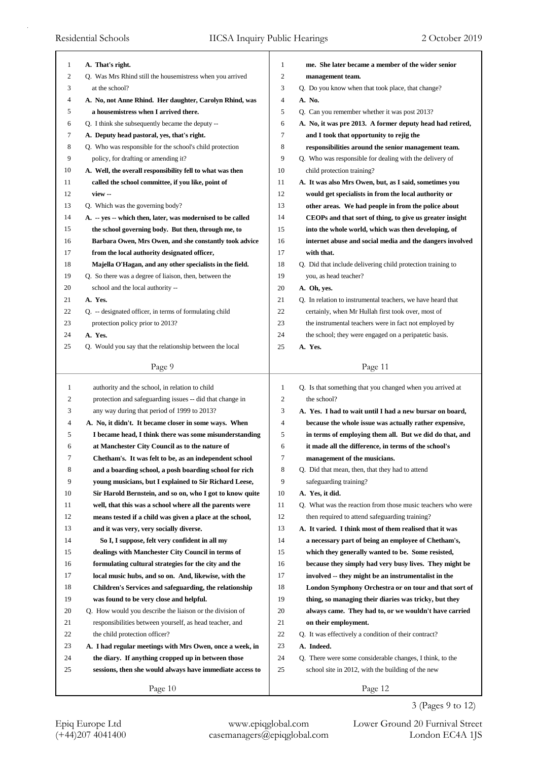A. That's right.

Q. Was Mrs Rhind still the housemistress when you arrived at the school?

A. No, not Anne Rhind. Her daughter, Carolyn Rhind, was a housemistress when I arrived there.

Q. I think she subsequently became the deputy --

A. Deputy head pastoral, yes, that's right.

Q. Who was responsible for the school's child protection policy, for drafting or amending it?

A. Well, the overall responsibility fell to what was then called the school committee, if you like, point of view --

Q. Which was the governing body?

A. -- yes -- which then, later, was modernised to be called the school governing body. But then, through me, to Barbara Owen, Mrs Owen, and she constantly took advice from the local authority designated officer, Majella O'Hagan, and any other specialists in the field.

Q. So there was a degree of liaison, then, between the school and the local authority --

A. Yes.

Q. -- designated officer, in terms of formulating child protection policy prior to 2013?

A. Yes.

Q. Would you say that the relationship between the local authority and the school, in relation to child protection and safeguarding issues -- did that change in any way during that period of 1999 to 2013?

A. No, it didn't. It became closer in some ways. When I became head, I think there was some misunderstanding at Manchester City Council as to the nature of Chetham's. It was felt to be, as an independent school and a boarding school, a posh boarding school for rich young musicians, but I explained to Sir Richard Leese, Sir Harold Bernstein, and so on, who I got to know quite well, that this was a school where all the parents were means tested if a child was given a place at the school, and it was very, very socially diverse.

So I, I suppose, felt very confident in all my dealings with Manchester City Council in terms of formulating cultural strategies for the city and the local music hubs, and so on. And, likewise, with the Children's Services and safeguarding, the relationship was found to be very close and helpful.

Q. How would you describe the liaison or the division of responsibilities between yourself, as head teacher, and the child protection officer?

A. I had regular meetings with Mrs Owen, once a week, in the diary. If anything cropped up in between those sessions, then she would always have immediate access to me. She later became a member of the wider senior management team.

Q. Do you know when that took place, that change?

A. No.

Q. Can you remember whether it was post 2013?

A. No, it was pre 2013. A former deputy head had retired, and I took that opportunity to rejig the responsibilities around the senior management team.

Q. Who was responsible for dealing with the delivery of child protection training?

A. It was also Mrs Owen, but, as I said, sometimes you would get specialists in from the local authority or other areas. We had people in from the police about CEOPs and that sort of thing, to give us greater insight into the whole world, which was then developing, of internet abuse and social media and the dangers involved with that.

Q. Did that include delivering child protection training to you, as head teacher?

A. Oh, yes.

Q. In relation to instrumental teachers, we have heard that certainly, when Mr Hullah first took over, most of the instrumental teachers were in fact not employed by the school; they were engaged on a peripatetic basis.

A. Yes.

Q. Is that something that you changed when you arrived at the school?

A. Yes. I had to wait until I had a new bursar on board, because the whole issue was actually rather expensive, in terms of employing them all. But we did do that, and it made all the difference, in terms of the school's management of the musicians.

Q. Did that mean, then, that they had to attend safeguarding training?

A. Yes, it did.

Q. What was the reaction from those music teachers who were then required to attend safeguarding training?

A. It varied. I think most of them realised that it was a necessary part of being an employee of Chetham's, which they generally wanted to be. Some resisted, because they simply had very busy lives. They might be involved -- they might be an instrumentalist in the London Symphony Orchestra or on tour and that sort of thing, so managing their diaries was tricky, but they always came. They had to, or we wouldn't have carried on their employment.

Q. It was effectively a condition of their contract?

A. Indeed.

Q. There were some considerable changes, I think, to the school site in 2012, with the building of the new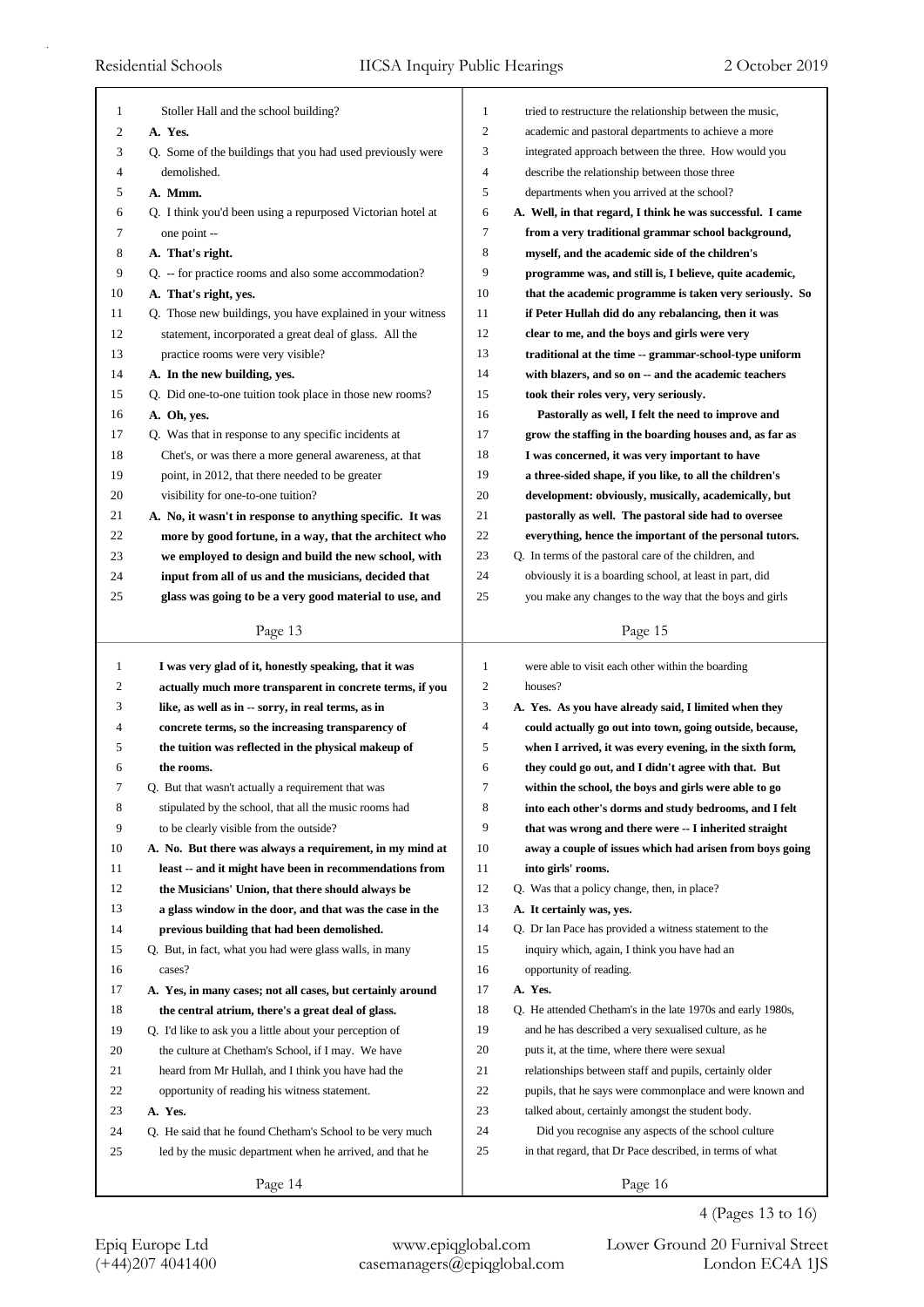Stoller Hall and the school building?

**A. Yes.**

Q. Some of the buildings that you had used previously were demolished.

**A. Mmm.**

Q. I think you'd been using a repurposed Victorian hotel at one point --

**A. That's right.**

Q. -- for practice rooms and also some accommodation?

**A. That's right, yes.**

Q. Those new buildings, you have explained in your witness statement, incorporated a great deal of glass. All the practice rooms were very visible?

**A. In the new building, yes.**

Q. Did one-to-one tuition took place in those new rooms?

**A. Oh, yes.**

Q. Was that in response to any specific incidents at Chet's, or was there a more general awareness, at that point, in 2012, that there needed to be greater visibility for one-to-one tuition?

**A. No, it wasn't in response to anything specific. It was more by good fortune, in a way, that the architect who we employed to design and build the new school, with input from all of us and the musicians, decided that glass was going to be a very good material to use, and I was very glad of it, honestly speaking, that it was actually much more transparent in concrete terms, if you like, as well as in -- sorry, in real terms, as in concrete terms, so the increasing transparency of the tuition was reflected in the physical makeup of the rooms.**

Q. But that wasn't actually a requirement that was stipulated by the school, that all the music rooms had to be clearly visible from the outside?

**A. No. But there was always a requirement, in my mind at least -- and it might have been in recommendations from the Musicians' Union, that there should always be a glass window in the door, and that was the case in the previous building that had been demolished.**

Q. But, in fact, what you had were glass walls, in many cases?

**A. Yes, in many cases; not all cases, but certainly around the central atrium, there's a great deal of glass.**

Q. I'd like to ask you a little about your perception of the culture at Chetham's School, if I may. We have heard from Mr Hullah, and I think you have had the opportunity of reading his witness statement.

**A. Yes.**

Q. He said that he found Chetham's School to be very much led by the music department when he arrived, and that he tried to restructure the relationship between the music, academic and pastoral departments to achieve a more integrated approach between the three. How would you describe the relationship between those three departments when you arrived at the school?

**A. Well, in that regard, I think he was successful. I came from a very traditional grammar school background, myself, and the academic side of the children's programme was, and still is, I believe, quite academic, that the academic programme is taken very seriously. So if Peter Hullah did do any rebalancing, then it was clear to me, and the boys and girls were very traditional at the time -- grammar-school-type uniform with blazers, and so on -- and the academic teachers took their roles very, very seriously.**

**Pastorally as well, I felt the need to improve and grow the staffing in the boarding houses and, as far as I was concerned, it was very important to have a three-sided shape, if you like, to all the children's development: obviously, musically, academically, but pastorally as well. The pastoral side had to oversee everything, hence the important of the personal tutors.**

Q. In terms of the pastoral care of the children, and obviously it is a boarding school, at least in part, did you make any changes to the way that the boys and girls were able to visit each other within the boarding houses?

**A. Yes. As you have already said, I limited when they could actually go out into town, going outside, because, when I arrived, it was every evening, in the sixth form, they could go out, and I didn't agree with that. But within the school, the boys and girls were able to go into each other's dorms and study bedrooms, and I felt that was wrong and there were -- I inherited straight away a couple of issues which had arisen from boys going into girls' rooms.**

Q. Was that a policy change, then, in place?

**A. It certainly was, yes.**

Q. Dr Ian Pace has provided a witness statement to the inquiry which, again, I think you have had an opportunity of reading.

**A. Yes.**

Q. He attended Chetham's in the late 1970s and early 1980s, and he has described a very sexualised culture, as he puts it, at the time, where there were sexual relationships between staff and pupils, certainly older pupils, that he says were commonplace and were known and talked about, certainly amongst the student body.

Did you recognise any aspects of the school culture in that regard, that Dr Pace described, in terms of what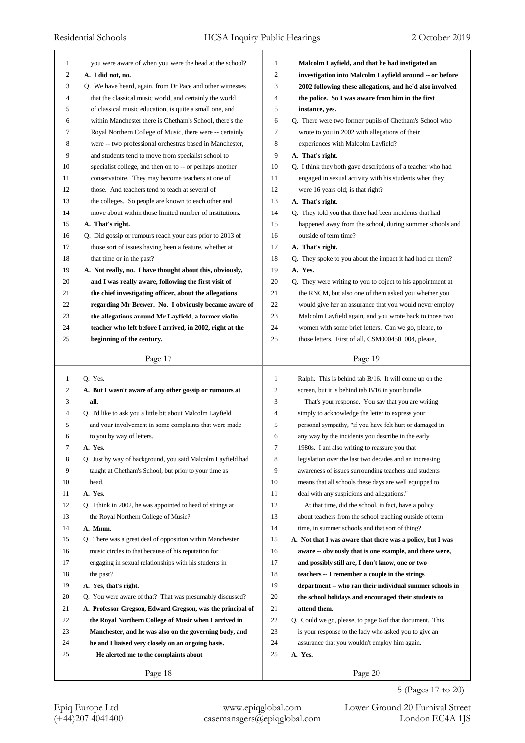you were aware of when you were the head at the school?

**A. I did not, no.**

Q. We have heard, again, from Dr Pace and other witnesses that the classical music world, and certainly the world of classical music education, is quite a small one, and within Manchester there is Chetham's School, there's the Royal Northern College of Music, there were -- certainly were -- two professional orchestras based in Manchester, and students tend to move from specialist school to specialist college, and then on to -- or perhaps another conservatoire. They may become teachers at one of those. And teachers tend to teach at several of the colleges. So people are known to each other and move about within those limited number of institutions.

**A. That's right.**

Q. Did gossip or rumours reach your ears prior to 2013 of those sort of issues having been a feature, whether at that time or in the past?

**A. Not really, no. I have thought about this, obviously, and I was really aware, following the first visit of the chief investigating officer, about the allegations regarding Mr Brewer. No. I obviously became aware of the allegations around Mr Layfield, a former violin teacher who left before I arrived, in 2002, right at the beginning of the century.**

Q. Yes.

**A. But I wasn't aware of any other gossip or rumours at all.**

Q. I'd like to ask you a little bit about Malcolm Layfield and your involvement in some complaints that were made to you by way of letters.

**A. Yes.**

Q. Just by way of background, you said Malcolm Layfield had taught at Chetham's School, but prior to your time as head.

**A. Yes.**

Q. I think in 2002, he was appointed to head of strings at the Royal Northern College of Music?

**A. Mmm.**

Q. There was a great deal of opposition within Manchester music circles to that because of his reputation for engaging in sexual relationships with his students in the past?

**A. Yes, that's right.**

Q. You were aware of that? That was presumably discussed?

**A. Professor Gregson, Edward Gregson, was the principal of the Royal Northern College of Music when I arrived in Manchester, and he was also on the governing body, and he and I liaised very closely on an ongoing basis. He alerted me to the complaints about Malcolm Layfield, and that he had instigated an investigation into Malcolm Layfield around -- or before 2002 following these allegations, and he'd also involved the police. So I was aware from him in the first instance, yes.**

Q. There were two former pupils of Chetham's School who wrote to you in 2002 with allegations of their experiences with Malcolm Layfield?

**A. That's right.**

Q. I think they both gave descriptions of a teacher who had engaged in sexual activity with his students when they were 16 years old; is that right?

**A. That's right.**

Q. They told you that there had been incidents that had happened away from the school, during summer schools and outside of term time?

**A. That's right.**

Q. They spoke to you about the impact it had had on them?

**A. Yes.**

Q. They were writing to you to object to his appointment at the RNCM, but also one of them asked you whether you would give her an assurance that you would never employ Malcolm Layfield again, and you wrote back to those two women with some brief letters. Can we go, please, to those letters. First of all, CSM000450_004, please, Ralph. This is behind tab B/16. It will come up on the screen, but it is behind tab B/16 in your bundle.

That's your response. You say that you are writing simply to acknowledge the letter to express your personal sympathy, "if you have felt hurt or damaged in any way by the incidents you describe in the early 1980s. I am also writing to reassure you that legislation over the last two decades and an increasing awareness of issues surrounding teachers and students means that all schools these days are well equipped to deal with any suspicions and allegations."

At that time, did the school, in fact, have a policy about teachers from the school teaching outside of term time, in summer schools and that sort of thing?

**A. Not that I was aware that there was a policy, but I was aware -- obviously that is one example, and there were, and possibly still are, I don't know, one or two teachers -- I remember a couple in the strings department -- who ran their individual summer schools in the school holidays and encouraged their students to attend them.**

Q. Could we go, please, to page 6 of that document. This is your response to the lady who asked you to give an assurance that you wouldn't employ him again.

**A. Yes.**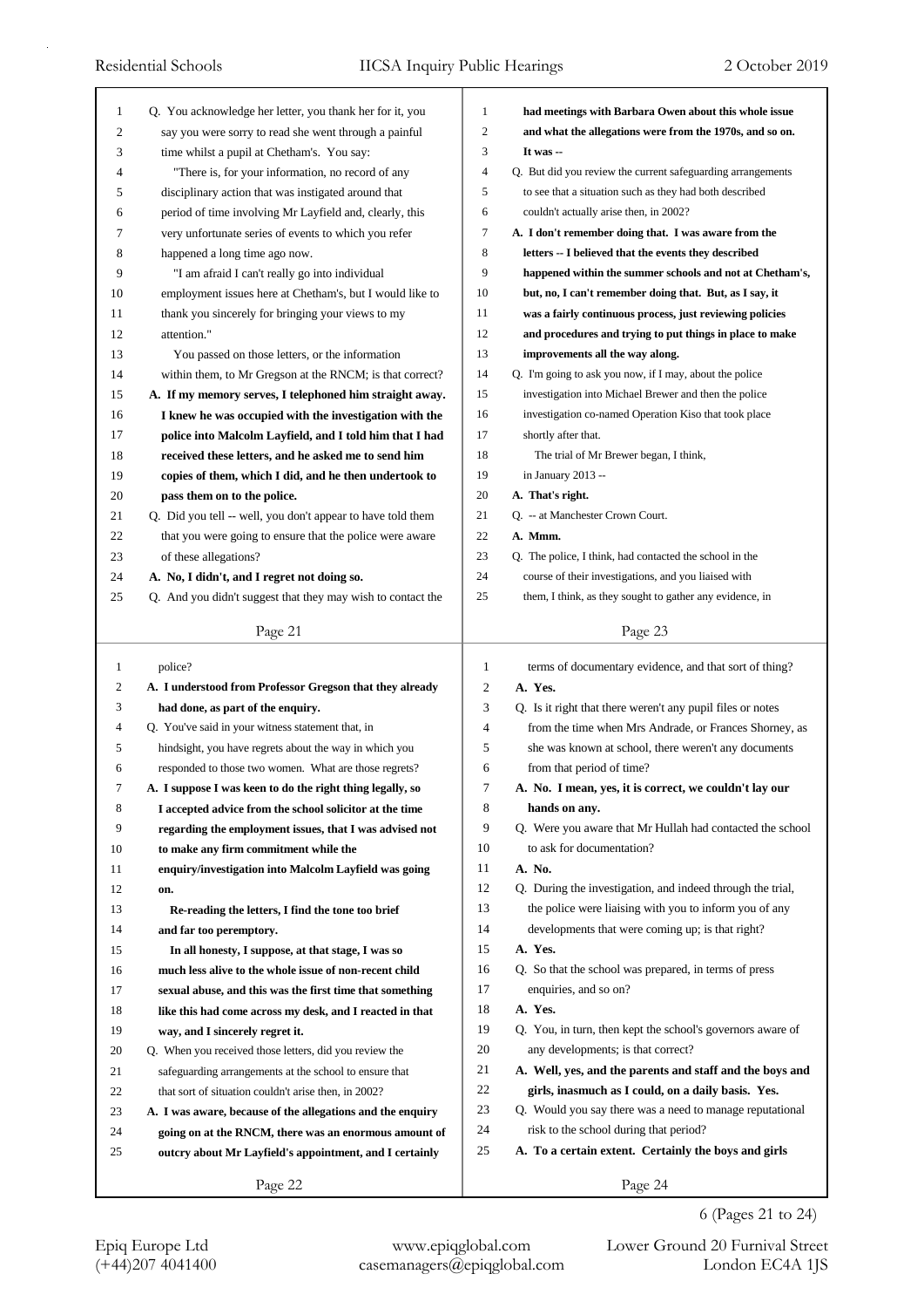Q. You acknowledge her letter, you thank her for it, you say you were sorry to read she went through a painful time whilst a pupil at Chetham's. You say:

"There is, for your information, no record of any disciplinary action that was instigated around that period of time involving Mr Layfield and, clearly, this very unfortunate series of events to which you refer happened a long time ago now.

"I am afraid I can't really go into individual employment issues here at Chetham's, but I would like to thank you sincerely for bringing your views to my attention."

You passed on those letters, or the information within them, to Mr Gregson at the RNCM; is that correct?

**A. If my memory serves, I telephoned him straight away. I knew he was occupied with the investigation with the police into Malcolm Layfield, and I told him that I had received these letters, and he asked me to send him copies of them, which I did, and he then undertook to pass them on to the police.**

Q. Did you tell -- well, you don't appear to have told them that you were going to ensure that the police were aware of these allegations?

**A. No, I didn't, and I regret not doing so.**

Q. And you didn't suggest that they may wish to contact the police?

**A. I understood from Professor Gregson that they already had done, as part of the enquiry.**

Q. You've said in your witness statement that, in hindsight, you have regrets about the way in which you responded to those two women. What are those regrets?

**A. I suppose I was keen to do the right thing legally, so I accepted advice from the school solicitor at the time regarding the employment issues, that I was advised not to make any firm commitment while the enquiry/investigation into Malcolm Layfield was going on.**

**Re-reading the letters, I find the tone too brief and far too peremptory.**

**In all honesty, I suppose, at that stage, I was so much less alive to the whole issue of non-recent child sexual abuse, and this was the first time that something like this had come across my desk, and I reacted in that way, and I sincerely regret it.**

Q. When you received those letters, did you review the safeguarding arrangements at the school to ensure that that sort of situation couldn't arise then, in 2002?

**A. I was aware, because of the allegations and the enquiry going on at the RNCM, there was an enormous amount of outcry about Mr Layfield's appointment, and I certainly had meetings with Barbara Owen about this whole issue and what the allegations were from the 1970s, and so on. It was --**

Q. But did you review the current safeguarding arrangements to see that a situation such as they had both described couldn't actually arise then, in 2002?

**A. I don't remember doing that. I was aware from the letters -- I believed that the events they described happened within the summer schools and not at Chetham's, but, no, I can't remember doing that. But, as I say, it was a fairly continuous process, just reviewing policies and procedures and trying to put things in place to make improvements all the way along.**

Q. I'm going to ask you now, if I may, about the police investigation into Michael Brewer and then the police investigation co-named Operation Kiso that took place shortly after that.

The trial of Mr Brewer began, I think, in January 2013 --

**A. That's right.**

Q. -- at Manchester Crown Court.

**A. Mmm.**

Q. The police, I think, had contacted the school in the course of their investigations, and you liaised with them, I think, as they sought to gather any evidence, in terms of documentary evidence, and that sort of thing?

**A. Yes.**

Q. Is it right that there weren't any pupil files or notes from the time when Mrs Andrade, or Frances Shorney, as she was known at school, there weren't any documents from that period of time?

**A. No. I mean, yes, it is correct, we couldn't lay our hands on any.**

Q. Were you aware that Mr Hullah had contacted the school to ask for documentation?

**A. No.**

Q. During the investigation, and indeed through the trial, the police were liaising with you to inform you of any developments that were coming up; is that right?

**A. Yes.**

Q. So that the school was prepared, in terms of press enquiries, and so on?

**A. Yes.**

Q. You, in turn, then kept the school's governors aware of any developments; is that correct?

**A. Well, yes, and the parents and staff and the boys and girls, inasmuch as I could, on a daily basis. Yes.**

Q. Would you say there was a need to manage reputational risk to the school during that period?

**A. To a certain extent. Certainly the boys and girls**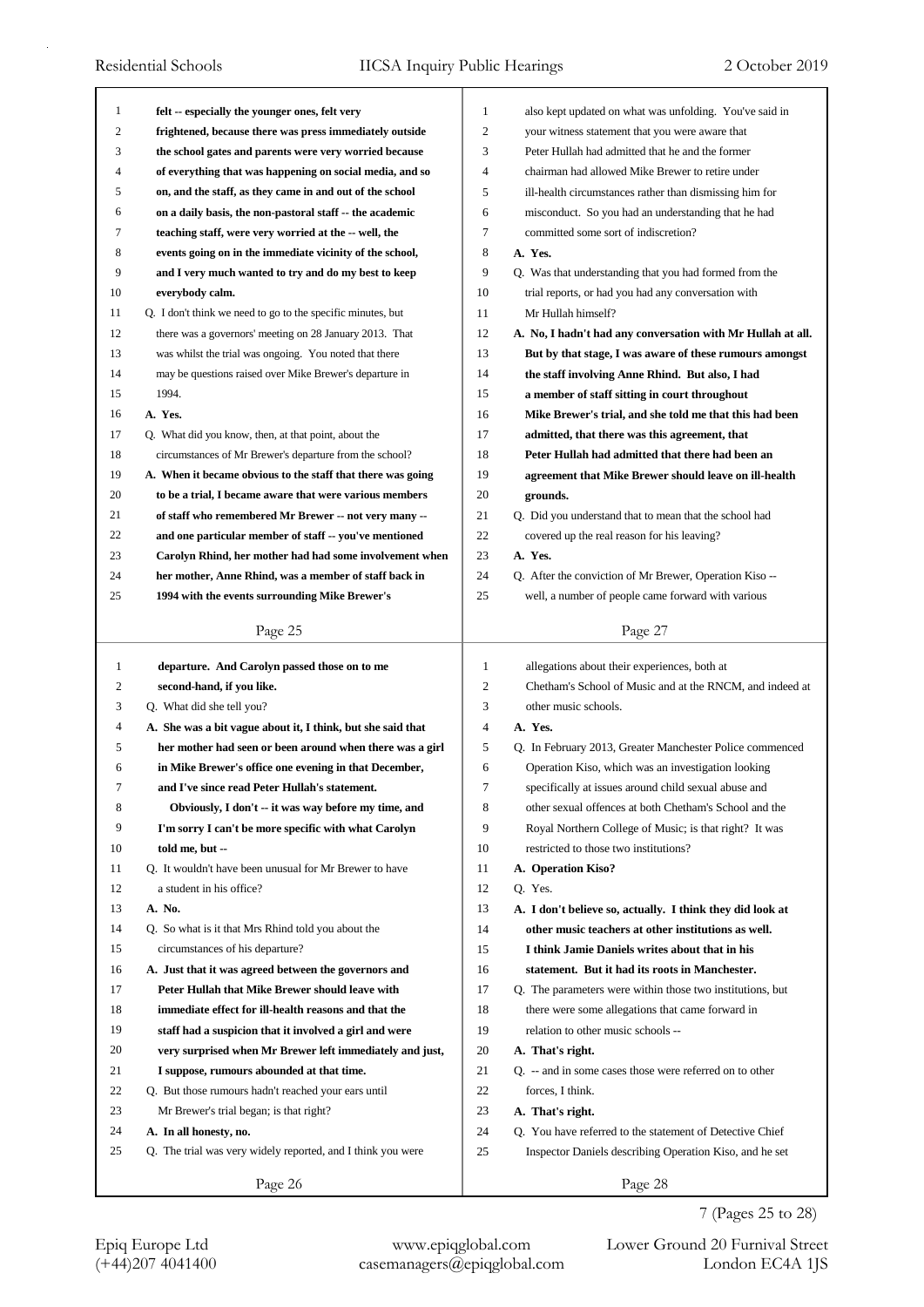**Page 25**

1 felt -- especially the younger ones, felt very
2 frightened, because there was press immediately outside
3 the school gates and parents were very worried because
4 of everything that was happening on social media, and so
5 on, and the staff, as they came in and out of the school
6 on a daily basis, the non-pastoral staff -- the academic
7 teaching staff, were very worried at the -- well, the
8 events going on in the immediate vicinity of the school,
9 and I very much wanted to try and do my best to keep
10 everybody calm.

11 Q. I don't think we need to go to the specific minutes, but
12 there was a governors' meeting on 28 January 2013. That
13 was whilst the trial was ongoing. You noted that there
14 may be questions raised over Mike Brewer's departure in
15 1994.

16 A. Yes.

17 Q. What did you know, then, at that point, about the
18 circumstances of Mr Brewer's departure from the school?

19 A. When it became obvious to the staff that there was going
20 to be a trial, I became aware that there were various members
21 of staff who remembered Mr Brewer -- not very many --
22 and one particular member of staff -- you've mentioned
23 Carolyn Rhind, her mother had had some involvement when
24 her mother, Anne Rhind, was a member of staff back in
25 1994 with the events surrounding Mike Brewer's

**Page 26**

1 departure. And Carolyn passed those on to me
2 second-hand, if you like.

3 Q. What did she tell you?

4 A. She was a bit vague about it, I think, but she said that
5 her mother had seen or been around when there was a girl
6 in Mike Brewer's office one evening in that December,
7 and I've since read Peter Hullah's statement.
8 Obviously, I don't -- it was way before my time, and
9 I'm sorry I can't be more specific with what Carolyn
10 told me, but --

11 Q. It wouldn't have been unusual for Mr Brewer to have
12 a student in his office?

13 A. No.

14 Q. So what is it that Mrs Rhind told you about the
15 circumstances of his departure?

16 A. Just that it was agreed between the governors and
17 Peter Hullah that Mike Brewer should leave with
18 immediate effect for ill-health reasons and that the
19 staff had a suspicion that it involved a girl and were
20 very surprised when Mr Brewer left immediately and just,
21 I suppose, rumours abounded at that time.

22 Q. But those rumours hadn't reached your ears until
23 Mr Brewer's trial began; is that right?

24 A. In all honesty, no.

25 Q. The trial was very widely reported, and I think you were

**Page 27**

1 also kept updated on what was unfolding. You've said in
2 your witness statement that you were aware that
3 Peter Hullah had admitted that he and the former
4 chairman had allowed Mike Brewer to retire under
5 ill-health circumstances rather than dismissing him for
6 misconduct. So you had an understanding that he had
7 committed some sort of indiscretion?

8 A. Yes.

9 Q. Was that understanding that you had formed from the
10 trial reports, or had you had any conversation with
11 Mr Hullah himself?

12 A. No, I hadn't had any conversation with Mr Hullah at all.
13 But by that stage, I was aware of these rumours amongst
14 the staff involving Anne Rhind. But also, I had
15 a member of staff sitting in court throughout
16 Mike Brewer's trial, and she told me that this had been
17 admitted, that there was this agreement, that
18 Peter Hullah had admitted that there had been an
19 agreement that Mike Brewer should leave on ill-health
20 grounds.

21 Q. Did you understand that to mean that the school had
22 covered up the real reason for his leaving?

23 A. Yes.

24 Q. After the conviction of Mr Brewer, Operation Kiso --
25 well, a number of people came forward with various

**Page 28**

1 allegations about their experiences, both at
2 Chetham's School of Music and at the RNCM, and indeed at
3 other music schools.

4 A. Yes.

5 Q. In February 2013, Greater Manchester Police commenced
6 Operation Kiso, which was an investigation looking
7 specifically at issues around child sexual abuse and
8 other sexual offences at both Chetham's School and the
9 Royal Northern College of Music; is that right? It was
10 restricted to those two institutions?

11 A. Operation Kiso?

12 Q. Yes.

13 A. I don't believe so, actually. I think they did look at
14 other music teachers at other institutions as well.
15 I think Jamie Daniels writes about that in his
16 statement. But it had its roots in Manchester.

17 Q. The parameters were within those two institutions, but
18 there were some allegations that came forward in
19 relation to other music schools --

20 A. That's right.

21 Q. -- and in some cases those were referred on to other
22 forces, I think.

23 A. That's right.

24 Q. You have referred to the statement of Detective Chief
25 Inspector Daniels describing Operation Kiso, and he set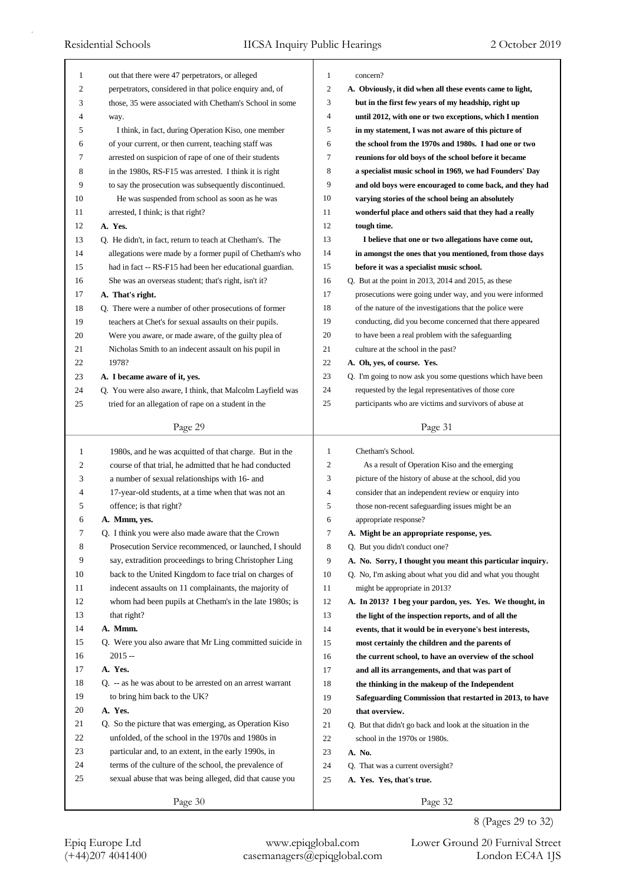out that there were 47 perpetrators, or alleged perpetrators, considered in that police enquiry and, of those, 35 were associated with Chetham's School in some way.

I think, in fact, during Operation Kiso, one member of your current, or then current, teaching staff was arrested on suspicion of rape of one of their students in the 1980s, RS-F15 was arrested. I think it is right to say the prosecution was subsequently discontinued.

He was suspended from school as soon as he was arrested, I think; is that right?

**A. Yes.**

Q. He didn't, in fact, return to teach at Chetham's. The allegations were made by a former pupil of Chetham's who had in fact -- RS-F15 had been her educational guardian. She was an overseas student; that's right, isn't it?

**A. That's right.**

Q. There were a number of other prosecutions of former teachers at Chet's for sexual assaults on their pupils. Were you aware, or made aware, of the guilty plea of Nicholas Smith to an indecent assault on his pupil in 1978?

**A. I became aware of it, yes.**

Q. You were also aware, I think, that Malcolm Layfield was tried for an allegation of rape on a student in the 1980s, and he was acquitted of that charge. But in the course of that trial, he admitted that he had conducted a number of sexual relationships with 16- and 17-year-old students, at a time when that was not an offence; is that right?

**A. Mmm, yes.**

Q. I think you were also made aware that the Crown Prosecution Service recommenced, or launched, I should say, extradition proceedings to bring Christopher Ling back to the United Kingdom to face trial on charges of indecent assaults on 11 complainants, the majority of whom had been pupils at Chetham's in the late 1980s; is that right?

**A. Mmm.**

Q. Were you also aware that Mr Ling committed suicide in 2015 --

**A. Yes.**

Q. -- as he was about to be arrested on an arrest warrant to bring him back to the UK?

**A. Yes.**

Q. So the picture that was emerging, as Operation Kiso unfolded, of the school in the 1970s and 1980s in particular and, to an extent, in the early 1990s, in terms of the culture of the school, the prevalence of sexual abuse that was being alleged, did that cause you concern?

**A. Obviously, it did when all these events came to light, but in the first few years of my headship, right up until 2012, with one or two exceptions, which I mention in my statement, I was not aware of this picture of the school from the 1970s and 1980s. I had one or two reunions for old boys of the school before it became a specialist music school in 1969, we had Founders' Day and old boys were encouraged to come back, and they had varying stories of the school being an absolutely wonderful place and others said that they had a really tough time.**

**I believe that one or two allegations have come out, in amongst the ones that you mentioned, from those days before it was a specialist music school.**

Q. But at the point in 2013, 2014 and 2015, as these prosecutions were going under way, and you were informed of the nature of the investigations that the police were conducting, did you become concerned that there appeared to have been a real problem with the safeguarding culture at the school in the past?

**A. Oh, yes, of course. Yes.**

Q. I'm going to now ask you some questions which have been requested by the legal representatives of those core participants who are victims and survivors of abuse at Chetham's School.

As a result of Operation Kiso and the emerging picture of the history of abuse at the school, did you consider that an independent review or enquiry into those non-recent safeguarding issues might be an appropriate response?

**A. Might be an appropriate response, yes.**

Q. But you didn't conduct one?

**A. No. Sorry, I thought you meant this particular inquiry.**

Q. No, I'm asking about what you did and what you thought might be appropriate in 2013?

**A. In 2013? I beg your pardon, yes. Yes. We thought, in the light of the inspection reports, and of all the events, that it would be in everyone's best interests, most certainly the children and the parents of the current school, to have an overview of the school and all its arrangements, and that was part of the thinking in the makeup of the Independent Safeguarding Commission that restarted in 2013, to have that overview.**

Q. But that didn't go back and look at the situation in the school in the 1970s or 1980s.

**A. No.**

Q. That was a current oversight?

**A. Yes. Yes, that's true.**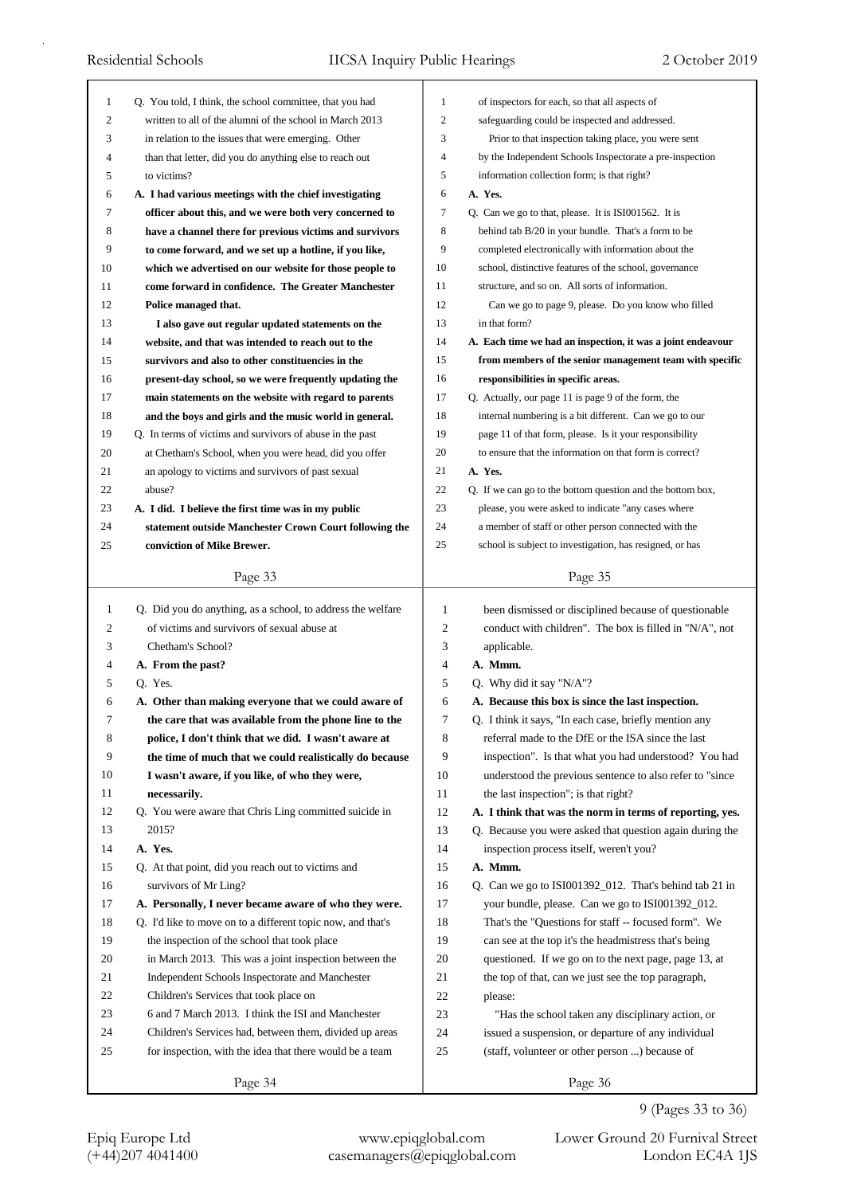Q. You told, I think, the school committee, that you had written to all of the alumni of the school in March 2013 in relation to the issues that were emerging. Other than that letter, did you do anything else to reach out to victims?

**A. I had various meetings with the chief investigating officer about this, and we were both very concerned to have a channel there for previous victims and survivors to come forward, and we set up a hotline, if you like, which we advertised on our website for those people to come forward in confidence. The Greater Manchester Police managed that.**

**I also gave out regular updated statements on the website, and that was intended to reach out to the survivors and also to other constituencies in the present-day school, so we were frequently updating the main statements on the website with regard to parents and the boys and girls and the music world in general.**

Q. In terms of victims and survivors of abuse in the past at Chetham's School, when you were head, did you offer an apology to victims and survivors of past sexual abuse?

**A. I did. I believe the first time was in my public statement outside Manchester Crown Court following the conviction of Mike Brewer.**

Q. Did you do anything, as a school, to address the welfare of victims and survivors of sexual abuse at Chetham's School?

**A. From the past?**

Q. Yes.

**A. Other than making everyone that we could aware of the care that was available from the phone line to the police, I don't think that we did. I wasn't aware at the time of much that we could realistically do because I wasn't aware, if you like, of who they were, necessarily.**

Q. You were aware that Chris Ling committed suicide in 2015?

**A. Yes.**

Q. At that point, did you reach out to victims and survivors of Mr Ling?

**A. Personally, I never became aware of who they were.**

Q. I'd like to move on to a different topic now, and that's the inspection of the school that took place in March 2013. This was a joint inspection between the Independent Schools Inspectorate and Manchester Children's Services that took place on 6 and 7 March 2013. I think the ISI and Manchester Children's Services had, between them, divided up areas for inspection, with the idea that there would be a team of inspectors for each, so that all aspects of safeguarding could be inspected and addressed.

Prior to that inspection taking place, you were sent by the Independent Schools Inspectorate a pre-inspection information collection form; is that right?

**A. Yes.**

Q. Can we go to that, please. It is ISI001562. It is behind tab B/20 in your bundle. That's a form to be completed electronically with information about the school, distinctive features of the school, governance structure, and so on. All sorts of information.

Can we go to page 9, please. Do you know who filled in that form?

**A. Each time we had an inspection, it was a joint endeavour from members of the senior management team with specific responsibilities in specific areas.**

Q. Actually, our page 11 is page 9 of the form, the internal numbering is a bit different. Can we go to our page 11 of that form, please. Is it your responsibility to ensure that the information on that form is correct?

**A. Yes.**

Q. If we can go to the bottom question and the bottom box, please, you were asked to indicate "any cases where a member of staff or other person connected with the school is subject to investigation, has resigned, or has been dismissed or disciplined because of questionable conduct with children". The box is filled in "N/A", not applicable.

**A. Mmm.**

Q. Why did it say "N/A"?

**A. Because this box is since the last inspection.**

Q. I think it says, "In each case, briefly mention any referral made to the DfE or the ISA since the last inspection". Is that what you had understood? You had understood the previous sentence to also refer to "since the last inspection"; is that right?

**A. I think that was the norm in terms of reporting, yes.**

Q. Because you were asked that question again during the inspection process itself, weren't you?

**A. Mmm.**

Q. Can we go to ISI001392_012. That's behind tab 21 in your bundle, please. Can we go to ISI001392_012. That's the "Questions for staff -- focused form". We can see at the top it's the headmistress that's being questioned. If we go on to the next page, page 13, at the top of that, can we just see the top paragraph, please:

"Has the school taken any disciplinary action, or issued a suspension, or departure of any individual (staff, volunteer or other person ...) because of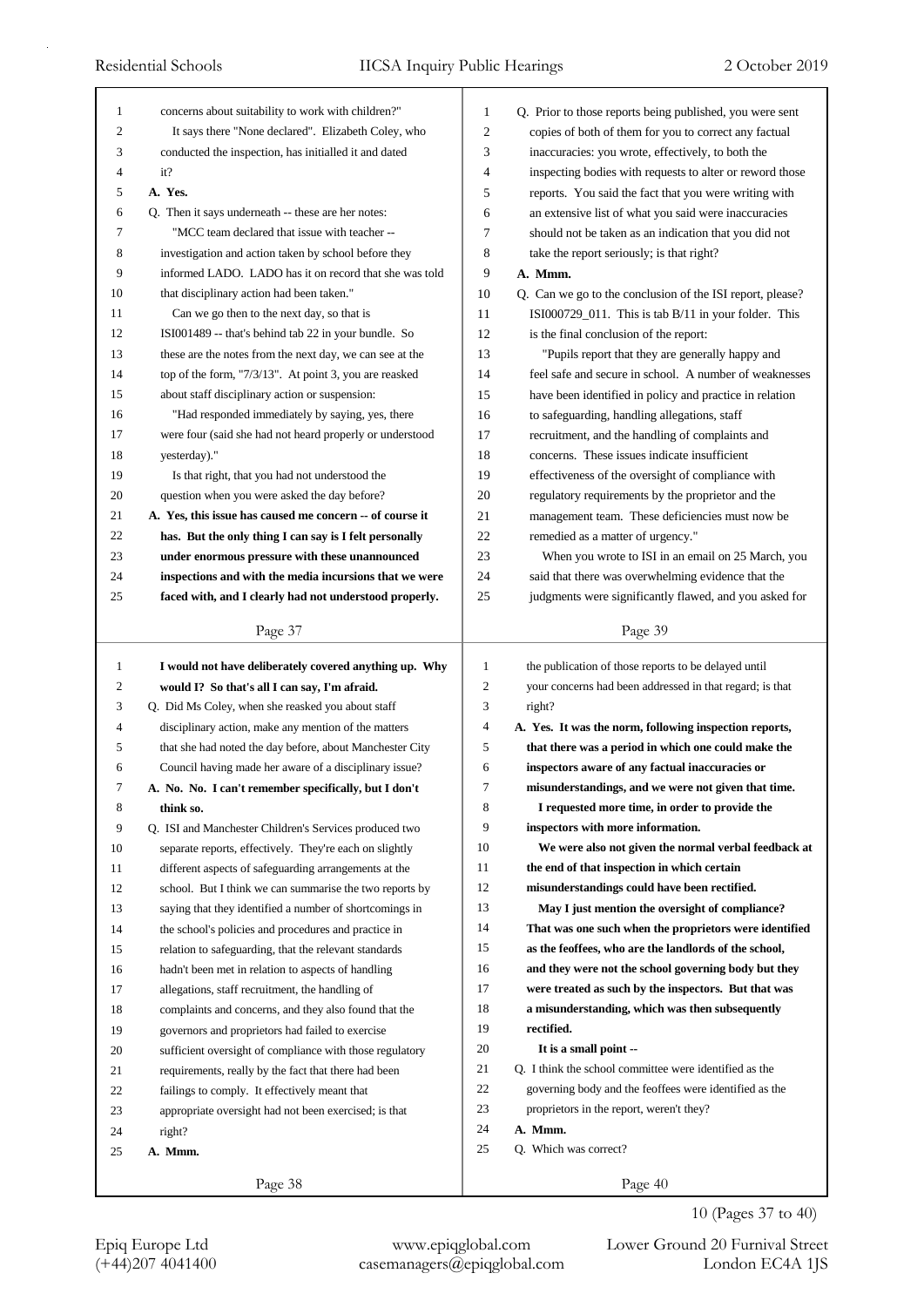concerns about suitability to work with children?"

It says there "None declared". Elizabeth Coley, who conducted the inspection, has initialled it and dated it?

**A. Yes.**

Q. Then it says underneath -- these are her notes:

"MCC team declared that issue with teacher -- investigation and action taken by school before they informed LADO. LADO has it on record that she was told that disciplinary action had been taken."

Can we go then to the next day, so that is ISI001489 -- that's behind tab 22 in your bundle. So these are the notes from the next day, we can see at the top of the form, "7/3/13". At point 3, you are reasked about staff disciplinary action or suspension:

"Had responded immediately by saying, yes, there were four (said she had not heard properly or understood yesterday)."

Is that right, that you had not understood the question when you were asked the day before?

**A. Yes, this issue has caused me concern -- of course it has. But the only thing I can say is I felt personally under enormous pressure with these unannounced inspections and with the media incursions that we were faced with, and I clearly had not understood properly. I would not have deliberately covered anything up. Why would I? So that's all I can say, I'm afraid.**

Q. Did Ms Coley, when she reasked you about staff disciplinary action, make any mention of the matters that she had noted the day before, about Manchester City Council having made her aware of a disciplinary issue?

**A. No. No. I can't remember specifically, but I don't think so.**

Q. ISI and Manchester Children's Services produced two separate reports, effectively. They're each on slightly different aspects of safeguarding arrangements at the school. But I think we can summarise the two reports by saying that they identified a number of shortcomings in the school's policies and procedures and practice in relation to safeguarding, that the relevant standards hadn't been met in relation to aspects of handling allegations, staff recruitment, the handling of complaints and concerns, and they also found that the governors and proprietors had failed to exercise sufficient oversight of compliance with those regulatory requirements, really by the fact that there had been failings to comply. It effectively meant that appropriate oversight had not been exercised; is that right?

**A. Mmm.**

Q. Prior to those reports being published, you were sent copies of both of them for you to correct any factual inaccuracies: you wrote, effectively, to both the inspecting bodies with requests to alter or reword those reports. You said the fact that you were writing with an extensive list of what you said were inaccuracies should not be taken as an indication that you did not take the report seriously; is that right?

**A. Mmm.**

Q. Can we go to the conclusion of the ISI report, please? ISI000729_011. This is tab B/11 in your folder. This is the final conclusion of the report:

"Pupils report that they are generally happy and feel safe and secure in school. A number of weaknesses have been identified in policy and practice in relation to safeguarding, handling allegations, staff recruitment, and the handling of complaints and concerns. These issues indicate insufficient effectiveness of the oversight of compliance with regulatory requirements by the proprietor and the management team. These deficiencies must now be remedied as a matter of urgency."

When you wrote to ISI in an email on 25 March, you said that there was overwhelming evidence that the judgments were significantly flawed, and you asked for the publication of those reports to be delayed until your concerns had been addressed in that regard; is that right?

**A. Yes. It was the norm, following inspection reports, that there was a period in which one could make the inspectors aware of any factual inaccuracies or misunderstandings, and we were not given that time.**

**I requested more time, in order to provide the inspectors with more information.**

**We were also not given the normal verbal feedback at the end of that inspection in which certain misunderstandings could have been rectified.**

**May I just mention the oversight of compliance? That was one such when the proprietors were identified as the feoffees, who are the landlords of the school, and they were not the school governing body but they were treated as such by the inspectors. But that was a misunderstanding, which was then subsequently rectified.**

**It is a small point --**

Q. I think the school committee were identified as the governing body and the feoffees were identified as the proprietors in the report, weren't they?

**A. Mmm.**

Q. Which was correct?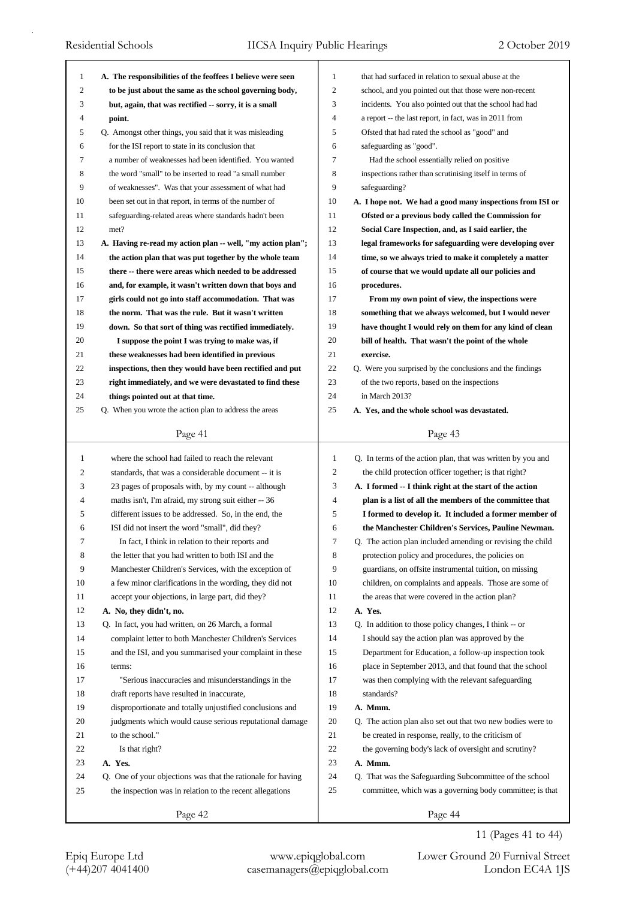A. The responsibilities of the feoffees I believe were seen to be just about the same as the school governing body, but, again, that was rectified -- sorry, it is a small point.

Q. Amongst other things, you said that it was misleading for the ISI report to state in its conclusion that a number of weaknesses had been identified. You wanted the word "small" to be inserted to read "a small number of weaknesses". Was that your assessment of what had been set out in that report, in terms of the number of safeguarding-related areas where standards hadn't been met?

A. Having re-read my action plan -- well, "my action plan"; the action plan that was put together by the whole team there -- there were areas which needed to be addressed and, for example, it wasn't written down that boys and girls could not go into staff accommodation. That was the norm. That was the rule. But it wasn't written down. So that sort of thing was rectified immediately.

I suppose the point I was trying to make was, if these weaknesses had been identified in previous inspections, then they would have been rectified and put right immediately, and we were devastated to find these things pointed out at that time.

Q. When you wrote the action plan to address the areas where the school had failed to reach the relevant standards, that was a considerable document -- it is 23 pages of proposals with, by my count -- although maths isn't, I'm afraid, my strong suit either -- 36 different issues to be addressed. So, in the end, the ISI did not insert the word "small", did they?

In fact, I think in relation to their reports and the letter that you had written to both ISI and the Manchester Children's Services, with the exception of a few minor clarifications in the wording, they did not accept your objections, in large part, did they?

A. No, they didn't, no.

Q. In fact, you had written, on 26 March, a formal complaint letter to both Manchester Children's Services and the ISI, and you summarised your complaint in these terms:

"Serious inaccuracies and misunderstandings in the draft reports have resulted in inaccurate, disproportionate and totally unjustified conclusions and judgments which would cause serious reputational damage to the school."

Is that right?

A. Yes.

Q. One of your objections was that the rationale for having the inspection was in relation to the recent allegations that had surfaced in relation to sexual abuse at the school, and you pointed out that those were non-recent incidents. You also pointed out that the school had had a report -- the last report, in fact, was in 2011 from Ofsted that had rated the school as "good" and safeguarding as "good".

Had the school essentially relied on positive inspections rather than scrutinising itself in terms of safeguarding?

A. I hope not. We had a good many inspections from ISI or Ofsted or a previous body called the Commission for Social Care Inspection, and, as I said earlier, the legal frameworks for safeguarding were developing over time, so we always tried to make it completely a matter of course that we would update all our policies and procedures.

From my own point of view, the inspections were something that we always welcomed, but I would never have thought I would rely on them for any kind of clean bill of health. That wasn't the point of the whole exercise.

Q. Were you surprised by the conclusions and the findings of the two reports, based on the inspections in March 2013?

A. Yes, and the whole school was devastated.

Q. In terms of the action plan, that was written by you and the child protection officer together; is that right?

A. I formed -- I think right at the start of the action plan is a list of all the members of the committee that I formed to develop it. It included a former member of the Manchester Children's Services, Pauline Newman.

Q. The action plan included amending or revising the child protection policy and procedures, the policies on guardians, on offsite instrumental tuition, on missing children, on complaints and appeals. Those are some of the areas that were covered in the action plan?

A. Yes.

Q. In addition to those policy changes, I think -- or I should say the action plan was approved by the Department for Education, a follow-up inspection took place in September 2013, and that found that the school was then complying with the relevant safeguarding standards?

A. Mmm.

Q. The action plan also set out that two new bodies were to be created in response, really, to the criticism of the governing body's lack of oversight and scrutiny?

A. Mmm.

Q. That was the Safeguarding Subcommittee of the school committee, which was a governing body committee; is that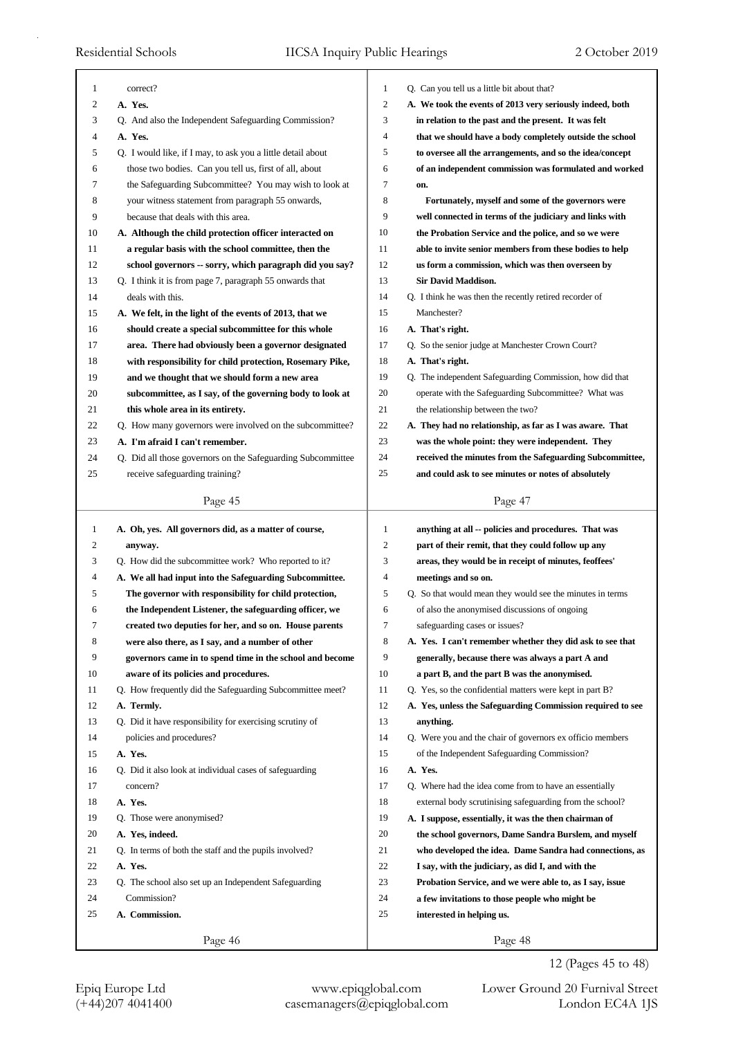correct?

**A. Yes.**

Q. And also the Independent Safeguarding Commission?

**A. Yes.**

Q. I would like, if I may, to ask you a little detail about those two bodies. Can you tell us, first of all, about the Safeguarding Subcommittee? You may wish to look at your witness statement from paragraph 55 onwards, because that deals with this area.

**A. Although the child protection officer interacted on a regular basis with the school committee, then the school governors -- sorry, which paragraph did you say?**

Q. I think it is from page 7, paragraph 55 onwards that deals with this.

**A. We felt, in the light of the events of 2013, that we should create a special subcommittee for this whole area. There had obviously been a governor designated with responsibility for child protection, Rosemary Pike, and we thought that we should form a new area subcommittee, as I say, of the governing body to look at this whole area in its entirety.**

Q. How many governors were involved on the subcommittee?

**A. I'm afraid I can't remember.**

Q. Did all those governors on the Safeguarding Subcommittee receive safeguarding training?

**A. Oh, yes. All governors did, as a matter of course, anyway.**

Q. How did the subcommittee work? Who reported to it?

**A. We all had input into the Safeguarding Subcommittee. The governor with responsibility for child protection, the Independent Listener, the safeguarding officer, we created two deputies for her, and so on. House parents were also there, as I say, and a number of other governors came in to spend time in the school and become aware of its policies and procedures.**

Q. How frequently did the Safeguarding Subcommittee meet?

**A. Termly.**

Q. Did it have responsibility for exercising scrutiny of policies and procedures?

**A. Yes.**

Q. Did it also look at individual cases of safeguarding concern?

**A. Yes.**

Q. Those were anonymised?

**A. Yes, indeed.**

Q. In terms of both the staff and the pupils involved?

**A. Yes.**

Q. The school also set up an Independent Safeguarding Commission?

**A. Commission.**

Q. Can you tell us a little bit about that?

**A. We took the events of 2013 very seriously indeed, both in relation to the past and the present. It was felt that we should have a body completely outside the school to oversee all the arrangements, and so the idea/concept of an independent commission was formulated and worked on.**

**Fortunately, myself and some of the governors were well connected in terms of the judiciary and links with the Probation Service and the police, and so we were able to invite senior members from these bodies to help us form a commission, which was then overseen by Sir David Maddison.**

Q. I think he was then the recently retired recorder of Manchester?

**A. That's right.**

Q. So the senior judge at Manchester Crown Court?

**A. That's right.**

Q. The independent Safeguarding Commission, how did that operate with the Safeguarding Subcommittee? What was the relationship between the two?

**A. They had no relationship, as far as I was aware. That was the whole point: they were independent. They received the minutes from the Safeguarding Subcommittee, and could ask to see minutes or notes of absolutely anything at all -- policies and procedures. That was part of their remit, that they could follow up any areas, they would be in receipt of minutes, feoffees' meetings and so on.**

Q. So that would mean they would see the minutes in terms of also the anonymised discussions of ongoing safeguarding cases or issues?

**A. Yes. I can't remember whether they did ask to see that generally, because there was always a part A and a part B, and the part B was the anonymised.**

Q. Yes, so the confidential matters were kept in part B?

**A. Yes, unless the Safeguarding Commission required to see anything.**

Q. Were you and the chair of governors ex officio members of the Independent Safeguarding Commission?

**A. Yes.**

Q. Where had the idea come from to have an essentially external body scrutinising safeguarding from the school?

**A. I suppose, essentially, it was the then chairman of the school governors, Dame Sandra Burslem, and myself who developed the idea. Dame Sandra had connections, as I say, with the judiciary, as did I, and with the Probation Service, and we were able to, as I say, issue a few invitations to those people who might be interested in helping us.**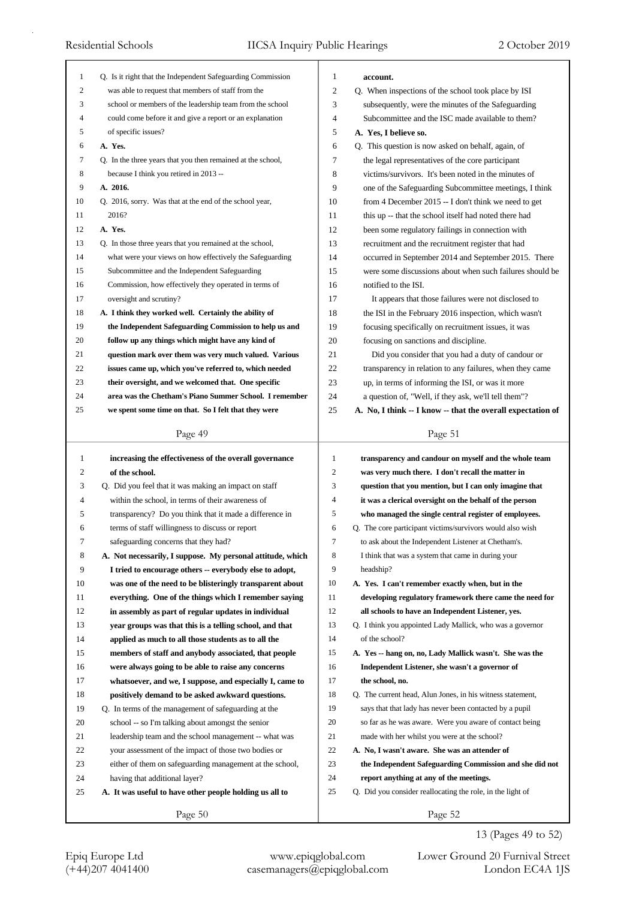Q. Is it right that the Independent Safeguarding Commission was able to request that members of staff from the school or members of the leadership team from the school could come before it and give a report or an explanation of specific issues?

**A. Yes.**

Q. In the three years that you then remained at the school, because I think you retired in 2013 --

**A. 2016.**

Q. 2016, sorry. Was that at the end of the school year, 2016?

**A. Yes.**

Q. In those three years that you remained at the school, what were your views on how effectively the Safeguarding Subcommittee and the Independent Safeguarding Commission, how effectively they operated in terms of oversight and scrutiny?

**A. I think they worked well. Certainly the ability of the Independent Safeguarding Commission to help us and follow up any things which might have any kind of question mark over them was very much valued. Various issues came up, which you've referred to, which needed their oversight, and we welcomed that. One specific area was the Chetham's Piano Summer School. I remember we spent some time on that. So I felt that they were increasing the effectiveness of the overall governance of the school.**

Q. Did you feel that it was making an impact on staff within the school, in terms of their awareness of transparency? Do you think that it made a difference in terms of staff willingness to discuss or report safeguarding concerns that they had?

**A. Not necessarily, I suppose. My personal attitude, which I tried to encourage others -- everybody else to adopt, was one of the need to be blisteringly transparent about everything. One of the things which I remember saying in assembly as part of regular updates in individual year groups was that this is a telling school, and that applied as much to all those students as to all the members of staff and anybody associated, that people were always going to be able to raise any concerns whatsoever, and we, I suppose, and especially I, came to positively demand to be asked awkward questions.**

Q. In terms of the management of safeguarding at the school -- so I'm talking about amongst the senior leadership team and the school management -- what was your assessment of the impact of those two bodies or either of them on safeguarding management at the school, having that additional layer?

**A. It was useful to have other people holding us all to account.**

Q. When inspections of the school took place by ISI subsequently, were the minutes of the Safeguarding Subcommittee and the ISC made available to them?

**A. Yes, I believe so.**

Q. This question is now asked on behalf, again, of the legal representatives of the core participant victims/survivors. It's been noted in the minutes of one of the Safeguarding Subcommittee meetings, I think from 4 December 2015 -- I don't think we need to get this up -- that the school itself had noted there had been some regulatory failings in connection with recruitment and the recruitment register that had occurred in September 2014 and September 2015. There were some discussions about when such failures should be notified to the ISI.

It appears that those failures were not disclosed to the ISI in the February 2016 inspection, which wasn't focusing specifically on recruitment issues, it was focusing on sanctions and discipline.

Did you consider that you had a duty of candour or transparency in relation to any failures, when they came up, in terms of informing the ISI, or was it more a question of, "Well, if they ask, we'll tell them"?

**A. No, I think -- I know -- that the overall expectation of transparency and candour on myself and the whole team was very much there. I don't recall the matter in question that you mention, but I can only imagine that it was a clerical oversight on the behalf of the person who managed the single central register of employees.**

Q. The core participant victims/survivors would also wish to ask about the Independent Listener at Chetham's. I think that was a system that came in during your headship?

**A. Yes. I can't remember exactly when, but in the developing regulatory framework there came the need for all schools to have an Independent Listener, yes.**

Q. I think you appointed Lady Mallick, who was a governor of the school?

**A. Yes -- hang on, no, Lady Mallick wasn't. She was the Independent Listener, she wasn't a governor of the school, no.**

Q. The current head, Alun Jones, in his witness statement, says that that lady has never been contacted by a pupil so far as he was aware. Were you aware of contact being made with her whilst you were at the school?

**A. No, I wasn't aware. She was an attender of the Independent Safeguarding Commission and she did not report anything at any of the meetings.**

Q. Did you consider reallocating the role, in the light of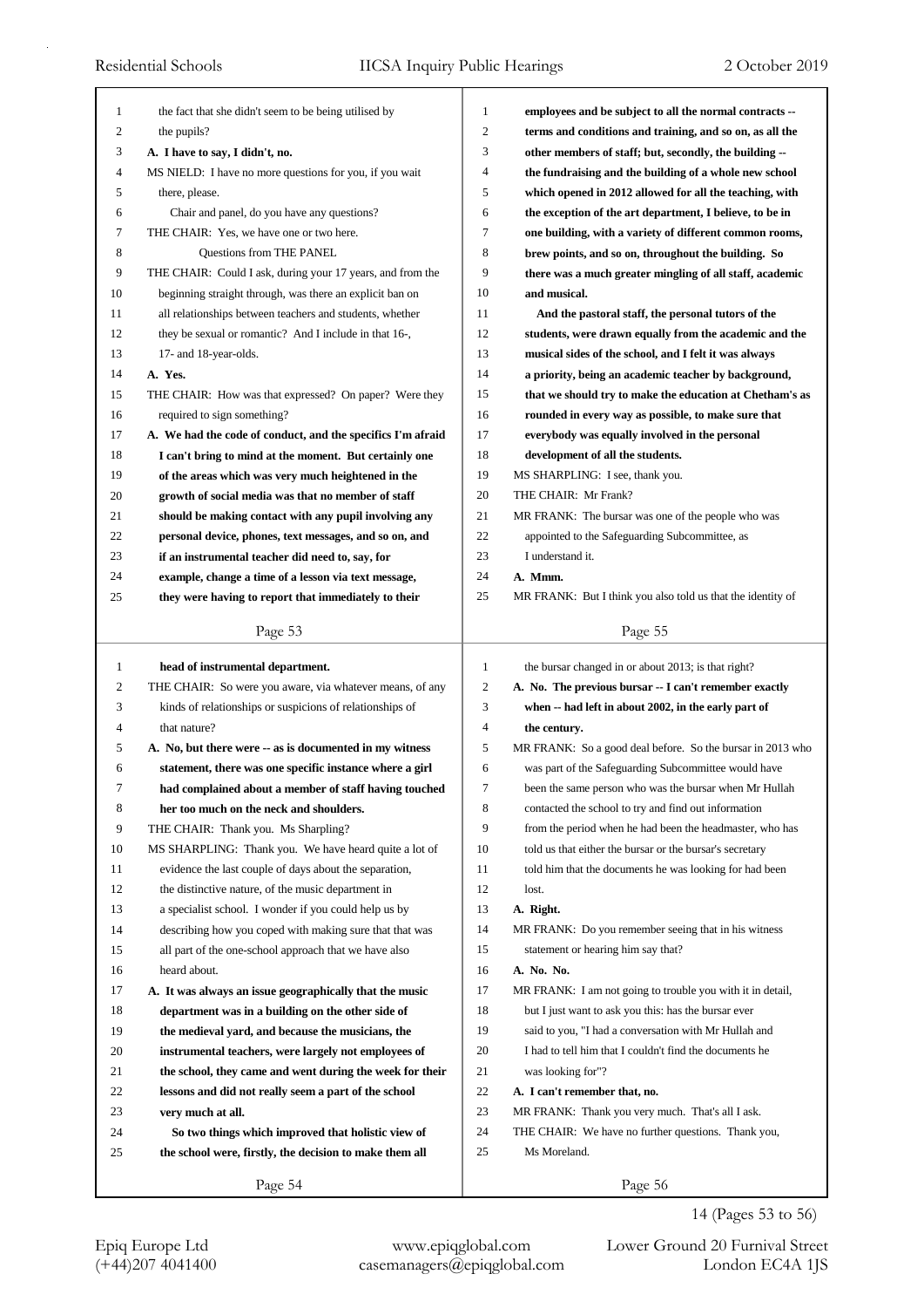the fact that she didn't seem to be being utilised by the pupils?

**A. I have to say, I didn't, no.**

MS NIELD: I have no more questions for you, if you wait there, please.

Chair and panel, do you have any questions?

THE CHAIR: Yes, we have one or two here.

Questions from THE PANEL

THE CHAIR: Could I ask, during your 17 years, and from the beginning straight through, was there an explicit ban on all relationships between teachers and students, whether they be sexual or romantic? And I include in that 16-, 17- and 18-year-olds.

**A. Yes.**

THE CHAIR: How was that expressed? On paper? Were they required to sign something?

**A. We had the code of conduct, and the specifics I'm afraid I can't bring to mind at the moment. But certainly one of the areas which was very much heightened in the growth of social media was that no member of staff should be making contact with any pupil involving any personal device, phones, text messages, and so on, and if an instrumental teacher did need to, say, for example, change a time of a lesson via text message, they were having to report that immediately to their head of instrumental department.**

THE CHAIR: So were you aware, via whatever means, of any kinds of relationships or suspicions of relationships of that nature?

**A. No, but there were -- as is documented in my witness statement, there was one specific instance where a girl had complained about a member of staff having touched her too much on the neck and shoulders.**

THE CHAIR: Thank you. Ms Sharpling?

MS SHARPLING: Thank you. We have heard quite a lot of evidence the last couple of days about the separation, the distinctive nature, of the music department in a specialist school. I wonder if you could help us by describing how you coped with making sure that that was all part of the one-school approach that we have also heard about.

**A. It was always an issue geographically that the music department was in a building on the other side of the medieval yard, and because the musicians, the instrumental teachers, were largely not employees of the school, they came and went during the week for their lessons and did not really seem a part of the school very much at all.**

**So two things which improved that holistic view of the school were, firstly, the decision to make them all employees and be subject to all the normal contracts -- terms and conditions and training, and so on, as all the other members of staff; but, secondly, the building -- the fundraising and the building of a whole new school which opened in 2012 allowed for all the teaching, with the exception of the art department, I believe, to be in one building, with a variety of different common rooms, brew points, and so on, throughout the building. So there was a much greater mingling of all staff, academic and musical.**

**And the pastoral staff, the personal tutors of the students, were drawn equally from the academic and the musical sides of the school, and I felt it was always a priority, being an academic teacher by background, that we should try to make the education at Chetham's as rounded in every way as possible, to make sure that everybody was equally involved in the personal development of all the students.**

MS SHARPLING: I see, thank you.

THE CHAIR: Mr Frank?

MR FRANK: The bursar was one of the people who was appointed to the Safeguarding Subcommittee, as I understand it.

**A. Mmm.**

MR FRANK: But I think you also told us that the identity of the bursar changed in or about 2013; is that right?

**A. No. The previous bursar -- I can't remember exactly when -- had left in about 2002, in the early part of the century.**

MR FRANK: So a good deal before. So the bursar in 2013 who was part of the Safeguarding Subcommittee would have been the same person who was the bursar when Mr Hullah contacted the school to try and find out information from the period when he had been the headmaster, who has told us that either the bursar or the bursar's secretary told him that the documents he was looking for had been lost.

**A. Right.**

MR FRANK: Do you remember seeing that in his witness statement or hearing him say that?

**A. No. No.**

MR FRANK: I am not going to trouble you with it in detail, but I just want to ask you this: has the bursar ever said to you, "I had a conversation with Mr Hullah and I had to tell him that I couldn't find the documents he was looking for"?

**A. I can't remember that, no.**

MR FRANK: Thank you very much. That's all I ask.

THE CHAIR: We have no further questions. Thank you, Ms Moreland.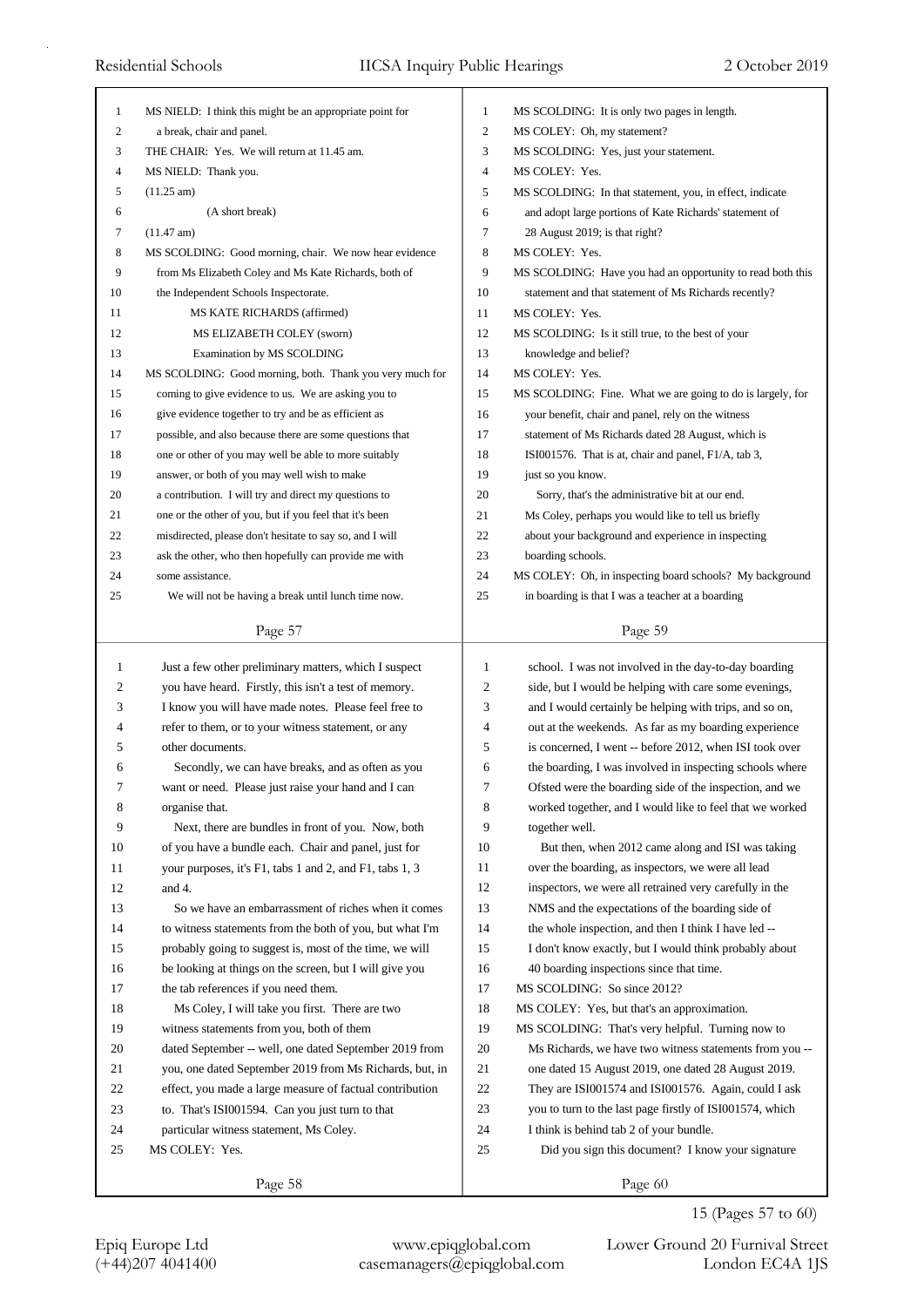MS NIELD: I think this might be an appropriate point for a break, chair and panel.

THE CHAIR: Yes. We will return at 11.45 am.

MS NIELD: Thank you.

(11.25 am)

(A short break)

(11.47 am)

MS SCOLDING: Good morning, chair. We now hear evidence from Ms Elizabeth Coley and Ms Kate Richards, both of the Independent Schools Inspectorate.

MS KATE RICHARDS (affirmed)

MS ELIZABETH COLEY (sworn)

Examination by MS SCOLDING

MS SCOLDING: Good morning, both. Thank you very much for coming to give evidence to us. We are asking you to give evidence together to try and be as efficient as possible, and also because there are some questions that one or other of you may well be able to more suitably answer, or both of you may well wish to make a contribution. I will try and direct my questions to one or the other of you, but if you feel that it's been misdirected, please don't hesitate to say so, and I will ask the other, who then hopefully can provide me with some assistance.

We will not be having a break until lunch time now.

Just a few other preliminary matters, which I suspect you have heard. Firstly, this isn't a test of memory. I know you will have made notes. Please feel free to refer to them, or to your witness statement, or any other documents.

Secondly, we can have breaks, and as often as you want or need. Please just raise your hand and I can organise that.

Next, there are bundles in front of you. Now, both of you have a bundle each. Chair and panel, just for your purposes, it's F1, tabs 1 and 2, and F1, tabs 1, 3 and 4.

So we have an embarrassment of riches when it comes to witness statements from the both of you, but what I'm probably going to suggest is, most of the time, we will be looking at things on the screen, but I will give you the tab references if you need them.

Ms Coley, I will take you first. There are two witness statements from you, both of them dated September -- well, one dated September 2019 from you, one dated September 2019 from Ms Richards, but, in effect, you made a large measure of factual contribution to. That's ISI001594. Can you just turn to that particular witness statement, Ms Coley.

MS COLEY: Yes.

MS SCOLDING: It is only two pages in length.

MS COLEY: Oh, my statement?

MS SCOLDING: Yes, just your statement.

MS COLEY: Yes.

MS SCOLDING: In that statement, you, in effect, indicate and adopt large portions of Kate Richards' statement of 28 August 2019; is that right?

MS COLEY: Yes.

MS SCOLDING: Have you had an opportunity to read both this statement and that statement of Ms Richards recently?

MS COLEY: Yes.

MS SCOLDING: Is it still true, to the best of your knowledge and belief?

MS COLEY: Yes.

MS SCOLDING: Fine. What we are going to do is largely, for your benefit, chair and panel, rely on the witness statement of Ms Richards dated 28 August, which is ISI001576. That is at, chair and panel, F1/A, tab 3, just so you know.

Sorry, that's the administrative bit at our end.

Ms Coley, perhaps you would like to tell us briefly about your background and experience in inspecting boarding schools.

MS COLEY: Oh, in inspecting board schools? My background in boarding is that I was a teacher at a boarding school. I was not involved in the day-to-day boarding side, but I would be helping with care some evenings, and I would certainly be helping with trips, and so on, out at the weekends. As far as my boarding experience is concerned, I went -- before 2012, when ISI took over the boarding, I was involved in inspecting schools where Ofsted were the boarding side of the inspection, and we worked together, and I would like to feel that we worked together well.

But then, when 2012 came along and ISI was taking over the boarding, as inspectors, we were all lead inspectors, we were all retrained very carefully in the NMS and the expectations of the boarding side of the whole inspection, and then I think I have led -- I don't know exactly, but I would think probably about 40 boarding inspections since that time.

MS SCOLDING: So since 2012?

MS COLEY: Yes, but that's an approximation.

MS SCOLDING: That's very helpful. Turning now to Ms Richards, we have two witness statements from you -- one dated 15 August 2019, one dated 28 August 2019. They are ISI001574 and ISI001576. Again, could I ask you to turn to the last page firstly of ISI001574, which I think is behind tab 2 of your bundle.

Did you sign this document? I know your signature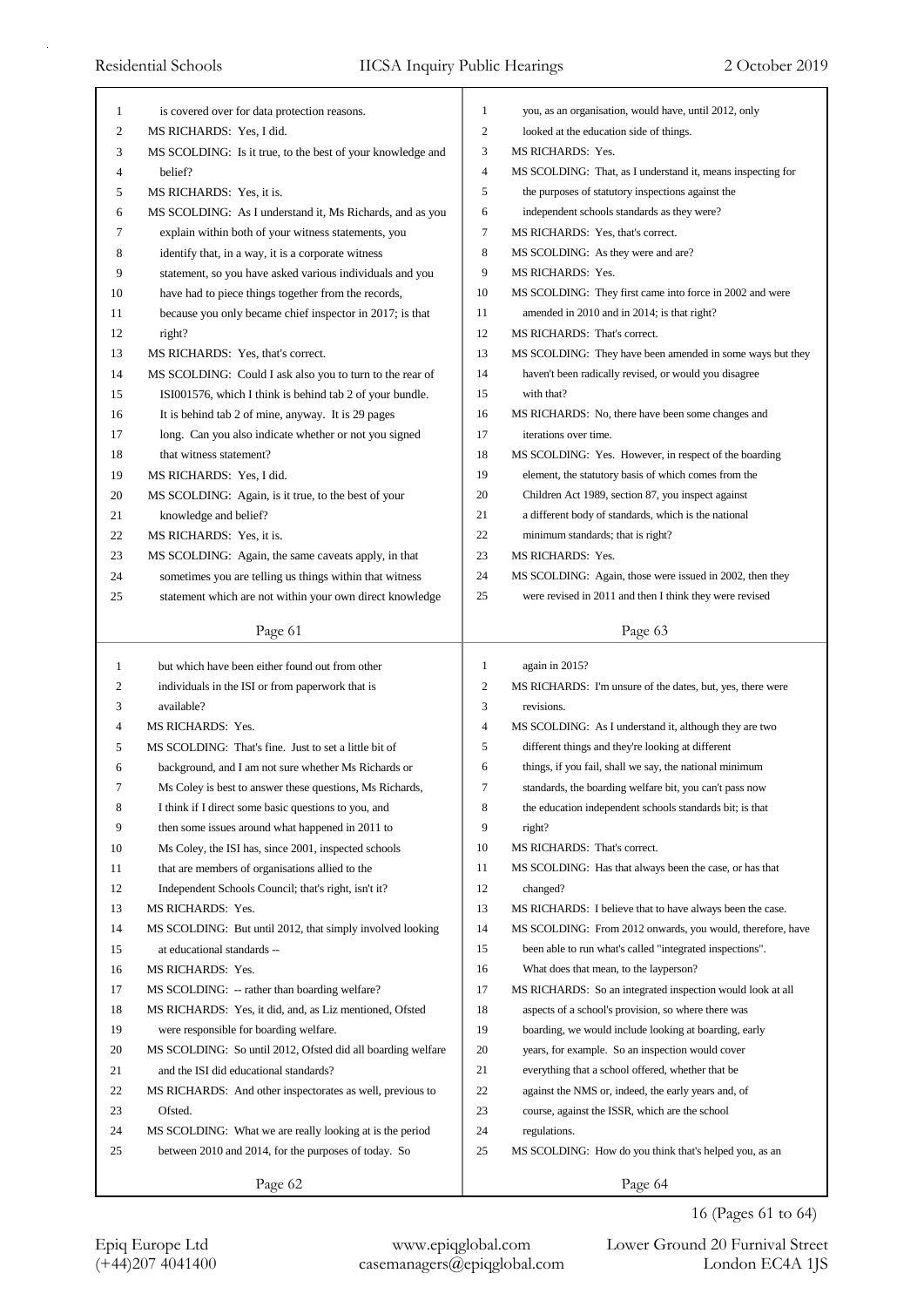is covered over for data protection reasons.

MS RICHARDS: Yes, I did.

MS SCOLDING: Is it true, to the best of your knowledge and belief?

MS RICHARDS: Yes, it is.

MS SCOLDING: As I understand it, Ms Richards, and as you explain within both of your witness statements, you identify that, in a way, it is a corporate witness statement, so you have asked various individuals and you have had to piece things together from the records, because you only became chief inspector in 2017; is that right?

MS RICHARDS: Yes, that's correct.

MS SCOLDING: Could I ask also you to turn to the rear of ISI001576, which I think is behind tab 2 of your bundle. It is behind tab 2 of mine, anyway. It is 29 pages long. Can you also indicate whether or not you signed that witness statement?

MS RICHARDS: Yes, I did.

MS SCOLDING: Again, is it true, to the best of your knowledge and belief?

MS RICHARDS: Yes, it is.

MS SCOLDING: Again, the same caveats apply, in that sometimes you are telling us things within that witness statement which are not within your own direct knowledge but which have been either found out from other individuals in the ISI or from paperwork that is available?

MS RICHARDS: Yes.

MS SCOLDING: That's fine. Just to set a little bit of background, and I am not sure whether Ms Richards or Ms Coley is best to answer these questions, Ms Richards, I think if I direct some basic questions to you, and then some issues around what happened in 2011 to Ms Coley, the ISI has, since 2001, inspected schools that are members of organisations allied to the Independent Schools Council; that's right, isn't it?

MS RICHARDS: Yes.

MS SCOLDING: But until 2012, that simply involved looking at educational standards --

MS RICHARDS: Yes.

MS SCOLDING: -- rather than boarding welfare?

MS RICHARDS: Yes, it did, and, as Liz mentioned, Ofsted were responsible for boarding welfare.

MS SCOLDING: So until 2012, Ofsted did all boarding welfare and the ISI did educational standards?

MS RICHARDS: And other inspectorates as well, previous to Ofsted.

MS SCOLDING: What we are really looking at is the period between 2010 and 2014, for the purposes of today. So you, as an organisation, would have, until 2012, only looked at the education side of things.

MS RICHARDS: Yes.

MS SCOLDING: That, as I understand it, means inspecting for the purposes of statutory inspections against the independent schools standards as they were?

MS RICHARDS: Yes, that's correct.

MS SCOLDING: As they were and are?

MS RICHARDS: Yes.

MS SCOLDING: They first came into force in 2002 and were amended in 2010 and in 2014; is that right?

MS RICHARDS: That's correct.

MS SCOLDING: They have been amended in some ways but they haven't been radically revised, or would you disagree with that?

MS RICHARDS: No, there have been some changes and iterations over time.

MS SCOLDING: Yes. However, in respect of the boarding element, the statutory basis of which comes from the Children Act 1989, section 87, you inspect against a different body of standards, which is the national minimum standards; that is right?

MS RICHARDS: Yes.

MS SCOLDING: Again, those were issued in 2002, then they were revised in 2011 and then I think they were revised again in 2015?

MS RICHARDS: I'm unsure of the dates, but, yes, there were revisions.

MS SCOLDING: As I understand it, although they are two different things and they're looking at different things, if you fail, shall we say, the national minimum standards, the boarding welfare bit, you can't pass now the education independent schools standards bit; is that right?

MS RICHARDS: That's correct.

MS SCOLDING: Has that always been the case, or has that changed?

MS RICHARDS: I believe that to have always been the case.

MS SCOLDING: From 2012 onwards, you would, therefore, have been able to run what's called "integrated inspections". What does that mean, to the layperson?

MS RICHARDS: So an integrated inspection would look at all aspects of a school's provision, so where there was boarding, we would include looking at boarding, early years, for example. So an inspection would cover everything that a school offered, whether that be against the NMS or, indeed, the early years and, of course, against the ISSR, which are the school regulations.

MS SCOLDING: How do you think that's helped you, as an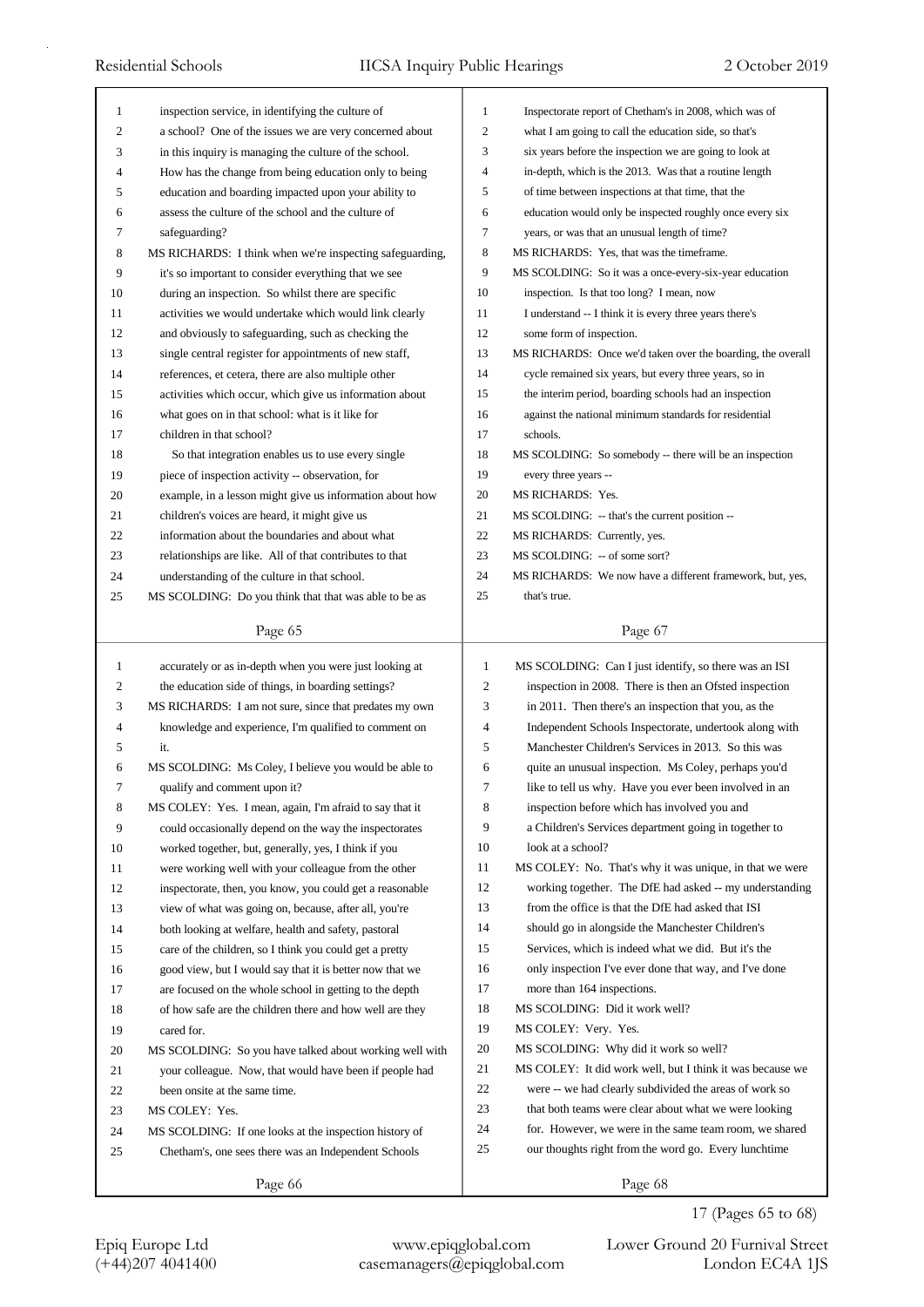inspection service, in identifying the culture of a school? One of the issues we are very concerned about in this inquiry is managing the culture of the school. How has the change from being education only to being education and boarding impacted upon your ability to assess the culture of the school and the culture of safeguarding?

MS RICHARDS: I think when we're inspecting safeguarding, it's so important to consider everything that we see during an inspection. So whilst there are specific activities we would undertake which would link clearly and obviously to safeguarding, such as checking the single central register for appointments of new staff, references, et cetera, there are also multiple other activities which occur, which give us information about what goes on in that school: what is it like for children in that school?

So that integration enables us to use every single piece of inspection activity -- observation, for example, in a lesson might give us information about how children's voices are heard, it might give us information about the boundaries and about what relationships are like. All of that contributes to that understanding of the culture in that school.

MS SCOLDING: Do you think that that was able to be as accurately or as in-depth when you were just looking at the education side of things, in boarding settings?

MS RICHARDS: I am not sure, since that predates my own knowledge and experience, I'm qualified to comment on it.

MS SCOLDING: Ms Coley, I believe you would be able to qualify and comment upon it?

MS COLEY: Yes. I mean, again, I'm afraid to say that it could occasionally depend on the way the inspectorates worked together, but, generally, yes, I think if you were working well with your colleague from the other inspectorate, then, you know, you could get a reasonable view of what was going on, because, after all, you're both looking at welfare, health and safety, pastoral care of the children, so I think you could get a pretty good view, but I would say that it is better now that we are focused on the whole school in getting to the depth of how safe are the children there and how well are they cared for.

MS SCOLDING: So you have talked about working well with your colleague. Now, that would have been if people had been onsite at the same time.

MS COLEY: Yes.

MS SCOLDING: If one looks at the inspection history of Chetham's, one sees there was an Independent Schools Inspectorate report of Chetham's in 2008, which was of what I am going to call the education side, so that's six years before the inspection we are going to look at in-depth, which is the 2013. Was that a routine length of time between inspections at that time, that the education would only be inspected roughly once every six years, or was that an unusual length of time?

MS RICHARDS: Yes, that was the timeframe.

MS SCOLDING: So it was a once-every-six-year education inspection. Is that too long? I mean, now I understand -- I think it is every three years there's some form of inspection.

MS RICHARDS: Once we'd taken over the boarding, the overall cycle remained six years, but every three years, so in the interim period, boarding schools had an inspection against the national minimum standards for residential schools.

MS SCOLDING: So somebody -- there will be an inspection every three years --

MS RICHARDS: Yes.

MS SCOLDING: -- that's the current position --

MS RICHARDS: Currently, yes.

MS SCOLDING: -- of some sort?

MS RICHARDS: We now have a different framework, but, yes, that's true.

MS SCOLDING: Can I just identify, so there was an ISI inspection in 2008. There is then an Ofsted inspection in 2011. Then there's an inspection that you, as the Independent Schools Inspectorate, undertook along with Manchester Children's Services in 2013. So this was quite an unusual inspection. Ms Coley, perhaps you'd like to tell us why. Have you ever been involved in an inspection before which has involved you and a Children's Services department going in together to look at a school?

MS COLEY: No. That's why it was unique, in that we were working together. The DfE had asked -- my understanding from the office is that the DfE had asked that ISI should go in alongside the Manchester Children's Services, which is indeed what we did. But it's the only inspection I've ever done that way, and I've done more than 164 inspections.

MS SCOLDING: Did it work well?

MS COLEY: Very. Yes.

MS SCOLDING: Why did it work so well?

MS COLEY: It did work well, but I think it was because we were -- we had clearly subdivided the areas of work so that both teams were clear about what we were looking for. However, we were in the same team room, we shared our thoughts right from the word go. Every lunchtime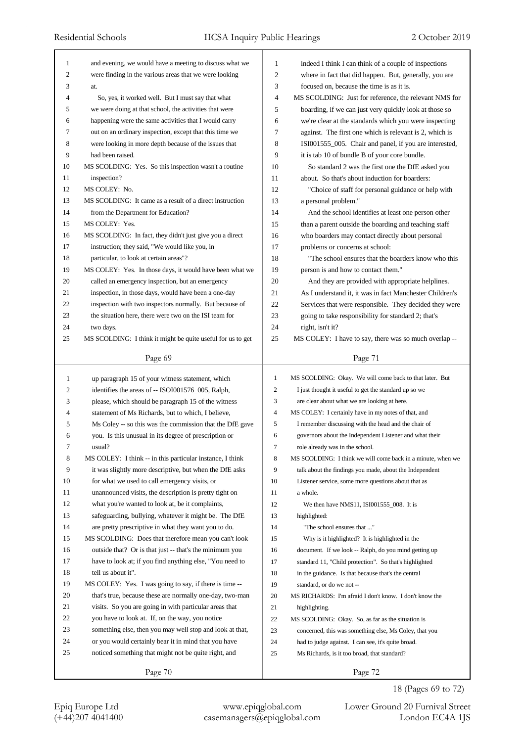and evening, we would have a meeting to discuss what we were finding in the various areas that we were looking at.

So, yes, it worked well. But I must say that what we were doing at that school, the activities that were happening were the same activities that I would carry out on an ordinary inspection, except that this time we were looking in more depth because of the issues that had been raised.

MS SCOLDING: Yes. So this inspection wasn't a routine inspection?

MS COLEY: No.

MS SCOLDING: It came as a result of a direct instruction from the Department for Education?

MS COLEY: Yes.

MS SCOLDING: In fact, they didn't just give you a direct instruction; they said, "We would like you, in particular, to look at certain areas"?

MS COLEY: Yes. In those days, it would have been what we called an emergency inspection, but an emergency inspection, in those days, would have been a one-day inspection with two inspectors normally. But because of the situation here, there were two on the ISI team for two days.

MS SCOLDING: I think it might be quite useful for us to get up paragraph 15 of your witness statement, which identifies the areas of -- ISOI001576_005, Ralph, please, which should be paragraph 15 of the witness statement of Ms Richards, but to which, I believe, Ms Coley -- so this was the commission that the DfE gave you. Is this unusual in its degree of prescription or usual?

MS COLEY: I think -- in this particular instance, I think it was slightly more descriptive, but when the DfE asks for what we used to call emergency visits, or unannounced visits, the description is pretty tight on what you're wanted to look at, be it complaints, safeguarding, bullying, whatever it might be. The DfE are pretty prescriptive in what they want you to do.

MS SCOLDING: Does that therefore mean you can't look outside that? Or is that just -- that's the minimum you have to look at; if you find anything else, "You need to tell us about it".

MS COLEY: Yes. I was going to say, if there is time -- that's true, because these are normally one-day, two-man visits. So you are going in with particular areas that you have to look at. If, on the way, you notice something else, then you may well stop and look at that, or you would certainly bear it in mind that you have noticed something that might not be quite right, and indeed I think I can think of a couple of inspections where in fact that did happen. But, generally, you are focused on, because the time is as it is.

MS SCOLDING: Just for reference, the relevant NMS for boarding, if we can just very quickly look at those so we're clear at the standards which you were inspecting against. The first one which is relevant is 2, which is ISI001555_005. Chair and panel, if you are interested, it is tab 10 of bundle B of your core bundle.

So standard 2 was the first one the DfE asked you about. So that's about induction for boarders:

"Choice of staff for personal guidance or help with a personal problem."

And the school identifies at least one person other than a parent outside the boarding and teaching staff who boarders may contact directly about personal problems or concerns at school:

"The school ensures that the boarders know who this person is and how to contact them."

And they are provided with appropriate helplines.

As I understand it, it was in fact Manchester Children's Services that were responsible. They decided they were going to take responsibility for standard 2; that's right, isn't it?

MS COLEY: I have to say, there was so much overlap --

MS SCOLDING: Okay. We will come back to that later. But I just thought it useful to get the standard up so we are clear about what we are looking at here.

MS COLEY: I certainly have in my notes of that, and I remember discussing with the head and the chair of governors about the Independent Listener and what their role already was in the school.

MS SCOLDING: I think we will come back in a minute, when we talk about the findings you made, about the Independent Listener service, some more questions about that as a whole.

We then have NMS11, ISI001555_008. It is highlighted:

"The school ensures that ..."

Why is it highlighted? It is highlighted in the document. If we look -- Ralph, do you mind getting up standard 11, "Child protection". So that's highlighted in the guidance. Is that because that's the central standard, or do we not --

MS RICHARDS: I'm afraid I don't know. I don't know the highlighting.

MS SCOLDING: Okay. So, as far as the situation is concerned, this was something else, Ms Coley, that you had to judge against. I can see, it's quite broad. Ms Richards, is it too broad, that standard?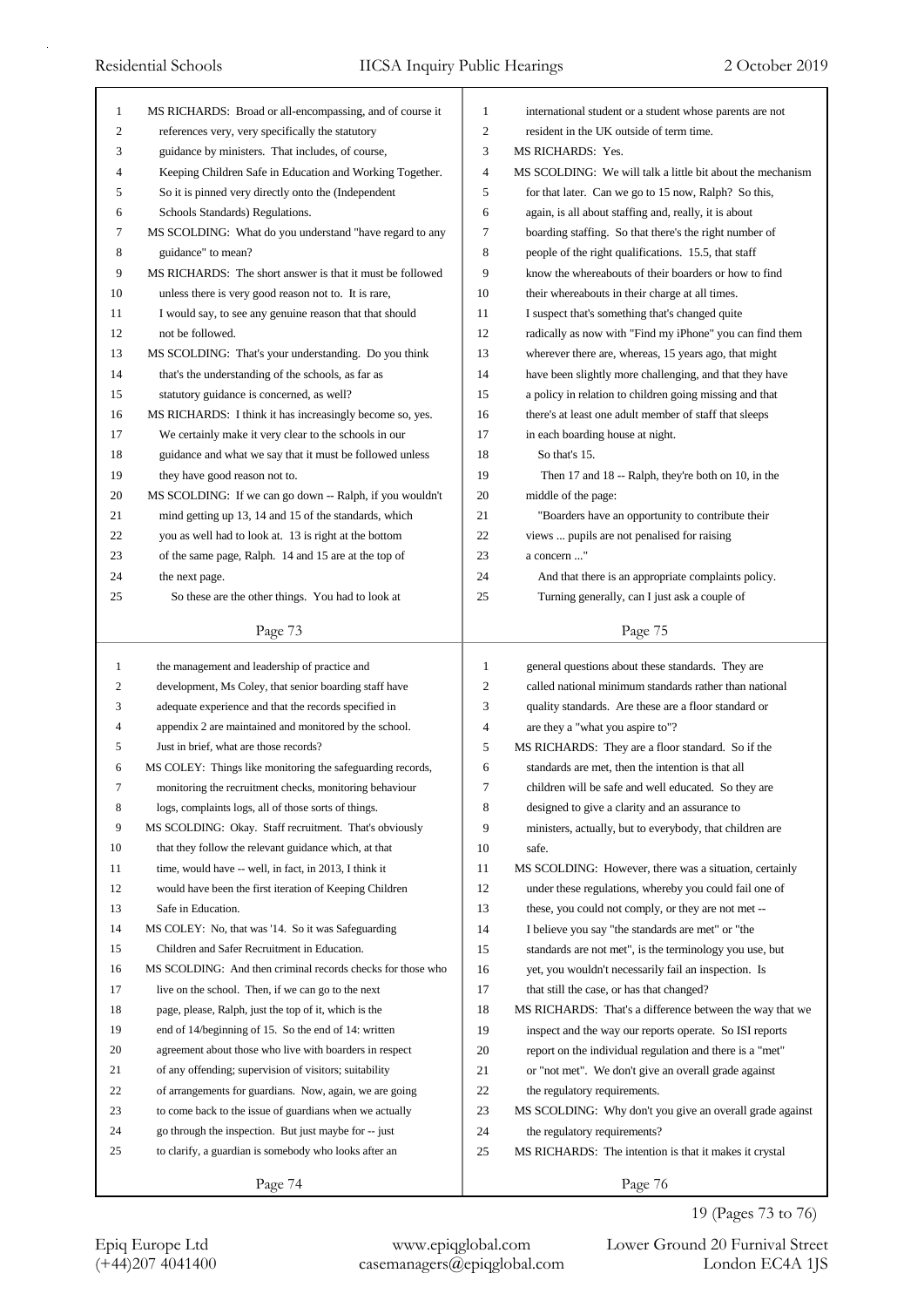MS RICHARDS: Broad or all-encompassing, and of course it references very, very specifically the statutory guidance by ministers. That includes, of course, Keeping Children Safe in Education and Working Together. So it is pinned very directly onto the (Independent Schools Standards) Regulations.

MS SCOLDING: What do you understand "have regard to any guidance" to mean?

MS RICHARDS: The short answer is that it must be followed unless there is very good reason not to. It is rare, I would say, to see any genuine reason that that should not be followed.

MS SCOLDING: That's your understanding. Do you think that's the understanding of the schools, as far as statutory guidance is concerned, as well?

MS RICHARDS: I think it has increasingly become so, yes. We certainly make it very clear to the schools in our guidance and what we say that it must be followed unless they have good reason not to.

MS SCOLDING: If we can go down -- Ralph, if you wouldn't mind getting up 13, 14 and 15 of the standards, which you as well had to look at. 13 is right at the bottom of the same page, Ralph. 14 and 15 are at the top of the next page.

So these are the other things. You had to look at the management and leadership of practice and development, Ms Coley, that senior boarding staff have adequate experience and that the records specified in appendix 2 are maintained and monitored by the school. Just in brief, what are those records?

MS COLEY: Things like monitoring the safeguarding records, monitoring the recruitment checks, monitoring behaviour logs, complaints logs, all of those sorts of things.

MS SCOLDING: Okay. Staff recruitment. That's obviously that they follow the relevant guidance which, at that time, would have -- well, in fact, in 2013, I think it would have been the first iteration of Keeping Children Safe in Education.

MS COLEY: No, that was '14. So it was Safeguarding Children and Safer Recruitment in Education.

MS SCOLDING: And then criminal records checks for those who live on the school. Then, if we can go to the next page, please, Ralph, just the top of it, which is the end of 14/beginning of 15. So the end of 14: written agreement about those who live with boarders in respect of any offending; supervision of visitors; suitability of arrangements for guardians. Now, again, we are going to come back to the issue of guardians when we actually go through the inspection. But just maybe for -- just to clarify, a guardian is somebody who looks after an international student or a student whose parents are not resident in the UK outside of term time.

MS RICHARDS: Yes.

MS SCOLDING: We will talk a little bit about the mechanism for that later. Can we go to 15 now, Ralph? So this, again, is all about staffing and, really, it is about boarding staffing. So that there's the right number of people of the right qualifications. 15.5, that staff know the whereabouts of their boarders or how to find their whereabouts in their charge at all times. I suspect that's something that's changed quite radically as now with "Find my iPhone" you can find them wherever there are, whereas, 15 years ago, that might have been slightly more challenging, and that they have a policy in relation to children going missing and that there's at least one adult member of staff that sleeps in each boarding house at night.

So that's 15.

Then 17 and 18 -- Ralph, they're both on 10, in the middle of the page:

"Boarders have an opportunity to contribute their views ... pupils are not penalised for raising a concern ..."

And that there is an appropriate complaints policy.

Turning generally, can I just ask a couple of general questions about these standards. They are called national minimum standards rather than national quality standards. Are these are a floor standard or are they a "what you aspire to"?

MS RICHARDS: They are a floor standard. So if the standards are met, then the intention is that all children will be safe and well educated. So they are designed to give a clarity and an assurance to ministers, actually, but to everybody, that children are safe.

MS SCOLDING: However, there was a situation, certainly under these regulations, whereby you could fail one of these, you could not comply, or they are not met -- I believe you say "the standards are met" or "the standards are not met", is the terminology you use, but yet, you wouldn't necessarily fail an inspection. Is that still the case, or has that changed?

MS RICHARDS: That's a difference between the way that we inspect and the way our reports operate. So ISI reports report on the individual regulation and there is a "met" or "not met". We don't give an overall grade against the regulatory requirements.

MS SCOLDING: Why don't you give an overall grade against the regulatory requirements?

MS RICHARDS: The intention is that it makes it crystal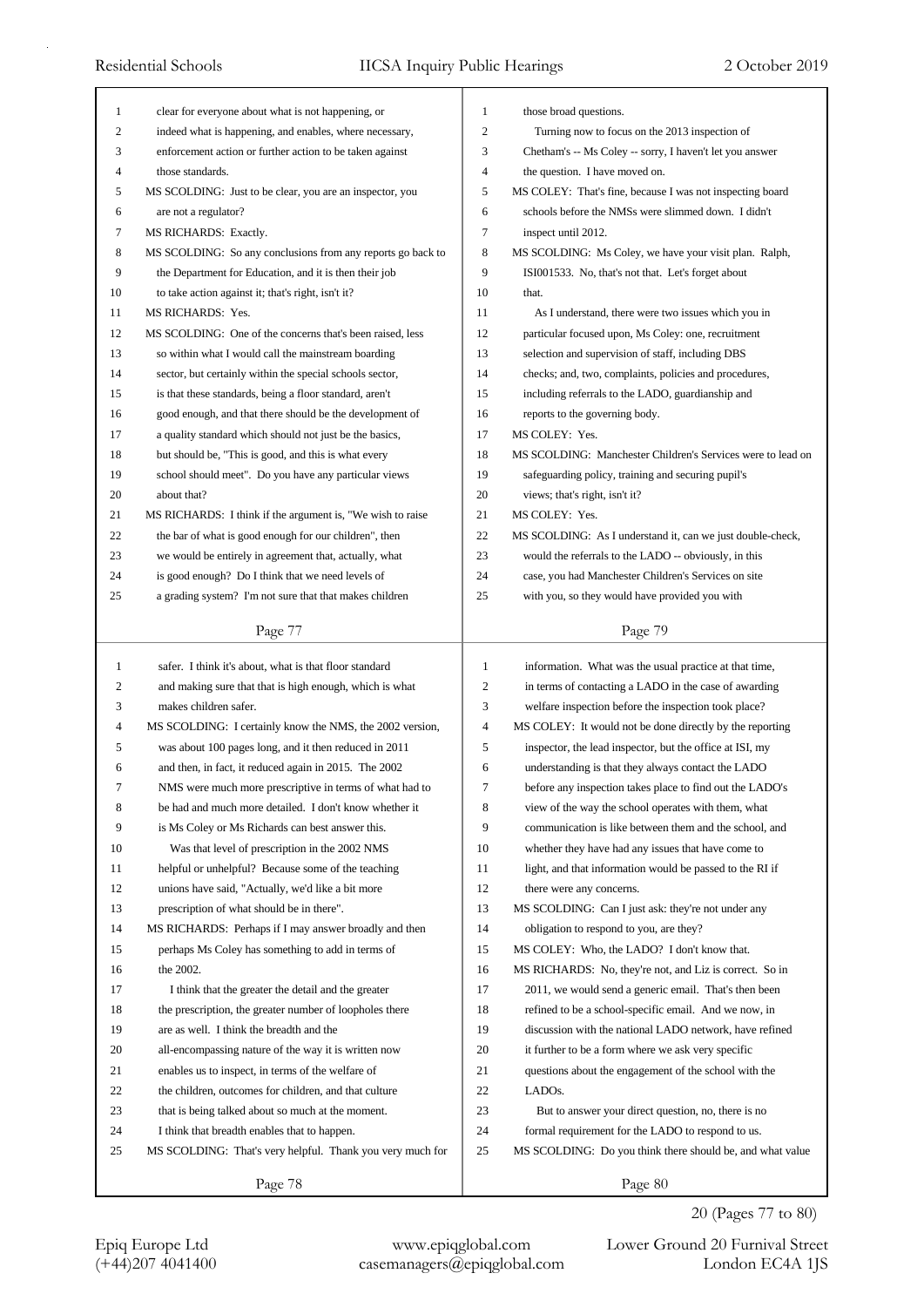clear for everyone about what is not happening, or indeed what is happening, and enables, where necessary, enforcement action or further action to be taken against those standards.

MS SCOLDING: Just to be clear, you are an inspector, you are not a regulator?

MS RICHARDS: Exactly.

MS SCOLDING: So any conclusions from any reports go back to the Department for Education, and it is then their job to take action against it; that's right, isn't it?

MS RICHARDS: Yes.

MS SCOLDING: One of the concerns that's been raised, less so within what I would call the mainstream boarding sector, but certainly within the special schools sector, is that these standards, being a floor standard, aren't good enough, and that there should be the development of a quality standard which should not just be the basics, but should be, "This is good, and this is what every school should meet". Do you have any particular views about that?

MS RICHARDS: I think if the argument is, "We wish to raise the bar of what is good enough for our children", then we would be entirely in agreement that, actually, what is good enough? Do I think that we need levels of a grading system? I'm not sure that that makes children safer. I think it's about, what is that floor standard and making sure that that is high enough, which is what makes children safer.

MS SCOLDING: I certainly know the NMS, the 2002 version, was about 100 pages long, and it then reduced in 2011 and then, in fact, it reduced again in 2015. The 2002 NMS were much more prescriptive in terms of what had to be had and much more detailed. I don't know whether it is Ms Coley or Ms Richards can best answer this.

Was that level of prescription in the 2002 NMS helpful or unhelpful? Because some of the teaching unions have said, "Actually, we'd like a bit more prescription of what should be in there".

MS RICHARDS: Perhaps if I may answer broadly and then perhaps Ms Coley has something to add in terms of the 2002.

I think that the greater the detail and the greater the prescription, the greater number of loopholes there are as well. I think the breadth and the all-encompassing nature of the way it is written now enables us to inspect, in terms of the welfare of the children, outcomes for children, and that culture that is being talked about so much at the moment. I think that breadth enables that to happen.

MS SCOLDING: That's very helpful. Thank you very much for those broad questions.

Turning now to focus on the 2013 inspection of Chetham's -- Ms Coley -- sorry, I haven't let you answer the question. I have moved on.

MS COLEY: That's fine, because I was not inspecting board schools before the NMSs were slimmed down. I didn't inspect until 2012.

MS SCOLDING: Ms Coley, we have your visit plan. Ralph, ISI001533. No, that's not that. Let's forget about that.

As I understand, there were two issues which you in particular focused upon, Ms Coley: one, recruitment selection and supervision of staff, including DBS checks; and, two, complaints, policies and procedures, including referrals to the LADO, guardianship and reports to the governing body.

MS COLEY: Yes.

MS SCOLDING: Manchester Children's Services were to lead on safeguarding policy, training and securing pupil's views; that's right, isn't it?

MS COLEY: Yes.

MS SCOLDING: As I understand it, can we just double-check, would the referrals to the LADO -- obviously, in this case, you had Manchester Children's Services on site with you, so they would have provided you with information. What was the usual practice at that time, in terms of contacting a LADO in the case of awarding welfare inspection before the inspection took place?

MS COLEY: It would not be done directly by the reporting inspector, the lead inspector, but the office at ISI, my understanding is that they always contact the LADO before any inspection takes place to find out the LADO's view of the way the school operates with them, what communication is like between them and the school, and whether they have had any issues that have come to light, and that information would be passed to the RI if there were any concerns.

MS SCOLDING: Can I just ask: they're not under any obligation to respond to you, are they?

MS COLEY: Who, the LADO? I don't know that.

MS RICHARDS: No, they're not, and Liz is correct. So in 2011, we would send a generic email. That's then been refined to be a school-specific email. And we now, in discussion with the national LADO network, have refined it further to be a form where we ask very specific questions about the engagement of the school with the LADOs.

But to answer your direct question, no, there is no formal requirement for the LADO to respond to us.

MS SCOLDING: Do you think there should be, and what value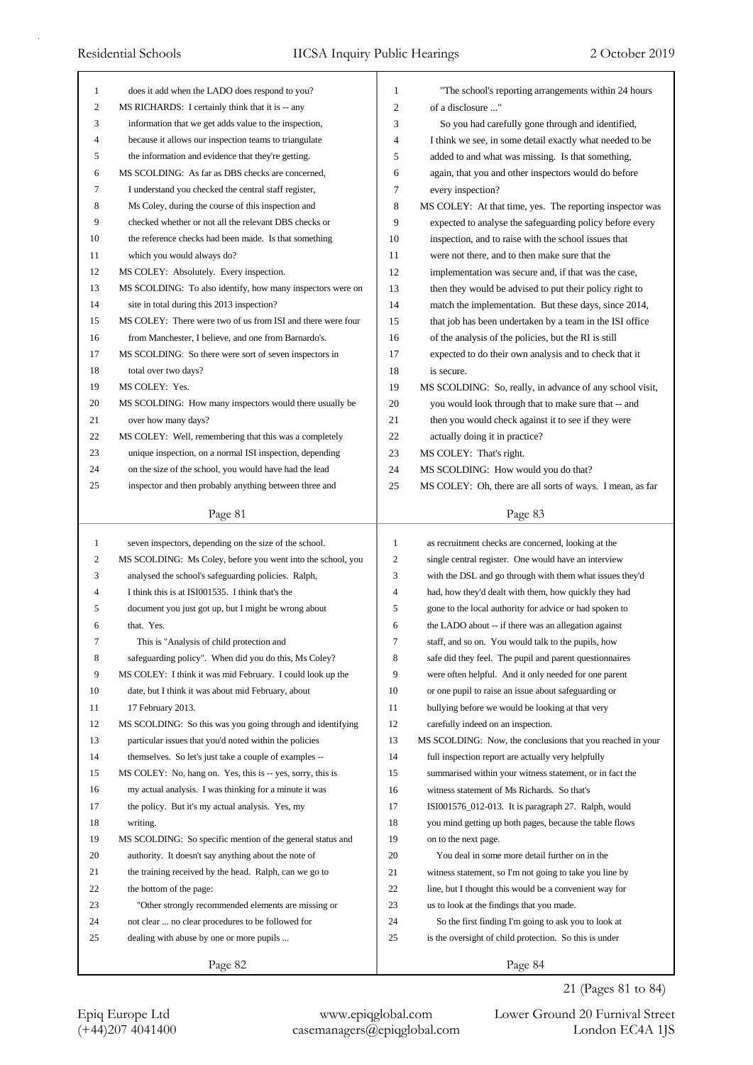does it add when the LADO does respond to you?

MS RICHARDS: I certainly think that it is -- any information that we get adds value to the inspection, because it allows our inspection teams to triangulate the information and evidence that they're getting.

MS SCOLDING: As far as DBS checks are concerned, I understand you checked the central staff register, Ms Coley, during the course of this inspection and checked whether or not all the relevant DBS checks or the reference checks had been made. Is that something which you would always do?

MS COLEY: Absolutely. Every inspection.

MS SCOLDING: To also identify, how many inspectors were on site in total during this 2013 inspection?

MS COLEY: There were two of us from ISI and there were four from Manchester, I believe, and one from Barnardo's.

MS SCOLDING: So there were sort of seven inspectors in total over two days?

MS COLEY: Yes.

MS SCOLDING: How many inspectors would there usually be over how many days?

MS COLEY: Well, remembering that this was a completely unique inspection, on a normal ISI inspection, depending on the size of the school, you would have had the lead inspector and then probably anything between three and seven inspectors, depending on the size of the school.

MS SCOLDING: Ms Coley, before you went into the school, you analysed the school's safeguarding policies. Ralph, I think this is at ISI001535. I think that's the document you just got up, but I might be wrong about that. Yes.

This is "Analysis of child protection and safeguarding policy". When did you do this, Ms Coley?

MS COLEY: I think it was mid February. I could look up the date, but I think it was about mid February, about 17 February 2013.

MS SCOLDING: So this was you going through and identifying particular issues that you'd noted within the policies themselves. So let's just take a couple of examples --

MS COLEY: No, hang on. Yes, this is -- yes, sorry, this is my actual analysis. I was thinking for a minute it was the policy. But it's my actual analysis. Yes, my writing.

MS SCOLDING: So specific mention of the general status and authority. It doesn't say anything about the note of the training received by the head. Ralph, can we go to the bottom of the page:

"Other strongly recommended elements are missing or not clear ... no clear procedures to be followed for dealing with abuse by one or more pupils ...

"The school's reporting arrangements within 24 hours of a disclosure ..."

So you had carefully gone through and identified, I think we see, in some detail exactly what needed to be added to and what was missing. Is that something, again, that you and other inspectors would do before every inspection?

MS COLEY: At that time, yes. The reporting inspector was expected to analyse the safeguarding policy before every inspection, and to raise with the school issues that were not there, and to then make sure that the implementation was secure and, if that was the case, then they would be advised to put their policy right to match the implementation. But these days, since 2014, that job has been undertaken by a team in the ISI office of the analysis of the policies, but the RI is still expected to do their own analysis and to check that it is secure.

MS SCOLDING: So, really, in advance of any school visit, you would look through that to make sure that -- and then you would check against it to see if they were actually doing it in practice?

MS COLEY: That's right.

MS SCOLDING: How would you do that?

MS COLEY: Oh, there are all sorts of ways. I mean, as far as recruitment checks are concerned, looking at the single central register. One would have an interview with the DSL and go through with them what issues they'd had, how they'd dealt with them, how quickly they had gone to the local authority for advice or had spoken to the LADO about -- if there was an allegation against staff, and so on. You would talk to the pupils, how safe did they feel. The pupil and parent questionnaires were often helpful. And it only needed for one parent or one pupil to raise an issue about safeguarding or bullying before we would be looking at that very carefully indeed on an inspection.

MS SCOLDING: Now, the conclusions that you reached in your full inspection report are actually very helpfully summarised within your witness statement, or in fact the witness statement of Ms Richards. So that's ISI001576_012-013. It is paragraph 27. Ralph, would you mind getting up both pages, because the table flows on to the next page.

You deal in some more detail further on in the witness statement, so I'm not going to take you line by line, but I thought this would be a convenient way for us to look at the findings that you made.

So the first finding I'm going to ask you to look at is the oversight of child protection. So this is under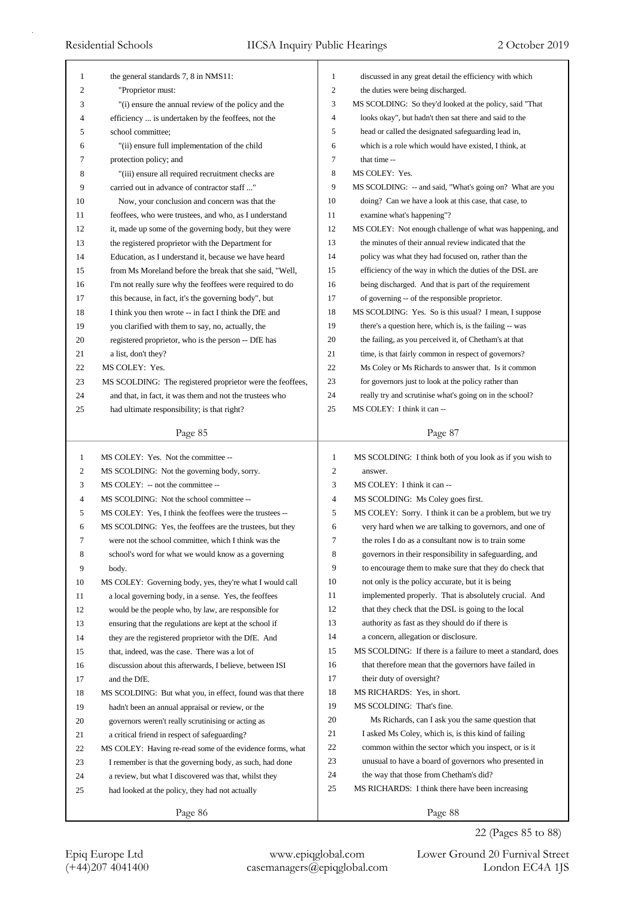the general standards 7, 8 in NMS11:

"Proprietor must:

"(i) ensure the annual review of the policy and the efficiency ... is undertaken by the feoffees, not the school committee;

"(ii) ensure full implementation of the child protection policy; and

"(iii) ensure all required recruitment checks are carried out in advance of contractor staff ..."

Now, your conclusion and concern was that the feoffees, who were trustees, and who, as I understand it, made up some of the governing body, but they were the registered proprietor with the Department for Education, as I understand it, because we have heard from Ms Moreland before the break that she said, "Well, I'm not really sure why the feoffees were required to do this because, in fact, it's the governing body", but I think you then wrote -- in fact I think the DfE and you clarified with them to say, no, actually, the registered proprietor, who is the person -- DfE has a list, don't they?

MS COLEY: Yes.

MS SCOLDING: The registered proprietor were the feoffees, and that, in fact, it was them and not the trustees who had ultimate responsibility; is that right?

MS COLEY: Yes. Not the committee --

MS SCOLDING: Not the governing body, sorry.

MS COLEY: -- not the committee --

MS SCOLDING: Not the school committee --

MS COLEY: Yes, I think the feoffees were the trustees --

MS SCOLDING: Yes, the feoffees are the trustees, but they were not the school committee, which I think was the school's word for what we would know as a governing body.

MS COLEY: Governing body, yes, they're what I would call a local governing body, in a sense. Yes, the feoffees would be the people who, by law, are responsible for ensuring that the regulations are kept at the school if they are the registered proprietor with the DfE. And that, indeed, was the case. There was a lot of discussion about this afterwards, I believe, between ISI and the DfE.

MS SCOLDING: But what you, in effect, found was that there hadn't been an annual appraisal or review, or the governors weren't really scrutinising or acting as a critical friend in respect of safeguarding?

MS COLEY: Having re-read some of the evidence forms, what I remember is that the governing body, as such, had done a review, but what I discovered was that, whilst they had looked at the policy, they had not actually discussed in any great detail the efficiency with which the duties were being discharged.

MS SCOLDING: So they'd looked at the policy, said "That looks okay", but hadn't then sat there and said to the head or called the designated safeguarding lead in, which is a role which would have existed, I think, at that time --

MS COLEY: Yes.

MS SCOLDING: -- and said, "What's going on? What are you doing? Can we have a look at this case, that case, to examine what's happening"?

MS COLEY: Not enough challenge of what was happening, and the minutes of their annual review indicated that the policy was what they had focused on, rather than the efficiency of the way in which the duties of the DSL are being discharged. And that is part of the requirement of governing -- of the responsible proprietor.

MS SCOLDING: Yes. So is this usual? I mean, I suppose there's a question here, which is, is the failing -- was the failing, as you perceived it, of Chetham's at that time, is that fairly common in respect of governors? Ms Coley or Ms Richards to answer that. Is it common for governors just to look at the policy rather than really try and scrutinise what's going on in the school?

MS COLEY: I think it can --

MS SCOLDING: I think both of you look as if you wish to answer.

MS COLEY: I think it can --

MS SCOLDING: Ms Coley goes first.

MS COLEY: Sorry. I think it can be a problem, but we try very hard when we are talking to governors, and one of the roles I do as a consultant now is to train some governors in their responsibility in safeguarding, and to encourage them to make sure that they do check that not only is the policy accurate, but it is being implemented properly. That is absolutely crucial. And that they check that the DSL is going to the local authority as fast as they should do if there is a concern, allegation or disclosure.

MS SCOLDING: If there is a failure to meet a standard, does that therefore mean that the governors have failed in their duty of oversight?

MS RICHARDS: Yes, in short.

MS SCOLDING: That's fine.

Ms Richards, can I ask you the same question that I asked Ms Coley, which is, is this kind of failing common within the sector which you inspect, or is it unusual to have a board of governors who presented in the way that those from Chetham's did?

MS RICHARDS: I think there have been increasing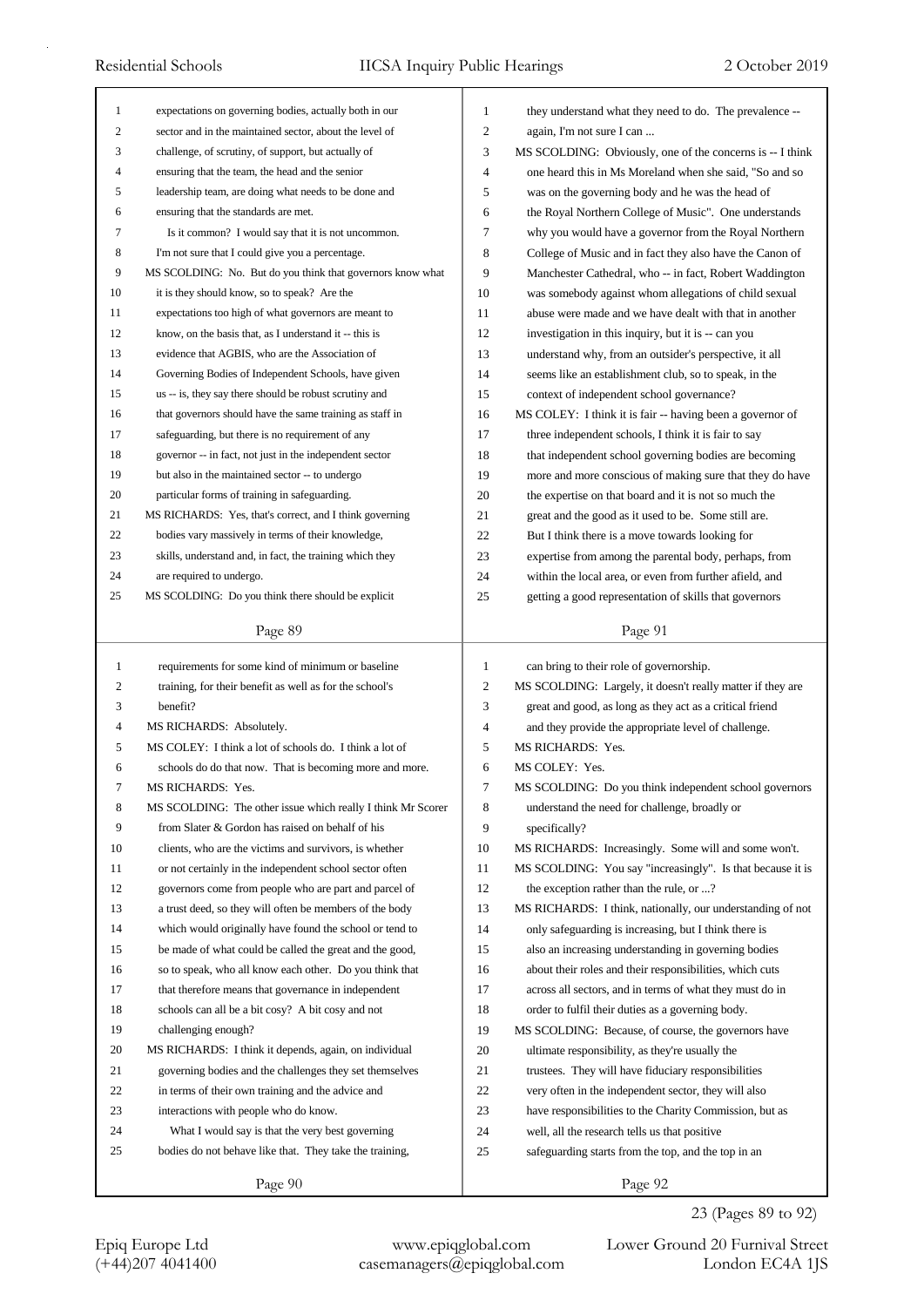expectations on governing bodies, actually both in our sector and in the maintained sector, about the level of challenge, of scrutiny, of support, but actually of ensuring that the team, the head and the senior leadership team, are doing what needs to be done and ensuring that the standards are met.

Is it common? I would say that it is not uncommon. I'm not sure that I could give you a percentage.

MS SCOLDING: No. But do you think that governors know what it is they should know, so to speak? Are the expectations too high of what governors are meant to know, on the basis that, as I understand it -- this is evidence that AGBIS, who are the Association of Governing Bodies of Independent Schools, have given us -- is, they say there should be robust scrutiny and that governors should have the same training as staff in safeguarding, but there is no requirement of any governor -- in fact, not just in the independent sector but also in the maintained sector -- to undergo particular forms of training in safeguarding.

MS RICHARDS: Yes, that's correct, and I think governing bodies vary massively in terms of their knowledge, skills, understand and, in fact, the training which they are required to undergo.

MS SCOLDING: Do you think there should be explicit requirements for some kind of minimum or baseline training, for their benefit as well as for the school's benefit?

MS RICHARDS: Absolutely.

MS COLEY: I think a lot of schools do. I think a lot of schools do do that now. That is becoming more and more.

MS RICHARDS: Yes.

MS SCOLDING: The other issue which really I think Mr Scorer from Slater & Gordon has raised on behalf of his clients, who are the victims and survivors, is whether or not certainly in the independent school sector often governors come from people who are part and parcel of a trust deed, so they will often be members of the body which would originally have found the school or tend to be made of what could be called the great and the good, so to speak, who all know each other. Do you think that that therefore means that governance in independent schools can all be a bit cosy? A bit cosy and not challenging enough?

MS RICHARDS: I think it depends, again, on individual governing bodies and the challenges they set themselves in terms of their own training and the advice and interactions with people who do know.

What I would say is that the very best governing bodies do not behave like that. They take the training, they understand what they need to do. The prevalence -- again, I'm not sure I can ...

MS SCOLDING: Obviously, one of the concerns is -- I think one heard this in Ms Moreland when she said, "So and so was on the governing body and he was the head of the Royal Northern College of Music". One understands why you would have a governor from the Royal Northern College of Music and in fact they also have the Canon of Manchester Cathedral, who -- in fact, Robert Waddington was somebody against whom allegations of child sexual abuse were made and we have dealt with that in another investigation in this inquiry, but it is -- can you understand why, from an outsider's perspective, it all seems like an establishment club, so to speak, in the context of independent school governance?

MS COLEY: I think it is fair -- having been a governor of three independent schools, I think it is fair to say that independent school governing bodies are becoming more and more conscious of making sure that they do have the expertise on that board and it is not so much the great and the good as it used to be. Some still are. But I think there is a move towards looking for expertise from among the parental body, perhaps, from within the local area, or even from further afield, and getting a good representation of skills that governors can bring to their role of governorship.

MS SCOLDING: Largely, it doesn't really matter if they are great and good, as long as they act as a critical friend and they provide the appropriate level of challenge.

MS RICHARDS: Yes.

MS COLEY: Yes.

MS SCOLDING: Do you think independent school governors understand the need for challenge, broadly or specifically?

MS RICHARDS: Increasingly. Some will and some won't.

MS SCOLDING: You say "increasingly". Is that because it is the exception rather than the rule, or ...?

MS RICHARDS: I think, nationally, our understanding of not only safeguarding is increasing, but I think there is also an increasing understanding in governing bodies about their roles and their responsibilities, which cuts across all sectors, and in terms of what they must do in order to fulfil their duties as a governing body.

MS SCOLDING: Because, of course, the governors have ultimate responsibility, as they're usually the trustees. They will have fiduciary responsibilities very often in the independent sector, they will also have responsibilities to the Charity Commission, but as well, all the research tells us that positive safeguarding starts from the top, and the top in an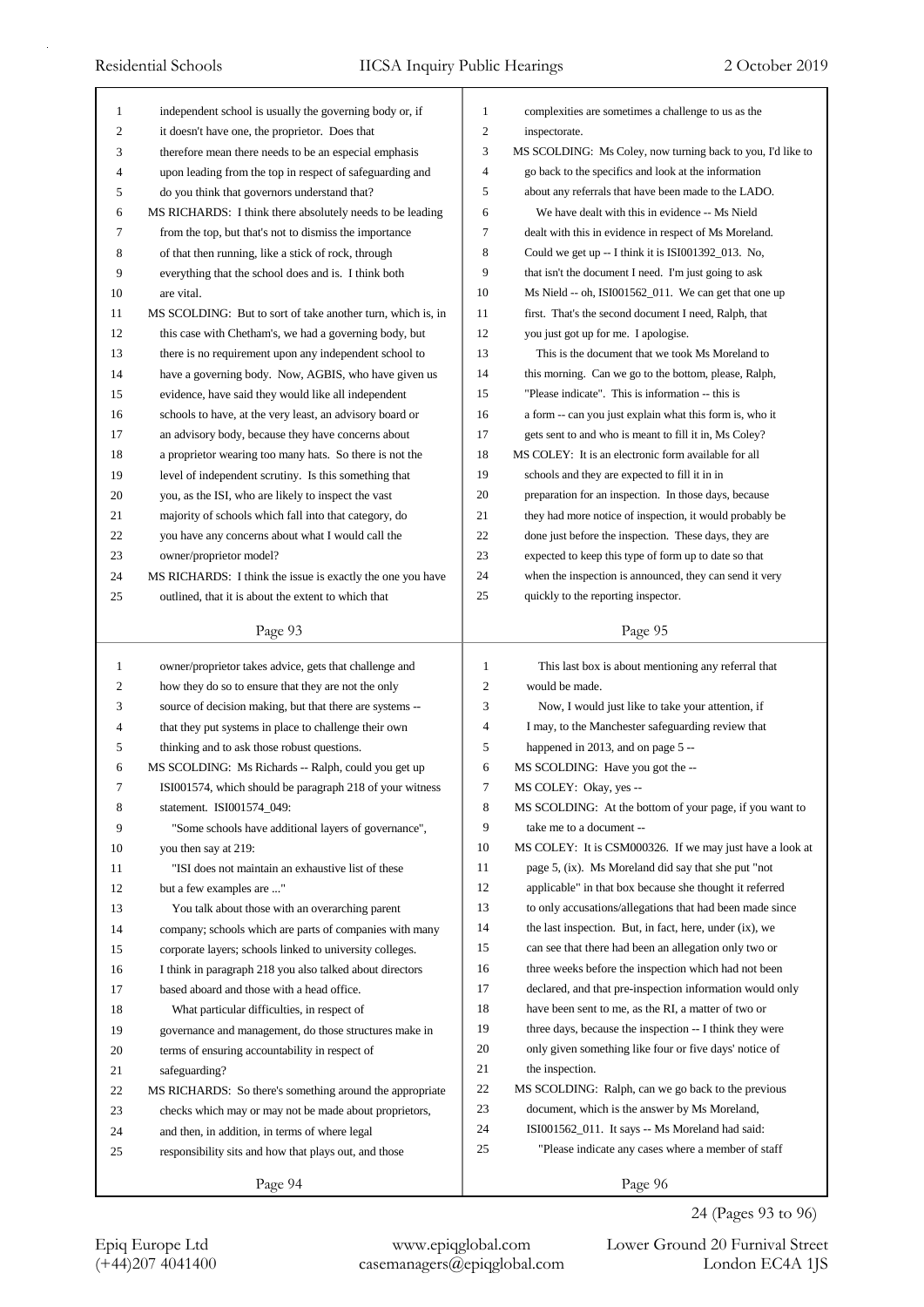independent school is usually the governing body or, if it doesn't have one, the proprietor. Does that therefore mean there needs to be an especial emphasis upon leading from the top in respect of safeguarding and do you think that governors understand that?

MS RICHARDS: I think there absolutely needs to be leading from the top, but that's not to dismiss the importance of that then running, like a stick of rock, through everything that the school does and is. I think both are vital.

MS SCOLDING: But to sort of take another turn, which is, in this case with Chetham's, we had a governing body, but there is no requirement upon any independent school to have a governing body. Now, AGBIS, who have given us evidence, have said they would like all independent schools to have, at the very least, an advisory board or an advisory body, because they have concerns about a proprietor wearing too many hats. So there is not the level of independent scrutiny. Is this something that you, as the ISI, who are likely to inspect the vast majority of schools which fall into that category, do you have any concerns about what I would call the owner/proprietor model?

MS RICHARDS: I think the issue is exactly the one you have outlined, that it is about the extent to which that owner/proprietor takes advice, gets that challenge and how they do so to ensure that they are not the only source of decision making, but that there are systems -- that they put systems in place to challenge their own thinking and to ask those robust questions.

MS SCOLDING: Ms Richards -- Ralph, could you get up ISI001574, which should be paragraph 218 of your witness statement. ISI001574_049:

"Some schools have additional layers of governance",

you then say at 219:

"ISI does not maintain an exhaustive list of these but a few examples are ..."

You talk about those with an overarching parent company; schools which are parts of companies with many corporate layers; schools linked to university colleges. I think in paragraph 218 you also talked about directors based aboard and those with a head office.

What particular difficulties, in respect of governance and management, do those structures make in terms of ensuring accountability in respect of safeguarding?

MS RICHARDS: So there's something around the appropriate checks which may or may not be made about proprietors, and then, in addition, in terms of where legal responsibility sits and how that plays out, and those complexities are sometimes a challenge to us as the inspectorate.

MS SCOLDING: Ms Coley, now turning back to you, I'd like to go back to the specifics and look at the information about any referrals that have been made to the LADO.

We have dealt with this in evidence -- Ms Nield dealt with this in evidence in respect of Ms Moreland. Could we get up -- I think it is ISI001392_013. No, that isn't the document I need. I'm just going to ask Ms Nield -- oh, ISI001562_011. We can get that one up first. That's the second document I need, Ralph, that you just got up for me. I apologise.

This is the document that we took Ms Moreland to this morning. Can we go to the bottom, please, Ralph, "Please indicate". This is information -- this is a form -- can you just explain what this form is, who it gets sent to and who is meant to fill it in, Ms Coley?

MS COLEY: It is an electronic form available for all schools and they are expected to fill it in in preparation for an inspection. In those days, because they had more notice of inspection, it would probably be done just before the inspection. These days, they are expected to keep this type of form up to date so that when the inspection is announced, they can send it very quickly to the reporting inspector.

This last box is about mentioning any referral that would be made.

Now, I would just like to take your attention, if I may, to the Manchester safeguarding review that happened in 2013, and on page 5 --

MS SCOLDING: Have you got the --

MS COLEY: Okay, yes --

MS SCOLDING: At the bottom of your page, if you want to take me to a document --

MS COLEY: It is CSM000326. If we may just have a look at page 5, (ix). Ms Moreland did say that she put "not applicable" in that box because she thought it referred to only accusations/allegations that had been made since the last inspection. But, in fact, here, under (ix), we can see that there had been an allegation only two or three weeks before the inspection which had not been declared, and that pre-inspection information would only have been sent to me, as the RI, a matter of two or three days, because the inspection -- I think they were only given something like four or five days' notice of the inspection.

MS SCOLDING: Ralph, can we go back to the previous document, which is the answer by Ms Moreland, ISI001562_011. It says -- Ms Moreland had said:

"Please indicate any cases where a member of staff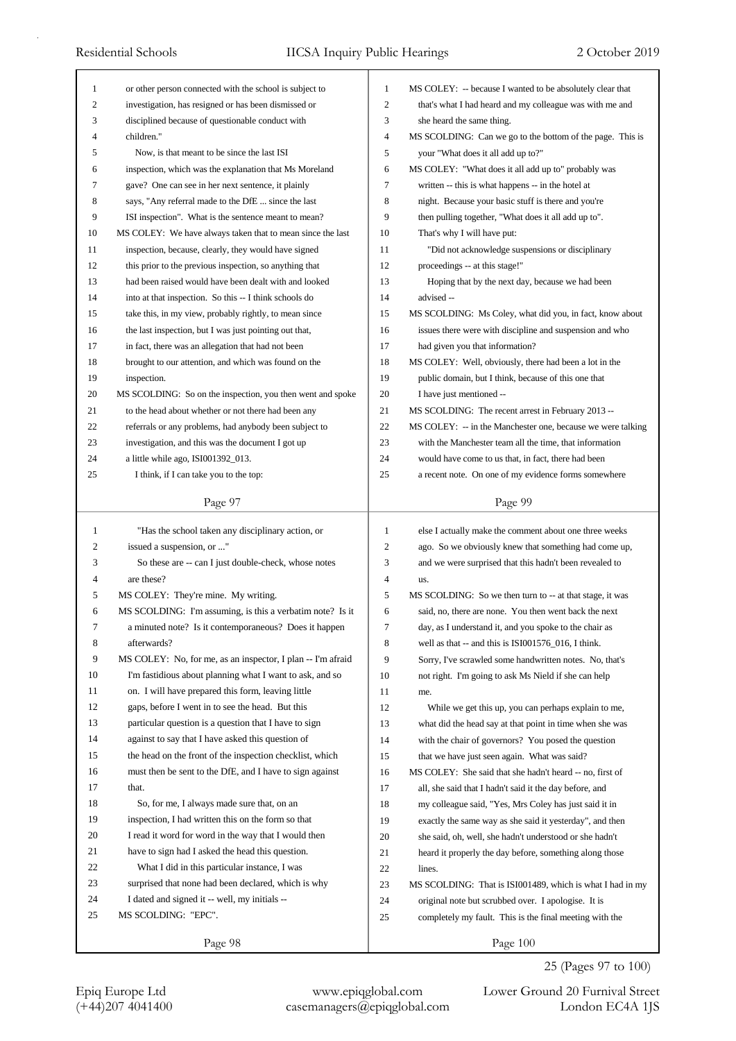or other person connected with the school is subject to investigation, has resigned or has been dismissed or disciplined because of questionable conduct with children."

Now, is that meant to be since the last ISI inspection, which was the explanation that Ms Moreland gave? One can see in her next sentence, it plainly says, "Any referral made to the DfE ... since the last ISI inspection". What is the sentence meant to mean?

MS COLEY: We have always taken that to mean since the last inspection, because, clearly, they would have signed this prior to the previous inspection, so anything that had been raised would have been dealt with and looked into at that inspection. So this -- I think schools do take this, in my view, probably rightly, to mean since the last inspection, but I was just pointing out that, in fact, there was an allegation that had not been brought to our attention, and which was found on the inspection.

MS SCOLDING: So on the inspection, you then went and spoke to the head about whether or not there had been any referrals or any problems, had anybody been subject to investigation, and this was the document I got up a little while ago, ISI001392_013.

I think, if I can take you to the top:

"Has the school taken any disciplinary action, or issued a suspension, or ..."

So these are -- can I just double-check, whose notes are these?

MS COLEY: They're mine. My writing.

MS SCOLDING: I'm assuming, is this a verbatim note? Is it a minuted note? Is it contemporaneous? Does it happen afterwards?

MS COLEY: No, for me, as an inspector, I plan -- I'm afraid I'm fastidious about planning what I want to ask, and so on. I will have prepared this form, leaving little gaps, before I went in to see the head. But this particular question is a question that I have to sign against to say that I have asked this question of the head on the front of the inspection checklist, which must then be sent to the DfE, and I have to sign against that.

So, for me, I always made sure that, on an inspection, I had written this on the form so that I read it word for word in the way that I would then have to sign had I asked the head this question.

What I did in this particular instance, I was surprised that none had been declared, which is why I dated and signed it -- well, my initials --

MS SCOLDING: "EPC".

MS COLEY: -- because I wanted to be absolutely clear that that's what I had heard and my colleague was with me and she heard the same thing.

MS SCOLDING: Can we go to the bottom of the page. This is your "What does it all add up to?"

MS COLEY: "What does it all add up to" probably was written -- this is what happens -- in the hotel at night. Because your basic stuff is there and you're then pulling together, "What does it all add up to". That's why I will have put:

"Did not acknowledge suspensions or disciplinary proceedings -- at this stage!"

Hoping that by the next day, because we had been advised --

MS SCOLDING: Ms Coley, what did you, in fact, know about issues there were with discipline and suspension and who had given you that information?

MS COLEY: Well, obviously, there had been a lot in the public domain, but I think, because of this one that I have just mentioned --

MS SCOLDING: The recent arrest in February 2013 --

MS COLEY: -- in the Manchester one, because we were talking with the Manchester team all the time, that information would have come to us that, in fact, there had been a recent note. On one of my evidence forms somewhere else I actually make the comment about one three weeks ago. So we obviously knew that something had come up, and we were surprised that this hadn't been revealed to us.

MS SCOLDING: So we then turn to -- at that stage, it was said, no, there are none. You then went back the next day, as I understand it, and you spoke to the chair as well as that -- and this is ISI001576_016, I think. Sorry, I've scrawled some handwritten notes. No, that's not right. I'm going to ask Ms Nield if she can help me.

While we get this up, you can perhaps explain to me, what did the head say at that point in time when she was with the chair of governors? You posed the question that we have just seen again. What was said?

MS COLEY: She said that she hadn't heard -- no, first of all, she said that I hadn't said it the day before, and my colleague said, "Yes, Mrs Coley has just said it in exactly the same way as she said it yesterday", and then she said, oh, well, she hadn't understood or she hadn't heard it properly the day before, something along those lines.

MS SCOLDING: That is ISI001489, which is what I had in my original note but scrubbed over. I apologise. It is completely my fault. This is the final meeting with the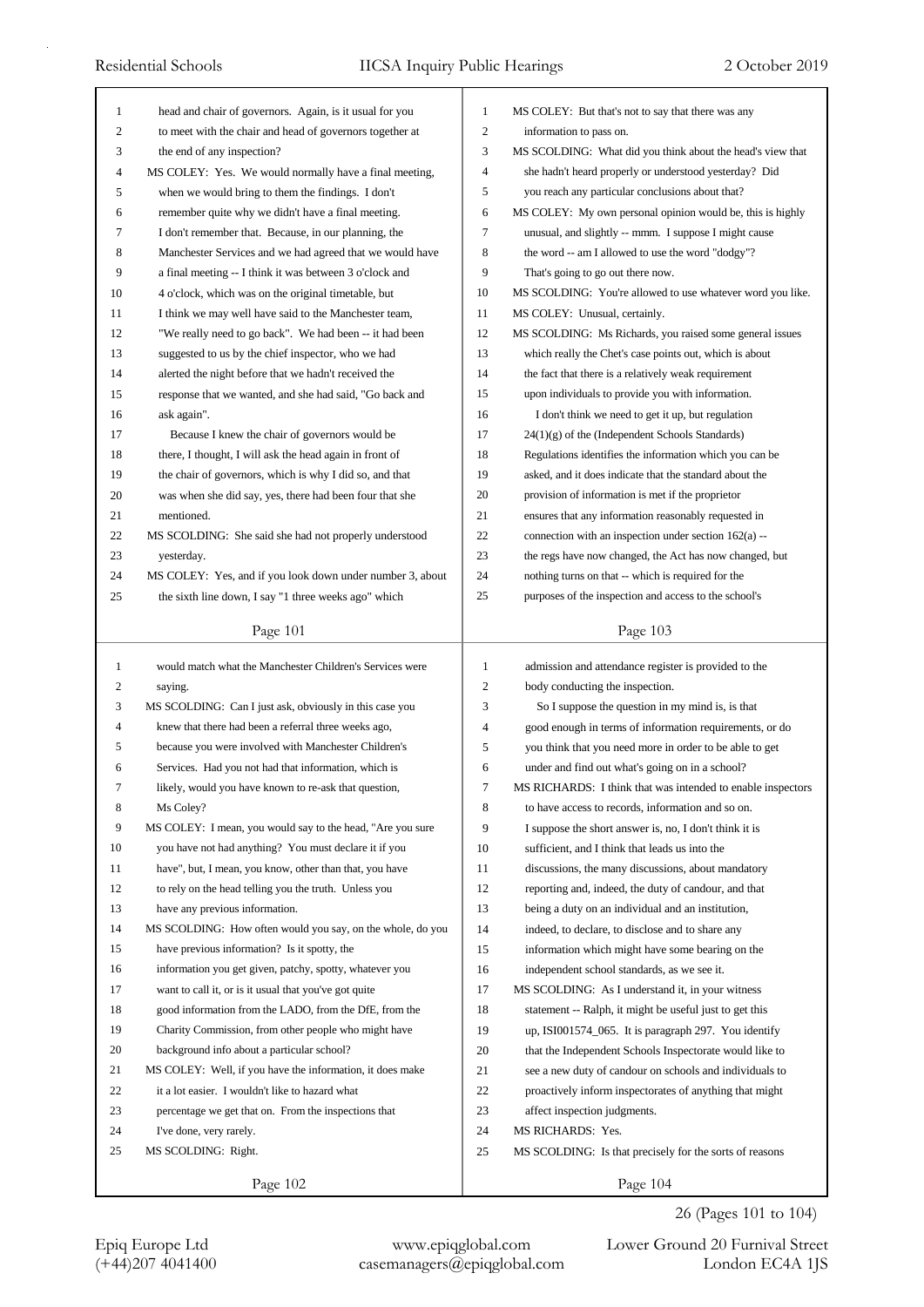head and chair of governors. Again, is it usual for you to meet with the chair and head of governors together at the end of any inspection?

MS COLEY: Yes. We would normally have a final meeting, when we would bring to them the findings. I don't remember quite why we didn't have a final meeting. I don't remember that. Because, in our planning, the Manchester Services and we had agreed that we would have a final meeting -- I think it was between 3 o'clock and 4 o'clock, which was on the original timetable, but I think we may well have said to the Manchester team, "We really need to go back". We had been -- it had been suggested to us by the chief inspector, who we had alerted the night before that we hadn't received the response that we wanted, and she had said, "Go back and ask again".

Because I knew the chair of governors would be there, I thought, I will ask the head again in front of the chair of governors, which is why I did so, and that was when she did say, yes, there had been four that she mentioned.

MS SCOLDING: She said she had not properly understood yesterday.

MS COLEY: Yes, and if you look down under number 3, about the sixth line down, I say "1 three weeks ago" which would match what the Manchester Children's Services were saying.

MS SCOLDING: Can I just ask, obviously in this case you knew that there had been a referral three weeks ago, because you were involved with Manchester Children's Services. Had you not had that information, which is likely, would you have known to re-ask that question, Ms Coley?

MS COLEY: I mean, you would say to the head, "Are you sure you have not had anything? You must declare it if you have", but, I mean, you know, other than that, you have to rely on the head telling you the truth. Unless you have any previous information.

MS SCOLDING: How often would you say, on the whole, do you have previous information? Is it spotty, the information you get given, patchy, spotty, whatever you want to call it, or is it usual that you've got quite good information from the LADO, from the DfE, from the Charity Commission, from other people who might have background info about a particular school?

MS COLEY: Well, if you have the information, it does make it a lot easier. I wouldn't like to hazard what percentage we get that on. From the inspections that I've done, very rarely.

MS SCOLDING: Right.

MS COLEY: But that's not to say that there was any information to pass on.

MS SCOLDING: What did you think about the head's view that she hadn't heard properly or understood yesterday? Did you reach any particular conclusions about that?

MS COLEY: My own personal opinion would be, this is highly unusual, and slightly -- mmm. I suppose I might cause the word -- am I allowed to use the word "dodgy"? That's going to go out there now.

MS SCOLDING: You're allowed to use whatever word you like.

MS COLEY: Unusual, certainly.

MS SCOLDING: Ms Richards, you raised some general issues which really the Chet's case points out, which is about the fact that there is a relatively weak requirement upon individuals to provide you with information.

I don't think we need to get it up, but regulation 24(1)(g) of the (Independent Schools Standards) Regulations identifies the information which you can be asked, and it does indicate that the standard about the provision of information is met if the proprietor ensures that any information reasonably requested in connection with an inspection under section 162(a) -- the regs have now changed, the Act has now changed, but nothing turns on that -- which is required for the purposes of the inspection and access to the school's admission and attendance register is provided to the body conducting the inspection.

So I suppose the question in my mind is, is that good enough in terms of information requirements, or do you think that you need more in order to be able to get under and find out what's going on in a school?

MS RICHARDS: I think that was intended to enable inspectors to have access to records, information and so on. I suppose the short answer is, no, I don't think it is sufficient, and I think that leads us into the discussions, the many discussions, about mandatory reporting and, indeed, the duty of candour, and that being a duty on an individual and an institution, indeed, to declare, to disclose and to share any information which might have some bearing on the independent school standards, as we see it.

MS SCOLDING: As I understand it, in your witness statement -- Ralph, it might be useful just to get this up, ISI001574_065. It is paragraph 297. You identify that the Independent Schools Inspectorate would like to see a new duty of candour on schools and individuals to proactively inform inspectorates of anything that might affect inspection judgments.

MS RICHARDS: Yes.

MS SCOLDING: Is that precisely for the sorts of reasons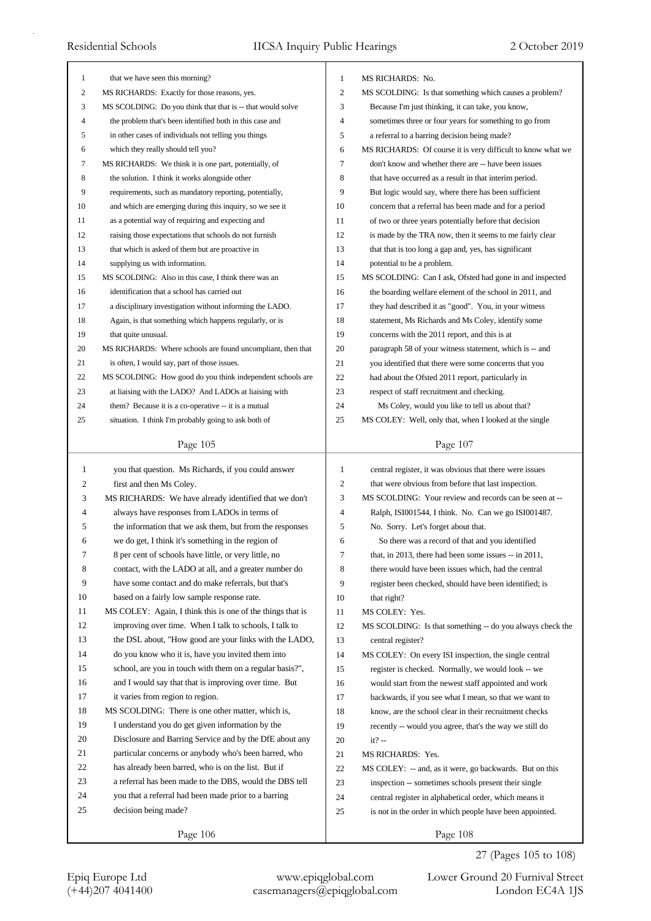that we have seen this morning?

MS RICHARDS: Exactly for those reasons, yes.

MS SCOLDING: Do you think that that is -- that would solve the problem that's been identified both in this case and in other cases of individuals not telling you things which they really should tell you?

MS RICHARDS: We think it is one part, potentially, of the solution. I think it works alongside other requirements, such as mandatory reporting, potentially, and which are emerging during this inquiry, so we see it as a potential way of requiring and expecting and raising those expectations that schools do not furnish that which is asked of them but are proactive in supplying us with information.

MS SCOLDING: Also in this case, I think there was an identification that a school has carried out a disciplinary investigation without informing the LADO. Again, is that something which happens regularly, or is that quite unusual.

MS RICHARDS: Where schools are found uncompliant, then that is often, I would say, part of those issues.

MS SCOLDING: How good do you think independent schools are at liaising with the LADO? And LADOs at liaising with them? Because it is a co-operative -- it is a mutual situation. I think I'm probably going to ask both of you that question. Ms Richards, if you could answer first and then Ms Coley.

MS RICHARDS: We have already identified that we don't always have responses from LADOs in terms of the information that we ask them, but from the responses we do get, I think it's something in the region of 8 per cent of schools have little, or very little, no contact, with the LADO at all, and a greater number do have some contact and do make referrals, but that's based on a fairly low sample response rate.

MS COLEY: Again, I think this is one of the things that is improving over time. When I talk to schools, I talk to the DSL about, "How good are your links with the LADO, do you know who it is, have you invited them into school, are you in touch with them on a regular basis?", and I would say that that is improving over time. But it varies from region to region.

MS SCOLDING: There is one other matter, which is, I understand you do get given information by the Disclosure and Barring Service and by the DfE about any particular concerns or anybody who's been barred, who has already been barred, who is on the list. But if a referral has been made to the DBS, would the DBS tell you that a referral had been made prior to a barring decision being made?

MS RICHARDS: No.

MS SCOLDING: Is that something which causes a problem? Because I'm just thinking, it can take, you know, sometimes three or four years for something to go from a referral to a barring decision being made?

MS RICHARDS: Of course it is very difficult to know what we don't know and whether there are -- have been issues that have occurred as a result in that interim period. But logic would say, where there has been sufficient concern that a referral has been made and for a period of two or three years potentially before that decision is made by the TRA now, then it seems to me fairly clear that that is too long a gap and, yes, has significant potential to be a problem.

MS SCOLDING: Can I ask, Ofsted had gone in and inspected the boarding welfare element of the school in 2011, and they had described it as "good". You, in your witness statement, Ms Richards and Ms Coley, identify some concerns with the 2011 report, and this is at paragraph 58 of your witness statement, which is -- and you identified that there were some concerns that you had about the Ofsted 2011 report, particularly in respect of staff recruitment and checking.

Ms Coley, would you like to tell us about that?

MS COLEY: Well, only that, when I looked at the single central register, it was obvious that there were issues that were obvious from before that last inspection.

MS SCOLDING: Your review and records can be seen at -- Ralph, ISI001544, I think. No. Can we go ISI001487. No. Sorry. Let's forget about that.

So there was a record of that and you identified that, in 2013, there had been some issues -- in 2011, there would have been issues which, had the central register been checked, should have been identified; is that right?

MS COLEY: Yes.

MS SCOLDING: Is that something -- do you always check the central register?

MS COLEY: On every ISI inspection, the single central register is checked. Normally, we would look -- we would start from the newest staff appointed and work backwards, if you see what I mean, so that we want to know, are the school clear in their recruitment checks recently -- would you agree, that's the way we still do it? --

MS RICHARDS: Yes.

MS COLEY: -- and, as it were, go backwards. But on this inspection -- sometimes schools present their single central register in alphabetical order, which means it is not in the order in which people have been appointed.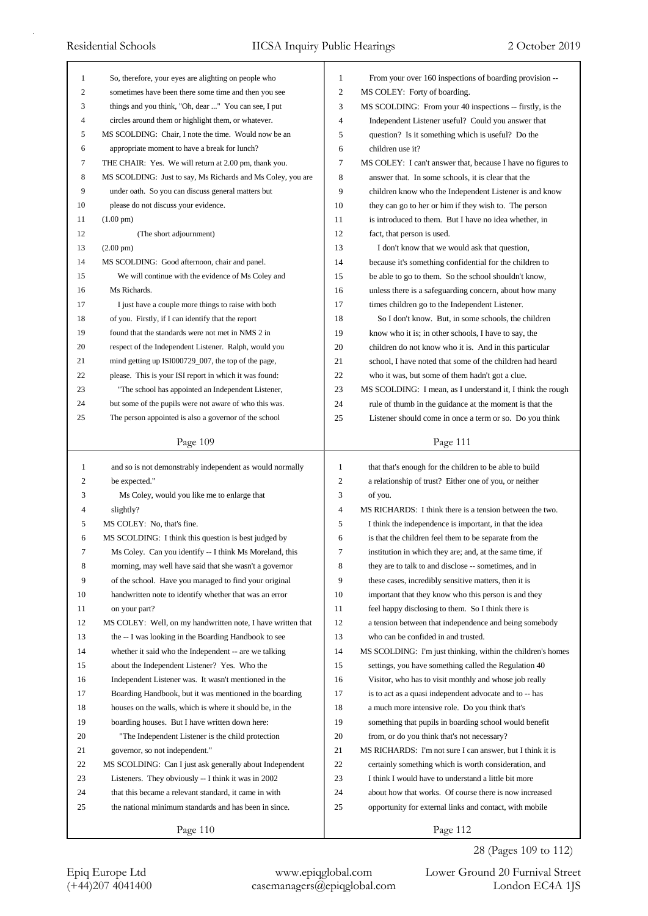So, therefore, your eyes are alighting on people who sometimes have been there some time and then you see things and you think, "Oh, dear ..." You can see, I put circles around them or highlight them, or whatever.

MS SCOLDING: Chair, I note the time. Would now be an appropriate moment to have a break for lunch?

THE CHAIR: Yes. We will return at 2.00 pm, thank you.

MS SCOLDING: Just to say, Ms Richards and Ms Coley, you are under oath. So you can discuss general matters but please do not discuss your evidence.

(1.00 pm)

(The short adjournment)

(2.00 pm)

MS SCOLDING: Good afternoon, chair and panel.

We will continue with the evidence of Ms Coley and Ms Richards.

I just have a couple more things to raise with both of you. Firstly, if I can identify that the report found that the standards were not met in NMS 2 in respect of the Independent Listener. Ralph, would you mind getting up ISI000729_007, the top of the page, please. This is your ISI report in which it was found:

"The school has appointed an Independent Listener, but some of the pupils were not aware of who this was. The person appointed is also a governor of the school and so is not demonstrably independent as would normally be expected."

Ms Coley, would you like me to enlarge that slightly?

MS COLEY: No, that's fine.

MS SCOLDING: I think this question is best judged by Ms Coley. Can you identify -- I think Ms Moreland, this morning, may well have said that she wasn't a governor of the school. Have you managed to find your original handwritten note to identify whether that was an error on your part?

MS COLEY: Well, on my handwritten note, I have written that the -- I was looking in the Boarding Handbook to see whether it said who the Independent -- are we talking about the Independent Listener? Yes. Who the Independent Listener was. It wasn't mentioned in the Boarding Handbook, but it was mentioned in the boarding houses on the walls, which is where it should be, in the boarding houses. But I have written down here:

"The Independent Listener is the child protection governor, so not independent."

MS SCOLDING: Can I just ask generally about Independent Listeners. They obviously -- I think it was in 2002 that this became a relevant standard, it came in with the national minimum standards and has been in since.

From your over 160 inspections of boarding provision --

MS COLEY: Forty of boarding.

MS SCOLDING: From your 40 inspections -- firstly, is the Independent Listener useful? Could you answer that question? Is it something which is useful? Do the children use it?

MS COLEY: I can't answer that, because I have no figures to answer that. In some schools, it is clear that the children know who the Independent Listener is and know they can go to her or him if they wish to. The person is introduced to them. But I have no idea whether, in fact, that person is used.

I don't know that we would ask that question, because it's something confidential for the children to be able to go to them. So the school shouldn't know, unless there is a safeguarding concern, about how many times children go to the Independent Listener.

So I don't know. But, in some schools, the children know who it is; in other schools, I have to say, the children do not know who it is. And in this particular school, I have noted that some of the children had heard who it was, but some of them hadn't got a clue.

MS SCOLDING: I mean, as I understand it, I think the rough rule of thumb in the guidance at the moment is that the Listener should come in once a term or so. Do you think that that's enough for the children to be able to build a relationship of trust? Either one of you, or neither of you.

MS RICHARDS: I think there is a tension between the two. I think the independence is important, in that the idea is that the children feel them to be separate from the institution in which they are; and, at the same time, if they are to talk to and disclose -- sometimes, and in these cases, incredibly sensitive matters, then it is important that they know who this person is and they feel happy disclosing to them. So I think there is a tension between that independence and being somebody who can be confided in and trusted.

MS SCOLDING: I'm just thinking, within the children's homes settings, you have something called the Regulation 40 Visitor, who has to visit monthly and whose job really is to act as a quasi independent advocate and to -- has a much more intensive role. Do you think that's something that pupils in boarding school would benefit from, or do you think that's not necessary?

MS RICHARDS: I'm not sure I can answer, but I think it is certainly something which is worth consideration, and I think I would have to understand a little bit more about how that works. Of course there is now increased opportunity for external links and contact, with mobile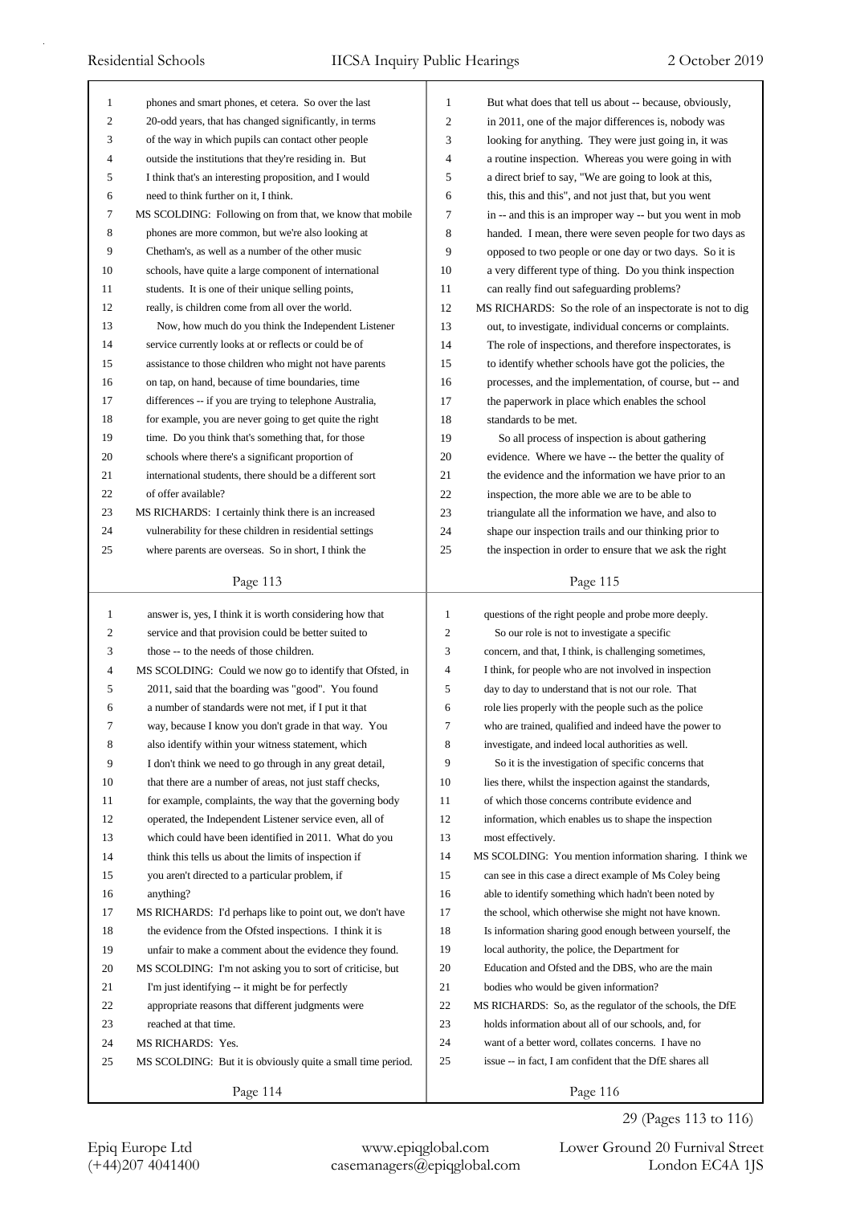phones and smart phones, et cetera. So over the last 20-odd years, that has changed significantly, in terms of the way in which pupils can contact other people outside the institutions that they're residing in. But I think that's an interesting proposition, and I would need to think further on it, I think.

MS SCOLDING: Following on from that, we know that mobile phones are more common, but we're also looking at Chetham's, as well as a number of the other music schools, have quite a large component of international students. It is one of their unique selling points, really, is children come from all over the world.

Now, how much do you think the Independent Listener service currently looks at or reflects or could be of assistance to those children who might not have parents on tap, on hand, because of time boundaries, time differences -- if you are trying to telephone Australia, for example, you are never going to get quite the right time. Do you think that's something that, for those schools where there's a significant proportion of international students, there should be a different sort of offer available?

MS RICHARDS: I certainly think there is an increased vulnerability for these children in residential settings where parents are overseas. So in short, I think the answer is, yes, I think it is worth considering how that service and that provision could be better suited to those -- to the needs of those children.

MS SCOLDING: Could we now go to identify that Ofsted, in 2011, said that the boarding was "good". You found a number of standards were not met, if I put it that way, because I know you don't grade in that way. You also identify within your witness statement, which I don't think we need to go through in any great detail, that there are a number of areas, not just staff checks, for example, complaints, the way that the governing body operated, the Independent Listener service even, all of which could have been identified in 2011. What do you think this tells us about the limits of inspection if you aren't directed to a particular problem, if anything?

MS RICHARDS: I'd perhaps like to point out, we don't have the evidence from the Ofsted inspections. I think it is unfair to make a comment about the evidence they found.

MS SCOLDING: I'm not asking you to sort of criticise, but I'm just identifying -- it might be for perfectly appropriate reasons that different judgments were reached at that time.

MS RICHARDS: Yes.

MS SCOLDING: But it is obviously quite a small time period. But what does that tell us about -- because, obviously, in 2011, one of the major differences is, nobody was looking for anything. They were just going in, it was a routine inspection. Whereas you were going in with a direct brief to say, "We are going to look at this, this, this and this", and not just that, but you went in -- and this is an improper way -- but you went in mob handed. I mean, there were seven people for two days as opposed to two people or one day or two days. So it is a very different type of thing. Do you think inspection can really find out safeguarding problems?

MS RICHARDS: So the role of an inspectorate is not to dig out, to investigate, individual concerns or complaints. The role of inspections, and therefore inspectorates, is to identify whether schools have got the policies, the processes, and the implementation, of course, but -- and the paperwork in place which enables the school standards to be met.

So all process of inspection is about gathering evidence. Where we have -- the better the quality of the evidence and the information we have prior to an inspection, the more able we are to be able to triangulate all the information we have, and also to shape our inspection trails and our thinking prior to the inspection in order to ensure that we ask the right questions of the right people and probe more deeply.

So our role is not to investigate a specific concern, and that, I think, is challenging sometimes, I think, for people who are not involved in inspection day to day to understand that is not our role. That role lies properly with the people such as the police who are trained, qualified and indeed have the power to investigate, and indeed local authorities as well.

So it is the investigation of specific concerns that lies there, whilst the inspection against the standards, of which those concerns contribute evidence and information, which enables us to shape the inspection most effectively.

MS SCOLDING: You mention information sharing. I think we can see in this case a direct example of Ms Coley being able to identify something which hadn't been noted by the school, which otherwise she might not have known. Is information sharing good enough between yourself, the local authority, the police, the Department for Education and Ofsted and the DBS, who are the main bodies who would be given information?

MS RICHARDS: So, as the regulator of the schools, the DfE holds information about all of our schools, and, for want of a better word, collates concerns. I have no issue -- in fact, I am confident that the DfE shares all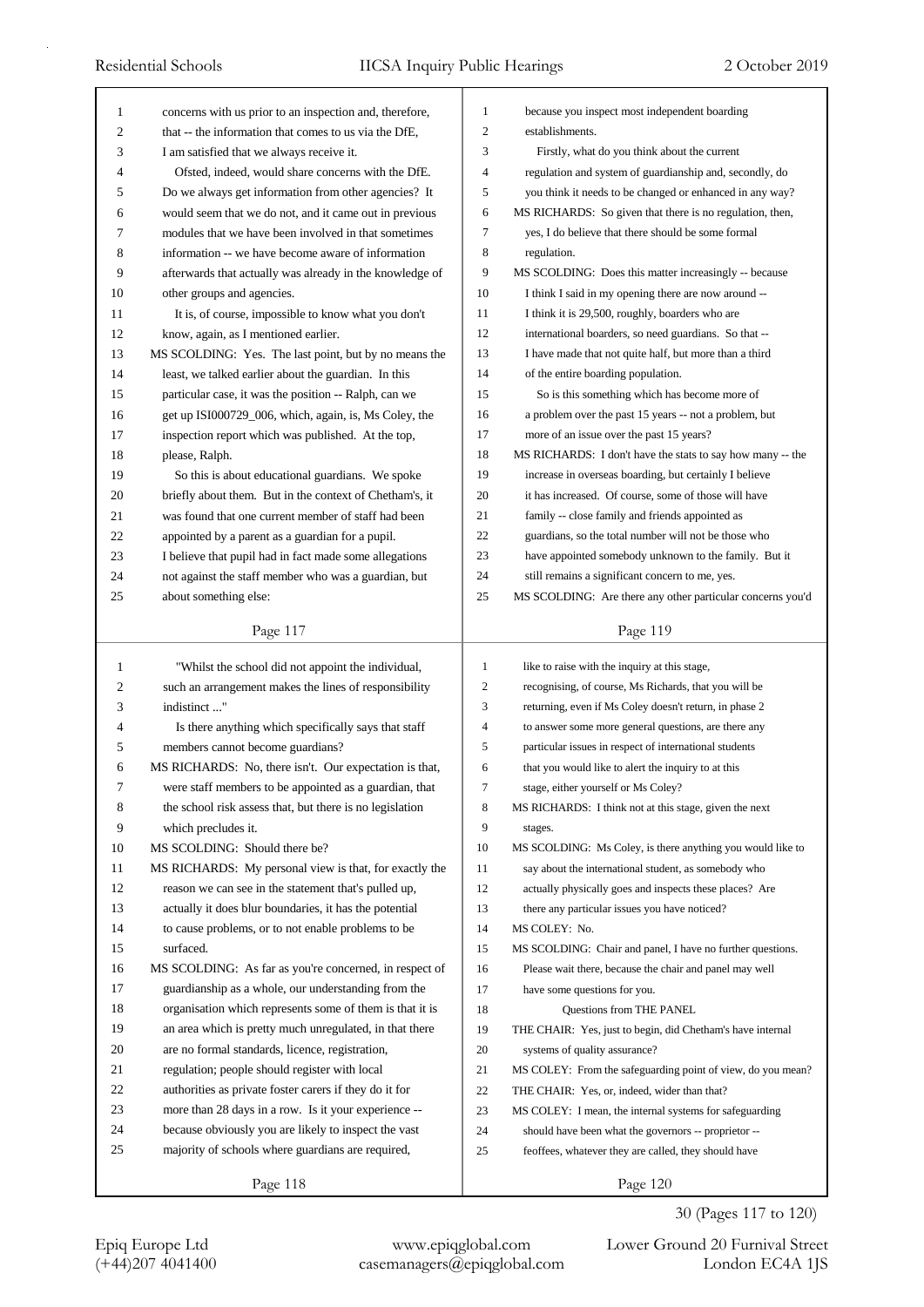concerns with us prior to an inspection and, therefore, that -- the information that comes to us via the DfE, I am satisfied that we always receive it.

Ofsted, indeed, would share concerns with the DfE. Do we always get information from other agencies? It would seem that we do not, and it came out in previous modules that we have been involved in that sometimes information -- we have become aware of information afterwards that actually was already in the knowledge of other groups and agencies.

It is, of course, impossible to know what you don't know, again, as I mentioned earlier.

MS SCOLDING: Yes. The last point, but by no means the least, we talked earlier about the guardian. In this particular case, it was the position -- Ralph, can we get up ISI000729_006, which, again, is, Ms Coley, the inspection report which was published. At the top, please, Ralph.

So this is about educational guardians. We spoke briefly about them. But in the context of Chetham's, it was found that one current member of staff had been appointed by a parent as a guardian for a pupil. I believe that pupil had in fact made some allegations not against the staff member who was a guardian, but about something else:

"Whilst the school did not appoint the individual, such an arrangement makes the lines of responsibility indistinct ..."

Is there anything which specifically says that staff members cannot become guardians?

MS RICHARDS: No, there isn't. Our expectation is that, were staff members to be appointed as a guardian, that the school risk assess that, but there is no legislation which precludes it.

MS SCOLDING: Should there be?

MS RICHARDS: My personal view is that, for exactly the reason we can see in the statement that's pulled up, actually it does blur boundaries, it has the potential to cause problems, or to not enable problems to be surfaced.

MS SCOLDING: As far as you're concerned, in respect of guardianship as a whole, our understanding from the organisation which represents some of them is that it is an area which is pretty much unregulated, in that there are no formal standards, licence, registration, regulation; people should register with local authorities as private foster carers if they do it for more than 28 days in a row. Is it your experience -- because obviously you are likely to inspect the vast majority of schools where guardians are required, because you inspect most independent boarding establishments.

Firstly, what do you think about the current regulation and system of guardianship and, secondly, do you think it needs to be changed or enhanced in any way?

MS RICHARDS: So given that there is no regulation, then, yes, I do believe that there should be some formal regulation.

MS SCOLDING: Does this matter increasingly -- because I think I said in my opening there are now around -- I think it is 29,500, roughly, boarders who are international boarders, so need guardians. So that -- I have made that not quite half, but more than a third of the entire boarding population.

So is this something which has become more of a problem over the past 15 years -- not a problem, but more of an issue over the past 15 years?

MS RICHARDS: I don't have the stats to say how many -- the increase in overseas boarding, but certainly I believe it has increased. Of course, some of those will have family -- close family and friends appointed as guardians, so the total number will not be those who have appointed somebody unknown to the family. But it still remains a significant concern to me, yes.

MS SCOLDING: Are there any other particular concerns you'd like to raise with the inquiry at this stage, recognising, of course, Ms Richards, that you will be returning, even if Ms Coley doesn't return, in phase 2 to answer some more general questions, are there any particular issues in respect of international students that you would like to alert the inquiry to at this stage, either yourself or Ms Coley?

MS RICHARDS: I think not at this stage, given the next stages.

MS SCOLDING: Ms Coley, is there anything you would like to say about the international student, as somebody who actually physically goes and inspects these places? Are there any particular issues you have noticed?

MS COLEY: No.

MS SCOLDING: Chair and panel, I have no further questions. Please wait there, because the chair and panel may well have some questions for you.

Questions from THE PANEL

THE CHAIR: Yes, just to begin, did Chetham's have internal systems of quality assurance?

MS COLEY: From the safeguarding point of view, do you mean?

THE CHAIR: Yes, or, indeed, wider than that?

MS COLEY: I mean, the internal systems for safeguarding should have been what the governors -- proprietor -- feoffees, whatever they are called, they should have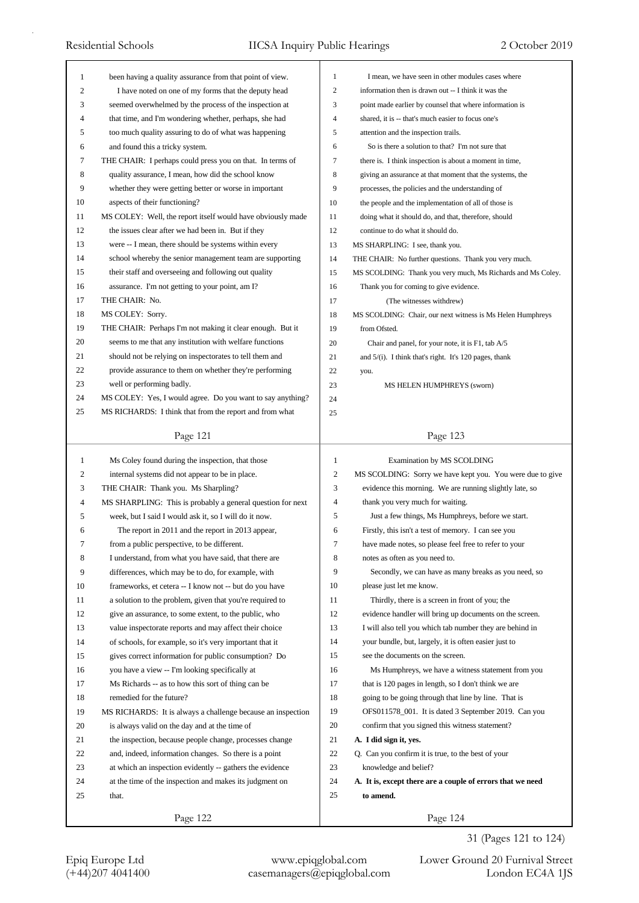been having a quality assurance from that point of view.

I have noted on one of my forms that the deputy head seemed overwhelmed by the process of the inspection at that time, and I'm wondering whether, perhaps, she had too much quality assuring to do of what was happening and found this a tricky system.

THE CHAIR: I perhaps could press you on that. In terms of quality assurance, I mean, how did the school know whether they were getting better or worse in important aspects of their functioning?

MS COLEY: Well, the report itself would have obviously made the issues clear after we had been in. But if they were -- I mean, there should be systems within every school whereby the senior management team are supporting their staff and overseeing and following out quality assurance. I'm not getting to your point, am I?

THE CHAIR: No.

MS COLEY: Sorry.

THE CHAIR: Perhaps I'm not making it clear enough. But it seems to me that any institution with welfare functions should not be relying on inspectorates to tell them and provide assurance to them on whether they're performing well or performing badly.

MS COLEY: Yes, I would agree. Do you want to say anything?

MS RICHARDS: I think that from the report and from what Ms Coley found during the inspection, that those internal systems did not appear to be in place.

THE CHAIR: Thank you. Ms Sharpling?

MS SHARPLING: This is probably a general question for next week, but I said I would ask it, so I will do it now.

The report in 2011 and the report in 2013 appear, from a public perspective, to be different. I understand, from what you have said, that there are differences, which may be to do, for example, with frameworks, et cetera -- I know not -- but do you have a solution to the problem, given that you're required to give an assurance, to some extent, to the public, who value inspectorate reports and may affect their choice of schools, for example, so it's very important that it gives correct information for public consumption? Do you have a view -- I'm looking specifically at Ms Richards -- as to how this sort of thing can be remedied for the future?

MS RICHARDS: It is always a challenge because an inspection is always valid on the day and at the time of the inspection, because people change, processes change and, indeed, information changes. So there is a point at which an inspection evidently -- gathers the evidence at the time of the inspection and makes its judgment on that.

I mean, we have seen in other modules cases where information then is drawn out -- I think it was the point made earlier by counsel that where information is shared, it is -- that's much easier to focus one's attention and the inspection trails.

So is there a solution to that? I'm not sure that there is. I think inspection is about a moment in time, giving an assurance at that moment that the systems, the processes, the policies and the understanding of the people and the implementation of all of those is doing what it should do, and that, therefore, should continue to do what it should do.

MS SHARPLING: I see, thank you.

THE CHAIR: No further questions. Thank you very much.

MS SCOLDING: Thank you very much, Ms Richards and Ms Coley. Thank you for coming to give evidence.

(The witnesses withdrew)

MS SCOLDING: Chair, our next witness is Ms Helen Humphreys from Ofsted.

Chair and panel, for your note, it is F1, tab A/5 and 5/(i). I think that's right. It's 120 pages, thank you.

MS HELEN HUMPHREYS (sworn)

Examination by MS SCOLDING

MS SCOLDING: Sorry we have kept you. You were due to give evidence this morning. We are running slightly late, so thank you very much for waiting.

Just a few things, Ms Humphreys, before we start. Firstly, this isn't a test of memory. I can see you have made notes, so please feel free to refer to your notes as often as you need to.

Secondly, we can have as many breaks as you need, so please just let me know.

Thirdly, there is a screen in front of you; the evidence handler will bring up documents on the screen. I will also tell you which tab number they are behind in your bundle, but, largely, it is often easier just to see the documents on the screen.

Ms Humphreys, we have a witness statement from you that is 120 pages in length, so I don't think we are going to be going through that line by line. That is OFS011578_001. It is dated 3 September 2019. Can you confirm that you signed this witness statement?

**A. I did sign it, yes.**

Q. Can you confirm it is true, to the best of your knowledge and belief?

**A. It is, except there are a couple of errors that we need to amend.**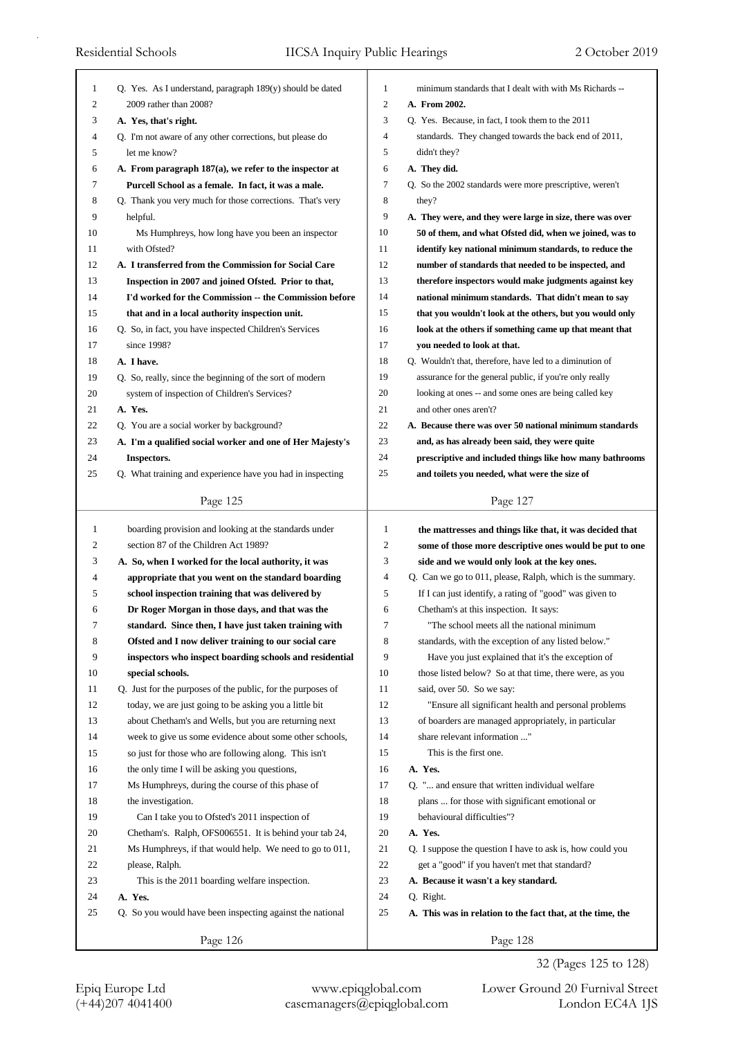Q. Yes. As I understand, paragraph 189(y) should be dated 2009 rather than 2008?

**A. Yes, that's right.**

Q. I'm not aware of any other corrections, but please do let me know?

**A. From paragraph 187(a), we refer to the inspector at Purcell School as a female. In fact, it was a male.**

Q. Thank you very much for those corrections. That's very helpful.

Ms Humphreys, how long have you been an inspector with Ofsted?

**A. I transferred from the Commission for Social Care Inspection in 2007 and joined Ofsted. Prior to that, I'd worked for the Commission -- the Commission before that and in a local authority inspection unit.**

Q. So, in fact, you have inspected Children's Services since 1998?

**A. I have.**

Q. So, really, since the beginning of the sort of modern system of inspection of Children's Services?

**A. Yes.**

Q. You are a social worker by background?

**A. I'm a qualified social worker and one of Her Majesty's Inspectors.**

Q. What training and experience have you had in inspecting boarding provision and looking at the standards under section 87 of the Children Act 1989?

**A. So, when I worked for the local authority, it was appropriate that you went on the standard boarding school inspection training that was delivered by Dr Roger Morgan in those days, and that was the standard. Since then, I have just taken training with Ofsted and I now deliver training to our social care inspectors who inspect boarding schools and residential special schools.**

Q. Just for the purposes of the public, for the purposes of today, we are just going to be asking you a little bit about Chetham's and Wells, but you are returning next week to give us some evidence about some other schools, so just for those who are following along. This isn't the only time I will be asking you questions, Ms Humphreys, during the course of this phase of the investigation.

Can I take you to Ofsted's 2011 inspection of Chetham's. Ralph, OFS006551. It is behind your tab 24, Ms Humphreys, if that would help. We need to go to 011, please, Ralph.

This is the 2011 boarding welfare inspection.

**A. Yes.**

Q. So you would have been inspecting against the national minimum standards that I dealt with with Ms Richards --

**A. From 2002.**

Q. Yes. Because, in fact, I took them to the 2011 standards. They changed towards the back end of 2011, didn't they?

**A. They did.**

Q. So the 2002 standards were more prescriptive, weren't they?

**A. They were, and they were large in size, there was over 50 of them, and what Ofsted did, when we joined, was to identify key national minimum standards, to reduce the number of standards that needed to be inspected, and therefore inspectors would make judgments against key national minimum standards. That didn't mean to say that you wouldn't look at the others, but you would only look at the others if something came up that meant that you needed to look at that.**

Q. Wouldn't that, therefore, have led to a diminution of assurance for the general public, if you're only really looking at ones -- and some ones are being called key and other ones aren't?

**A. Because there was over 50 national minimum standards and, as has already been said, they were quite prescriptive and included things like how many bathrooms and toilets you needed, what were the size of the mattresses and things like that, it was decided that some of those more descriptive ones would be put to one side and we would only look at the key ones.**

Q. Can we go to 011, please, Ralph, which is the summary. If I can just identify, a rating of "good" was given to Chetham's at this inspection. It says:

"The school meets all the national minimum standards, with the exception of any listed below."

Have you just explained that it's the exception of those listed below? So at that time, there were, as you said, over 50. So we say:

"Ensure all significant health and personal problems of boarders are managed appropriately, in particular share relevant information ..."

This is the first one.

**A. Yes.**

Q. "... and ensure that written individual welfare plans ... for those with significant emotional or behavioural difficulties"?

**A. Yes.**

Q. I suppose the question I have to ask is, how could you get a "good" if you haven't met that standard?

**A. Because it wasn't a key standard.**

Q. Right.

**A. This was in relation to the fact that, at the time, the**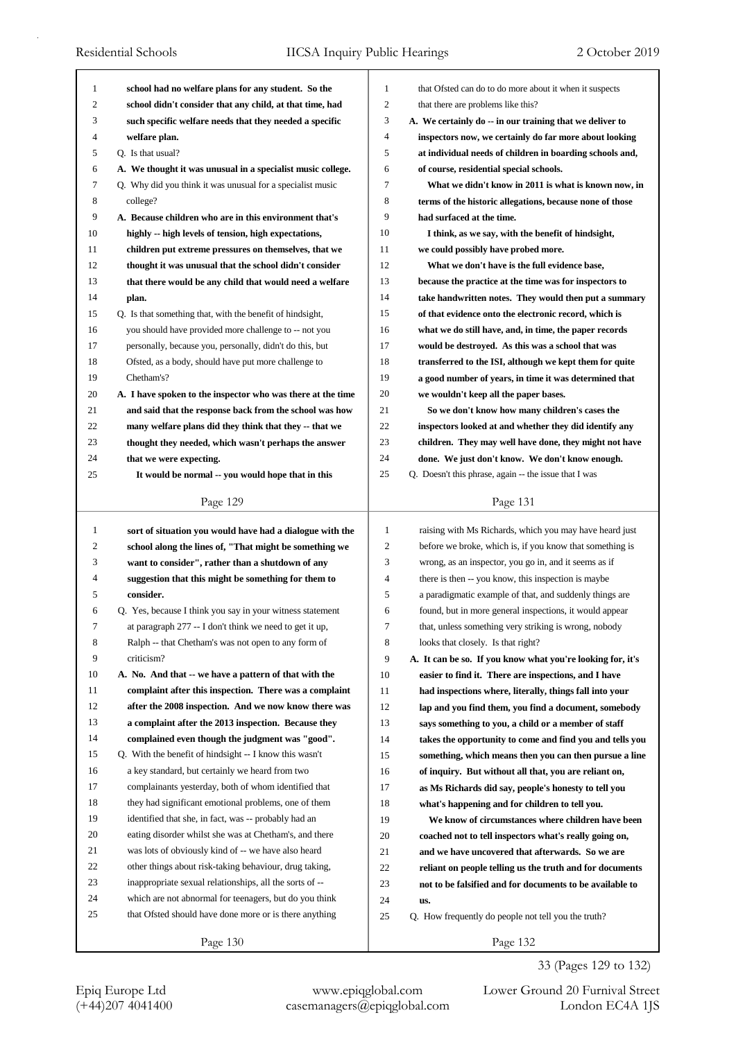school had no welfare plans for any student. So the school didn't consider that any child, at that time, had such specific welfare needs that they needed a specific welfare plan.

Q. Is that usual?

A. **We thought it was unusual in a specialist music college.**

Q. Why did you think it was unusual for a specialist music college?

A. **Because children who are in this environment that's highly -- high levels of tension, high expectations, children put extreme pressures on themselves, that we thought it was unusual that the school didn't consider that there would be any child that would need a welfare plan.**

Q. Is that something that, with the benefit of hindsight, you should have provided more challenge to -- not you personally, because you, personally, didn't do this, but Ofsted, as a body, should have put more challenge to Chetham's?

A. **I have spoken to the inspector who was there at the time and said that the response back from the school was how many welfare plans did they think that they -- that we thought they needed, which wasn't perhaps the answer that we were expecting.**

**It would be normal -- you would hope that in this sort of situation you would have had a dialogue with the school along the lines of, "That might be something we want to consider", rather than a shutdown of any suggestion that this might be something for them to consider.**

Q. Yes, because I think you say in your witness statement at paragraph 277 -- I don't think we need to get it up, Ralph -- that Chetham's was not open to any form of criticism?

A. **No. And that -- we have a pattern of that with the complaint after this inspection. There was a complaint after the 2008 inspection. And we now know there was a complaint after the 2013 inspection. Because they complained even though the judgment was "good".**

Q. With the benefit of hindsight -- I know this wasn't a key standard, but certainly we heard from two complainants yesterday, both of whom identified that they had significant emotional problems, one of them identified that she, in fact, was -- probably had an eating disorder whilst she was at Chetham's, and there was lots of obviously kind of -- we have also heard other things about risk-taking behaviour, drug taking, inappropriate sexual relationships, all the sorts of -- which are not abnormal for teenagers, but do you think that Ofsted should have done more or is there anything that Ofsted can do to do more about it when it suspects that there are problems like this?

A. **We certainly do -- in our training that we deliver to inspectors now, we certainly do far more about looking at individual needs of children in boarding schools and, of course, residential special schools.**

**What we didn't know in 2011 is what is known now, in terms of the historic allegations, because none of those had surfaced at the time.**

**I think, as we say, with the benefit of hindsight, we could possibly have probed more.**

**What we don't have is the full evidence base, because the practice at the time was for inspectors to take handwritten notes. They would then put a summary of that evidence onto the electronic record, which is what we do still have, and, in time, the paper records would be destroyed. As this was a school that was transferred to the ISI, although we kept them for quite a good number of years, in time it was determined that we wouldn't keep all the paper bases.**

**So we don't know how many children's cases the inspectors looked at and whether they did identify any children. They may well have done, they might not have done. We just don't know. We don't know enough.**

Q. Doesn't this phrase, again -- the issue that I was raising with Ms Richards, which you may have heard just before we broke, which is, if you know that something is wrong, as an inspector, you go in, and it seems as if there is then -- you know, this inspection is maybe a paradigmatic example of that, and suddenly things are found, but in more general inspections, it would appear that, unless something very striking is wrong, nobody looks that closely. Is that right?

A. **It can be so. If you know what you're looking for, it's easier to find it. There are inspections, and I have had inspections where, literally, things fall into your lap and you find them, you find a document, somebody says something to you, a child or a member of staff takes the opportunity to come and find you and tells you something, which means then you can then pursue a line of inquiry. But without all that, you are reliant on, as Ms Richards did say, people's honesty to tell you what's happening and for children to tell you.**

**We know of circumstances where children have been coached not to tell inspectors what's really going on, and we have uncovered that afterwards. So we are reliant on people telling us the truth and for documents not to be falsified and for documents to be available to us.**

Q. How frequently do people not tell you the truth?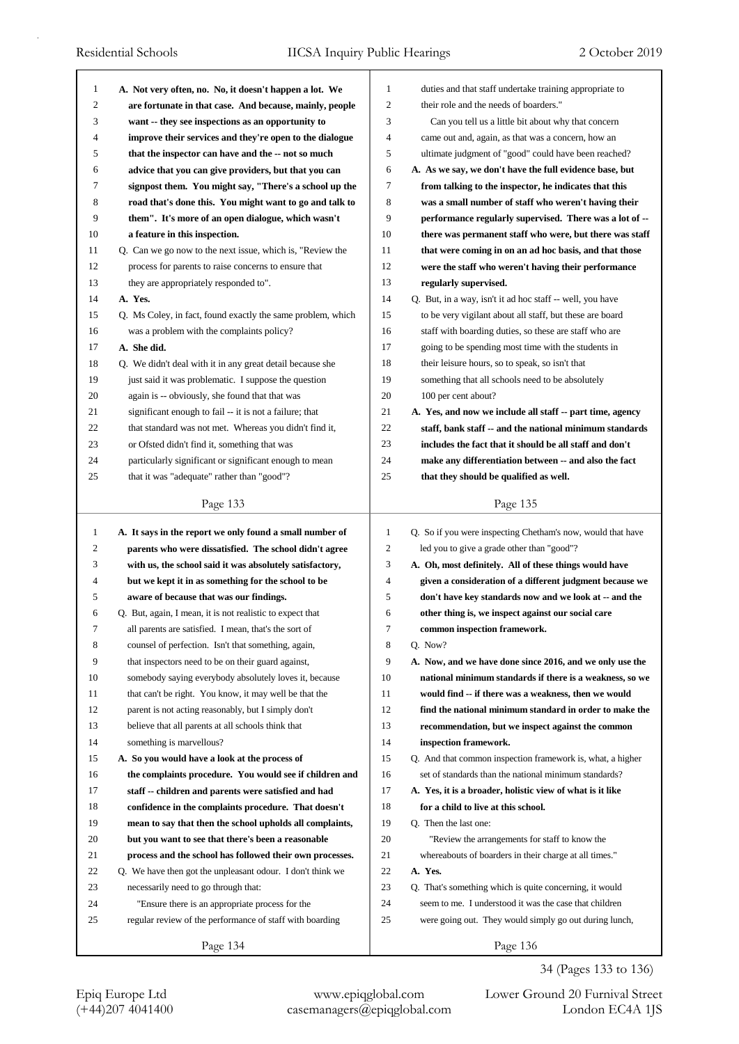**A. Not very often, no. No, it doesn't happen a lot. We are fortunate in that case. And because, mainly, people want -- they see inspections as an opportunity to improve their services and they're open to the dialogue that the inspector can have and the -- not so much advice that you can give providers, but that you can signpost them. You might say, "There's a school up the road that's done this. You might want to go and talk to them". It's more of an open dialogue, which wasn't a feature in this inspection.**

Q. Can we go now to the next issue, which is, "Review the process for parents to raise concerns to ensure that they are appropriately responded to".

**A. Yes.**

Q. Ms Coley, in fact, found exactly the same problem, which was a problem with the complaints policy?

**A. She did.**

Q. We didn't deal with it in any great detail because she just said it was problematic. I suppose the question again is -- obviously, she found that that was significant enough to fail -- it is not a failure; that that standard was not met. Whereas you didn't find it, or Ofsted didn't find it, something that was particularly significant or significant enough to mean that it was "adequate" rather than "good"?

**A. It says in the report we only found a small number of parents who were dissatisfied. The school didn't agree with us, the school said it was absolutely satisfactory, but we kept it in as something for the school to be aware of because that was our findings.**

Q. But, again, I mean, it is not realistic to expect that all parents are satisfied. I mean, that's the sort of counsel of perfection. Isn't that something, again, that inspectors need to be on their guard against, somebody saying everybody absolutely loves it, because that can't be right. You know, it may well be that the parent is not acting reasonably, but I simply don't believe that all parents at all schools think that something is marvellous?

**A. So you would have a look at the process of the complaints procedure. You would see if children and staff -- children and parents were satisfied and had confidence in the complaints procedure. That doesn't mean to say that then the school upholds all complaints, but you want to see that there's been a reasonable process and the school has followed their own processes.**

Q. We have then got the unpleasant odour. I don't think we necessarily need to go through that:

"Ensure there is an appropriate process for the regular review of the performance of staff with boarding duties and that staff undertake training appropriate to their role and the needs of boarders."

Can you tell us a little bit about why that concern came out and, again, as that was a concern, how an ultimate judgment of "good" could have been reached?

**A. As we say, we don't have the full evidence base, but from talking to the inspector, he indicates that this was a small number of staff who weren't having their performance regularly supervised. There was a lot of -- there was permanent staff who were, but there was staff that were coming in on an ad hoc basis, and that those were the staff who weren't having their performance regularly supervised.**

Q. But, in a way, isn't it ad hoc staff -- well, you have to be very vigilant about all staff, but these are board staff with boarding duties, so these are staff who are going to be spending most time with the students in their leisure hours, so to speak, so isn't that something that all schools need to be absolutely 100 per cent about?

**A. Yes, and now we include all staff -- part time, agency staff, bank staff -- and the national minimum standards includes the fact that it should be all staff and don't make any differentiation between -- and also the fact that they should be qualified as well.**

Q. So if you were inspecting Chetham's now, would that have led you to give a grade other than "good"?

**A. Oh, most definitely. All of these things would have given a consideration of a different judgment because we don't have key standards now and we look at -- and the other thing is, we inspect against our social care common inspection framework.**

Q. Now?

**A. Now, and we have done since 2016, and we only use the national minimum standards if there is a weakness, so we would find -- if there was a weakness, then we would find the national minimum standard in order to make the recommendation, but we inspect against the common inspection framework.**

Q. And that common inspection framework is, what, a higher set of standards than the national minimum standards?

**A. Yes, it is a broader, holistic view of what is it like for a child to live at this school.**

Q. Then the last one:

"Review the arrangements for staff to know the whereabouts of boarders in their charge at all times."

**A. Yes.**

Q. That's something which is quite concerning, it would seem to me. I understood it was the case that children were going out. They would simply go out during lunch,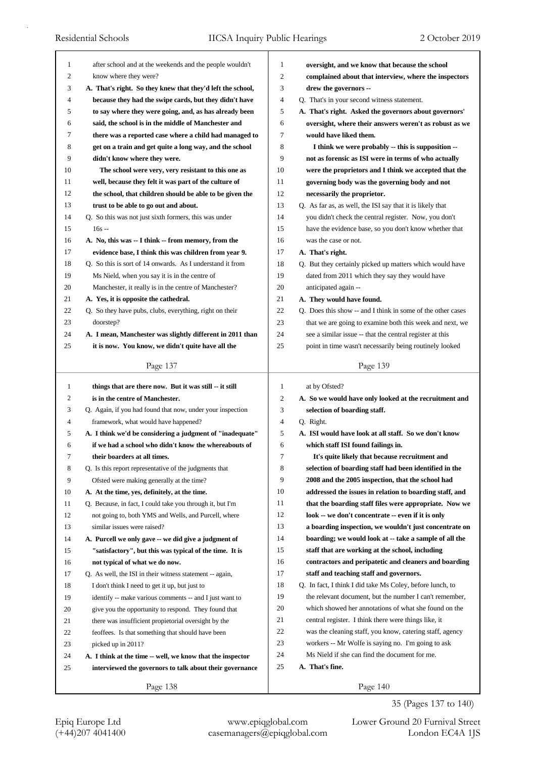after school and at the weekends and the people wouldn't know where they were?

**A. That's right. So they knew that they'd left the school, because they had the swipe cards, but they didn't have to say where they were going, and, as has already been said, the school is in the middle of Manchester and there was a reported case where a child had managed to get on a train and get quite a long way, and the school didn't know where they were.**

**The school were very, very resistant to this one as well, because they felt it was part of the culture of the school, that children should be able to be given the trust to be able to go out and about.**

Q. So this was not just sixth formers, this was under 16s --

**A. No, this was -- I think -- from memory, from the evidence base, I think this was children from year 9.**

Q. So this is sort of 14 onwards. As I understand it from Ms Nield, when you say it is in the centre of Manchester, it really is in the centre of Manchester?

**A. Yes, it is opposite the cathedral.**

Q. So they have pubs, clubs, everything, right on their doorstep?

**A. I mean, Manchester was slightly different in 2011 than it is now. You know, we didn't quite have all the things that are there now. But it was still -- it still is in the centre of Manchester.**

Q. Again, if you had found that now, under your inspection framework, what would have happened?

**A. I think we'd be considering a judgment of "inadequate" if we had a school who didn't know the whereabouts of their boarders at all times.**

Q. Is this report representative of the judgments that Ofsted were making generally at the time?

**A. At the time, yes, definitely, at the time.**

Q. Because, in fact, I could take you through it, but I'm not going to, both YMS and Wells, and Purcell, where similar issues were raised?

**A. Purcell we only gave -- we did give a judgment of "satisfactory", but this was typical of the time. It is not typical of what we do now.**

Q. As well, the ISI in their witness statement -- again, I don't think I need to get it up, but just to identify -- make various comments -- and I just want to give you the opportunity to respond. They found that there was insufficient propietorial oversight by the feoffees. Is that something that should have been picked up in 2011?

**A. I think at the time -- well, we know that the inspector interviewed the governors to talk about their governance oversight, and we know that because the school complained about that interview, where the inspectors drew the governors --**

Q. That's in your second witness statement.

**A. That's right. Asked the governors about governors' oversight, where their answers weren't as robust as we would have liked them.**

**I think we were probably -- this is supposition -- not as forensic as ISI were in terms of who actually were the proprietors and I think we accepted that the governing body was the governing body and not necessarily the proprietor.**

Q. As far as, as well, the ISI say that it is likely that you didn't check the central register. Now, you don't have the evidence base, so you don't know whether that was the case or not.

**A. That's right.**

Q. But they certainly picked up matters which would have dated from 2011 which they say they would have anticipated again --

**A. They would have found.**

Q. Does this show -- and I think in some of the other cases that we are going to examine both this week and next, we see a similar issue -- that the central register at this point in time wasn't necessarily being routinely looked at by Ofsted?

**A. So we would have only looked at the recruitment and selection of boarding staff.**

Q. Right.

**A. ISI would have look at all staff. So we don't know which staff ISI found failings in.**

**It's quite likely that because recruitment and selection of boarding staff had been identified in the 2008 and the 2005 inspection, that the school had addressed the issues in relation to boarding staff, and that the boarding staff files were appropriate. Now we look -- we don't concentrate -- even if it is only a boarding inspection, we wouldn't just concentrate on boarding; we would look at -- take a sample of all the staff that are working at the school, including contractors and peripatetic and cleaners and boarding staff and teaching staff and governors.**

Q. In fact, I think I did take Ms Coley, before lunch, to the relevant document, but the number I can't remember, which showed her annotations of what she found on the central register. I think there were things like, it was the cleaning staff, you know, catering staff, agency workers -- Mr Wolfe is saying no. I'm going to ask Ms Nield if she can find the document for me.

**A. That's fine.**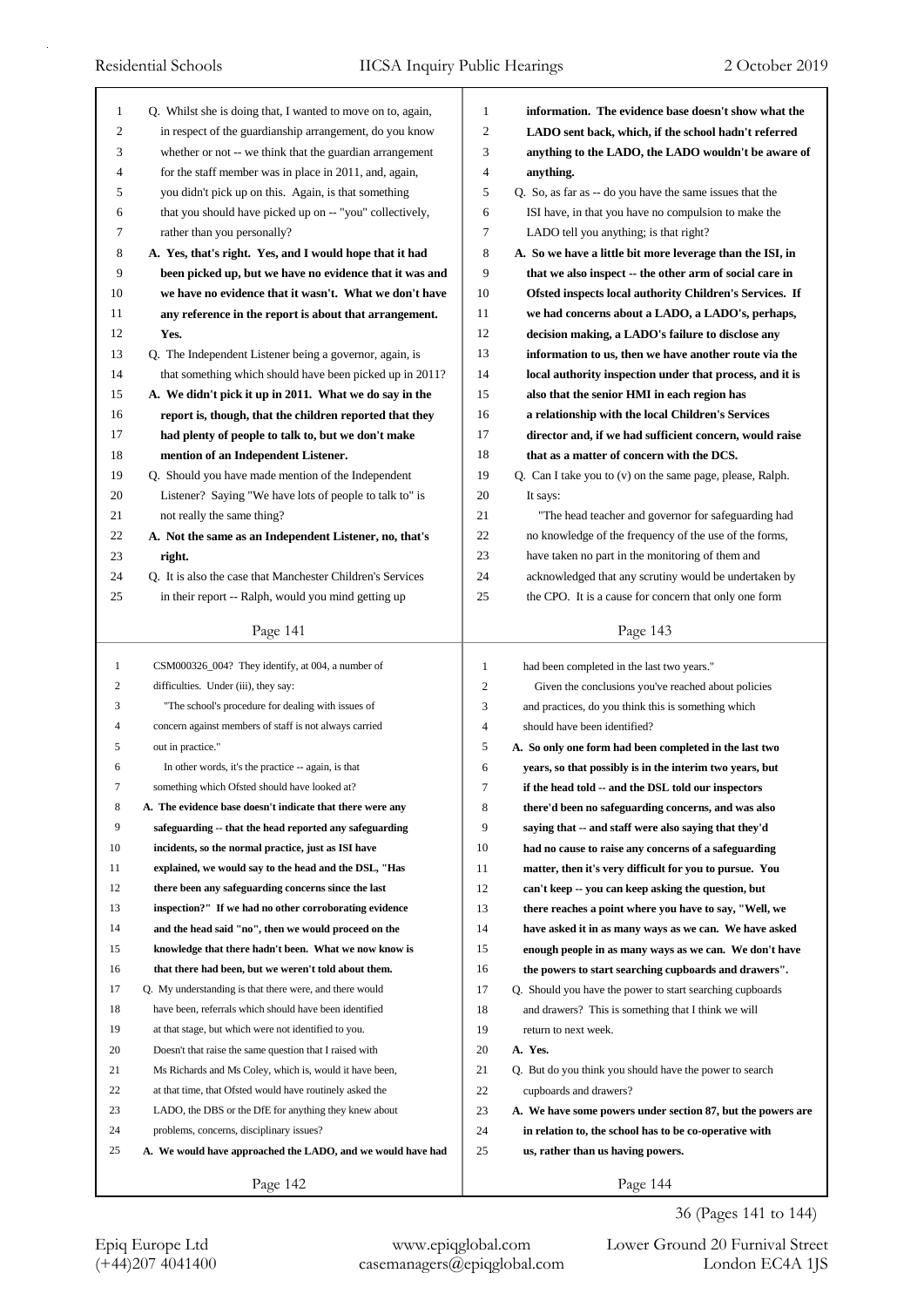Q. Whilst she is doing that, I wanted to move on to, again, in respect of the guardianship arrangement, do you know whether or not -- we think that the guardian arrangement for the staff member was in place in 2011, and, again, you didn't pick up on this. Again, is that something that you should have picked up on -- "you" collectively, rather than you personally?

**A. Yes, that's right. Yes, and I would hope that it had been picked up, but we have no evidence that it was and we have no evidence that it wasn't. What we don't have any reference in the report is about that arrangement. Yes.**

Q. The Independent Listener being a governor, again, is that something which should have been picked up in 2011?

**A. We didn't pick it up in 2011. What we do say in the report is, though, that the children reported that they had plenty of people to talk to, but we don't make mention of an Independent Listener.**

Q. Should you have made mention of the Independent Listener? Saying "We have lots of people to talk to" is not really the same thing?

**A. Not the same as an Independent Listener, no, that's right.**

Q. It is also the case that Manchester Children's Services in their report -- Ralph, would you mind getting up CSM000326_004? They identify, at 004, a number of difficulties. Under (iii), they say:

"The school's procedure for dealing with issues of concern against members of staff is not always carried out in practice."

In other words, it's the practice -- again, is that something which Ofsted should have looked at?

**A. The evidence base doesn't indicate that there were any safeguarding -- that the head reported any safeguarding incidents, so the normal practice, just as ISI have explained, we would say to the head and the DSL, "Has there been any safeguarding concerns since the last inspection?" If we had no other corroborating evidence and the head said "no", then we would proceed on the knowledge that there hadn't been. What we now know is that there had been, but we weren't told about them.**

Q. My understanding is that there were, and there would have been, referrals which should have been identified at that stage, but which were not identified to you. Doesn't that raise the same question that I raised with Ms Richards and Ms Coley, which is, would it have been, at that time, that Ofsted would have routinely asked the LADO, the DBS or the DfE for anything they knew about problems, concerns, disciplinary issues?

**A. We would have approached the LADO, and we would have had information. The evidence base doesn't show what the LADO sent back, which, if the school hadn't referred anything to the LADO, the LADO wouldn't be aware of anything.**

Q. So, as far as -- do you have the same issues that the ISI have, in that you have no compulsion to make the LADO tell you anything; is that right?

**A. So we have a little bit more leverage than the ISI, in that we also inspect -- the other arm of social care in Ofsted inspects local authority Children's Services. If we had concerns about a LADO, a LADO's, perhaps, decision making, a LADO's failure to disclose any information to us, then we have another route via the local authority inspection under that process, and it is also that the senior HMI in each region has a relationship with the local Children's Services director and, if we had sufficient concern, would raise that as a matter of concern with the DCS.**

Q. Can I take you to (v) on the same page, please, Ralph. It says:

"The head teacher and governor for safeguarding had no knowledge of the frequency of the use of the forms, have taken no part in the monitoring of them and acknowledged that any scrutiny would be undertaken by the CPO. It is a cause for concern that only one form had been completed in the last two years."

Given the conclusions you've reached about policies and practices, do you think this is something which should have been identified?

**A. So only one form had been completed in the last two years, so that possibly is in the interim two years, but if the head told -- and the DSL told our inspectors there'd been no safeguarding concerns, and was also saying that -- and staff were also saying that they'd had no cause to raise any concerns of a safeguarding matter, then it's very difficult for you to pursue. You can't keep -- you can keep asking the question, but there reaches a point where you have to say, "Well, we have asked it in as many ways as we can. We have asked enough people in as many ways as we can. We don't have the powers to start searching cupboards and drawers".**

Q. Should you have the power to start searching cupboards and drawers? This is something that I think we will return to next week.

**A. Yes.**

Q. But do you think you should have the power to search cupboards and drawers?

**A. We have some powers under section 87, but the powers are in relation to, the school has to be co-operative with us, rather than us having powers.**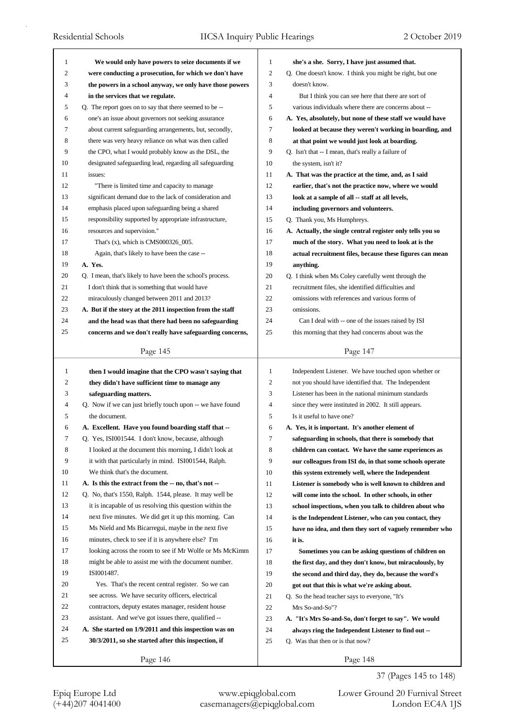**We would only have powers to seize documents if we were conducting a prosecution, for which we don't have the powers in a school anyway, we only have those powers in the services that we regulate.**

Q. The report goes on to say that there seemed to be -- one's an issue about governors not seeking assurance about current safeguarding arrangements, but, secondly, there was very heavy reliance on what was then called the CPO, what I would probably know as the DSL, the designated safeguarding lead, regarding all safeguarding issues:

"There is limited time and capacity to manage significant demand due to the lack of consideration and emphasis placed upon safeguarding being a shared responsibility supported by appropriate infrastructure, resources and supervision."

That's (x), which is CMS000326_005.

Again, that's likely to have been the case --

**A. Yes.**

Q. I mean, that's likely to have been the school's process. I don't think that is something that would have miraculously changed between 2011 and 2013?

**A. But if the story at the 2011 inspection from the staff and the head was that there had been no safeguarding concerns and we don't really have safeguarding concerns, then I would imagine that the CPO wasn't saying that they didn't have sufficient time to manage any safeguarding matters.**

Q. Now if we can just briefly touch upon -- we have found the document.

**A. Excellent. Have you found boarding staff that --**

Q. Yes, ISI001544. I don't know, because, although I looked at the document this morning, I didn't look at it with that particularly in mind. ISI001544, Ralph. We think that's the document.

**A. Is this the extract from the -- no, that's not --**

Q. No, that's 1550, Ralph. 1544, please. It may well be it is incapable of us resolving this question within the next five minutes. We did get it up this morning. Can Ms Nield and Ms Bicarregui, maybe in the next five minutes, check to see if it is anywhere else? I'm looking across the room to see if Mr Wolfe or Ms McKimm might be able to assist me with the document number. ISI001487.

Yes. That's the recent central register. So we can see across. We have security officers, electrical contractors, deputy estates manager, resident house assistant. And we've got issues there, qualified --

**A. She started on 1/9/2011 and this inspection was on 30/3/2011, so she started after this inspection, if she's a she. Sorry, I have just assumed that.**

Q. One doesn't know. I think you might be right, but one doesn't know.

But I think you can see here that there are sort of various individuals where there are concerns about --

**A. Yes, absolutely, but none of these staff we would have looked at because they weren't working in boarding, and at that point we would just look at boarding.**

Q. Isn't that -- I mean, that's really a failure of the system, isn't it?

**A. That was the practice at the time, and, as I said earlier, that's not the practice now, where we would look at a sample of all -- staff at all levels, including governors and volunteers.**

Q. Thank you, Ms Humphreys.

**A. Actually, the single central register only tells you so much of the story. What you need to look at is the actual recruitment files, because these figures can mean anything.**

Q. I think when Ms Coley carefully went through the recruitment files, she identified difficulties and omissions with references and various forms of omissions.

Can I deal with -- one of the issues raised by ISI this morning that they had concerns about was the Independent Listener. We have touched upon whether or not you should have identified that. The Independent Listener has been in the national minimum standards since they were instituted in 2002. It still appears. Is it useful to have one?

**A. Yes, it is important. It's another element of safeguarding in schools, that there is somebody that children can contact. We have the same experiences as our colleagues from ISI do, in that some schools operate this system extremely well, where the Independent Listener is somebody who is well known to children and will come into the school. In other schools, in other school inspections, when you talk to children about who is the Independent Listener, who can you contact, they have no idea, and then they sort of vaguely remember who it is.**

**Sometimes you can be asking questions of children on the first day, and they don't know, but miraculously, by the second and third day, they do, because the word's got out that this is what we're asking about.**

Q. So the head teacher says to everyone, "It's Mrs So-and-So"?

**A. "It's Mrs So-and-So, don't forget to say". We would always ring the Independent Listener to find out --**

Q. Was that then or is that now?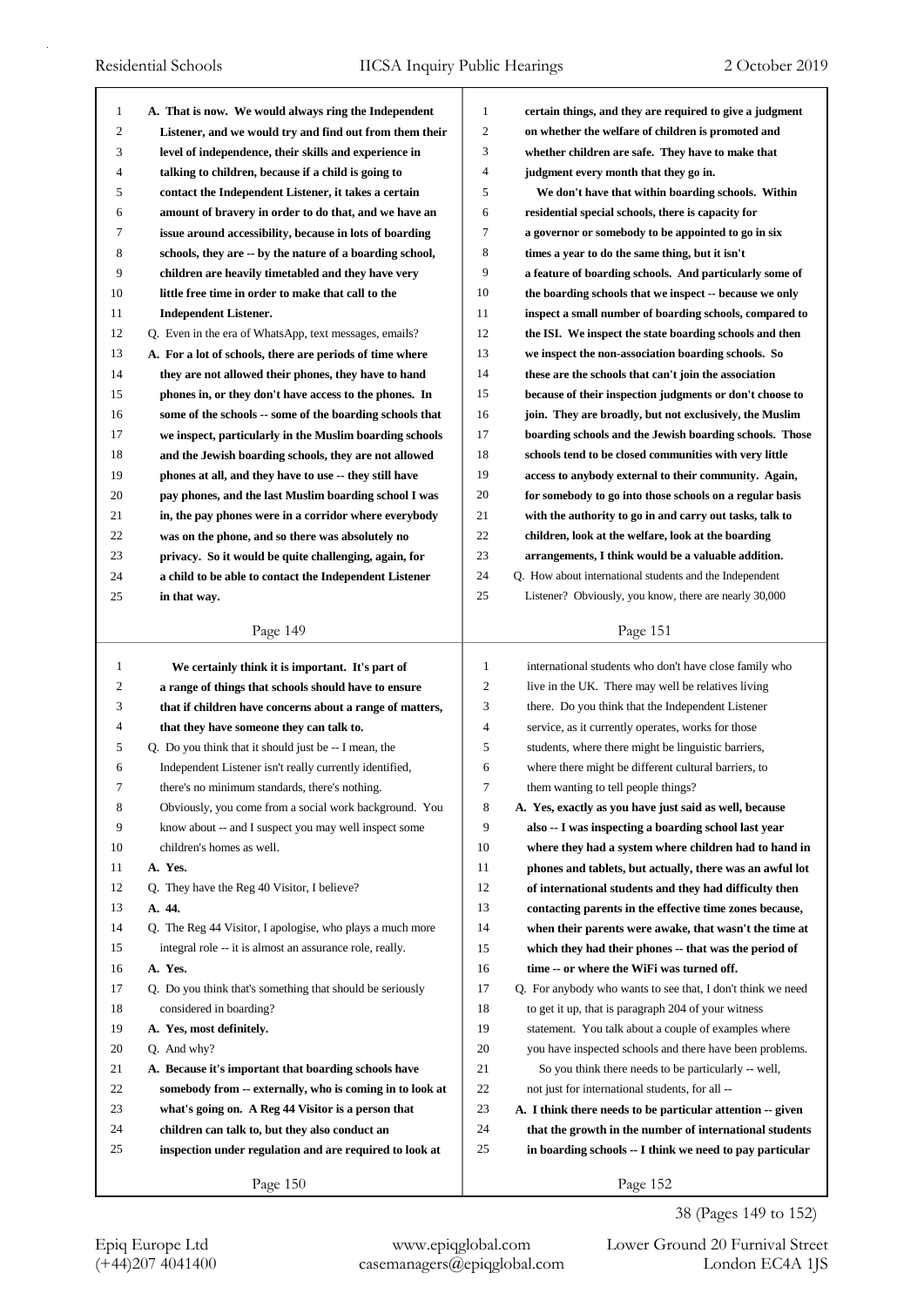A. That is now. We would always ring the Independent Listener, and we would try and find out from them their level of independence, their skills and experience in talking to children, because if a child is going to contact the Independent Listener, it takes a certain amount of bravery in order to do that, and we have an issue around accessibility, because in lots of boarding schools, they are -- by the nature of a boarding school, children are heavily timetabled and they have very little free time in order to make that call to the Independent Listener.

Q. Even in the era of WhatsApp, text messages, emails?

A. For a lot of schools, there are periods of time where they are not allowed their phones, they have to hand phones in, or they don't have access to the phones. In some of the schools -- some of the boarding schools that we inspect, particularly in the Muslim boarding schools and the Jewish boarding schools, they are not allowed phones at all, and they have to use -- they still have pay phones, and the last Muslim boarding school I was in, the pay phones were in a corridor where everybody was on the phone, and so there was absolutely no privacy. So it would be quite challenging, again, for a child to be able to contact the Independent Listener in that way.

We certainly think it is important. It's part of a range of things that schools should have to ensure that if children have concerns about a range of matters, that they have someone they can talk to.

Q. Do you think that it should just be -- I mean, the Independent Listener isn't really currently identified, there's no minimum standards, there's nothing. Obviously, you come from a social work background. You know about -- and I suspect you may well inspect some children's homes as well.

A. Yes.

Q. They have the Reg 40 Visitor, I believe?

A. 44.

Q. The Reg 44 Visitor, I apologise, who plays a much more integral role -- it is almost an assurance role, really.

A. Yes.

Q. Do you think that's something that should be seriously considered in boarding?

A. Yes, most definitely.

Q. And why?

A. Because it's important that boarding schools have somebody from -- externally, who is coming in to look at what's going on. A Reg 44 Visitor is a person that children can talk to, but they also conduct an inspection under regulation and are required to look at certain things, and they are required to give a judgment on whether the welfare of children is promoted and whether children are safe. They have to make that judgment every month that they go in.

We don't have that within boarding schools. Within residential special schools, there is capacity for a governor or somebody to be appointed to go in six times a year to do the same thing, but it isn't a feature of boarding schools. And particularly some of the boarding schools that we inspect -- because we only inspect a small number of boarding schools, compared to the ISI. We inspect the state boarding schools and then we inspect the non-association boarding schools. So these are the schools that can't join the association because of their inspection judgments or don't choose to join. They are broadly, but not exclusively, the Muslim boarding schools and the Jewish boarding schools. Those schools tend to be closed communities with very little access to anybody external to their community. Again, for somebody to go into those schools on a regular basis with the authority to go in and carry out tasks, talk to children, look at the welfare, look at the boarding arrangements, I think would be a valuable addition.

Q. How about international students and the Independent Listener? Obviously, you know, there are nearly 30,000 international students who don't have close family who live in the UK. There may well be relatives living there. Do you think that the Independent Listener service, as it currently operates, works for those students, where there might be linguistic barriers, where there might be different cultural barriers, to them wanting to tell people things?

A. Yes, exactly as you have just said as well, because also -- I was inspecting a boarding school last year where they had a system where children had to hand in phones and tablets, but actually, there was an awful lot of international students and they had difficulty then contacting parents in the effective time zones because, when their parents were awake, that wasn't the time at which they had their phones -- that was the period of time -- or where the WiFi was turned off.

Q. For anybody who wants to see that, I don't think we need to get it up, that is paragraph 204 of your witness statement. You talk about a couple of examples where you have inspected schools and there have been problems.

So you think there needs to be particularly -- well, not just for international students, for all --

A. I think there needs to be particular attention -- given that the growth in the number of international students in boarding schools -- I think we need to pay particular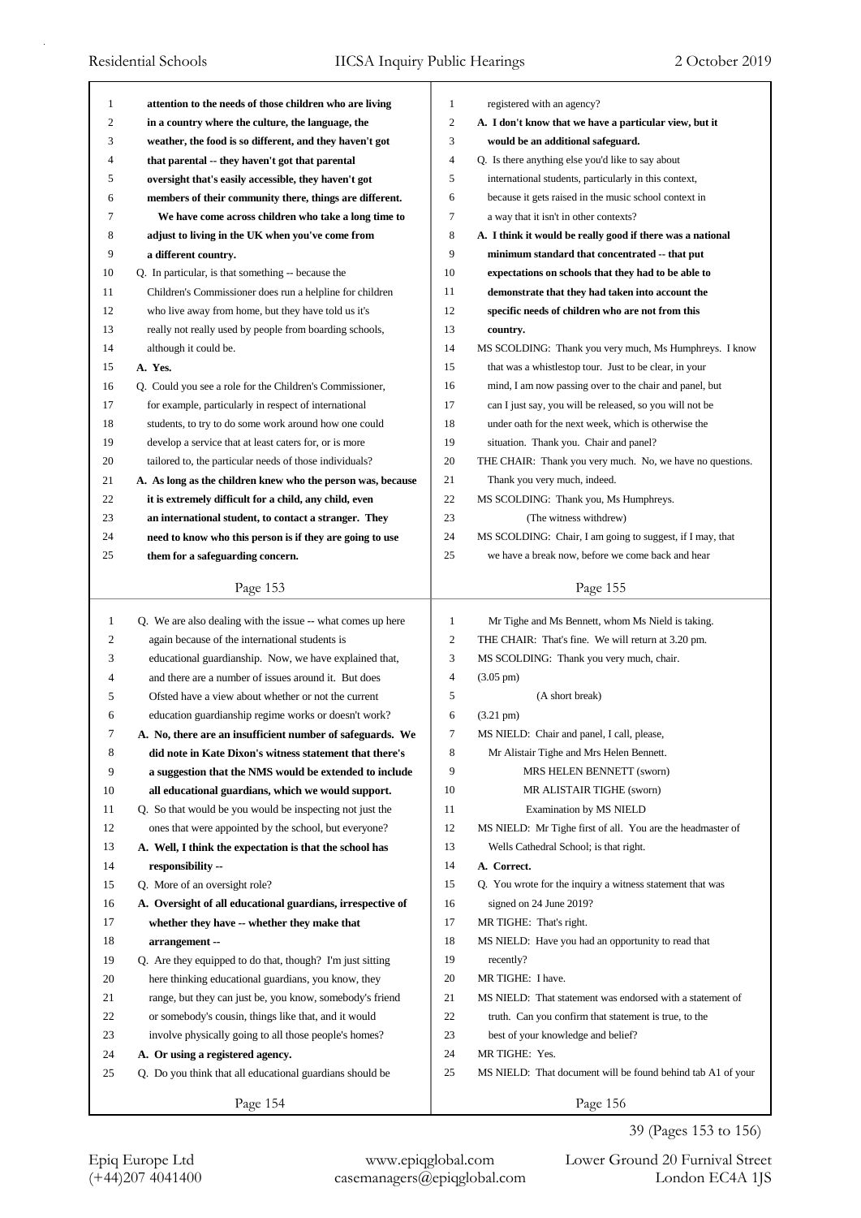**attention to the needs of those children who are living in a country where the culture, the language, the weather, the food is so different, and they haven't got that parental -- they haven't got that parental oversight that's easily accessible, they haven't got members of their community there, things are different.**

**We have come across children who take a long time to adjust to living in the UK when you've come from a different country.**

Q. In particular, is that something -- because the Children's Commissioner does run a helpline for children who live away from home, but they have told us it's really not really used by people from boarding schools, although it could be.

**A. Yes.**

Q. Could you see a role for the Children's Commissioner, for example, particularly in respect of international students, to try to do some work around how one could develop a service that at least caters for, or is more tailored to, the particular needs of those individuals?

**A. As long as the children knew who the person was, because it is extremely difficult for a child, any child, even an international student, to contact a stranger. They need to know who this person is if they are going to use them for a safeguarding concern.**

Q. We are also dealing with the issue -- what comes up here again because of the international students is educational guardianship. Now, we have explained that, and there are a number of issues around it. But does Ofsted have a view about whether or not the current education guardianship regime works or doesn't work?

**A. No, there are an insufficient number of safeguards. We did note in Kate Dixon's witness statement that there's a suggestion that the NMS would be extended to include all educational guardians, which we would support.**

Q. So that would be you would be inspecting not just the ones that were appointed by the school, but everyone?

**A. Well, I think the expectation is that the school has responsibility --**

Q. More of an oversight role?

**A. Oversight of all educational guardians, irrespective of whether they have -- whether they make that arrangement --**

Q. Are they equipped to do that, though? I'm just sitting here thinking educational guardians, you know, they range, but they can just be, you know, somebody's friend or somebody's cousin, things like that, and it would involve physically going to all those people's homes?

**A. Or using a registered agency.**

Q. Do you think that all educational guardians should be registered with an agency?

**A. I don't know that we have a particular view, but it would be an additional safeguard.**

Q. Is there anything else you'd like to say about international students, particularly in this context, because it gets raised in the music school context in a way that it isn't in other contexts?

**A. I think it would be really good if there was a national minimum standard that concentrated -- that put expectations on schools that they had to be able to demonstrate that they had taken into account the specific needs of children who are not from this country.**

MS SCOLDING: Thank you very much, Ms Humphreys. I know that was a whistlestop tour. Just to be clear, in your mind, I am now passing over to the chair and panel, but can I just say, you will be released, so you will not be under oath for the next week, which is otherwise the situation. Thank you. Chair and panel?

THE CHAIR: Thank you very much. No, we have no questions. Thank you very much, indeed.

MS SCOLDING: Thank you, Ms Humphreys.

(The witness withdrew)

MS SCOLDING: Chair, I am going to suggest, if I may, that we have a break now, before we come back and hear Mr Tighe and Ms Bennett, whom Ms Nield is taking.

THE CHAIR: That's fine. We will return at 3.20 pm.

MS SCOLDING: Thank you very much, chair.

(3.05 pm)

(A short break)

(3.21 pm)

MS NIELD: Chair and panel, I call, please, Mr Alistair Tighe and Mrs Helen Bennett.

MRS HELEN BENNETT (sworn)

MR ALISTAIR TIGHE (sworn)

Examination by MS NIELD

MS NIELD: Mr Tighe first of all. You are the headmaster of Wells Cathedral School; is that right.

**A. Correct.**

Q. You wrote for the inquiry a witness statement that was signed on 24 June 2019?

MR TIGHE: That's right.

MS NIELD: Have you had an opportunity to read that recently?

MR TIGHE: I have.

MS NIELD: That statement was endorsed with a statement of truth. Can you confirm that statement is true, to the best of your knowledge and belief?

MR TIGHE: Yes.

MS NIELD: That document will be found behind tab A1 of your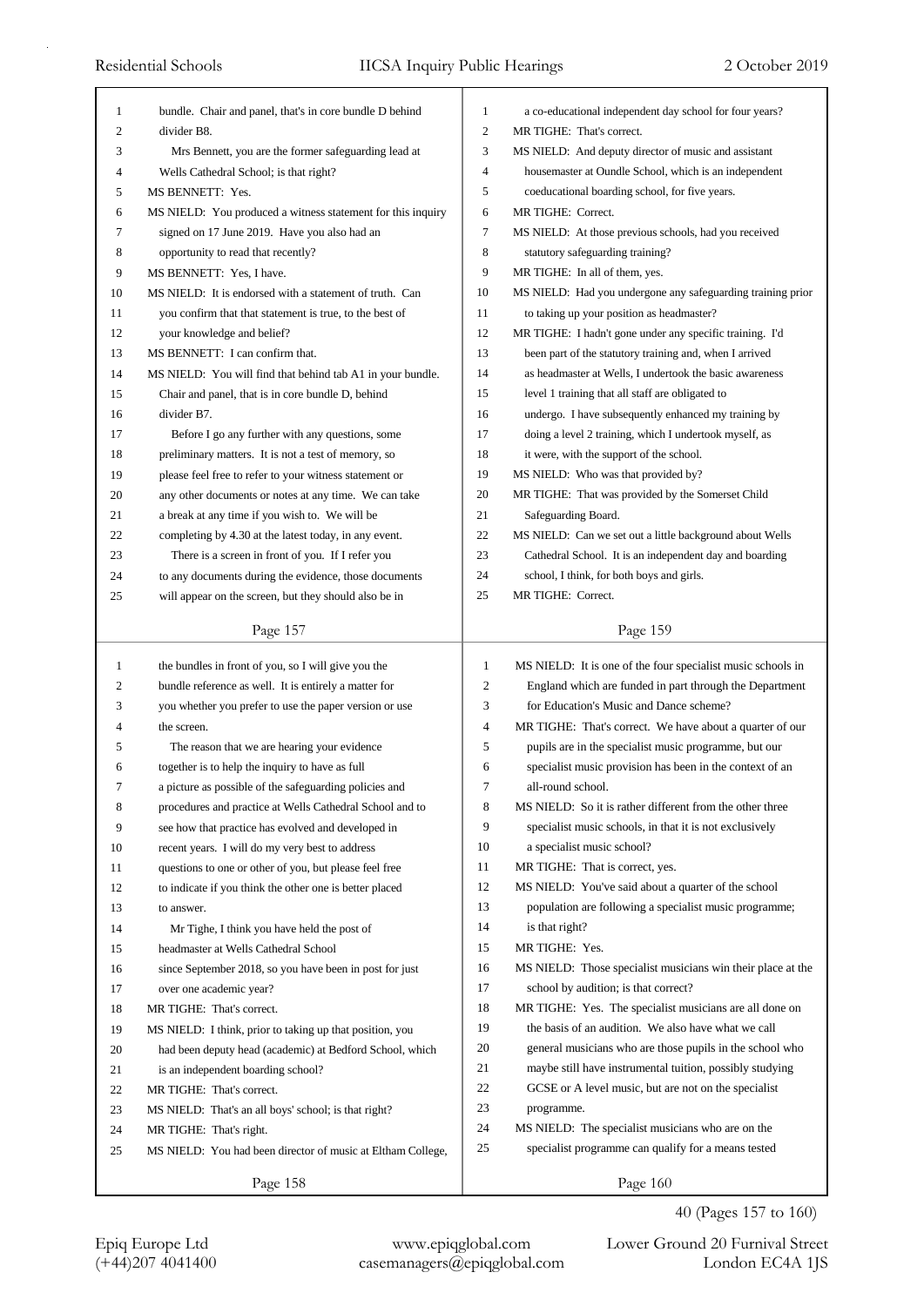bundle. Chair and panel, that's in core bundle D behind divider B8.

Mrs Bennett, you are the former safeguarding lead at Wells Cathedral School; is that right?

MS BENNETT: Yes.

MS NIELD: You produced a witness statement for this inquiry signed on 17 June 2019. Have you also had an opportunity to read that recently?

MS BENNETT: Yes, I have.

MS NIELD: It is endorsed with a statement of truth. Can you confirm that that statement is true, to the best of your knowledge and belief?

MS BENNETT: I can confirm that.

MS NIELD: You will find that behind tab A1 in your bundle. Chair and panel, that is in core bundle D, behind divider B7.

Before I go any further with any questions, some preliminary matters. It is not a test of memory, so please feel free to refer to your witness statement or any other documents or notes at any time. We can take a break at any time if you wish to. We will be completing by 4.30 at the latest today, in any event.

There is a screen in front of you. If I refer you to any documents during the evidence, those documents will appear on the screen, but they should also be in the bundles in front of you, so I will give you the bundle reference as well. It is entirely a matter for you whether you prefer to use the paper version or use the screen.

The reason that we are hearing your evidence together is to help the inquiry to have as full a picture as possible of the safeguarding policies and procedures and practice at Wells Cathedral School and to see how that practice has evolved and developed in recent years. I will do my very best to address questions to one or other of you, but please feel free to indicate if you think the other one is better placed to answer.

Mr Tighe, I think you have held the post of headmaster at Wells Cathedral School since September 2018, so you have been in post for just over one academic year?

MR TIGHE: That's correct.

MS NIELD: I think, prior to taking up that position, you had been deputy head (academic) at Bedford School, which is an independent boarding school?

MR TIGHE: That's correct.

MS NIELD: That's an all boys' school; is that right?

MR TIGHE: That's right.

MS NIELD: You had been director of music at Eltham College, a co-educational independent day school for four years?

MR TIGHE: That's correct.

MS NIELD: And deputy director of music and assistant housemaster at Oundle School, which is an independent coeducational boarding school, for five years.

MR TIGHE: Correct.

MS NIELD: At those previous schools, had you received statutory safeguarding training?

MR TIGHE: In all of them, yes.

MS NIELD: Had you undergone any safeguarding training prior to taking up your position as headmaster?

MR TIGHE: I hadn't gone under any specific training. I'd been part of the statutory training and, when I arrived as headmaster at Wells, I undertook the basic awareness level 1 training that all staff are obligated to undergo. I have subsequently enhanced my training by doing a level 2 training, which I undertook myself, as it were, with the support of the school.

MS NIELD: Who was that provided by?

MR TIGHE: That was provided by the Somerset Child Safeguarding Board.

MS NIELD: Can we set out a little background about Wells Cathedral School. It is an independent day and boarding school, I think, for both boys and girls.

MR TIGHE: Correct.

MS NIELD: It is one of the four specialist music schools in England which are funded in part through the Department for Education's Music and Dance scheme?

MR TIGHE: That's correct. We have about a quarter of our pupils are in the specialist music programme, but our specialist music provision has been in the context of an all-round school.

MS NIELD: So it is rather different from the other three specialist music schools, in that it is not exclusively a specialist music school?

MR TIGHE: That is correct, yes.

MS NIELD: You've said about a quarter of the school population are following a specialist music programme; is that right?

MR TIGHE: Yes.

MS NIELD: Those specialist musicians win their place at the school by audition; is that correct?

MR TIGHE: Yes. The specialist musicians are all done on the basis of an audition. We also have what we call general musicians who are those pupils in the school who maybe still have instrumental tuition, possibly studying GCSE or A level music, but are not on the specialist programme.

MS NIELD: The specialist musicians who are on the specialist programme can qualify for a means tested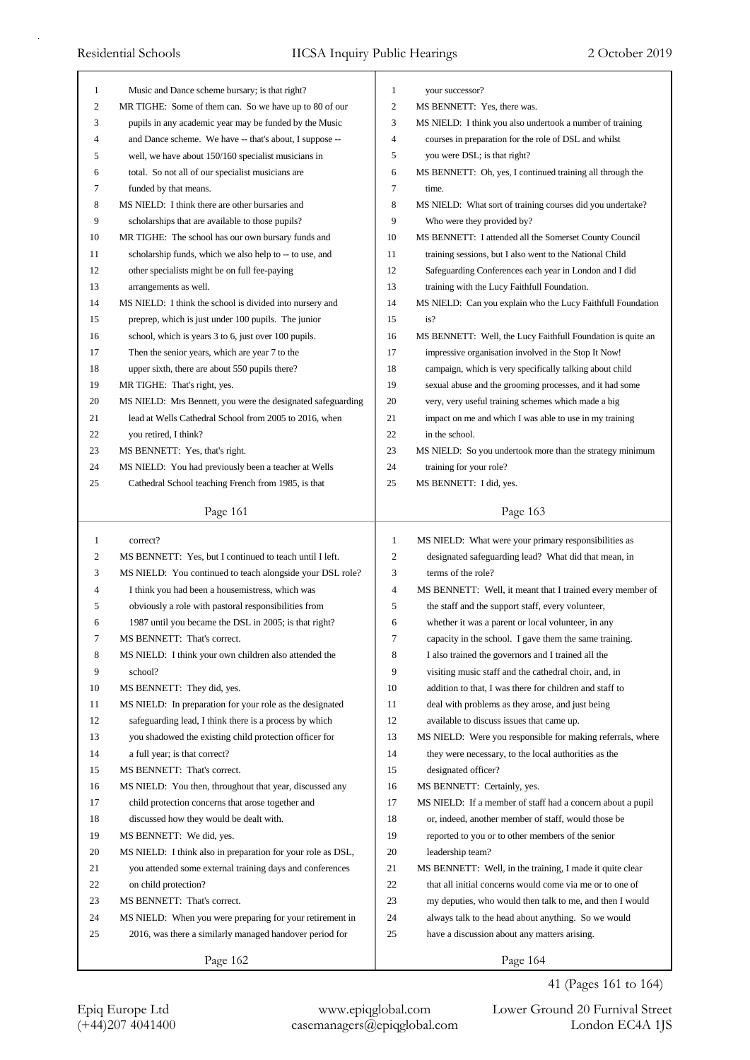Music and Dance scheme bursary; is that right?

MR TIGHE: Some of them can. So we have up to 80 of our pupils in any academic year may be funded by the Music and Dance scheme. We have -- that's about, I suppose -- well, we have about 150/160 specialist musicians in total. So not all of our specialist musicians are funded by that means.

MS NIELD: I think there are other bursaries and scholarships that are available to those pupils?

MR TIGHE: The school has our own bursary funds and scholarship funds, which we also help to -- to use, and other specialists might be on full fee-paying arrangements as well.

MS NIELD: I think the school is divided into nursery and preprep, which is just under 100 pupils. The junior school, which is years 3 to 6, just over 100 pupils. Then the senior years, which are year 7 to the upper sixth, there are about 550 pupils there?

MR TIGHE: That's right, yes.

MS NIELD: Mrs Bennett, you were the designated safeguarding lead at Wells Cathedral School from 2005 to 2016, when you retired, I think?

MS BENNETT: Yes, that's right.

MS NIELD: You had previously been a teacher at Wells Cathedral School teaching French from 1985, is that correct?

MS BENNETT: Yes, but I continued to teach until I left.

MS NIELD: You continued to teach alongside your DSL role? I think you had been a housemistress, which was obviously a role with pastoral responsibilities from 1987 until you became the DSL in 2005; is that right?

MS BENNETT: That's correct.

MS NIELD: I think your own children also attended the school?

MS BENNETT: They did, yes.

MS NIELD: In preparation for your role as the designated safeguarding lead, I think there is a process by which you shadowed the existing child protection officer for a full year; is that correct?

MS BENNETT: That's correct.

MS NIELD: You then, throughout that year, discussed any child protection concerns that arose together and discussed how they would be dealt with.

MS BENNETT: We did, yes.

MS NIELD: I think also in preparation for your role as DSL, you attended some external training days and conferences on child protection?

MS BENNETT: That's correct.

MS NIELD: When you were preparing for your retirement in 2016, was there a similarly managed handover period for your successor?

MS BENNETT: Yes, there was.

MS NIELD: I think you also undertook a number of training courses in preparation for the role of DSL and whilst you were DSL; is that right?

MS BENNETT: Oh, yes, I continued training all through the time.

MS NIELD: What sort of training courses did you undertake? Who were they provided by?

MS BENNETT: I attended all the Somerset County Council training sessions, but I also went to the National Child Safeguarding Conferences each year in London and I did training with the Lucy Faithfull Foundation.

MS NIELD: Can you explain who the Lucy Faithfull Foundation is?

MS BENNETT: Well, the Lucy Faithfull Foundation is quite an impressive organisation involved in the Stop It Now! campaign, which is very specifically talking about child sexual abuse and the grooming processes, and it had some very, very useful training schemes which made a big impact on me and which I was able to use in my training in the school.

MS NIELD: So you undertook more than the strategy minimum training for your role?

MS BENNETT: I did, yes.

MS NIELD: What were your primary responsibilities as designated safeguarding lead? What did that mean, in terms of the role?

MS BENNETT: Well, it meant that I trained every member of the staff and the support staff, every volunteer, whether it was a parent or local volunteer, in any capacity in the school. I gave them the same training. I also trained the governors and I trained all the visiting music staff and the cathedral choir, and, in addition to that, I was there for children and staff to deal with problems as they arose, and just being available to discuss issues that came up.

MS NIELD: Were you responsible for making referrals, where they were necessary, to the local authorities as the designated officer?

MS BENNETT: Certainly, yes.

MS NIELD: If a member of staff had a concern about a pupil or, indeed, another member of staff, would those be reported to you or to other members of the senior leadership team?

MS BENNETT: Well, in the training, I made it quite clear that all initial concerns would come via me or to one of my deputies, who would then talk to me, and then I would always talk to the head about anything. So we would have a discussion about any matters arising.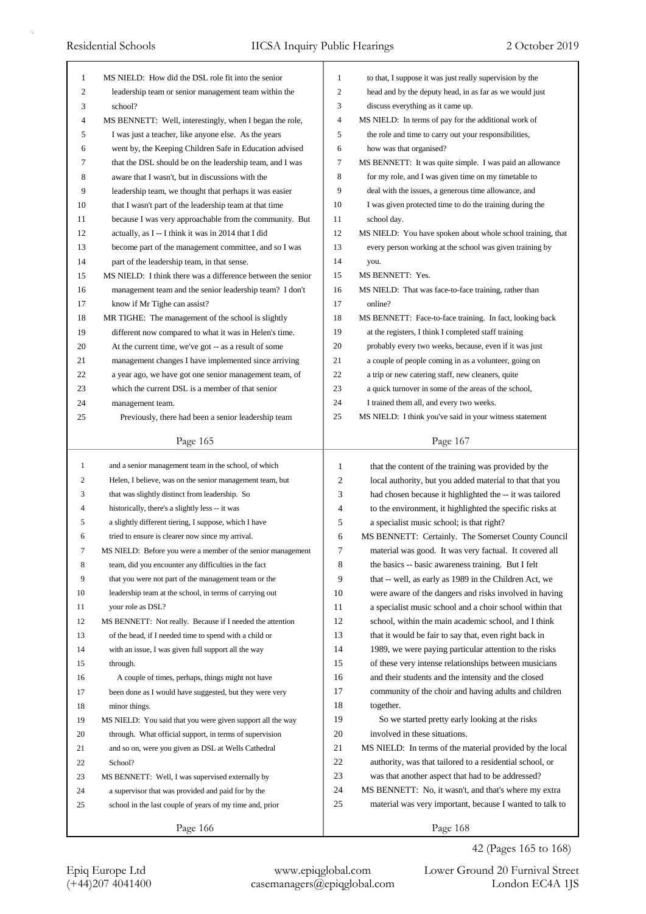MS NIELD: How did the DSL role fit into the senior leadership team or senior management team within the school?

MS BENNETT: Well, interestingly, when I began the role, I was just a teacher, like anyone else. As the years went by, the Keeping Children Safe in Education advised that the DSL should be on the leadership team, and I was aware that I wasn't, but in discussions with the leadership team, we thought that perhaps it was easier that I wasn't part of the leadership team at that time because I was very approachable from the community. But actually, as I -- I think it was in 2014 that I did become part of the management committee, and so I was part of the leadership team, in that sense.

MS NIELD: I think there was a difference between the senior management team and the senior leadership team? I don't know if Mr Tighe can assist?

MR TIGHE: The management of the school is slightly different now compared to what it was in Helen's time. At the current time, we've got -- as a result of some management changes I have implemented since arriving a year ago, we have got one senior management team, of which the current DSL is a member of that senior management team.

Previously, there had been a senior leadership team and a senior management team in the school, of which Helen, I believe, was on the senior management team, but that was slightly distinct from leadership. So historically, there's a slightly less -- it was a slightly different tiering, I suppose, which I have tried to ensure is clearer now since my arrival.

MS NIELD: Before you were a member of the senior management team, did you encounter any difficulties in the fact that you were not part of the management team or the leadership team at the school, in terms of carrying out your role as DSL?

MS BENNETT: Not really. Because if I needed the attention of the head, if I needed time to spend with a child or with an issue, I was given full support all the way through.

A couple of times, perhaps, things might not have been done as I would have suggested, but they were very minor things.

MS NIELD: You said that you were given support all the way through. What official support, in terms of supervision and so on, were you given as DSL at Wells Cathedral School?

MS BENNETT: Well, I was supervised externally by a supervisor that was provided and paid for by the school in the last couple of years of my time and, prior to that, I suppose it was just really supervision by the head and by the deputy head, in as far as we would just discuss everything as it came up.

MS NIELD: In terms of pay for the additional work of the role and time to carry out your responsibilities, how was that organised?

MS BENNETT: It was quite simple. I was paid an allowance for my role, and I was given time on my timetable to deal with the issues, a generous time allowance, and I was given protected time to do the training during the school day.

MS NIELD: You have spoken about whole school training, that every person working at the school was given training by you.

MS BENNETT: Yes.

MS NIELD: That was face-to-face training, rather than online?

MS BENNETT: Face-to-face training. In fact, looking back at the registers, I think I completed staff training probably every two weeks, because, even if it was just a couple of people coming in as a volunteer, going on a trip or new catering staff, new cleaners, quite a quick turnover in some of the areas of the school, I trained them all, and every two weeks.

MS NIELD: I think you've said in your witness statement that the content of the training was provided by the local authority, but you added material to that that you had chosen because it highlighted the -- it was tailored to the environment, it highlighted the specific risks at a specialist music school; is that right?

MS BENNETT: Certainly. The Somerset County Council material was good. It was very factual. It covered all the basics -- basic awareness training. But I felt that -- well, as early as 1989 in the Children Act, we were aware of the dangers and risks involved in having a specialist music school and a choir school within that school, within the main academic school, and I think that it would be fair to say that, even right back in 1989, we were paying particular attention to the risks of these very intense relationships between musicians and their students and the intensity and the closed community of the choir and having adults and children together.

So we started pretty early looking at the risks involved in these situations.

MS NIELD: In terms of the material provided by the local authority, was that tailored to a residential school, or was that another aspect that had to be addressed?

MS BENNETT: No, it wasn't, and that's where my extra material was very important, because I wanted to talk to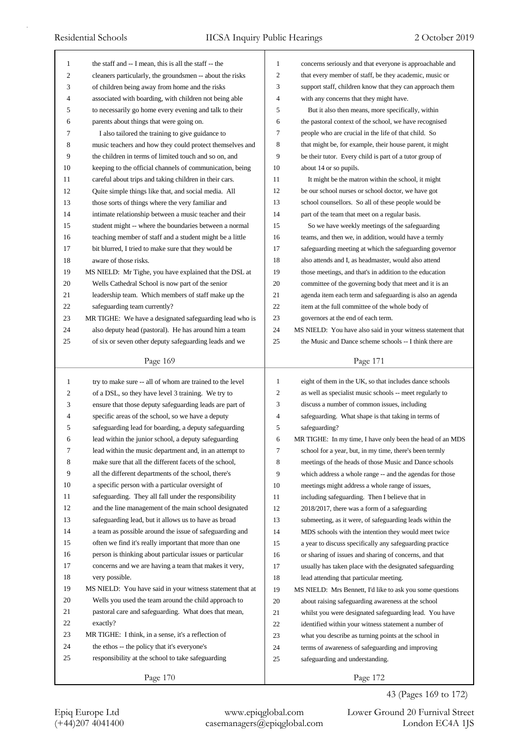the staff and -- I mean, this is all the staff -- the cleaners particularly, the groundsmen -- about the risks of children being away from home and the risks associated with boarding, with children not being able to necessarily go home every evening and talk to their parents about things that were going on.

I also tailored the training to give guidance to music teachers and how they could protect themselves and the children in terms of limited touch and so on, and keeping to the official channels of communication, being careful about trips and taking children in their cars. Quite simple things like that, and social media. All those sorts of things where the very familiar and intimate relationship between a music teacher and their student might -- where the boundaries between a normal teaching member of staff and a student might be a little bit blurred, I tried to make sure that they would be aware of those risks.

MS NIELD: Mr Tighe, you have explained that the DSL at Wells Cathedral School is now part of the senior leadership team. Which members of staff make up the safeguarding team currently?

MR TIGHE: We have a designated safeguarding lead who is also deputy head (pastoral). He has around him a team of six or seven other deputy safeguarding leads and we try to make sure -- all of whom are trained to the level of a DSL, so they have level 3 training. We try to ensure that those deputy safeguarding leads are part of specific areas of the school, so we have a deputy safeguarding lead for boarding, a deputy safeguarding lead within the junior school, a deputy safeguarding lead within the music department and, in an attempt to make sure that all the different facets of the school, all the different departments of the school, there's a specific person with a particular oversight of safeguarding. They all fall under the responsibility and the line management of the main school designated safeguarding lead, but it allows us to have as broad a team as possible around the issue of safeguarding and often we find it's really important that more than one person is thinking about particular issues or particular concerns and we are having a team that makes it very, very possible.

MS NIELD: You have said in your witness statement that at Wells you used the team around the child approach to pastoral care and safeguarding. What does that mean, exactly?

MR TIGHE: I think, in a sense, it's a reflection of the ethos -- the policy that it's everyone's responsibility at the school to take safeguarding concerns seriously and that everyone is approachable and that every member of staff, be they academic, music or support staff, children know that they can approach them with any concerns that they might have.

But it also then means, more specifically, within the pastoral context of the school, we have recognised people who are crucial in the life of that child. So that might be, for example, their house parent, it might be their tutor. Every child is part of a tutor group of about 14 or so pupils.

It might be the matron within the school, it might be our school nurses or school doctor, we have got school counsellors. So all of these people would be part of the team that meet on a regular basis.

So we have weekly meetings of the safeguarding teams, and then we, in addition, would have a termly safeguarding meeting at which the safeguarding governor also attends and I, as headmaster, would also attend those meetings, and that's in addition to the education committee of the governing body that meet and it is an agenda item each term and safeguarding is also an agenda item at the full committee of the whole body of governors at the end of each term.

MS NIELD: You have also said in your witness statement that the Music and Dance scheme schools -- I think there are eight of them in the UK, so that includes dance schools as well as specialist music schools -- meet regularly to discuss a number of common issues, including safeguarding. What shape is that taking in terms of safeguarding?

MR TIGHE: In my time, I have only been the head of an MDS school for a year, but, in my time, there's been termly meetings of the heads of those Music and Dance schools which address a whole range -- and the agendas for those meetings might address a whole range of issues, including safeguarding. Then I believe that in 2018/2017, there was a form of a safeguarding submeeting, as it were, of safeguarding leads within the MDS schools with the intention they would meet twice a year to discuss specifically any safeguarding practice or sharing of issues and sharing of concerns, and that usually has taken place with the designated safeguarding lead attending that particular meeting.

MS NIELD: Mrs Bennett, I'd like to ask you some questions about raising safeguarding awareness at the school whilst you were designated safeguarding lead. You have identified within your witness statement a number of what you describe as turning points at the school in terms of awareness of safeguarding and improving safeguarding and understanding.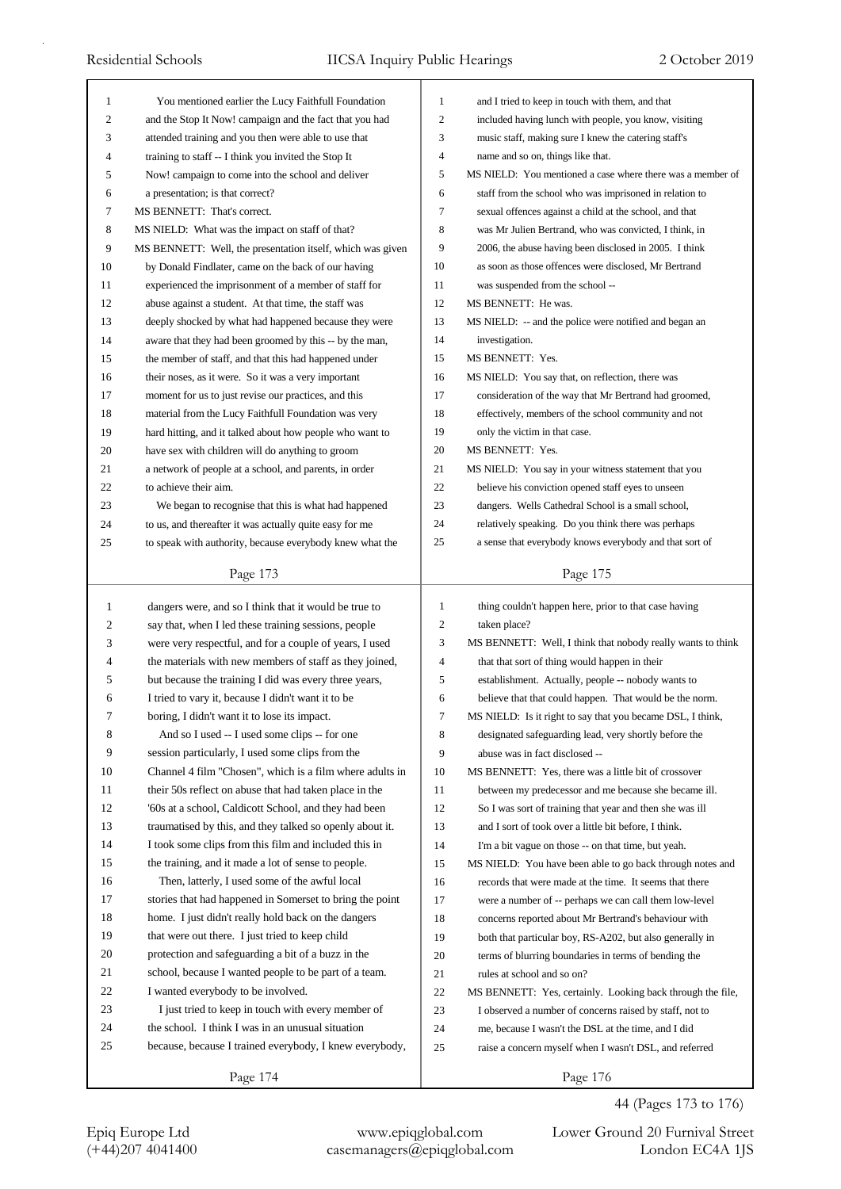You mentioned earlier the Lucy Faithfull Foundation and the Stop It Now! campaign and the fact that you had attended training and you then were able to use that training to staff -- I think you invited the Stop It Now! campaign to come into the school and deliver a presentation; is that correct?

MS BENNETT: That's correct.

MS NIELD: What was the impact on staff of that?

MS BENNETT: Well, the presentation itself, which was given by Donald Findlater, came on the back of our having experienced the imprisonment of a member of staff for abuse against a student. At that time, the staff was deeply shocked by what had happened because they were aware that they had been groomed by this -- by the man, the member of staff, and that this had happened under their noses, as it were. So it was a very important moment for us to just revise our practices, and this material from the Lucy Faithfull Foundation was very hard hitting, and it talked about how people who want to have sex with children will do anything to groom a network of people at a school, and parents, in order to achieve their aim.

We began to recognise that this is what had happened to us, and thereafter it was actually quite easy for me to speak with authority, because everybody knew what the dangers were, and so I think that it would be true to say that, when I led these training sessions, people were very respectful, and for a couple of years, I used the materials with new members of staff as they joined, but because the training I did was every three years, I tried to vary it, because I didn't want it to be boring, I didn't want it to lose its impact.

And so I used -- I used some clips -- for one session particularly, I used some clips from the Channel 4 film "Chosen", which is a film where adults in their 50s reflect on abuse that had taken place in the '60s at a school, Caldicott School, and they had been traumatised by this, and they talked so openly about it. I took some clips from this film and included this in the training, and it made a lot of sense to people.

Then, latterly, I used some of the awful local stories that had happened in Somerset to bring the point home. I just didn't really hold back on the dangers that were out there. I just tried to keep child protection and safeguarding a bit of a buzz in the school, because I wanted people to be part of a team. I wanted everybody to be involved.

I just tried to keep in touch with every member of the school. I think I was in an unusual situation because, because I trained everybody, I knew everybody, and I tried to keep in touch with them, and that included having lunch with people, you know, visiting music staff, making sure I knew the catering staff's name and so on, things like that.

MS NIELD: You mentioned a case where there was a member of staff from the school who was imprisoned in relation to sexual offences against a child at the school, and that was Mr Julien Bertrand, who was convicted, I think, in 2006, the abuse having been disclosed in 2005. I think as soon as those offences were disclosed, Mr Bertrand was suspended from the school --

MS BENNETT: He was.

MS NIELD: -- and the police were notified and began an investigation.

MS BENNETT: Yes.

MS NIELD: You say that, on reflection, there was consideration of the way that Mr Bertrand had groomed, effectively, members of the school community and not only the victim in that case.

MS BENNETT: Yes.

MS NIELD: You say in your witness statement that you believe his conviction opened staff eyes to unseen dangers. Wells Cathedral School is a small school, relatively speaking. Do you think there was perhaps a sense that everybody knows everybody and that sort of thing couldn't happen here, prior to that case having taken place?

MS BENNETT: Well, I think that nobody really wants to think that that sort of thing would happen in their establishment. Actually, people -- nobody wants to believe that that could happen. That would be the norm.

MS NIELD: Is it right to say that you became DSL, I think, designated safeguarding lead, very shortly before the abuse was in fact disclosed --

MS BENNETT: Yes, there was a little bit of crossover between my predecessor and me because she became ill. So I was sort of training that year and then she was ill and I sort of took over a little bit before, I think. I'm a bit vague on those -- on that time, but yeah.

MS NIELD: You have been able to go back through notes and records that were made at the time. It seems that there were a number of -- perhaps we can call them low-level concerns reported about Mr Bertrand's behaviour with both that particular boy, RS-A202, but also generally in terms of blurring boundaries in terms of bending the rules at school and so on?

MS BENNETT: Yes, certainly. Looking back through the file, I observed a number of concerns raised by staff, not to me, because I wasn't the DSL at the time, and I did raise a concern myself when I wasn't DSL, and referred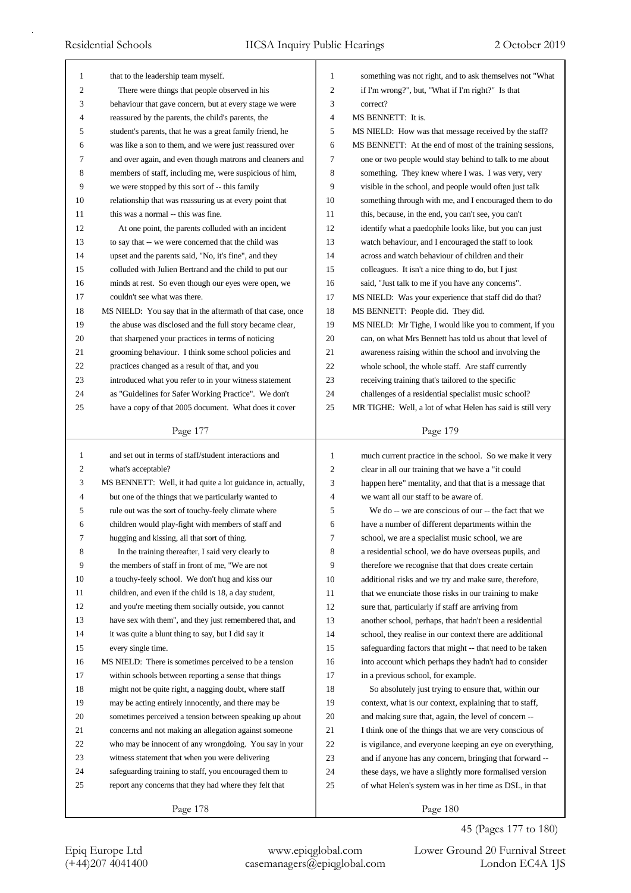that to the leadership team myself.

There were things that people observed in his behaviour that gave concern, but at every stage we were reassured by the parents, the child's parents, the student's parents, that he was a great family friend, he was like a son to them, and we were just reassured over and over again, and even though matrons and cleaners and members of staff, including me, were suspicious of him, we were stopped by this sort of -- this family relationship that was reassuring us at every point that this was a normal -- this was fine.

At one point, the parents colluded with an incident to say that -- we were concerned that the child was upset and the parents said, "No, it's fine", and they colluded with Julien Bertrand and the child to put our minds at rest. So even though our eyes were open, we couldn't see what was there.

MS NIELD: You say that in the aftermath of that case, once the abuse was disclosed and the full story became clear, that sharpened your practices in terms of noticing grooming behaviour. I think some school policies and practices changed as a result of that, and you introduced what you refer to in your witness statement as "Guidelines for Safer Working Practice". We don't have a copy of that 2005 document. What does it cover and set out in terms of staff/student interactions and what's acceptable?

MS BENNETT: Well, it had quite a lot guidance in, actually, but one of the things that we particularly wanted to rule out was the sort of touchy-feely climate where children would play-fight with members of staff and hugging and kissing, all that sort of thing.

In the training thereafter, I said very clearly to the members of staff in front of me, "We are not a touchy-feely school. We don't hug and kiss our children, and even if the child is 18, a day student, and you're meeting them socially outside, you cannot have sex with them", and they just remembered that, and it was quite a blunt thing to say, but I did say it every single time.

MS NIELD: There is sometimes perceived to be a tension within schools between reporting a sense that things might not be quite right, a nagging doubt, where staff may be acting entirely innocently, and there may be sometimes perceived a tension between speaking up about concerns and not making an allegation against someone who may be innocent of any wrongdoing. You say in your witness statement that when you were delivering safeguarding training to staff, you encouraged them to report any concerns that they had where they felt that something was not right, and to ask themselves not "What if I'm wrong?", but, "What if I'm right?" Is that correct?

MS BENNETT: It is.

MS NIELD: How was that message received by the staff?

MS BENNETT: At the end of most of the training sessions, one or two people would stay behind to talk to me about something. They knew where I was. I was very, very visible in the school, and people would often just talk something through with me, and I encouraged them to do this, because, in the end, you can't see, you can't identify what a paedophile looks like, but you can just watch behaviour, and I encouraged the staff to look across and watch behaviour of children and their colleagues. It isn't a nice thing to do, but I just said, "Just talk to me if you have any concerns".

MS NIELD: Was your experience that staff did do that?

MS BENNETT: People did. They did.

MS NIELD: Mr Tighe, I would like you to comment, if you can, on what Mrs Bennett has told us about that level of awareness raising within the school and involving the whole school, the whole staff. Are staff currently receiving training that's tailored to the specific challenges of a residential specialist music school?

MR TIGHE: Well, a lot of what Helen has said is still very much current practice in the school. So we make it very clear in all our training that we have a "it could happen here" mentality, and that that is a message that we want all our staff to be aware of.

We do -- we are conscious of our -- the fact that we have a number of different departments within the school, we are a specialist music school, we are a residential school, we do have overseas pupils, and therefore we recognise that that does create certain additional risks and we try and make sure, therefore, that we enunciate those risks in our training to make sure that, particularly if staff are arriving from another school, perhaps, that hadn't been a residential school, they realise in our context there are additional safeguarding factors that might -- that need to be taken into account which perhaps they hadn't had to consider in a previous school, for example.

So absolutely just trying to ensure that, within our context, what is our context, explaining that to staff, and making sure that, again, the level of concern -- I think one of the things that we are very conscious of is vigilance, and everyone keeping an eye on everything, and if anyone has any concern, bringing that forward -- these days, we have a slightly more formalised version of what Helen's system was in her time as DSL, in that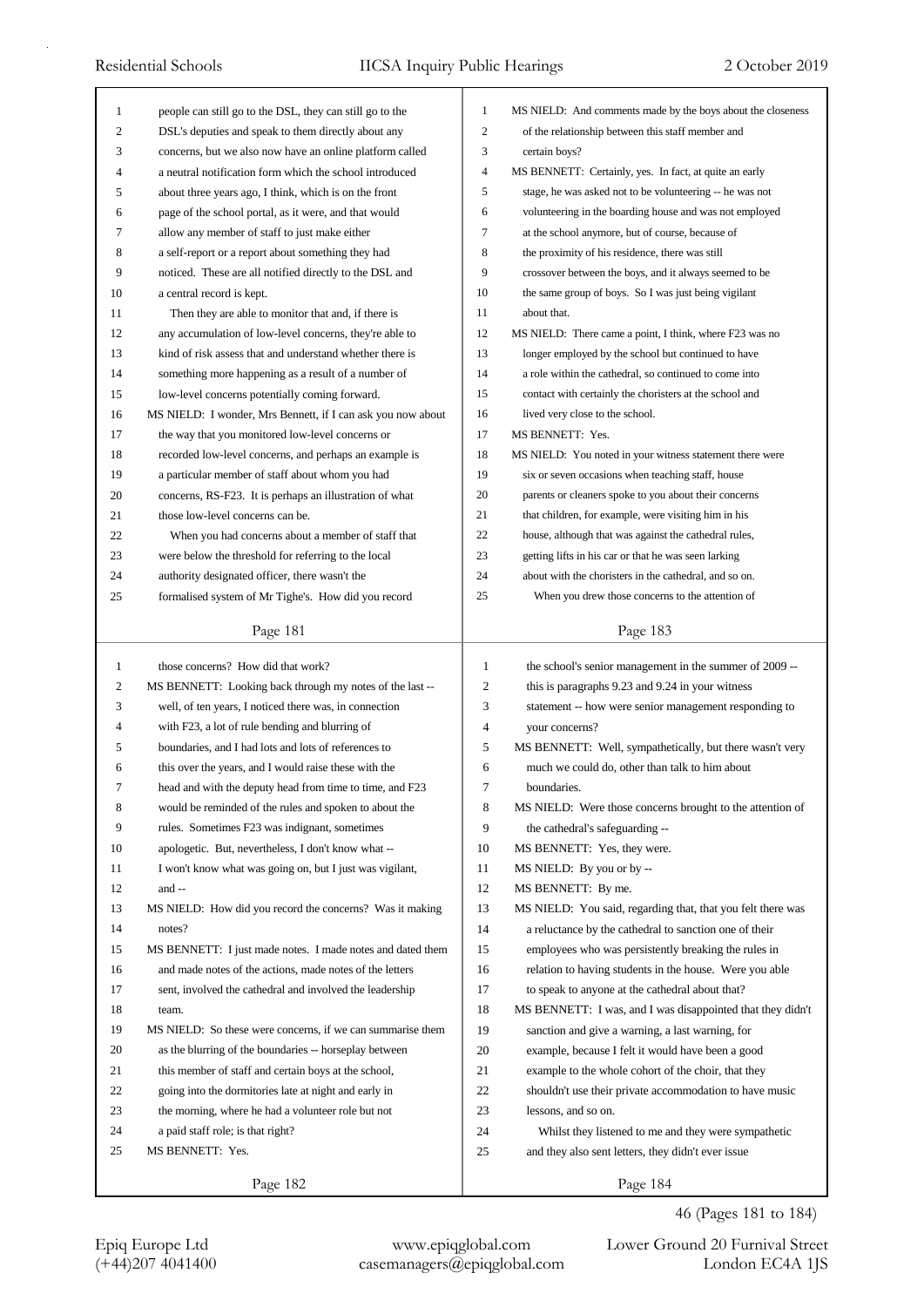people can still go to the DSL, they can still go to the DSL's deputies and speak to them directly about any concerns, but we also now have an online platform called a neutral notification form which the school introduced about three years ago, I think, which is on the front page of the school portal, as it were, and that would allow any member of staff to just make either a self-report or a report about something they had noticed. These are all notified directly to the DSL and a central record is kept.

Then they are able to monitor that and, if there is any accumulation of low-level concerns, they're able to kind of risk assess that and understand whether there is something more happening as a result of a number of low-level concerns potentially coming forward.

MS NIELD: I wonder, Mrs Bennett, if I can ask you now about the way that you monitored low-level concerns or recorded low-level concerns, and perhaps an example is a particular member of staff about whom you had concerns, RS-F23. It is perhaps an illustration of what those low-level concerns can be.

When you had concerns about a member of staff that were below the threshold for referring to the local authority designated officer, there wasn't the formalised system of Mr Tighe's. How did you record those concerns? How did that work?

MS BENNETT: Looking back through my notes of the last -- well, of ten years, I noticed there was, in connection with F23, a lot of rule bending and blurring of boundaries, and I had lots and lots of references to this over the years, and I would raise these with the head and with the deputy head from time to time, and F23 would be reminded of the rules and spoken to about the rules. Sometimes F23 was indignant, sometimes apologetic. But, nevertheless, I don't know what -- I won't know what was going on, but I just was vigilant, and --

MS NIELD: How did you record the concerns? Was it making notes?

MS BENNETT: I just made notes. I made notes and dated them and made notes of the actions, made notes of the letters sent, involved the cathedral and involved the leadership team.

MS NIELD: So these were concerns, if we can summarise them as the blurring of the boundaries -- horseplay between this member of staff and certain boys at the school, going into the dormitories late at night and early in the morning, where he had a volunteer role but not a paid staff role; is that right?

MS BENNETT: Yes.

MS NIELD: And comments made by the boys about the closeness of the relationship between this staff member and certain boys?

MS BENNETT: Certainly, yes. In fact, at quite an early stage, he was asked not to be volunteering -- he was not volunteering in the boarding house and was not employed at the school anymore, but of course, because of the proximity of his residence, there was still crossover between the boys, and it always seemed to be the same group of boys. So I was just being vigilant about that.

MS NIELD: There came a point, I think, where F23 was no longer employed by the school but continued to have a role within the cathedral, so continued to come into contact with certainly the choristers at the school and lived very close to the school.

MS BENNETT: Yes.

MS NIELD: You noted in your witness statement there were six or seven occasions when teaching staff, house parents or cleaners spoke to you about their concerns that children, for example, were visiting him in his house, although that was against the cathedral rules, getting lifts in his car or that he was seen larking about with the choristers in the cathedral, and so on.

When you drew those concerns to the attention of the school's senior management in the summer of 2009 -- this is paragraphs 9.23 and 9.24 in your witness statement -- how were senior management responding to your concerns?

MS BENNETT: Well, sympathetically, but there wasn't very much we could do, other than talk to him about boundaries.

MS NIELD: Were those concerns brought to the attention of the cathedral's safeguarding --

MS BENNETT: Yes, they were.

MS NIELD: By you or by --

MS BENNETT: By me.

MS NIELD: You said, regarding that, that you felt there was a reluctance by the cathedral to sanction one of their employees who was persistently breaking the rules in relation to having students in the house. Were you able to speak to anyone at the cathedral about that?

MS BENNETT: I was, and I was disappointed that they didn't sanction and give a warning, a last warning, for example, because I felt it would have been a good example to the whole cohort of the choir, that they shouldn't use their private accommodation to have music lessons, and so on.

Whilst they listened to me and they were sympathetic and they also sent letters, they didn't ever issue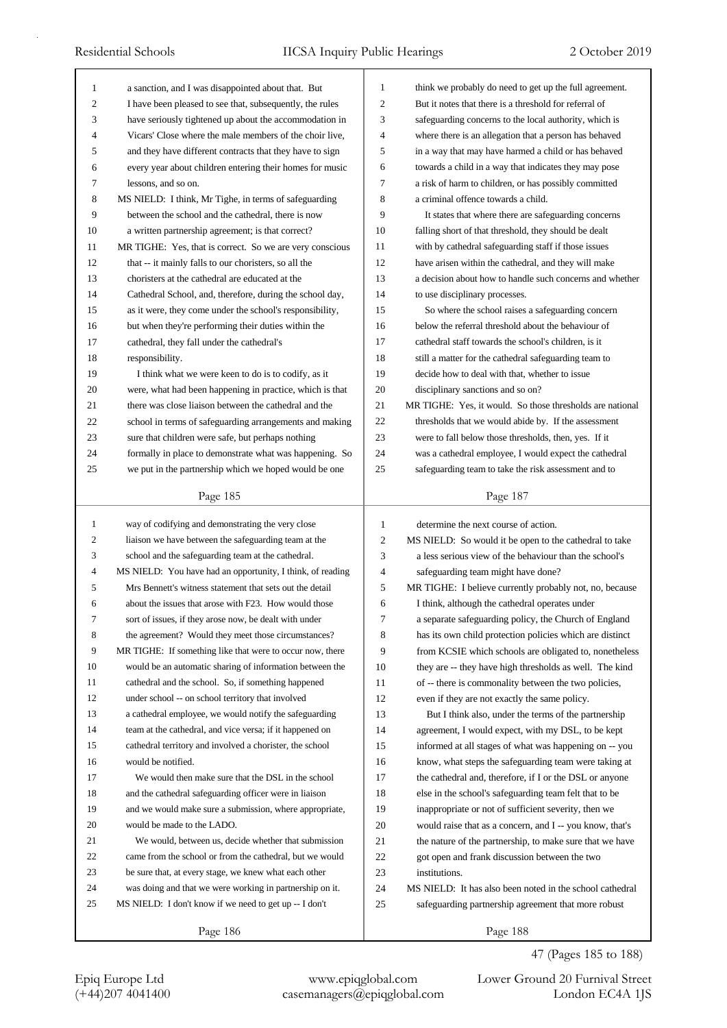a sanction, and I was disappointed about that. But I have been pleased to see that, subsequently, the rules have seriously tightened up about the accommodation in Vicars' Close where the male members of the choir live, and they have different contracts that they have to sign every year about children entering their homes for music lessons, and so on.

MS NIELD: I think, Mr Tighe, in terms of safeguarding between the school and the cathedral, there is now a written partnership agreement; is that correct?

MR TIGHE: Yes, that is correct. So we are very conscious that -- it mainly falls to our choristers, so all the choristers at the cathedral are educated at the Cathedral School, and, therefore, during the school day, as it were, they come under the school's responsibility, but when they're performing their duties within the cathedral, they fall under the cathedral's responsibility.

I think what we were keen to do is to codify, as it were, what had been happening in practice, which is that there was close liaison between the cathedral and the school in terms of safeguarding arrangements and making sure that children were safe, but perhaps nothing formally in place to demonstrate what was happening. So we put in the partnership which we hoped would be one way of codifying and demonstrating the very close liaison we have between the safeguarding team at the school and the safeguarding team at the cathedral.

MS NIELD: You have had an opportunity, I think, of reading Mrs Bennett's witness statement that sets out the detail about the issues that arose with F23. How would those sort of issues, if they arose now, be dealt with under the agreement? Would they meet those circumstances?

MR TIGHE: If something like that were to occur now, there would be an automatic sharing of information between the cathedral and the school. So, if something happened under school -- on school territory that involved a cathedral employee, we would notify the safeguarding team at the cathedral, and vice versa; if it happened on cathedral territory and involved a chorister, the school would be notified.

We would then make sure that the DSL in the school and the cathedral safeguarding officer were in liaison and we would make sure a submission, where appropriate, would be made to the LADO.

We would, between us, decide whether that submission came from the school or from the cathedral, but we would be sure that, at every stage, we knew what each other was doing and that we were working in partnership on it.

MS NIELD: I don't know if we need to get up -- I don't think we probably do need to get up the full agreement. But it notes that there is a threshold for referral of safeguarding concerns to the local authority, which is where there is an allegation that a person has behaved in a way that may have harmed a child or has behaved towards a child in a way that indicates they may pose a risk of harm to children, or has possibly committed a criminal offence towards a child.

It states that where there are safeguarding concerns falling short of that threshold, they should be dealt with by cathedral safeguarding staff if those issues have arisen within the cathedral, and they will make a decision about how to handle such concerns and whether to use disciplinary processes.

So where the school raises a safeguarding concern below the referral threshold about the behaviour of cathedral staff towards the school's children, is it still a matter for the cathedral safeguarding team to decide how to deal with that, whether to issue disciplinary sanctions and so on?

MR TIGHE: Yes, it would. So those thresholds are national thresholds that we would abide by. If the assessment were to fall below those thresholds, then, yes. If it was a cathedral employee, I would expect the cathedral safeguarding team to take the risk assessment and to determine the next course of action.

MS NIELD: So would it be open to the cathedral to take a less serious view of the behaviour than the school's safeguarding team might have done?

MR TIGHE: I believe currently probably not, no, because I think, although the cathedral operates under a separate safeguarding policy, the Church of England has its own child protection policies which are distinct from KCSIE which schools are obligated to, nonetheless they are -- they have high thresholds as well. The kind of -- there is commonality between the two policies, even if they are not exactly the same policy.

But I think also, under the terms of the partnership agreement, I would expect, with my DSL, to be kept informed at all stages of what was happening on -- you know, what steps the safeguarding team were taking at the cathedral and, therefore, if I or the DSL or anyone else in the school's safeguarding team felt that to be inappropriate or not of sufficient severity, then we would raise that as a concern, and I -- you know, that's the nature of the partnership, to make sure that we have got open and frank discussion between the two institutions.

MS NIELD: It has also been noted in the school cathedral safeguarding partnership agreement that more robust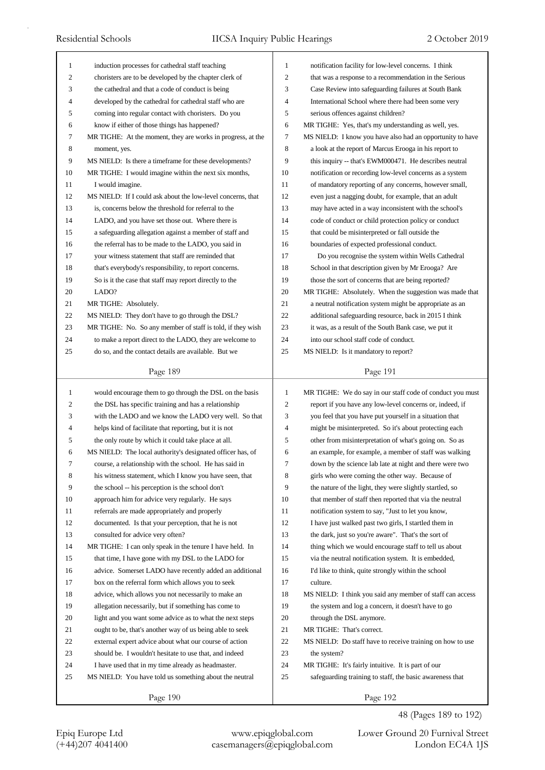induction processes for cathedral staff teaching choristers are to be developed by the chapter clerk of the cathedral and that a code of conduct is being developed by the cathedral for cathedral staff who are coming into regular contact with choristers. Do you know if either of those things has happened?

MR TIGHE: At the moment, they are works in progress, at the moment, yes.

MS NIELD: Is there a timeframe for these developments?

MR TIGHE: I would imagine within the next six months, I would imagine.

MS NIELD: If I could ask about the low-level concerns, that is, concerns below the threshold for referral to the LADO, and you have set those out. Where there is a safeguarding allegation against a member of staff and the referral has to be made to the LADO, you said in your witness statement that staff are reminded that that's everybody's responsibility, to report concerns. So is it the case that staff may report directly to the LADO?

MR TIGHE: Absolutely.

MS NIELD: They don't have to go through the DSL?

MR TIGHE: No. So any member of staff is told, if they wish to make a report direct to the LADO, they are welcome to do so, and the contact details are available. But we would encourage them to go through the DSL on the basis the DSL has specific training and has a relationship with the LADO and we know the LADO very well. So that helps kind of facilitate that reporting, but it is not the only route by which it could take place at all.

MS NIELD: The local authority's designated officer has, of course, a relationship with the school. He has said in his witness statement, which I know you have seen, that the school -- his perception is the school don't approach him for advice very regularly. He says referrals are made appropriately and properly documented. Is that your perception, that he is not consulted for advice very often?

MR TIGHE: I can only speak in the tenure I have held. In that time, I have gone with my DSL to the LADO for advice. Somerset LADO have recently added an additional box on the referral form which allows you to seek advice, which allows you not necessarily to make an allegation necessarily, but if something has come to light and you want some advice as to what the next steps ought to be, that's another way of us being able to seek external expert advice about what our course of action should be. I wouldn't hesitate to use that, and indeed I have used that in my time already as headmaster.

MS NIELD: You have told us something about the neutral notification facility for low-level concerns. I think that was a response to a recommendation in the Serious Case Review into safeguarding failures at South Bank International School where there had been some very serious offences against children?

MR TIGHE: Yes, that's my understanding as well, yes.

MS NIELD: I know you have also had an opportunity to have a look at the report of Marcus Erooga in his report to this inquiry -- that's EWM000471. He describes neutral notification or recording low-level concerns as a system of mandatory reporting of any concerns, however small, even just a nagging doubt, for example, that an adult may have acted in a way inconsistent with the school's code of conduct or child protection policy or conduct that could be misinterpreted or fall outside the boundaries of expected professional conduct.

Do you recognise the system within Wells Cathedral School in that description given by Mr Erooga? Are those the sort of concerns that are being reported?

MR TIGHE: Absolutely. When the suggestion was made that a neutral notification system might be appropriate as an additional safeguarding resource, back in 2015 I think it was, as a result of the South Bank case, we put it into our school staff code of conduct.

MS NIELD: Is it mandatory to report?

MR TIGHE: We do say in our staff code of conduct you must report if you have any low-level concerns or, indeed, if you feel that you have put yourself in a situation that might be misinterpreted. So it's about protecting each other from misinterpretation of what's going on. So as an example, for example, a member of staff was walking down by the science lab late at night and there were two girls who were coming the other way. Because of the nature of the light, they were slightly startled, so that member of staff then reported that via the neutral notification system to say, "Just to let you know, I have just walked past two girls, I startled them in the dark, just so you're aware". That's the sort of thing which we would encourage staff to tell us about via the neutral notification system. It is embedded, I'd like to think, quite strongly within the school culture.

MS NIELD: I think you said any member of staff can access the system and log a concern, it doesn't have to go through the DSL anymore.

MR TIGHE: That's correct.

MS NIELD: Do staff have to receive training on how to use the system?

MR TIGHE: It's fairly intuitive. It is part of our safeguarding training to staff, the basic awareness that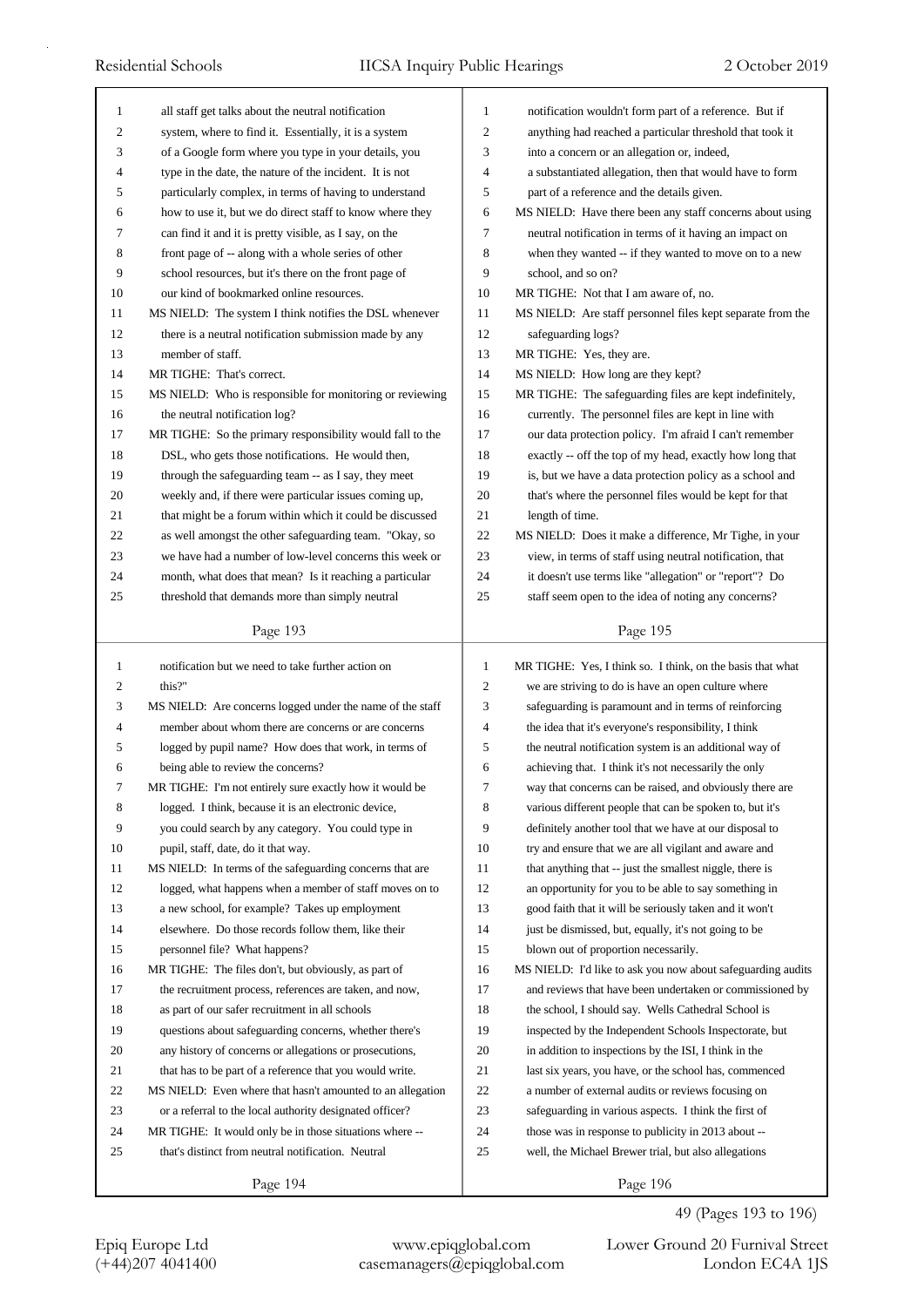all staff get talks about the neutral notification system, where to find it. Essentially, it is a system of a Google form where you type in your details, you type in the date, the nature of the incident. It is not particularly complex, in terms of having to understand how to use it, but we do direct staff to know where they can find it and it is pretty visible, as I say, on the front page of -- along with a whole series of other school resources, but it's there on the front page of our kind of bookmarked online resources.

MS NIELD: The system I think notifies the DSL whenever there is a neutral notification submission made by any member of staff.

MR TIGHE: That's correct.

MS NIELD: Who is responsible for monitoring or reviewing the neutral notification log?

MR TIGHE: So the primary responsibility would fall to the DSL, who gets those notifications. He would then, through the safeguarding team -- as I say, they meet weekly and, if there were particular issues coming up, that might be a forum within which it could be discussed as well amongst the other safeguarding team. "Okay, so we have had a number of low-level concerns this week or month, what does that mean? Is it reaching a particular threshold that demands more than simply neutral notification but we need to take further action on this?"

MS NIELD: Are concerns logged under the name of the staff member about whom there are concerns or are concerns logged by pupil name? How does that work, in terms of being able to review the concerns?

MR TIGHE: I'm not entirely sure exactly how it would be logged. I think, because it is an electronic device, you could search by any category. You could type in pupil, staff, date, do it that way.

MS NIELD: In terms of the safeguarding concerns that are logged, what happens when a member of staff moves on to a new school, for example? Takes up employment elsewhere. Do those records follow them, like their personnel file? What happens?

MR TIGHE: The files don't, but obviously, as part of the recruitment process, references are taken, and now, as part of our safer recruitment in all schools questions about safeguarding concerns, whether there's any history of concerns or allegations or prosecutions, that has to be part of a reference that you would write.

MS NIELD: Even where that hasn't amounted to an allegation or a referral to the local authority designated officer?

MR TIGHE: It would only be in those situations where -- that's distinct from neutral notification. Neutral notification wouldn't form part of a reference. But if anything had reached a particular threshold that took it into a concern or an allegation or, indeed, a substantiated allegation, then that would have to form part of a reference and the details given.

MS NIELD: Have there been any staff concerns about using neutral notification in terms of it having an impact on when they wanted -- if they wanted to move on to a new school, and so on?

MR TIGHE: Not that I am aware of, no.

MS NIELD: Are staff personnel files kept separate from the safeguarding logs?

MR TIGHE: Yes, they are.

MS NIELD: How long are they kept?

MR TIGHE: The safeguarding files are kept indefinitely, currently. The personnel files are kept in line with our data protection policy. I'm afraid I can't remember exactly -- off the top of my head, exactly how long that is, but we have a data protection policy as a school and that's where the personnel files would be kept for that length of time.

MS NIELD: Does it make a difference, Mr Tighe, in your view, in terms of staff using neutral notification, that it doesn't use terms like "allegation" or "report"? Do staff seem open to the idea of noting any concerns?

MR TIGHE: Yes, I think so. I think, on the basis that what we are striving to do is have an open culture where safeguarding is paramount and in terms of reinforcing the idea that it's everyone's responsibility, I think the neutral notification system is an additional way of achieving that. I think it's not necessarily the only way that concerns can be raised, and obviously there are various different people that can be spoken to, but it's definitely another tool that we have at our disposal to try and ensure that we are all vigilant and aware and that anything that -- just the smallest niggle, there is an opportunity for you to be able to say something in good faith that it will be seriously taken and it won't just be dismissed, but, equally, it's not going to be blown out of proportion necessarily.

MS NIELD: I'd like to ask you now about safeguarding audits and reviews that have been undertaken or commissioned by the school, I should say. Wells Cathedral School is inspected by the Independent Schools Inspectorate, but in addition to inspections by the ISI, I think in the last six years, you have, or the school has, commenced a number of external audits or reviews focusing on safeguarding in various aspects. I think the first of those was in response to publicity in 2013 about -- well, the Michael Brewer trial, but also allegations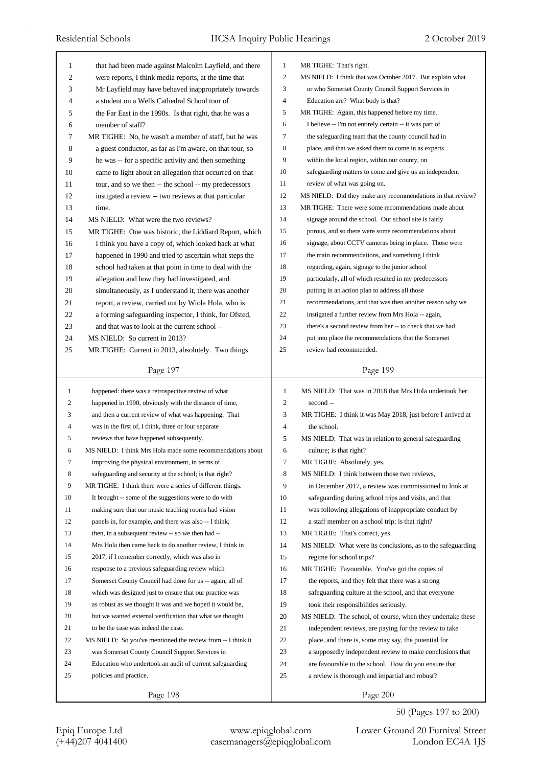that had been made against Malcolm Layfield, and there were reports, I think media reports, at the time that Mr Layfield may have behaved inappropriately towards a student on a Wells Cathedral School tour of the Far East in the 1990s. Is that right, that he was a member of staff?

MR TIGHE: No, he wasn't a member of staff, but he was a guest conductor, as far as I'm aware, on that tour, so he was -- for a specific activity and then something came to light about an allegation that occurred on that tour, and so we then -- the school -- my predecessors instigated a review -- two reviews at that particular time.

MS NIELD: What were the two reviews?

MR TIGHE: One was historic, the Liddiard Report, which I think you have a copy of, which looked back at what happened in 1990 and tried to ascertain what steps the school had taken at that point in time to deal with the allegation and how they had investigated, and simultaneously, as I understand it, there was another report, a review, carried out by Wiola Hola, who is a forming safeguarding inspector, I think, for Ofsted, and that was to look at the current school --

MS NIELD: So current in 2013?

MR TIGHE: Current in 2013, absolutely. Two things happened: there was a retrospective review of what happened in 1990, obviously with the distance of time, and then a current review of what was happening. That was in the first of, I think, three or four separate reviews that have happened subsequently.

MS NIELD: I think Mrs Hola made some recommendations about improving the physical environment, in terms of safeguarding and security at the school; is that right?

MR TIGHE: I think there were a series of different things. It brought -- some of the suggestions were to do with making sure that our music teaching rooms had vision panels in, for example, and there was also -- I think, then, in a subsequent review -- so we then had -- Mrs Hola then came back to do another review, I think in 2017, if I remember correctly, which was also in response to a previous safeguarding review which Somerset County Council had done for us -- again, all of which was designed just to ensure that our practice was as robust as we thought it was and we hoped it would be, but we wanted external verification that what we thought to be the case was indeed the case.

MS NIELD: So you've mentioned the review from -- I think it was Somerset County Council Support Services in Education who undertook an audit of current safeguarding policies and practice.

MR TIGHE: That's right.

MS NIELD: I think that was October 2017. But explain what or who Somerset County Council Support Services in Education are? What body is that?

MR TIGHE: Again, this happened before my time. I believe -- I'm not entirely certain -- it was part of the safeguarding team that the county council had in place, and that we asked them to come in as experts within the local region, within our county, on safeguarding matters to come and give us an independent review of what was going on.

MS NIELD: Did they make any recommendations in that review?

MR TIGHE: There were some recommendations made about signage around the school. Our school site is fairly porous, and so there were some recommendations about signage, about CCTV cameras being in place. Those were the main recommendations, and something I think regarding, again, signage to the junior school particularly, all of which resulted in my predecessors putting in an action plan to address all those recommendations, and that was then another reason why we instigated a further review from Mrs Hola -- again, there's a second review from her -- to check that we had put into place the recommendations that the Somerset review had recommended.

MS NIELD: That was in 2018 that Mrs Hola undertook her second --

MR TIGHE: I think it was May 2018, just before I arrived at the school.

MS NIELD: That was in relation to general safeguarding culture; is that right?

MR TIGHE: Absolutely, yes.

MS NIELD: I think between those two reviews, in December 2017, a review was commissioned to look at safeguarding during school trips and visits, and that was following allegations of inappropriate conduct by a staff member on a school trip; is that right?

MR TIGHE: That's correct, yes.

MS NIELD: What were its conclusions, as to the safeguarding regime for school trips?

MR TIGHE: Favourable. You've got the copies of the reports, and they felt that there was a strong safeguarding culture at the school, and that everyone took their responsibilities seriously.

MS NIELD: The school, of course, when they undertake these independent reviews, are paying for the review to take place, and there is, some may say, the potential for a supposedly independent review to make conclusions that are favourable to the school. How do you ensure that a review is thorough and impartial and robust?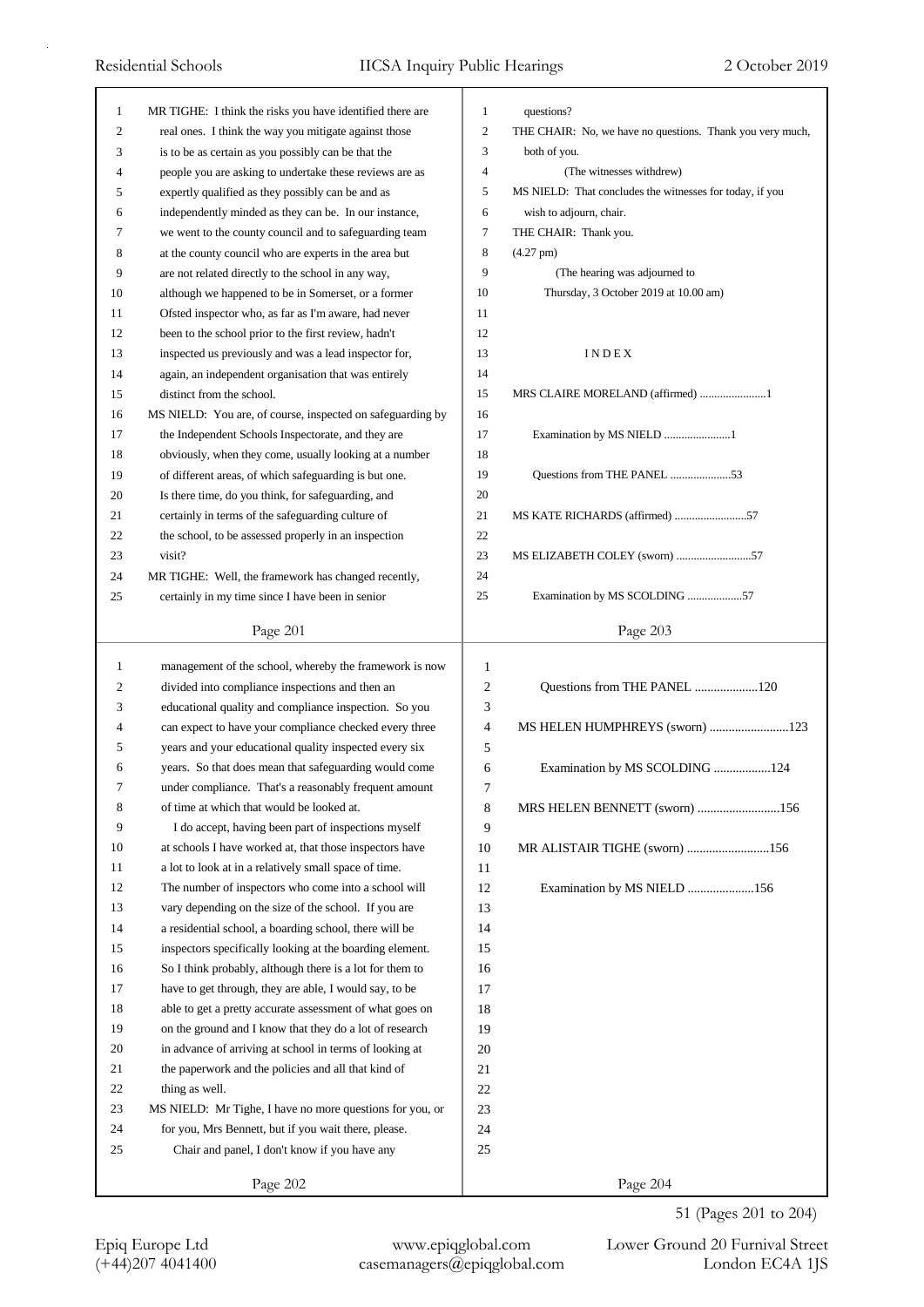MR TIGHE: I think the risks you have identified there are real ones. I think the way you mitigate against those is to be as certain as you possibly can be that the people you are asking to undertake these reviews are as expertly qualified as they possibly can be and as independently minded as they can be. In our instance, we went to the county council and to safeguarding team at the county council who are experts in the area but are not related directly to the school in any way, although we happened to be in Somerset, or a former Ofsted inspector who, as far as I'm aware, had never been to the school prior to the first review, hadn't inspected us previously and was a lead inspector for, again, an independent organisation that was entirely distinct from the school.

MS NIELD: You are, of course, inspected on safeguarding by the Independent Schools Inspectorate, and they are obviously, when they come, usually looking at a number of different areas, of which safeguarding is but one. Is there time, do you think, for safeguarding, and certainly in terms of the safeguarding culture of the school, to be assessed properly in an inspection visit?

MR TIGHE: Well, the framework has changed recently, certainly in my time since I have been in senior management of the school, whereby the framework is now divided into compliance inspections and then an educational quality and compliance inspection. So you can expect to have your compliance checked every three years and your educational quality inspected every six years. So that does mean that safeguarding would come under compliance. That's a reasonably frequent amount of time at which that would be looked at.

I do accept, having been part of inspections myself at schools I have worked at, that those inspectors have a lot to look at in a relatively small space of time. The number of inspectors who come into a school will vary depending on the size of the school. If you are a residential school, a boarding school, there will be inspectors specifically looking at the boarding element. So I think probably, although there is a lot for them to have to get through, they are able, I would say, to be able to get a pretty accurate assessment of what goes on on the ground and I know that they do a lot of research in advance of arriving at school in terms of looking at the paperwork and the policies and all that kind of thing as well.

MS NIELD: Mr Tighe, I have no more questions for you, or for you, Mrs Bennett, but if you wait there, please.

Chair and panel, I don't know if you have any questions?

THE CHAIR: No, we have no questions. Thank you very much, both of you.

(The witnesses withdrew)

MS NIELD: That concludes the witnesses for today, if you wish to adjourn, chair.

THE CHAIR: Thank you.

(4.27 pm)

(The hearing was adjourned to Thursday, 3 October 2019 at 10.00 am)

INDEX

MRS CLAIRE MORELAND (affirmed) .......................1

Examination by MS NIELD .......................1

Questions from THE PANEL .....................53

MS KATE RICHARDS (affirmed) .........................57

MS ELIZABETH COLEY (sworn) ..........................57

Examination by MS SCOLDING ...................57

Questions from THE PANEL ....................120

MS HELEN HUMPHREYS (sworn) .........................123

Examination by MS SCOLDING ..................124

MRS HELEN BENNETT (sworn) ..........................156

MR ALISTAIR TIGHE (sworn) ..........................156

Examination by MS NIELD .....................156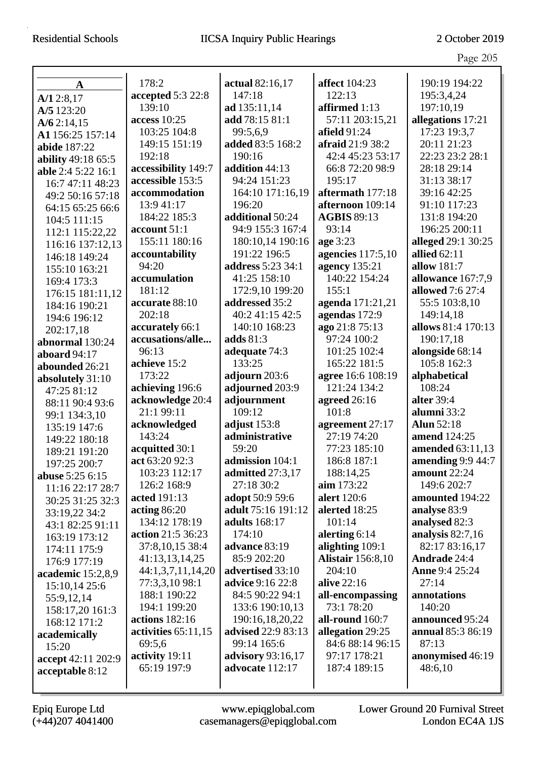**A**

**A/1** 2:8,17
**A/5** 123:20
**A/6** 2:14,15
**A1** 156:25 157:14
**abide** 187:22
**ability** 49:18 65:5
**able** 2:4 5:22 16:1 16:7 47:11 48:23 49:2 50:16 57:18 64:15 65:25 66:6 104:5 111:15 112:1 115:22,22 116:16 137:12,13 146:18 149:24 155:10 163:21 169:4 173:3 176:15 181:11,12 184:16 190:21 194:6 196:12 202:17,18
**abnormal** 130:24
**aboard** 94:17
**abounded** 26:21
**absolutely** 31:10 47:25 81:12 88:11 90:4 93:6 99:1 134:3,10 135:19 147:6 149:22 180:18 189:21 191:20 197:25 200:7
**abuse** 5:25 6:15 11:16 22:17 28:7 30:25 31:25 32:3 33:19,22 34:2 43:1 82:25 91:11 163:19 173:12 174:11 175:9 176:9 177:19
**academic** 15:2,8,9 15:10,14 25:6 55:9,12,14 158:17,20 161:3 168:12 171:2
**academically** 15:20
**accept** 42:11 202:9
**acceptable** 8:12 178:2
**accepted** 5:3 22:8 139:10
**access** 10:25 103:25 104:8 149:15 151:19 192:18
**accessibility** 149:7
**accessible** 153:5
**accommodation** 13:9 41:17 184:22 185:3
**account** 51:1 155:11 180:16
**accountability** 94:20
**accumulation** 181:12
**accurate** 88:10 202:18
**accurately** 66:1
**accusations/alle...** 96:13
**achieve** 15:2 173:22
**achieving** 196:6
**acknowledge** 20:4 21:1 99:11
**acknowledged** 143:24
**acquitted** 30:1
**act** 63:20 92:3 103:23 112:17 126:2 168:9
**acted** 191:13
**acting** 86:20 134:12 178:19
**action** 21:5 36:23 37:8,10,15 38:4 41:13,13,14,25 44:1,3,7,11,14,20 77:3,3,10 98:1 188:1 190:22 194:1 199:20
**actions** 182:16
**activities** 65:11,15 69:5,6
**activity** 19:11 65:19 197:9
**actual** 82:16,17 147:18
**ad** 135:11,14
**add** 78:15 81:1 99:5,6,9
**added** 83:5 168:2 190:16
**addition** 44:13 94:24 151:23 164:10 171:16,19 196:20
**additional** 50:24 94:9 155:3 167:4 180:10,14 190:16 191:22 196:5
**address** 5:23 34:1 41:25 158:10 172:9,10 199:20
**addressed** 35:2 40:2 41:15 42:5 140:10 168:23
**adds** 81:3
**adequate** 74:3 133:25
**adjourn** 203:6
**adjourned** 203:9
**adjournment** 109:12
**adjust** 153:8
**administrative** 59:20
**admission** 104:1
**admitted** 27:3,17 27:18 30:2
**adopt** 50:9 59:6
**adult** 75:16 191:12
**adults** 168:17 174:10
**advance** 83:19 85:9 202:20
**advertised** 33:10
**advice** 9:16 22:8 84:5 90:22 94:1 133:6 190:10,13 190:16,18,20,22
**advised** 22:9 83:13 99:14 165:6
**advisory** 93:16,17
**advocate** 112:17
**affect** 104:23 122:13
**affirmed** 1:13 57:11 203:15,21
**afield** 91:24
**afraid** 21:9 38:2 42:4 45:23 53:17 66:8 72:20 98:9 195:17
**aftermath** 177:18
**afternoon** 109:14
**AGBIS** 89:13 93:14
**age** 3:23
**agencies** 117:5,10
**agency** 135:21 140:22 154:24 155:1
**agenda** 171:21,21
**agendas** 172:9
**ago** 21:8 75:13 97:24 100:2 101:25 102:4 165:22 181:5
**agree** 16:6 108:19 121:24 134:2
**agreed** 26:16 101:8
**agreement** 27:17 27:19 74:20 77:23 185:10 186:8 187:1 188:14,25
**aim** 173:22
**alert** 120:6
**alerted** 18:25 101:14
**alerting** 6:14
**alighting** 109:1
**Alistair** 156:8,10 204:10
**alive** 22:16
**all-encompassing** 73:1 78:20
**all-round** 160:7
**allegation** 29:25 84:6 88:14 96:15 97:17 178:21 187:4 189:15 190:19 194:22 195:3,4,24 197:10,19
**allegations** 17:21 17:23 19:3,7 20:11 21:23 22:23 23:2 28:1 28:18 29:14 31:13 38:17 39:16 42:25 91:10 117:23 131:8 194:20 196:25 200:11
**alleged** 29:1 30:25
**allied** 62:11
**allow** 181:7
**allowance** 167:7,9
**allowed** 7:6 27:4 55:5 103:8,10 149:14,18
**allows** 81:4 170:13 190:17,18
**alongside** 68:14 105:8 162:3
**alphabetical** 108:24
**alter** 39:4
**alumni** 33:2
**Alun** 52:18
**amend** 124:25
**amended** 63:11,13
**amending** 9:9 44:7
**amount** 22:24 149:6 202:7
**amounted** 194:22
**analyse** 83:9
**analysed** 82:3
**analysis** 82:7,16 82:17 83:16,17
**Andrade** 24:4
**Anne** 9:4 25:24 27:14
**annotations** 140:20
**announced** 95:24
**annual** 85:3 86:19 87:13
**anonymised** 46:19 48:6,10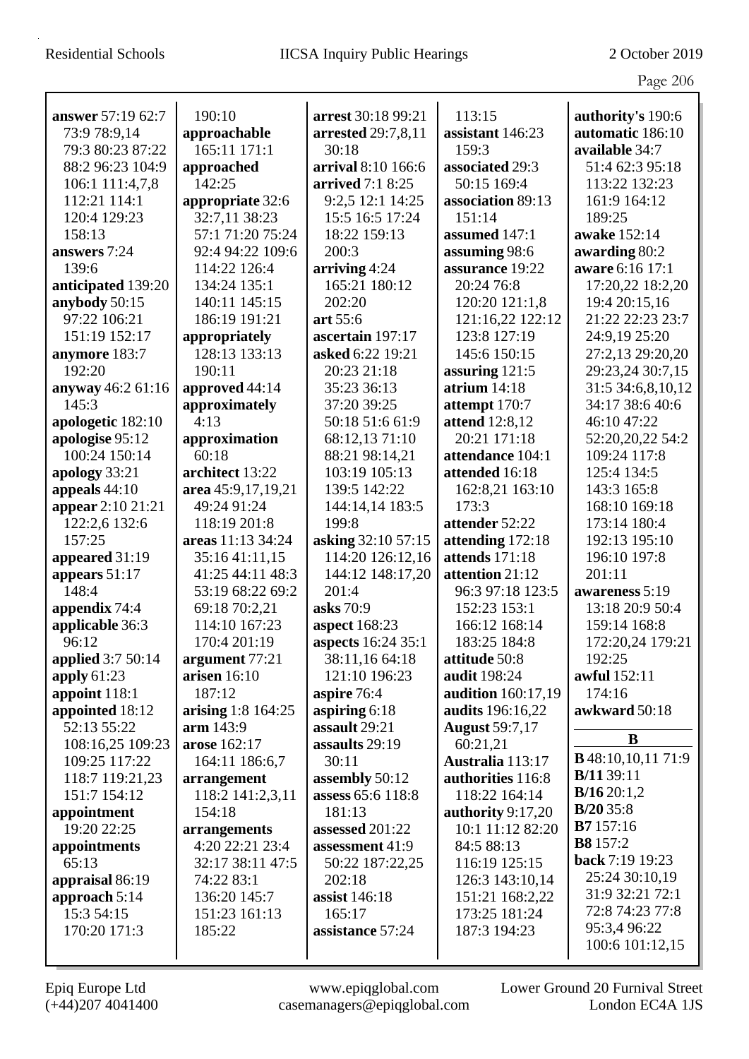**answer** 57:19 62:7 73:9 78:9,14 79:3 80:23 87:22 88:2 96:23 104:9 106:1 111:4,7,8 112:21 114:1 120:4 129:23 158:13
**answers** 7:24 139:6
**anticipated** 139:20
**anybody** 50:15 97:22 106:21 151:19 152:17
**anymore** 183:7 192:20
**anyway** 46:2 61:16 145:3
**apologetic** 182:10
**apologise** 95:12 100:24 150:14
**apology** 33:21
**appeals** 44:10
**appear** 2:10 21:21 122:2,6 132:6 157:25
**appeared** 31:19
**appears** 51:17 148:4
**appendix** 74:4
**applicable** 36:3 96:12
**applied** 3:7 50:14
**apply** 61:23
**appoint** 118:1
**appointed** 18:12 52:13 55:22 108:16,25 109:23 109:25 117:22 118:7 119:21,23 151:7 154:12
**appointment** 19:20 22:25
**appointments** 65:13
**appraisal** 86:19
**approach** 5:14 15:3 54:15 170:20 171:3 190:10
**approachable** 165:11 171:1
**approached** 142:25
**appropriate** 32:6 32:7,11 38:23 57:1 71:20 75:24 92:4 94:22 109:6 114:22 126:4 134:24 135:1 140:11 145:15 186:19 191:21
**appropriately** 128:13 133:13 190:11
**approved** 44:14
**approximately** 4:13
**approximation** 60:18
**architect** 13:22
**area** 45:9,17,19,21 49:24 91:24 118:19 201:8
**areas** 11:13 34:24 35:16 41:11,15 41:25 44:11 48:3 53:19 68:22 69:2 69:18 70:2,21 114:10 167:23 170:4 201:19
**argument** 77:21
**arisen** 16:10 187:12
**arising** 1:8 164:25
**arm** 143:9
**arose** 162:17 164:11 186:6,7
**arrangement** 118:2 141:2,3,11 154:18
**arrangements** 4:20 22:21 23:4 32:17 38:11 47:5 74:22 83:1 136:20 145:7 151:23 161:13 185:22
**arrest** 30:18 99:21
**arrested** 29:7,8,11 30:18
**arrival** 8:10 166:6
**arrived** 7:1 8:25 9:2,5 12:1 14:25 15:5 16:5 17:24 18:22 159:13 200:3
**arriving** 4:24 165:21 180:12 202:20
**art** 55:6
**ascertain** 197:17
**asked** 6:22 19:21 20:23 21:18 35:23 36:13 37:20 39:25 50:18 51:6 61:9 68:12,13 71:10 88:21 98:14,21 103:19 105:13 139:5 142:22 144:14,14 183:5 199:8
**asking** 32:10 57:15 114:20 126:12,16 144:12 148:17,20 201:4
**asks** 70:9
**aspect** 168:23
**aspects** 16:24 35:1 38:11,16 64:18 121:10 196:23
**aspire** 76:4
**aspiring** 6:18
**assault** 29:21
**assaults** 29:19 30:11
**assembly** 50:12
**assess** 65:6 118:8 181:13
**assessed** 201:22
**assessment** 41:9 50:22 187:22,25 202:18
**assist** 146:18 165:17
**assistance** 57:24 113:15
**assistant** 146:23 159:3
**associated** 29:3 50:15 169:4
**association** 89:13 151:14
**assumed** 147:1
**assuming** 98:6
**assurance** 19:22 20:24 76:8 120:20 121:1,8 121:16,22 122:12 123:8 127:19 145:6 150:15
**assuring** 121:5
**atrium** 14:18
**attempt** 170:7
**attend** 12:8,12 20:21 171:18
**attendance** 104:1
**attended** 16:18 162:8,21 163:10 173:3
**attender** 52:22
**attending** 172:18
**attends** 171:18
**attention** 21:12 96:3 97:18 123:5 152:23 153:1 166:12 168:14 183:25 184:8
**attitude** 50:8
**audit** 198:24
**audition** 160:17,19
**audits** 196:16,22
**August** 59:7,17 60:21,21
**Australia** 113:17
**authorities** 116:8 118:22 164:14
**authority** 9:17,20 10:1 11:12 82:20 84:5 88:13 116:19 125:15 126:3 143:10,14 151:21 168:2,22 173:25 181:24 187:3 194:23
**authority's** 190:6
**automatic** 186:10
**available** 34:7 51:4 62:3 95:18 113:22 132:23 161:9 164:12 189:25
**awake** 152:14
**awarding** 80:2
**aware** 6:16 17:1 17:20,22 18:2,20 19:4 20:15,16 21:22 22:23 23:7 24:9,19 25:20 27:2,13 29:20,20 29:23,24 30:7,15 31:5 34:6,8,10,12 34:17 38:6 40:6 46:10 47:22 52:20,20,22 54:2 109:24 117:8 125:4 134:5 143:3 165:8 168:10 169:18 173:14 180:4 192:13 195:10 196:10 197:8 201:11
**awareness** 5:19 13:18 20:9 50:4 159:14 168:8 172:20,24 179:21 192:25
**awful** 152:11 174:16
**awkward** 50:18

## B

**B** 48:10,10,11 71:9
**B/11** 39:11
**B/16** 20:1,2
**B/20** 35:8
**B7** 157:16
**B8** 157:2
**back** 7:19 19:23 25:24 30:10,19 31:9 32:21 72:1 72:8 74:23 77:8 95:3,4 96:22 100:6 101:12,15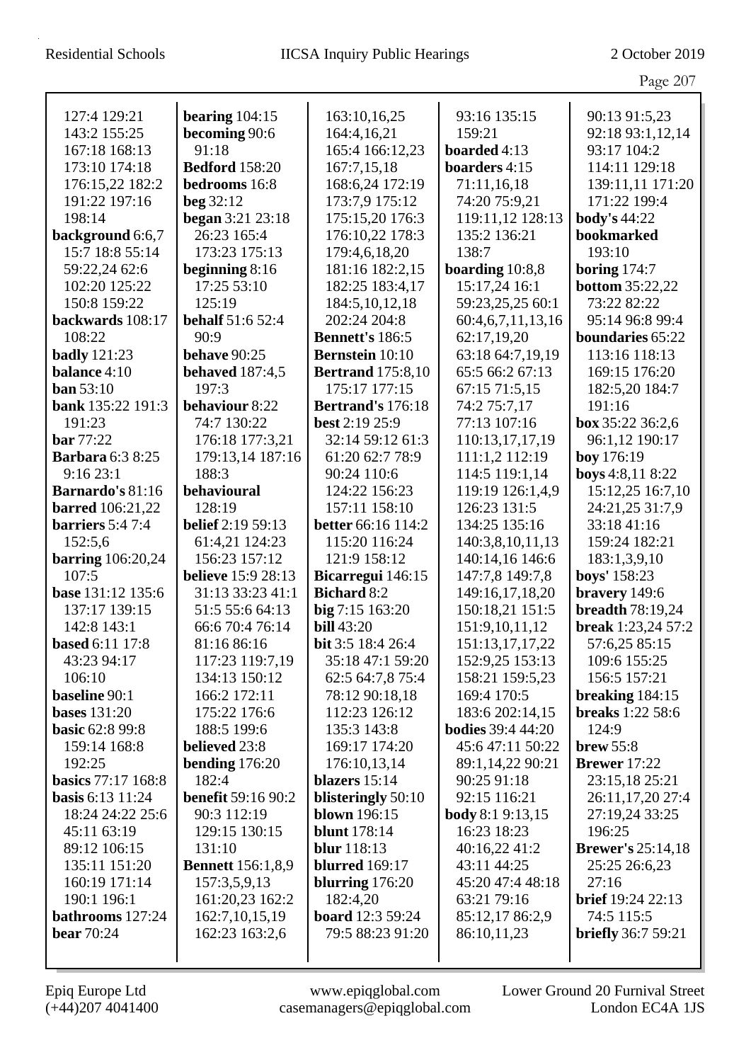127:4 129:21
143:2 155:25
167:18 168:13
173:10 174:18
176:15,22 182:2
191:22 197:16
198:14
**background** 6:6,7
15:7 18:8 55:14
59:22,24 62:6
102:20 125:22
150:8 159:22
**backwards** 108:17
108:22
**badly** 121:23
**balance** 4:10
**ban** 53:10
**bank** 135:22 191:3
191:23
**bar** 77:22
**Barbara** 6:3 8:25
9:16 23:1
**Barnardo's** 81:16
**barred** 106:21,22
**barriers** 5:4 7:4
152:5,6
**barring** 106:20,24
107:5
**base** 131:12 135:6
137:17 139:15
142:8 143:1
**based** 6:11 17:8
43:23 94:17
106:10
**baseline** 90:1
**bases** 131:20
**basic** 62:8 99:8
159:14 168:8
192:25
**basics** 77:17 168:8
**basis** 6:13 11:24
18:24 24:22 25:6
45:11 63:19
89:12 106:15
135:11 151:20
160:19 171:14
190:1 196:1
**bathrooms** 127:24
**bear** 70:24

**bearing** 104:15
**becoming** 90:6
91:18
**Bedford** 158:20
**bedrooms** 16:8
**beg** 32:12
**began** 3:21 23:18
26:23 165:4
173:23 175:13
**beginning** 8:16
17:25 53:10
125:19
**behalf** 51:6 52:4
90:9
**behave** 90:25
**behaved** 187:4,5
197:3
**behaviour** 8:22
74:7 130:22
176:18 177:3,21
179:13,14 187:16
188:3
**behavioural**
128:19
**belief** 2:19 59:13
61:4,21 124:23
156:23 157:12
**believe** 15:9 28:13
31:13 33:23 41:1
51:5 55:6 64:13
66:6 70:4 76:14
81:16 86:16
117:23 119:7,19
134:13 150:12
166:2 172:11
175:22 176:6
188:5 199:6
**believed** 23:8
**bending** 176:20
182:4
**benefit** 59:16 90:2
90:3 112:19
129:15 130:15
131:10
**Bennett** 156:1,8,9
157:3,5,9,13
161:20,23 162:2
162:7,10,15,19
162:23 163:2,6

163:10,16,25
164:4,16,21
165:4 166:12,23
167:7,15,18
168:6,24 172:19
173:7,9 175:12
175:15,20 176:3
176:10,22 178:3
179:4,6,18,20
181:16 182:2,15
182:25 183:4,17
184:5,10,12,18
202:24 204:8
**Bennett's** 186:5
**Bernstein** 10:10
**Bertrand** 175:8,10
175:17 177:15
**Bertrand's** 176:18
**best** 2:19 25:9
32:14 59:12 61:3
61:20 62:7 78:9
90:24 110:6
124:22 156:23
157:11 158:10
**better** 66:16 114:2
115:20 116:24
121:9 158:12
**Bicarregui** 146:15
**Bichard** 8:2
**big** 7:15 163:20
**bill** 43:20
**bit** 3:5 18:4 26:4
35:18 47:1 59:20
62:5 64:7,8 75:4
78:12 90:18,18
112:23 126:12
135:3 143:8
169:17 174:20
176:10,13,14
**blazers** 15:14
**blisteringly** 50:10
**blown** 196:15
**blunt** 178:14
**blur** 118:13
**blurred** 169:17
**blurring** 176:20
182:4,20
**board** 12:3 59:24
79:5 88:23 91:20

93:16 135:15
159:21
**boarded** 4:13
**boarders** 4:15
71:11,16,18
74:20 75:9,21
119:11,12 128:13
135:2 136:21
138:7
**boarding** 10:8,8
15:17,24 16:1
59:23,25,25 60:1
60:4,6,7,11,13,16
62:17,19,20
63:18 64:7,19,19
65:5 66:2 67:13
67:15 71:5,15
74:2 75:7,17
77:13 107:16
110:13,17,17,19
111:1,2 112:19
114:5 119:1,14
119:19 126:1,4,9
126:23 131:5
134:25 135:16
140:3,8,10,11,13
140:14,16 146:6
147:7,8 149:7,8
149:16,17,18,20
150:18,21 151:5
151:9,10,11,12
151:13,17,17,22
152:9,25 153:13
158:21 159:5,23
169:4 170:5
183:6 202:14,15
**bodies** 39:4 44:20
45:6 47:11 50:22
89:1,14,22 90:21
90:25 91:18
92:15 116:21
**body** 8:1 9:13,15
16:23 18:23
40:16,22 41:2
43:11 44:25
45:20 47:4 48:18
63:21 79:16
85:12,17 86:2,9
86:10,11,23

90:13 91:5,23
92:18 93:1,12,14
93:17 104:2
114:11 129:18
139:11,11 171:20
171:22 199:4
**body's** 44:22
**bookmarked**
193:10
**boring** 174:7
**bottom** 35:22,22
73:22 82:22
95:14 96:8 99:4
**boundaries** 65:22
113:16 118:13
169:15 176:20
182:5,20 184:7
191:16
**box** 35:22 36:2,6
96:1,12 190:17
**boy** 176:19
**boys** 4:8,11 8:22
15:12,25 16:7,10
24:21,25 31:7,9
33:18 41:16
159:24 182:21
183:1,3,9,10
**boys'** 158:23
**bravery** 149:6
**breadth** 78:19,24
**break** 1:23,24 57:2
57:6,25 85:15
109:6 155:25
156:5 157:21
**breaking** 184:15
**breaks** 1:22 58:6
124:9
**brew** 55:8
**Brewer** 17:22
23:15,18 25:21
26:11,17,20 27:4
27:19,24 33:25
196:25
**Brewer's** 25:14,18
25:25 26:6,23
27:16
**brief** 19:24 22:13
74:5 115:5
**briefly** 36:7 59:21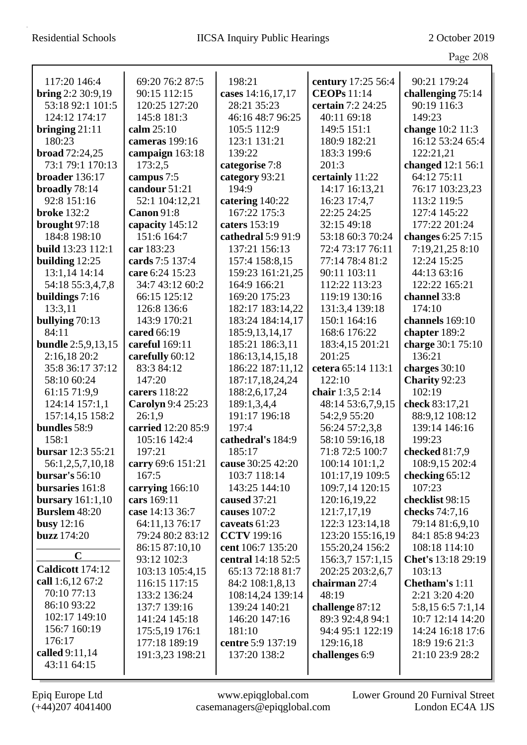117:20 146:4
**bring** 2:2 30:9,19
53:18 92:1 101:5
124:12 174:17
**bringing** 21:11
180:23
**broad** 72:24,25
73:1 79:1 170:13
**broader** 136:17
**broadly** 78:14
92:8 151:16
**broke** 132:2
**brought** 97:18
184:8 198:10
**build** 13:23 112:1
**building** 12:25
13:1,14 14:14
54:18 55:3,4,7,8
**buildings** 7:16
13:3,11
**bullying** 70:13
84:11
**bundle** 2:5,9,13,15
2:16,18 20:2
35:8 36:17 37:12
58:10 60:24
61:15 71:9,9
124:14 157:1,1
157:14,15 158:2
**bundles** 58:9
158:1
**bursar** 12:3 55:21
56:1,2,5,7,10,18
**bursar's** 56:10
**bursaries** 161:8
**bursary** 161:1,10
**Burslem** 48:20
**busy** 12:16
**buzz** 174:20

**C**

**Caldicott** 174:12
**call** 1:6,12 67:2
70:10 77:13
86:10 93:22
102:17 149:10
156:7 160:19
176:17
**called** 9:11,14
43:11 64:15

69:20 76:2 87:5
90:15 112:15
120:25 127:20
145:8 181:3
**calm** 25:10
**cameras** 199:16
**campaign** 163:18
173:2,5
**campus** 7:5
**candour** 51:21
52:1 104:12,21
**Canon** 91:8
**capacity** 145:12
151:6 164:7
**car** 183:23
**cards** 7:5 137:4
**care** 6:24 15:23
34:7 43:12 60:2
66:15 125:12
126:8 136:6
143:9 170:21
**cared** 66:19
**careful** 169:11
**carefully** 60:12
83:3 84:12
147:20
**carers** 118:22
**Carolyn** 9:4 25:23
26:1,9
**carried** 12:20 85:9
105:16 142:4
197:21
**carry** 69:6 151:21
167:5
**carrying** 166:10
**cars** 169:11
**case** 14:13 36:7
64:11,13 76:17
79:24 80:2 83:12
86:15 87:10,10
93:12 102:3
103:13 105:4,15
116:15 117:15
133:2 136:24
137:7 139:16
141:24 145:18
175:5,19 176:1
177:18 189:19
191:3,23 198:21

198:21
**cases** 14:16,17,17
28:21 35:23
46:16 48:7 96:25
105:5 112:9
123:1 131:21
139:22
**categorise** 7:8
**category** 93:21
194:9
**catering** 140:22
167:22 175:3
**caters** 153:19
**cathedral** 5:9 91:9
137:21 156:13
157:4 158:8,15
159:23 161:21,25
164:9 166:21
169:20 175:23
182:17 183:14,22
183:24 184:14,17
185:9,13,14,17
185:21 186:3,11
186:13,14,15,18
186:22 187:11,12
187:17,18,24,24
188:2,6,17,24
189:1,3,4,4
191:17 196:18
197:4
**cathedral's** 184:9
185:17
**cause** 30:25 42:20
103:7 118:14
143:25 144:10
**caused** 37:21
**causes** 107:2
**caveats** 61:23
**CCTV** 199:16
**cent** 106:7 135:20
**central** 14:18 52:5
65:13 72:18 81:7
84:2 108:1,8,13
108:14,24 139:14
139:24 140:21
146:20 147:16
181:10
**centre** 5:9 137:19
137:20 138:2

**century** 17:25 56:4
**CEOPs** 11:14
**certain** 7:2 24:25
40:11 69:18
149:5 151:1
180:9 182:21
183:3 199:6
201:3
**certainly** 11:22
14:17 16:13,21
16:23 17:4,7
22:25 24:25
32:15 49:18
53:18 60:3 70:24
72:4 73:17 76:11
77:14 78:4 81:2
90:11 103:11
112:22 113:23
119:19 130:16
131:3,4 139:18
150:1 164:16
168:6 176:22
183:4,15 201:21
201:25
**cetera** 65:14 113:1
122:10
**chair** 1:3,5 2:14
48:14 53:6,7,9,15
54:2,9 55:20
56:24 57:2,3,8
58:10 59:16,18
71:8 72:5 100:7
100:14 101:1,2
101:17,19 109:5
109:7,14 120:15
120:16,19,22
121:7,17,19
122:3 123:14,18
123:20 155:16,19
155:20,24 156:2
156:3,7 157:1,15
202:25 203:2,6,7
**chairman** 27:4
48:19
**challenge** 87:12
89:3 92:4,8 94:1
94:4 95:1 122:19
129:16,18
**challenges** 6:9

90:21 179:24
**challenging** 75:14
90:19 116:3
149:23
**change** 10:2 11:3
16:12 53:24 65:4
122:21,21
**changed** 12:1 56:1
64:12 75:11
76:17 103:23,23
113:2 119:5
127:4 145:22
177:22 201:24
**changes** 6:25 7:15
7:19,21,25 8:10
12:24 15:25
44:13 63:16
122:22 165:21
**channel** 33:8
174:10
**channels** 169:10
**chapter** 189:2
**charge** 30:1 75:10
136:21
**charges** 30:10
**Charity** 92:23
102:19
**check** 83:17,21
88:9,12 108:12
139:14 146:16
199:23
**checked** 81:7,9
108:9,15 202:4
**checking** 65:12
107:23
**checklist** 98:15
**checks** 74:7,16
79:14 81:6,9,10
84:1 85:8 94:23
108:18 114:10
**Chet's** 13:18 29:19
103:13
**Chetham's** 1:11
2:21 3:20 4:20
5:8,15 6:5 7:1,14
10:7 12:14 14:20
14:24 16:18 17:6
18:9 19:6 21:3
21:10 23:9 28:2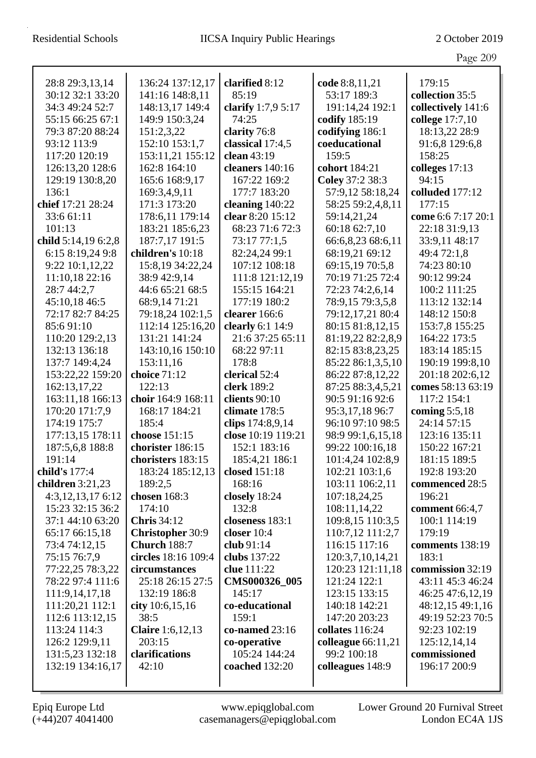28:8 29:3,13,14
30:12 32:1 33:20
34:3 49:24 52:7
55:15 66:25 67:1
79:3 87:20 88:24
93:12 113:9
117:20 120:19
126:13,20 128:6
129:19 130:8,20
136:1
**chief** 17:21 28:24
33:6 61:11
101:13
**child** 5:14,19 6:2,8
6:15 8:19,24 9:8
9:22 10:1,12,22
11:10,18 22:16
28:7 44:2,7
45:10,18 46:5
72:17 82:7 84:25
85:6 91:10
110:20 129:2,13
132:13 136:18
137:7 149:4,24
153:22,22 159:20
162:13,17,22
163:11,18 166:13
170:20 171:7,9
174:19 175:7
177:13,15 178:11
187:5,6,8 188:8
191:14
**child's** 177:4
**children** 3:21,23
4:3,12,13,17 6:12
15:23 32:15 36:2
37:1 44:10 63:20
65:17 66:15,18
73:4 74:12,15
75:15 76:7,9
77:22,25 78:3,22
78:22 97:4 111:6
111:9,14,17,18
111:20,21 112:1
112:6 113:12,15
113:24 114:3
126:2 129:9,11
131:5,23 132:18
132:19 134:16,17
136:24 137:12,17
141:16 148:8,11
148:13,17 149:4
149:9 150:3,24
151:2,3,22
152:10 153:1,7
153:11,21 155:12
162:8 164:10
165:6 168:9,17
169:3,4,9,11
171:3 173:20
178:6,11 179:14
183:21 185:6,23
187:7,17 191:5
**children's** 10:18
15:8,19 34:22,24
38:9 42:9,14
44:6 65:21 68:5
68:9,14 71:21
79:18,24 102:1,5
112:14 125:16,20
131:21 141:24
143:10,16 150:10
153:11,16
**choice** 71:12
122:13
**choir** 164:9 168:11
168:17 184:21
185:4
**choose** 151:15
**chorister** 186:15
**choristers** 183:15
183:24 185:12,13
189:2,5
**chosen** 168:3
174:10
**Chris** 34:12
**Christopher** 30:9
**Church** 188:7
**circles** 18:16 109:4
**circumstances**
25:18 26:15 27:5
132:19 186:8
**city** 10:6,15,16
38:5
**Claire** 1:6,12,13
203:15
**clarifications**
42:10
**clarified** 8:12
85:19
**clarify** 1:7,9 5:17
74:25
**clarity** 76:8
**classical** 17:4,5
**clean** 43:19
**cleaners** 140:16
167:22 169:2
177:7 183:20
**cleaning** 140:22
**clear** 8:20 15:12
68:23 71:6 72:3
73:17 77:1,5
82:24,24 99:1
107:12 108:18
111:8 121:12,19
155:15 164:21
177:19 180:2
**clearer** 166:6
**clearly** 6:1 14:9
21:6 37:25 65:11
68:22 97:11
178:8
**clerical** 52:4
**clerk** 189:2
**clients** 90:10
**climate** 178:5
**clips** 174:8,9,14
**close** 10:19 119:21
152:1 183:16
185:4,21 186:1
**closed** 151:18
168:16
**closely** 18:24
132:8
**closeness** 183:1
**closer** 10:4
**club** 91:14
**clubs** 137:22
**clue** 111:22
**CMS000326_005**
145:17
**co-educational**
159:1
**co-named** 23:16
**co-operative**
105:24 144:24
**coached** 132:20
**code** 8:8,11,21
53:17 189:3
191:14,24 192:1
**codify** 185:19
**codifying** 186:1
**coeducational**
159:5
**cohort** 184:21
**Coley** 37:2 38:3
57:9,12 58:18,24
58:25 59:2,4,8,11
59:14,21,24
60:18 62:7,10
66:6,8,23 68:6,11
68:19,21 69:12
69:15,19 70:5,8
70:19 71:25 72:4
72:23 74:2,6,14
78:9,15 79:3,5,8
79:12,17,21 80:4
80:15 81:8,12,15
81:19,22 82:2,8,9
82:15 83:8,23,25
85:22 86:1,3,5,10
86:22 87:8,12,22
87:25 88:3,4,5,21
90:5 91:16 92:6
95:3,17,18 96:7
96:10 97:10 98:5
98:9 99:1,6,15,18
99:22 100:16,18
101:4,24 102:8,9
102:21 103:1,6
103:11 106:2,11
107:18,24,25
108:11,14,22
109:8,15 110:3,5
110:7,12 111:2,7
116:15 117:16
120:3,7,10,14,21
120:23 121:11,18
121:24 122:1
123:15 133:15
140:18 142:21
147:20 203:23
**collates** 116:24
**colleague** 66:11,21
99:2 100:18
**colleagues** 148:9
179:15
**collection** 35:5
**collectively** 141:6
**college** 17:7,10
18:13,22 28:9
91:6,8 129:6,8
158:25
**colleges** 17:13
94:15
**colluded** 177:12
177:15
**come** 6:6 7:17 20:1
22:18 31:9,13
33:9,11 48:17
49:4 72:1,8
74:23 80:10
90:12 99:24
100:2 111:25
113:12 132:14
148:12 150:8
153:7,8 155:25
164:22 173:5
183:14 185:15
190:19 199:8,10
201:18 202:6,12
**comes** 58:13 63:19
117:2 154:1
**coming** 5:5,18
24:14 57:15
123:16 135:11
150:22 167:21
181:15 189:5
192:8 193:20
**commenced** 28:5
196:21
**comment** 66:4,7
100:1 114:19
179:19
**comments** 138:19
183:1
**commission** 32:19
43:11 45:3 46:24
46:25 47:6,12,19
48:12,15 49:1,16
49:19 52:23 70:5
92:23 102:19
125:12,14,14
**commissioned**
196:17 200:9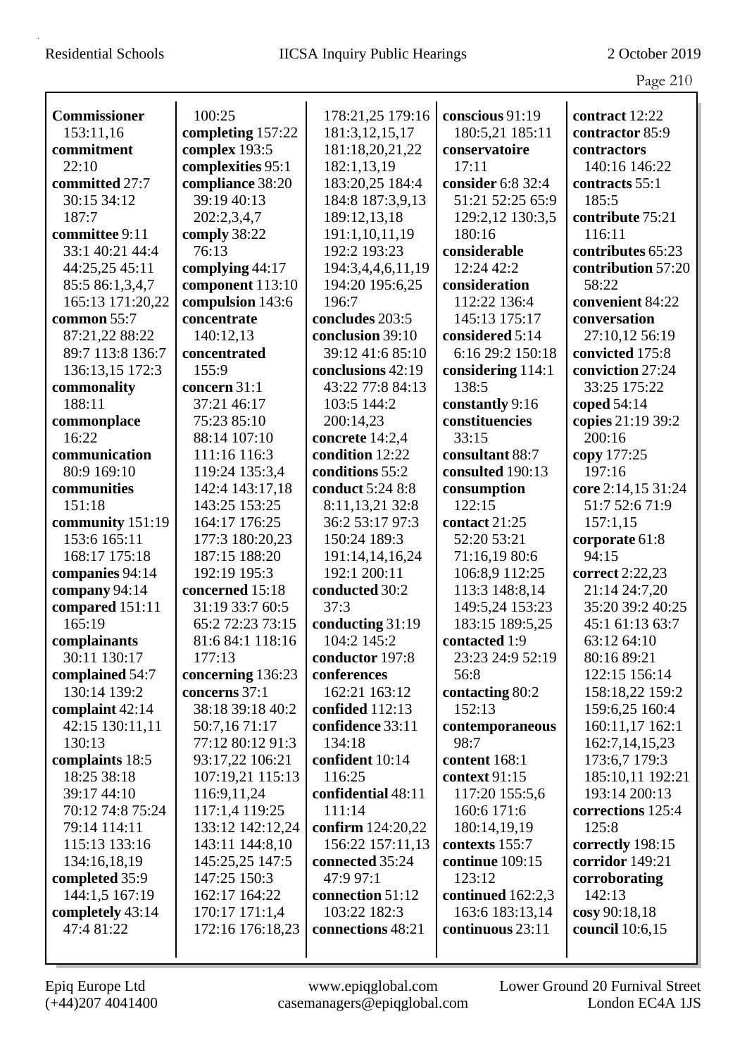**Commissioner** 153:11,16
**commitment** 22:10
**committed** 27:7 30:15 34:12 187:7
**committee** 9:11 33:1 40:21 44:4 44:25,25 45:11 85:5 86:1,3,4,7 165:13 171:20,22
**common** 55:7 87:21,22 88:22 89:7 113:8 136:7 136:13,15 172:3
**commonality** 188:11
**commonplace** 16:22
**communication** 80:9 169:10
**communities** 151:18
**community** 151:19 153:6 165:11 168:17 175:18
**companies** 94:14
**company** 94:14
**compared** 151:11 165:19
**complainants** 30:11 130:17
**complained** 54:7 130:14 139:2
**complaint** 42:14 42:15 130:11,11 130:13
**complaints** 18:5 18:25 38:18 39:17 44:10 70:12 74:8 75:24 79:14 114:11 115:13 133:16 134:16,18,19
**completed** 35:9 144:1,5 167:19
**completely** 43:14 47:4 81:22 100:25
**completing** 157:22
**complex** 193:5
**complexities** 95:1
**compliance** 38:20 39:19 40:13 202:2,3,4,7
**comply** 38:22 76:13
**complying** 44:17
**component** 113:10
**compulsion** 143:6
**concentrate** 140:12,13
**concentrated** 155:9
**concern** 31:1 37:21 46:17 75:23 85:10 88:14 107:10 111:16 116:3 119:24 135:3,4 142:4 143:17,18 143:25 153:25 164:17 176:25 177:3 180:20,23 187:15 188:20 192:19 195:3
**concerned** 15:18 31:19 33:7 60:5 65:2 72:23 73:15 81:6 84:1 118:16 177:13
**concerning** 136:23
**concerns** 37:1 38:18 39:18 40:2 50:7,16 71:17 77:12 80:12 91:3 93:17,22 106:21 107:19,21 115:13 116:9,11,24 117:1,4 119:25 133:12 142:12,24 143:11 144:8,10 145:25,25 147:5 147:25 150:3 162:17 164:22 170:17 171:1,4 172:16 176:18,23 178:21,25 179:16 181:3,12,15,17 181:18,20,21,22 182:1,13,19 183:20,25 184:4 184:8 187:3,9,13 189:12,13,18 191:1,10,11,19 192:2 193:23 194:3,4,4,6,11,19 194:20 195:6,25 196:7
**concludes** 203:5
**conclusion** 39:10 39:12 41:6 85:10
**conclusions** 42:19 43:22 77:8 84:13 103:5 144:2 200:14,23
**concrete** 14:2,4
**condition** 12:22
**conditions** 55:2
**conduct** 5:24 8:8 8:11,13,21 32:8 36:2 53:17 97:3 150:24 189:3 191:14,14,16,24 192:1 200:11
**conducted** 30:2 37:3
**conducting** 31:19 104:2 145:2
**conductor** 197:8
**conferences** 162:21 163:12
**confided** 112:13
**confidence** 33:11 134:18
**confident** 10:14 116:25
**confidential** 48:11 111:14
**confirm** 124:20,22 156:22 157:11,13
**connected** 35:24 47:9 97:1
**connection** 51:12 103:22 182:3
**connections** 48:21
**conscious** 91:19 180:5,21 185:11
**conservatoire** 17:11
**consider** 6:8 32:4 51:21 52:25 65:9 129:2,12 130:3,5 180:16
**considerable** 12:24 42:2
**consideration** 112:22 136:4 145:13 175:17
**considered** 5:14 6:16 29:2 150:18
**considering** 114:1 138:5
**constantly** 9:16
**constituencies** 33:15
**consultant** 88:7
**consulted** 190:13
**consumption** 122:15
**contact** 21:25 52:20 53:21 71:16,19 80:6 106:8,9 112:25 113:3 148:8,14 149:5,24 153:23 183:15 189:5,25
**contacted** 1:9 23:23 24:9 52:19 56:8
**contacting** 80:2 152:13
**contemporaneous** 98:7
**content** 168:1
**context** 91:15 117:20 155:5,6 160:6 171:6 180:14,19,19
**contexts** 155:7
**continue** 109:15 123:12
**continued** 162:2,3 163:6 183:13,14
**continuous** 23:11
**contract** 12:22
**contractor** 85:9
**contractors** 140:16 146:22
**contracts** 55:1 185:5
**contribute** 75:21 116:11
**contributes** 65:23
**contribution** 57:20 58:22
**convenient** 84:22
**conversation** 27:10,12 56:19
**convicted** 175:8
**conviction** 27:24 33:25 175:22
**coped** 54:14
**copies** 21:19 39:2 200:16
**copy** 177:25 197:16
**core** 2:14,15 31:24 51:7 52:6 71:9 157:1,15
**corporate** 61:8 94:15
**correct** 2:22,23 21:14 24:7,20 35:20 39:2 40:25 45:1 61:13 63:7 63:12 64:10 80:16 89:21 122:15 156:14 158:18,22 159:2 159:6,25 160:4 160:11,17 162:1 162:7,14,15,23 173:6,7 179:3 185:10,11 192:21 193:14 200:13
**corrections** 125:4 125:8
**correctly** 198:15
**corridor** 149:21
**corroborating** 142:13
**cosy** 90:18,18
**council** 10:6,15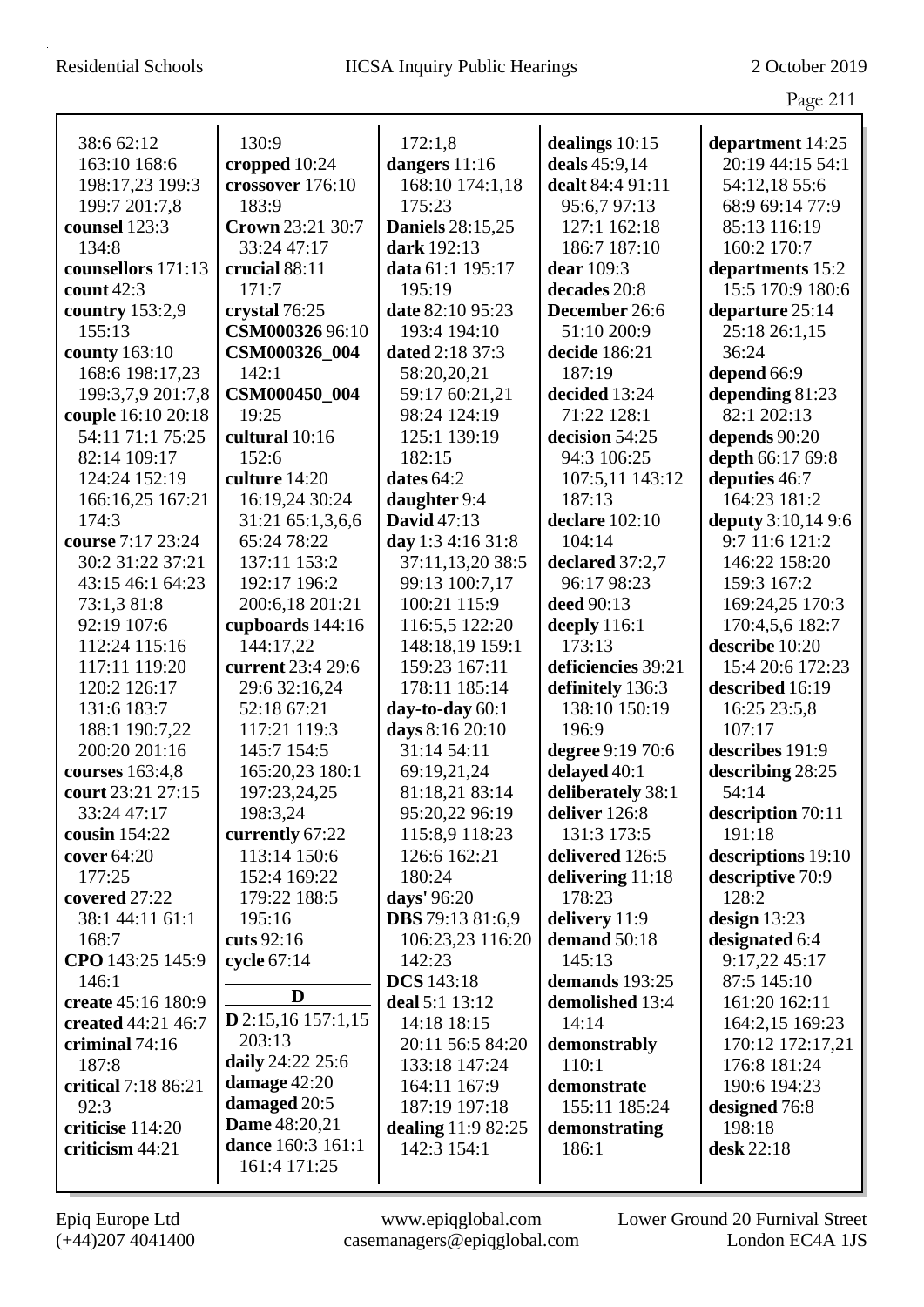38:6 62:12
163:10 168:6
198:17,23 199:3
199:7 201:7,8
**counsel** 123:3
134:8
**counsellors** 171:13
**count** 42:3
**country** 153:2,9
155:13
**county** 163:10
168:6 198:17,23
199:3,7,9 201:7,8
**couple** 16:10 20:18
54:11 71:1 75:25
82:14 109:17
124:24 152:19
166:16,25 167:21
174:3
**course** 7:17 23:24
30:2 31:22 37:21
43:15 46:1 64:23
73:1,3 81:8
92:19 107:6
112:24 115:16
117:11 119:20
120:2 126:17
131:6 183:7
188:1 190:7,22
200:20 201:16
**courses** 163:4,8
**court** 23:21 27:15
33:24 47:17
**cousin** 154:22
**cover** 64:20
177:25
**covered** 27:22
38:1 44:11 61:1
168:7
**CPO** 143:25 145:9
146:1
**create** 45:16 180:9
**created** 44:21 46:7
**criminal** 74:16
187:8
**critical** 7:18 86:21
92:3
**criticise** 114:20
**criticism** 44:21

130:9
**cropped** 10:24
**crossover** 176:10
183:9
**Crown** 23:21 30:7
33:24 47:17
**crucial** 88:11
171:7
**crystal** 76:25
**CSM000326** 96:10
**CSM000326_004**
142:1
**CSM000450_004**
19:25
**cultural** 10:16
152:6
**culture** 14:20
16:19,24 30:24
31:21 65:1,3,6,6
65:24 78:22
137:11 153:2
192:17 196:2
200:6,18 201:21
**cupboards** 144:16
144:17,22
**current** 23:4 29:6
29:6 32:16,24
52:18 67:21
117:21 119:3
145:7 154:5
165:20,23 180:1
197:23,24,25
198:3,24
**currently** 67:22
113:14 150:6
152:4 169:22
179:22 188:5
195:16
**cuts** 92:16
**cycle** 67:14

**D**

**D** 2:15,16 157:1,15
203:13
**daily** 24:22 25:6
**damage** 42:20
**damaged** 20:5
**Dame** 48:20,21
**dance** 160:3 161:1
161:4 171:25

172:1,8
**dangers** 11:16
168:10 174:1,18
175:23
**Daniels** 28:15,25
**dark** 192:13
**data** 61:1 195:17
195:19
**date** 82:10 95:23
193:4 194:10
**dated** 2:18 37:3
58:20,20,21
59:17 60:21,21
98:24 124:19
125:1 139:19
182:15
**dates** 64:2
**daughter** 9:4
**David** 47:13
**day** 1:3 4:16 31:8
37:11,13,20 38:5
99:13 100:7,17
100:21 115:9
116:5,5 122:20
148:18,19 159:1
159:23 167:11
178:11 185:14
**day-to-day** 60:1
**days** 8:16 20:10
31:14 54:11
69:19,21,24
81:18,21 83:14
95:20,22 96:19
115:8,9 118:23
126:6 162:21
180:24
**days'** 96:20
**DBS** 79:13 81:6,9
106:23,23 116:20
142:23
**DCS** 143:18
**deal** 5:1 13:12
14:18 18:15
20:11 56:5 84:20
133:18 147:24
164:11 167:9
187:19 197:18
**dealing** 11:9 82:25
142:3 154:1

**dealings** 10:15
**deals** 45:9,14
**dealt** 84:4 91:11
95:6,7 97:13
127:1 162:18
186:7 187:10
**dear** 109:3
**decades** 20:8
**December** 26:6
51:10 200:9
**decide** 186:21
187:19
**decided** 13:24
71:22 128:1
**decision** 54:25
94:3 106:25
107:5,11 143:12
187:13
**declare** 102:10
104:14
**declared** 37:2,7
96:17 98:23
**deed** 90:13
**deeply** 116:1
173:13
**deficiencies** 39:21
**definitely** 136:3
138:10 150:19
196:9
**degree** 9:19 70:6
**delayed** 40:1
**deliberately** 38:1
**deliver** 126:8
131:3 173:5
**delivered** 126:5
**delivering** 11:18
178:23
**delivery** 11:9
**demand** 50:18
145:13
**demands** 193:25
**demolished** 13:4
14:14
**demonstrably**
110:1
**demonstrate**
155:11 185:24
**demonstrating**
186:1

**department** 14:25
20:19 44:15 54:1
54:12,18 55:6
68:9 69:14 77:9
85:13 116:19
160:2 170:7
**departments** 15:2
15:5 170:9 180:6
**departure** 25:14
25:18 26:1,15
36:24
**depend** 66:9
**depending** 81:23
82:1 202:13
**depends** 90:20
**depth** 66:17 69:8
**deputies** 46:7
164:23 181:2
**deputy** 3:10,14 9:6
9:7 11:6 121:2
146:22 158:20
159:3 167:2
169:24,25 170:3
170:4,5,6 182:7
**describe** 10:20
15:4 20:6 172:23
**described** 16:19
16:25 23:5,8
107:17
**describes** 191:9
**describing** 28:25
54:14
**description** 70:11
191:18
**descriptions** 19:10
**descriptive** 70:9
128:2
**design** 13:23
**designated** 6:4
9:17,22 45:17
87:5 145:10
161:20 162:11
164:2,15 169:23
170:12 172:17,21
176:8 181:24
190:6 194:23
**designed** 76:8
198:18
**desk** 22:18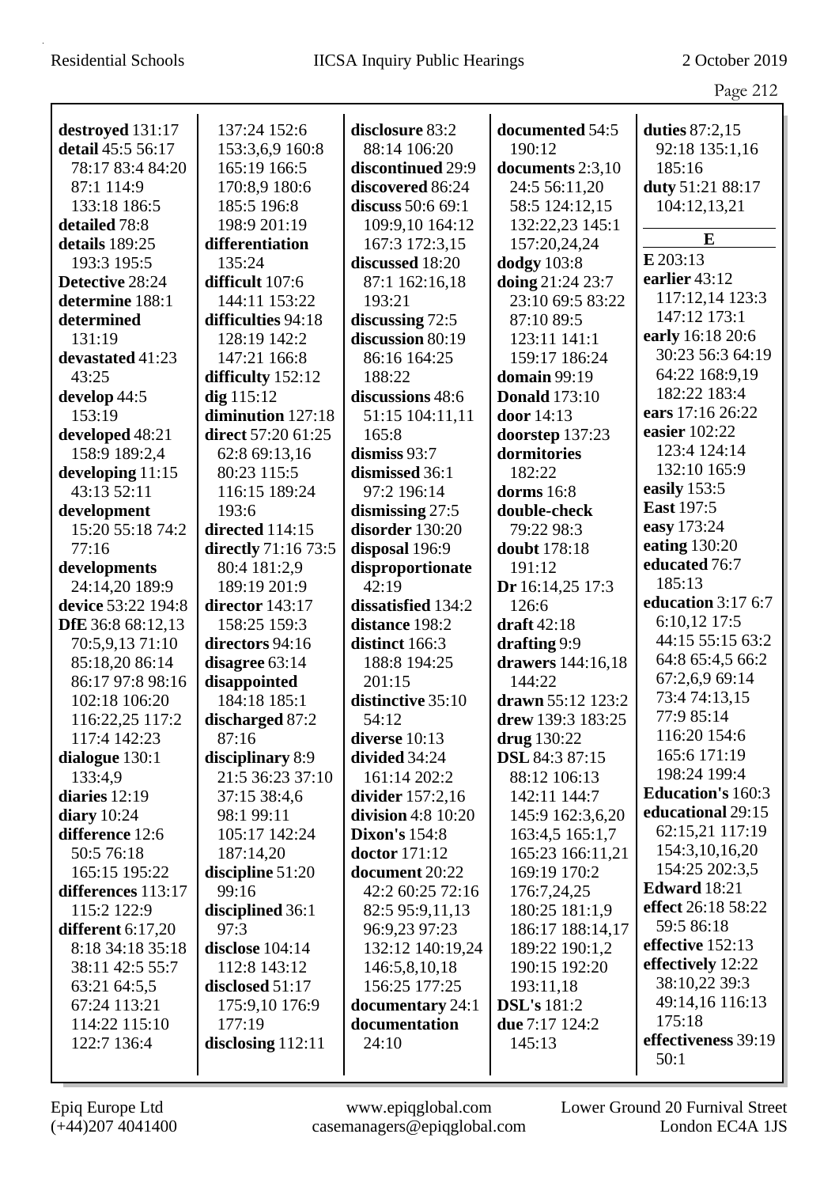**destroyed** 131:17
**detail** 45:5 56:17 78:17 83:4 84:20 87:1 114:9 133:18 186:5
**detailed** 78:8
**details** 189:25 193:3 195:5
**Detective** 28:24
**determine** 188:1
**determined** 131:19
**devastated** 41:23 43:25
**develop** 44:5 153:19
**developed** 48:21 158:9 189:2,4
**developing** 11:15 43:13 52:11
**development** 15:20 55:18 74:2 77:16
**developments** 24:14,20 189:9
**device** 53:22 194:8
**DfE** 36:8 68:12,13 70:5,9,13 71:10 85:18,20 86:14 86:17 97:8 98:16 102:18 106:20 116:22,25 117:2 117:4 142:23
**dialogue** 130:1 133:4,9
**diaries** 12:19
**diary** 10:24
**difference** 12:6 50:5 76:18 165:15 195:22
**differences** 113:17 115:2 122:9
**different** 6:17,20 8:18 34:18 35:18 38:11 42:5 55:7 63:21 64:5,5 67:24 113:21 114:22 115:10 122:7 136:4 137:24 152:6 153:3,6,9 160:8 165:19 166:5 170:8,9 180:6 185:5 196:8 198:9 201:19
**differentiation** 135:24
**difficult** 107:6 144:11 153:22
**difficulties** 94:18 128:19 142:2 147:21 166:8
**difficulty** 152:12
**dig** 115:12
**diminution** 127:18
**direct** 57:20 61:25 62:8 69:13,16 80:23 115:5 116:15 189:24 193:6
**directed** 114:15
**directly** 71:16 73:5 80:4 181:2,9 189:19 201:9
**director** 143:17 158:25 159:3
**directors** 94:16
**disagree** 63:14
**disappointed** 184:18 185:1
**discharged** 87:2 87:16
**disciplinary** 8:9 21:5 36:23 37:10 37:15 38:4,6 98:1 99:11 105:17 142:24 187:14,20
**discipline** 51:20 99:16
**disciplined** 36:1 97:3
**disclose** 104:14 112:8 143:12
**disclosed** 51:17 175:9,10 176:9 177:19
**disclosing** 112:11
**disclosure** 83:2 88:14 106:20
**discontinued** 29:9
**discovered** 86:24
**discuss** 50:6 69:1 109:9,10 164:12 167:3 172:3,15
**discussed** 18:20 87:1 162:16,18 193:21
**discussing** 72:5
**discussion** 80:19 86:16 164:25 188:22
**discussions** 48:6 51:15 104:11,11 165:8
**dismiss** 93:7
**dismissed** 36:1 97:2 196:14
**dismissing** 27:5
**disorder** 130:20
**disposal** 196:9
**disproportionate** 42:19
**dissatisfied** 134:2
**distance** 198:2
**distinct** 166:3 188:8 194:25 201:15
**distinctive** 35:10 54:12
**diverse** 10:13
**divided** 34:24 161:14 202:2
**divider** 157:2,16
**division** 4:8 10:20
**Dixon's** 154:8
**doctor** 171:12
**document** 20:22 42:2 60:25 72:16 82:5 95:9,11,13 96:9,23 97:23 132:12 140:19,24 146:5,8,10,18 156:25 177:25
**documentary** 24:1
**documentation** 24:10
**documented** 54:5 190:12
**documents** 2:3,10 24:5 56:11,20 58:5 124:12,15 132:22,23 145:1 157:20,24,24
**dodgy** 103:8
**doing** 21:24 23:7 23:10 69:5 83:22 87:10 89:5 123:11 141:1 159:17 186:24
**domain** 99:19
**Donald** 173:10
**door** 14:13
**doorstep** 137:23
**dormitories** 182:22
**dorms** 16:8
**double-check** 79:22 98:3
**doubt** 178:18 191:12
**Dr** 16:14,25 17:3 126:6
**draft** 42:18
**drafting** 9:9
**drawers** 144:16,18 144:22
**drawn** 55:12 123:2
**drew** 139:3 183:25
**drug** 130:22
**DSL** 84:3 87:15 88:12 106:13 142:11 144:7 145:9 162:3,6,20 163:4,5 165:1,7 165:23 166:11,21 169:19 170:2 176:7,24,25 180:25 181:1,9 186:17 188:14,17 189:22 190:1,2 190:15 192:20 193:11,18
**DSL's** 181:2
**due** 7:17 124:2 145:13
**duties** 87:2,15 92:18 135:1,16 185:16
**duty** 51:21 88:17 104:12,13,21

## E

**E** 203:13
**earlier** 43:12 117:12,14 123:3 147:12 173:1
**early** 16:18 20:6 30:23 56:3 64:19 64:22 168:9,19 182:22 183:4
**ears** 17:16 26:22
**easier** 102:22 123:4 124:14 132:10 165:9
**easily** 153:5
**East** 197:5
**easy** 173:24
**eating** 130:20
**educated** 76:7 185:13
**education** 3:17 6:7 6:10,12 17:5 44:15 55:15 63:2 64:8 65:4,5 66:2 67:2,6,9 69:14 73:4 74:13,15 77:9 85:14 116:20 154:6 165:6 171:19 198:24 199:4
**Education's** 160:3
**educational** 29:15 62:15,21 117:19 154:3,10,16,20 154:25 202:3,5
**Edward** 18:21
**effect** 26:18 58:22 59:5 86:18
**effective** 152:13
**effectively** 12:22 38:10,22 39:3 49:14,16 116:13 175:18
**effectiveness** 39:19 50:1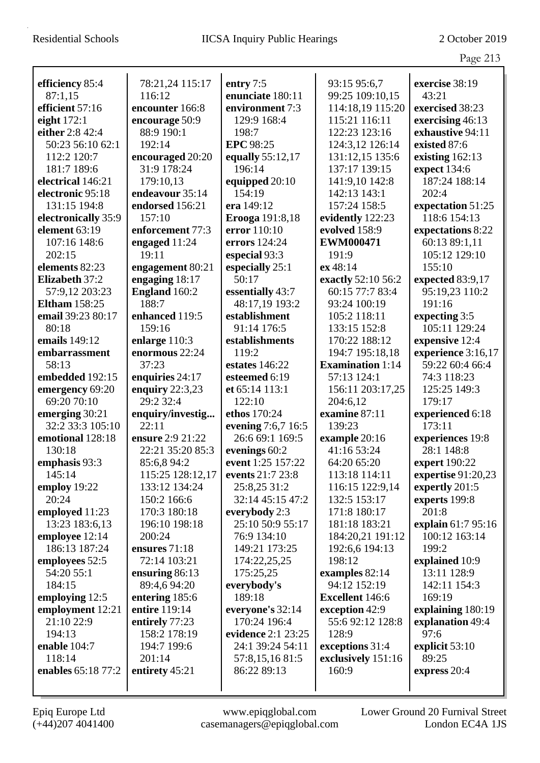**efficiency** 85:4 87:1,15
**efficient** 57:16
**eight** 172:1
**either** 2:8 42:4 50:23 56:10 62:1 112:2 120:7 181:7 189:6
**electrical** 146:21
**electronic** 95:18 131:15 194:8
**electronically** 35:9
**element** 63:19 107:16 148:6 202:15
**elements** 82:23
**Elizabeth** 37:2 57:9,12 203:23
**Eltham** 158:25
**email** 39:23 80:17 80:18
**emails** 149:12
**embarrassment** 58:13
**embedded** 192:15
**emergency** 69:20 69:20 70:10
**emerging** 30:21 32:2 33:3 105:10
**emotional** 128:18 130:18
**emphasis** 93:3 145:14
**employ** 19:22 20:24
**employed** 11:23 13:23 183:6,13
**employee** 12:14 186:13 187:24
**employees** 52:5 54:20 55:1 184:15
**employing** 12:5
**employment** 12:21 21:10 22:9 194:13
**enable** 104:7 118:14
**enables** 65:18 77:2 78:21,24 115:17 116:12
**encounter** 166:8
**encourage** 50:9 88:9 190:1 192:14
**encouraged** 20:20 31:9 178:24 179:10,13
**endeavour** 35:14
**endorsed** 156:21 157:10
**enforcement** 77:3
**engaged** 11:24 19:11
**engagement** 80:21
**engaging** 18:17
**England** 160:2 188:7
**enhanced** 119:5 159:16
**enlarge** 110:3
**enormous** 22:24 37:23
**enquiries** 24:17
**enquiry** 22:3,23 29:2 32:4
**enquiry/investig...** 22:11
**ensure** 2:9 21:22 22:21 35:20 85:3 85:6,8 94:2 115:25 128:12,17 133:12 134:24 150:2 166:6 170:3 180:18 196:10 198:18 200:24
**ensures** 71:18 72:14 103:21
**ensuring** 86:13 89:4,6 94:20
**entering** 185:6
**entire** 119:14
**entirely** 77:23 158:2 178:19 194:7 199:6 201:14
**entirety** 45:21
**entry** 7:5
**enunciate** 180:11
**environment** 7:3 129:9 168:4 198:7
**EPC** 98:25
**equally** 55:12,17 196:14
**equipped** 20:10 154:19
**era** 149:12
**Erooga** 191:8,18
**error** 110:10
**errors** 124:24
**especial** 93:3
**especially** 25:1 50:17
**essentially** 43:7 48:17,19 193:2
**establishment** 91:14 176:5
**establishments** 119:2
**estates** 146:22
**esteemed** 6:19
**et** 65:14 113:1 122:10
**ethos** 170:24
**evening** 7:6,7 16:5 26:6 69:1 169:5
**evenings** 60:2
**event** 1:25 157:22
**events** 21:7 23:8 25:8,25 31:2 32:14 45:15 47:2
**everybody** 2:3 25:10 50:9 55:17 76:9 134:10 149:21 173:25 174:22,25,25 175:25,25
**everybody's** 189:18
**everyone's** 32:14 170:24 196:4
**evidence** 2:1 23:25 24:1 39:24 54:11 57:8,15,16 81:5 86:22 89:13 93:15 95:6,7 99:25 109:10,15 114:18,19 115:20 115:21 116:11 122:23 123:16 124:3,12 126:14 131:12,15 135:6 137:17 139:15 141:9,10 142:8 142:13 143:1 157:24 158:5
**evidently** 122:23
**evolved** 158:9
**EWM000471** 191:9
**ex** 48:14
**exactly** 52:10 56:2 60:15 77:7 83:4 93:24 100:19 105:2 118:11 133:15 152:8 170:22 188:12 194:7 195:18,18
**Examination** 1:14 57:13 124:1 156:11 203:17,25 204:6,12
**examine** 87:11 139:23
**example** 20:16 41:16 53:24 64:20 65:20 113:18 114:11 116:15 122:9,14 132:5 153:17 171:8 180:17 181:18 183:21 184:20,21 191:12 192:6,6 194:13 198:12
**examples** 82:14 94:12 152:19
**Excellent** 146:6
**exception** 42:9 55:6 92:12 128:8 128:9
**exceptions** 31:4
**exclusively** 151:16 160:9
**exercise** 38:19 43:21
**exercised** 38:23
**exercising** 46:13
**exhaustive** 94:11
**existed** 87:6
**existing** 162:13
**expect** 134:6 187:24 188:14 202:4
**expectation** 51:25 118:6 154:13
**expectations** 8:22 60:13 89:1,11 105:12 129:10 155:10
**expected** 83:9,17 95:19,23 110:2 191:16
**expecting** 3:5 105:11 129:24
**expensive** 12:4
**experience** 3:16,17 59:22 60:4 66:4 74:3 118:23 125:25 149:3 179:17
**experienced** 6:18 173:11
**experiences** 19:8 28:1 148:8
**expert** 190:22
**expertise** 91:20,23
**expertly** 201:5
**experts** 199:8 201:8
**explain** 61:7 95:16 100:12 163:14 199:2
**explained** 10:9 13:11 128:9 142:11 154:3 169:19
**explaining** 180:19
**explanation** 49:4 97:6
**explicit** 53:10 89:25
**express** 20:4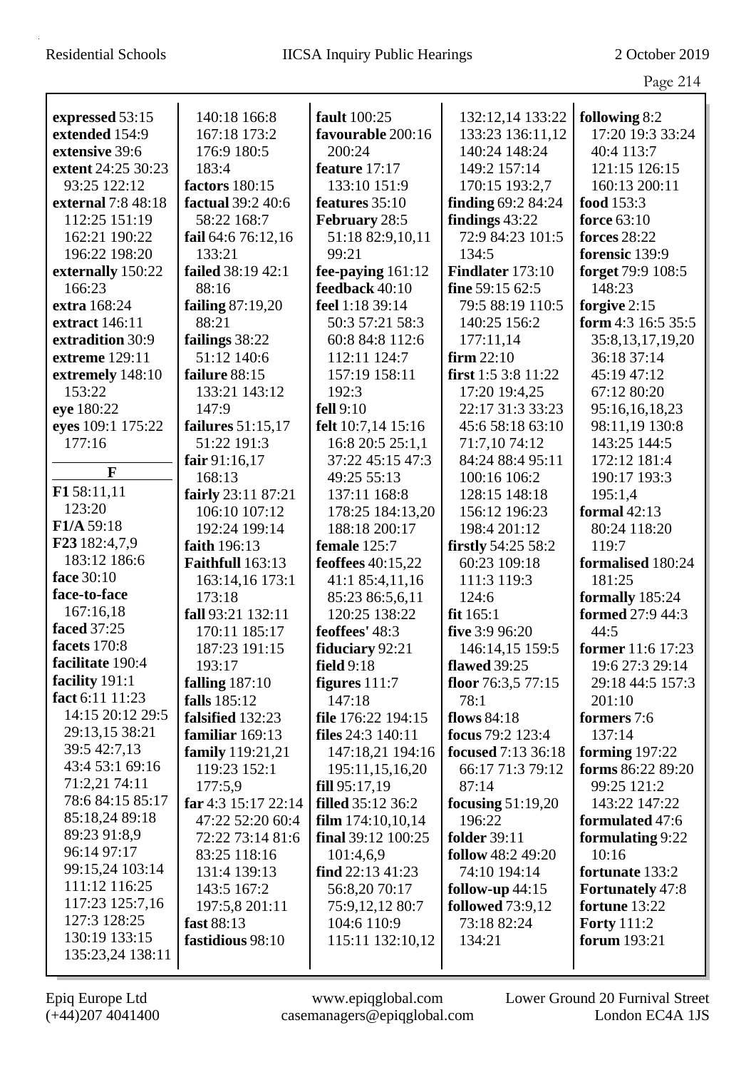**expressed** 53:15
**extended** 154:9
**extensive** 39:6
**extent** 24:25 30:23 93:25 122:12
**external** 7:8 48:18 112:25 151:19 162:21 190:22 196:22 198:20
**externally** 150:22 166:23
**extra** 168:24
**extract** 146:11
**extradition** 30:9
**extreme** 129:11
**extremely** 148:10 153:22
**eye** 180:22
**eyes** 109:1 175:22 177:16

**F**

**F1** 58:11,11 123:20
**F1/A** 59:18
**F23** 182:4,7,9 183:12 186:6
**face** 30:10
**face-to-face** 167:16,18
**faced** 37:25
**facets** 170:8
**facilitate** 190:4
**facility** 191:1
**fact** 6:11 11:23 14:15 20:12 29:5 29:13,15 38:21 39:5 42:7,13 43:4 53:1 69:16 71:2,21 74:11 78:6 84:15 85:17 85:18,24 89:18 89:23 91:8,9 96:14 97:17 99:15,24 103:14 111:12 116:25 117:23 125:7,16 127:3 128:25 130:19 133:15 135:23,24 138:11 140:18 166:8 167:18 173:2 176:9 180:5 183:4
**factors** 180:15
**factual** 39:2 40:6 58:22 168:7
**fail** 64:6 76:12,16 133:21
**failed** 38:19 42:1 88:16
**failing** 87:19,20 88:21
**failings** 38:22 51:12 140:6
**failure** 88:15 133:21 143:12 147:9
**failures** 51:15,17 51:22 191:3
**fair** 91:16,17 168:13
**fairly** 23:11 87:21 106:10 107:12 192:24 199:14
**faith** 196:13
**Faithfull** 163:13 163:14,16 173:1 173:18
**fall** 93:21 132:11 170:11 185:17 187:23 191:15 193:17
**falling** 187:10
**falls** 185:12
**falsified** 132:23
**familiar** 169:13
**family** 119:21,21 119:23 152:1 177:5,9
**far** 4:3 15:17 22:14 47:22 52:20 60:4 72:22 73:14 81:6 83:25 118:16 131:4 139:13 143:5 167:2 197:5,8 201:11
**fast** 88:13
**fastidious** 98:10
**fault** 100:25
**favourable** 200:16 200:24
**feature** 17:17 133:10 151:9
**features** 35:10
**February** 28:5 51:18 82:9,10,11 99:21
**fee-paying** 161:12
**feedback** 40:10
**feel** 1:18 39:14 50:3 57:21 58:3 60:8 84:8 112:6 112:11 124:7 157:19 158:11 192:3
**fell** 9:10
**felt** 10:7,14 15:16 16:8 20:5 25:1,1 37:22 45:15 47:3 49:25 55:13 137:11 168:8 178:25 184:13,20 188:18 200:17
**female** 125:7
**feoffees** 40:15,22 41:1 85:4,11,16 85:23 86:5,6,11 120:25 138:22
**feoffees'** 48:3
**fiduciary** 92:21
**field** 9:18
**figures** 111:7 147:18
**file** 176:22 194:15
**files** 24:3 140:11 147:18,21 194:16 195:11,15,16,20
**fill** 95:17,19
**filled** 35:12 36:2
**film** 174:10,10,14
**final** 39:12 100:25 101:4,6,9
**find** 22:13 41:23 56:8,20 70:17 75:9,12,12 80:7 104:6 110:9 115:11 132:10,12 132:12,14 133:22 133:23 136:11,12 140:24 148:24 149:2 157:14 170:15 193:2,7
**finding** 69:2 84:24
**findings** 43:22 72:9 84:23 101:5 134:5
**Findlater** 173:10
**fine** 59:15 62:5 79:5 88:19 110:5 140:25 156:2 177:11,14
**firm** 22:10
**first** 1:5 3:8 11:22 17:20 19:4,25 22:17 31:3 33:23 45:6 58:18 63:10 71:7,10 74:12 84:24 88:4 95:11 100:16 106:2 128:15 148:18 156:12 196:23 198:4 201:12
**firstly** 54:25 58:2 60:23 109:18 111:3 119:3 124:6
**fit** 165:1
**five** 3:9 96:20 146:14,15 159:5
**flawed** 39:25
**floor** 76:3,5 77:15 78:1
**flows** 84:18
**focus** 79:2 123:4
**focused** 7:13 36:18 66:17 71:3 79:12 87:14
**focusing** 51:19,20 196:22
**folder** 39:11
**follow** 48:2 49:20 74:10 194:14
**follow-up** 44:15
**followed** 73:9,12 73:18 82:24 134:21
**following** 8:2 17:20 19:3 33:24 40:4 113:7 121:15 126:15 160:13 200:11
**food** 153:3
**force** 63:10
**forces** 28:22
**forensic** 139:9
**forget** 79:9 108:5 148:23
**forgive** 2:15
**form** 4:3 16:5 35:5 35:8,13,17,19,20 36:18 37:14 45:19 47:12 67:12 80:20 95:16,16,18,23 98:11,19 130:8 143:25 144:5 172:12 181:4 190:17 193:3 195:1,4
**formal** 42:13 80:24 118:20 119:7
**formalised** 180:24 181:25
**formally** 185:24
**formed** 27:9 44:3 44:5
**former** 11:6 17:23 19:6 27:3 29:14 29:18 44:5 157:3 201:10
**formers** 7:6 137:14
**forming** 197:22
**forms** 86:22 89:20 99:25 121:2 143:22 147:22
**formulated** 47:6
**formulating** 9:22 10:16
**fortunate** 133:2
**Fortunately** 47:8
**fortune** 13:22
**Forty** 111:2
**forum** 193:21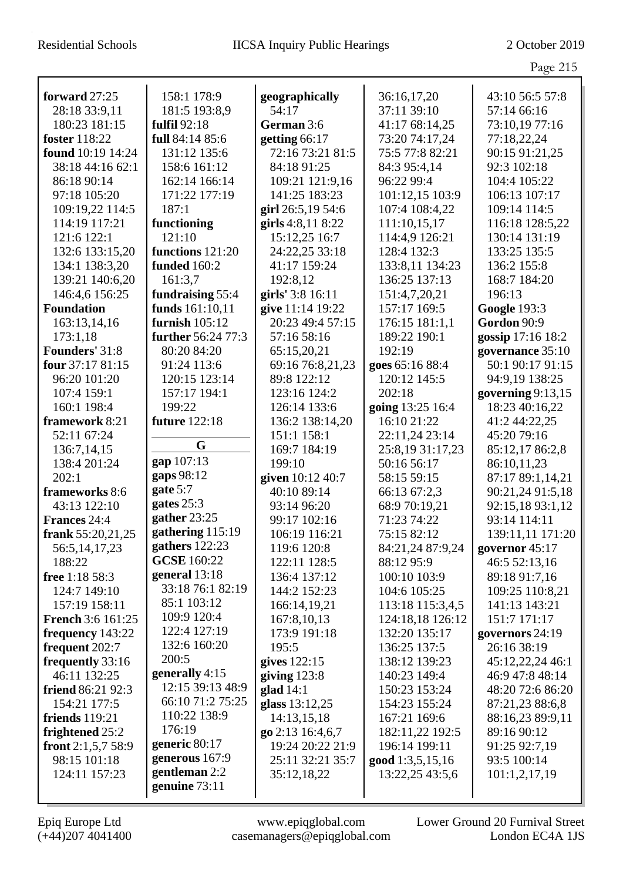**forward** 27:25 28:18 33:9,11 180:23 181:15
**foster** 118:22
**found** 10:19 14:24 38:18 44:16 62:1 86:18 90:14 97:18 105:20 109:19,22 114:5 114:19 117:21 121:6 122:1 132:6 133:15,20 134:1 138:3,20 139:21 140:6,20 146:4,6 156:25
**Foundation** 163:13,14,16 173:1,18
**Founders'** 31:8
**four** 37:17 81:15 96:20 101:20 107:4 159:1 160:1 198:4
**framework** 8:21 52:11 67:24 136:7,14,15 138:4 201:24 202:1
**frameworks** 8:6 43:13 122:10
**Frances** 24:4
**frank** 55:20,21,25 56:5,14,17,23 188:22
**free** 1:18 58:3 124:7 149:10 157:19 158:11
**French** 3:6 161:25
**frequency** 143:22
**frequent** 202:7
**frequently** 33:16 46:11 132:25
**friend** 86:21 92:3 154:21 177:5
**friends** 119:21
**frightened** 25:2
**front** 2:1,5,7 58:9 98:15 101:18 124:11 157:23 158:1 178:9 181:5 193:8,9
**fulfil** 92:18
**full** 84:14 85:6 131:12 135:6 158:6 161:12 162:14 166:14 171:22 177:19 187:1
**functioning** 121:10
**functions** 121:20
**funded** 160:2 161:3,7
**fundraising** 55:4
**funds** 161:10,11
**furnish** 105:12
**further** 56:24 77:3 80:20 84:20 91:24 113:6 120:15 123:14 157:17 194:1 199:22
**future** 122:18

## G

**gap** 107:13
**gaps** 98:12
**gate** 5:7
**gates** 25:3
**gather** 23:25
**gathering** 115:19
**gathers** 122:23
**GCSE** 160:22
**general** 13:18 33:18 76:1 82:19 85:1 103:12 109:9 120:4 122:4 127:19 132:6 160:20 200:5
**generally** 4:15 12:15 39:13 48:9 66:10 71:2 75:25 110:22 138:9 176:19
**generic** 80:17
**generous** 167:9
**gentleman** 2:2
**genuine** 73:11
**geographically** 54:17
**German** 3:6
**getting** 66:17 72:16 73:21 81:5 84:18 91:25 109:21 121:9,16 141:25 183:23
**girl** 26:5,19 54:6
**girls** 4:8,11 8:22 15:12,25 16:7 24:22,25 33:18 41:17 159:24 192:8,12
**girls'** 3:8 16:11
**give** 11:14 19:22 20:23 49:4 57:15 57:16 58:16 65:15,20,21 69:16 76:8,21,23 89:8 122:12 123:16 124:2 126:14 133:6 136:2 138:14,20 151:1 158:1 169:7 184:19 199:10
**given** 10:12 40:7 40:10 89:14 93:14 96:20 99:17 102:16 106:19 116:21 119:6 120:8 122:11 128:5 136:4 137:12 144:2 152:23 166:14,19,21 167:8,10,13 173:9 191:18 195:5
**gives** 122:15
**giving** 123:8
**glad** 14:1
**glass** 13:12,25 14:13,15,18
**go** 2:13 16:4,6,7 19:24 20:22 21:9 25:11 32:21 35:7 35:12,18,22 36:16,17,20 37:11 39:10 41:17 68:14,25 73:20 74:17,24 75:5 77:8 82:21 84:3 95:4,14 96:22 99:4 101:12,15 103:9 107:4 108:4,22 111:10,15,17 114:4,9 126:21 128:4 132:3 133:8,11 134:23 136:25 137:13 151:4,7,20,21 157:17 169:5 176:15 181:1,1 189:22 190:1 192:19
**goes** 65:16 88:4 120:12 145:5 202:18
**going** 13:25 16:4 16:10 21:22 22:11,24 23:14 25:8,19 31:17,23 50:16 56:17 58:15 59:15 66:13 67:2,3 68:9 70:19,21 71:23 74:22 75:15 82:12 84:21,24 87:9,24 88:12 95:9 100:10 103:9 104:6 105:25 113:18 115:3,4,5 124:18,18 126:12 132:20 135:17 136:25 137:5 138:12 139:23 140:23 149:4 150:23 153:24 154:23 155:24 167:21 169:6 182:11,22 192:5 196:14 199:11
**good** 1:3,5,15,16 13:22,25 43:5,6 43:10 56:5 57:8 57:14 66:16 73:10,19 77:16 77:18,22,24 90:15 91:21,25 92:3 102:18 104:4 105:22 106:13 107:17 109:14 114:5 116:18 128:5,22 130:14 131:19 133:25 135:5 136:2 155:8 168:7 184:20 196:13
**Google** 193:3
**Gordon** 90:9
**gossip** 17:16 18:2
**governance** 35:10 50:1 90:17 91:15 94:9,19 138:25
**governing** 9:13,15 18:23 40:16,22 41:2 44:22,25 45:20 79:16 85:12,17 86:2,8 86:10,11,23 87:17 89:1,14,21 90:21,24 91:5,18 92:15,18 93:1,12 93:14 114:11 139:11,11 171:20
**governor** 45:17 46:5 52:13,16 89:18 91:7,16 109:25 110:8,21 141:13 143:21 151:7 171:17
**governors** 24:19 26:16 38:19 45:12,22,24 46:1 46:9 47:8 48:14 48:20 72:6 86:20 87:21,23 88:6,8 88:16,23 89:9,11 89:16 90:12 91:25 92:7,19 93:5 100:14 101:1,2,17,19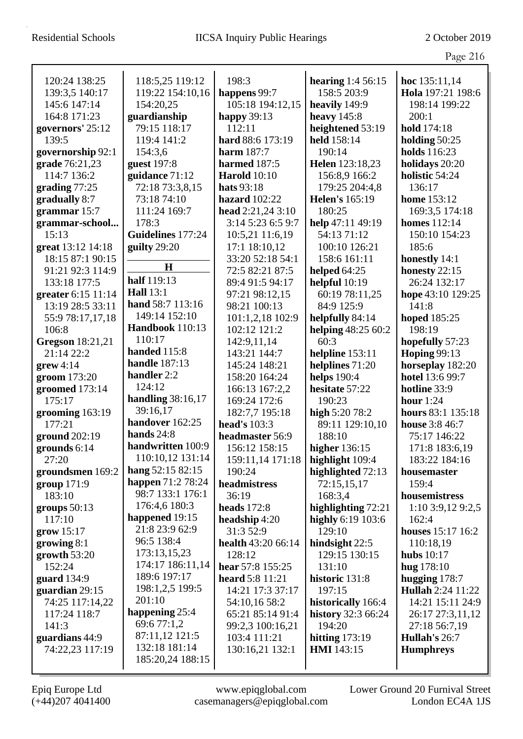120:24 138:25 139:3,5 140:17 145:6 147:14 164:8 171:23
**governors'** 25:12 139:5
**governorship** 92:1
**grade** 76:21,23 114:7 136:2
**grading** 77:25
**gradually** 8:7
**grammar** 15:7
**grammar-school...** 15:13
**great** 13:12 14:18 18:15 87:1 90:15 91:21 92:3 114:9 133:18 177:5
**greater** 6:15 11:14 13:19 28:5 33:11 55:9 78:17,17,18 106:8
**Gregson** 18:21,21 21:14 22:2
**grew** 4:14
**groom** 173:20
**groomed** 173:14 175:17
**grooming** 163:19 177:21
**ground** 202:19
**grounds** 6:14 27:20
**groundsmen** 169:2
**group** 171:9 183:10
**groups** 50:13 117:10
**grow** 15:17
**growing** 8:1
**growth** 53:20 152:24
**guard** 134:9
**guardian** 29:15 74:25 117:14,22 117:24 118:7 141:3
**guardians** 44:9 74:22,23 117:19 118:5,25 119:12 119:22 154:10,16 154:20,25
**guardianship** 79:15 118:17 119:4 141:2 154:3,6
**guest** 197:8
**guidance** 71:12 72:18 73:3,8,15 73:18 74:10 111:24 169:7 178:3
**Guidelines** 177:24
**guilty** 29:20

## H

**half** 119:13
**Hall** 13:1
**hand** 58:7 113:16 149:14 152:10
**Handbook** 110:13 110:17
**handed** 115:8
**handle** 187:13
**handler** 2:2 124:12
**handling** 38:16,17 39:16,17
**handover** 162:25
**hands** 24:8
**handwritten** 100:9 110:10,12 131:14
**hang** 52:15 82:15
**happen** 71:2 78:24 98:7 133:1 176:1 176:4,6 180:3
**happened** 19:15 21:8 23:9 62:9 96:5 138:4 173:13,15,23 174:17 186:11,14 189:6 197:17 198:1,2,5 199:5 201:10
**happening** 25:4 69:6 77:1,2 87:11,12 121:5 132:18 181:14 185:20,24 188:15 198:3
**happens** 99:7 105:18 194:12,15
**happy** 39:13 112:11
**hard** 88:6 173:19
**harm** 187:7
**harmed** 187:5
**Harold** 10:10
**hats** 93:18
**hazard** 102:22
**head** 2:21,24 3:10 3:14 5:23 6:5 9:7 10:5,21 11:6,19 17:1 18:10,12 33:20 52:18 54:1 72:5 82:21 87:5 89:4 91:5 94:17 97:21 98:12,15 98:21 100:13 101:1,2,18 102:9 102:12 121:2 142:9,11,14 143:21 144:7 145:24 148:21 158:20 164:24 166:13 167:2,2 169:24 172:6 182:7,7 195:18
**head's** 103:3
**headmaster** 56:9 156:12 158:15 159:11,14 171:18 190:24
**headmistress** 36:19
**heads** 172:8
**headship** 4:20 31:3 52:9
**health** 43:20 66:14 128:12
**hear** 57:8 155:25
**heard** 5:8 11:21 14:21 17:3 37:17 54:10,16 58:2 65:21 85:14 91:4 99:2,3 100:16,21 103:4 111:21 130:16,21 132:1
**hearing** 1:4 56:15 158:5 203:9
**heavily** 149:9
**heavy** 145:8
**heightened** 53:19
**held** 158:14 190:14
**Helen** 123:18,23 156:8,9 166:2 179:25 204:4,8
**Helen's** 165:19 180:25
**help** 47:11 49:19 54:13 71:12 100:10 126:21 158:6 161:11
**helped** 64:25
**helpful** 10:19 60:19 78:11,25 84:9 125:9
**helpfully** 84:14
**helping** 48:25 60:2 60:3
**helpline** 153:11
**helplines** 71:20
**helps** 190:4
**hesitate** 57:22 190:23
**high** 5:20 78:2 89:11 129:10,10 188:10
**higher** 136:15
**highlight** 109:4
**highlighted** 72:13 72:15,15,17 168:3,4
**highlighting** 72:21
**highly** 6:19 103:6 129:10
**hindsight** 22:5 129:15 130:15 131:10
**historic** 131:8 197:15
**historically** 166:4
**history** 32:3 66:24 194:20
**hitting** 173:19
**HMI** 143:15
**hoc** 135:11,14
**Hola** 197:21 198:6 198:14 199:22 200:1
**hold** 174:18
**holding** 50:25
**holds** 116:23
**holidays** 20:20
**holistic** 54:24 136:17
**home** 153:12 169:3,5 174:18
**homes** 112:14 150:10 154:23 185:6
**honestly** 14:1
**honesty** 22:15 26:24 132:17
**hope** 43:10 129:25 141:8
**hoped** 185:25 198:19
**hopefully** 57:23
**Hoping** 99:13
**horseplay** 182:20
**hotel** 13:6 99:7
**hotline** 33:9
**hour** 1:24
**hours** 83:1 135:18
**house** 3:8 46:7 75:17 146:22 171:8 183:6,19 183:22 184:16
**housemaster** 159:4
**housemistress** 1:10 3:9,12 9:2,5 162:4
**houses** 15:17 16:2 110:18,19
**hubs** 10:17
**hug** 178:10
**hugging** 178:7
**Hullah** 2:24 11:22 14:21 15:11 24:9 26:17 27:3,11,12 27:18 56:7,19
**Hullah's** 26:7
**Humphreys**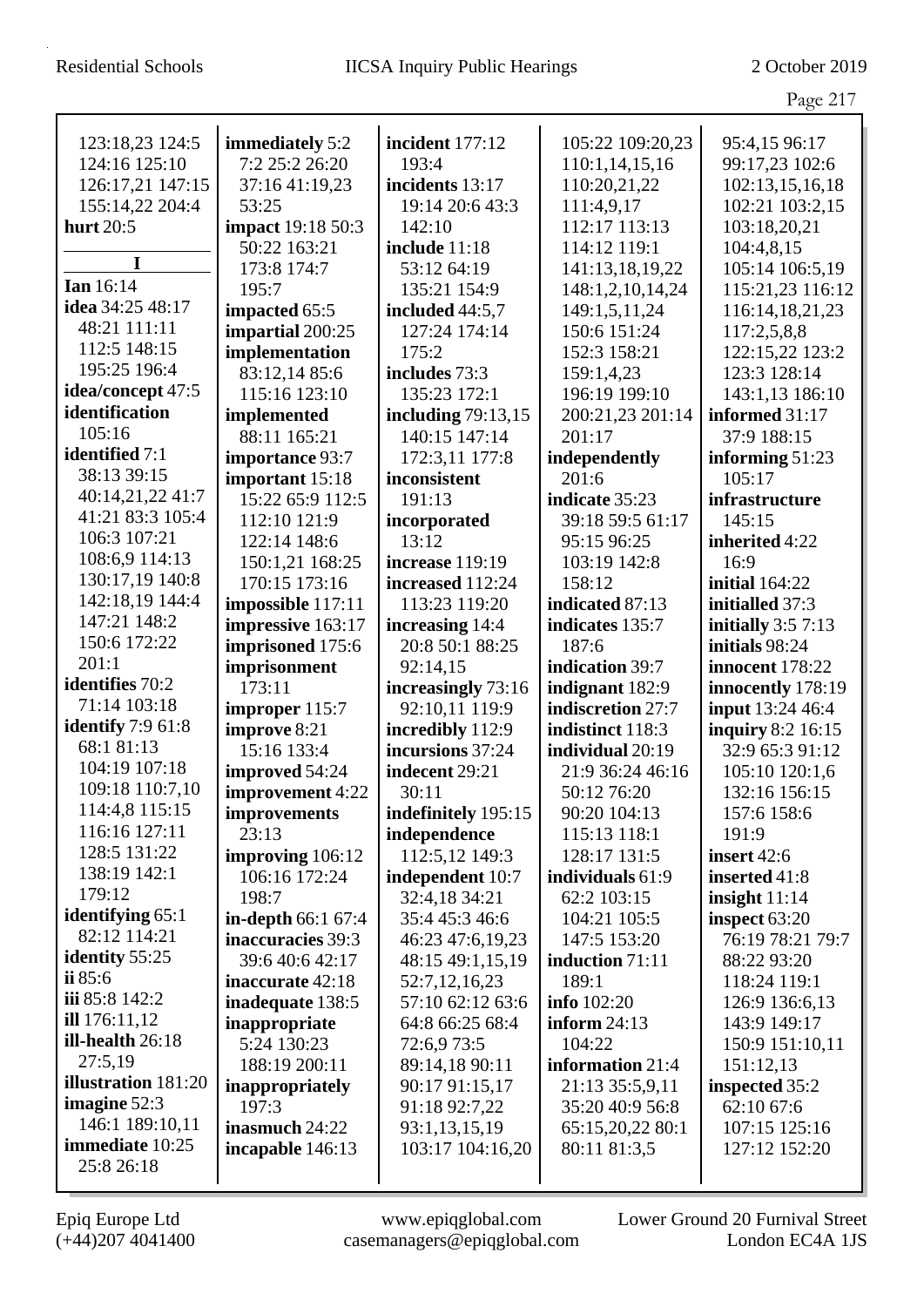123:18,23 124:5 124:16 125:10 126:17,21 147:15 155:14,22 204:4
**hurt** 20:5

**I**

**Ian** 16:14
**idea** 34:25 48:17 48:21 111:11 112:5 148:15 195:25 196:4
**idea/concept** 47:5
**identification** 105:16
**identified** 7:1 38:13 39:15 40:14,21,22 41:7 41:21 83:3 105:4 106:3 107:21 108:6,9 114:13 130:17,19 140:8 142:18,19 144:4 147:21 148:2 150:6 172:22 201:1
**identifies** 70:2 71:14 103:18
**identify** 7:9 61:8 68:1 81:13 104:19 107:18 109:18 110:7,10 114:4,8 115:15 116:16 127:11 128:5 131:22 138:19 142:1 179:12
**identifying** 65:1 82:12 114:21
**identity** 55:25
**ii** 85:6
**iii** 85:8 142:2
**ill** 176:11,12
**ill-health** 26:18 27:5,19
**illustration** 181:20
**imagine** 52:3 146:1 189:10,11
**immediate** 10:25 25:8 26:18
**immediately** 5:2 7:2 25:2 26:20 37:16 41:19,23 53:25
**impact** 19:18 50:3 50:22 163:21 173:8 174:7 195:7
**impacted** 65:5
**impartial** 200:25
**implementation** 83:12,14 85:6 115:16 123:10
**implemented** 88:11 165:21
**importance** 93:7
**important** 15:18 15:22 65:9 112:5 112:10 121:9 122:14 148:6 150:1,21 168:25 170:15 173:16
**impossible** 117:11
**impressive** 163:17
**imprisoned** 175:6
**imprisonment** 173:11
**improper** 115:7
**improve** 8:21 15:16 133:4
**improved** 54:24
**improvement** 4:22
**improvements** 23:13
**improving** 106:12 106:16 172:24 198:7
**in-depth** 66:1 67:4
**inaccuracies** 39:3 39:6 40:6 42:17
**inaccurate** 42:18
**inadequate** 138:5
**inappropriate** 5:24 130:23 188:19 200:11
**inappropriately** 197:3
**inasmuch** 24:22
**incapable** 146:13
**incident** 177:12 193:4
**incidents** 13:17 19:14 20:6 43:3 142:10
**include** 11:18 53:12 64:19 135:21 154:9
**included** 44:5,7 127:24 174:14 175:2
**includes** 73:3 135:23 172:1
**including** 79:13,15 140:15 147:14 172:3,11 177:8
**inconsistent** 191:13
**incorporated** 13:12
**increase** 119:19
**increased** 112:24 113:23 119:20
**increasing** 14:4 20:8 50:1 88:25 92:14,15
**increasingly** 73:16 92:10,11 119:9
**incredibly** 112:9
**incursions** 37:24
**indecent** 29:21 30:11
**indefinitely** 195:15
**independence** 112:5,12 149:3
**independent** 10:7 32:4,18 34:21 35:4 45:3 46:6 46:23 47:6,19,23 48:15 49:1,15,19 52:7,12,16,23 57:10 62:12 63:6 64:8 66:25 68:4 72:6,9 73:5 89:14,18 90:11 90:17 91:15,17 91:18 92:7,22 93:1,13,15,19 103:17 104:16,20 105:22 109:20,23 110:1,14,15,16 110:20,21,22 111:4,9,17 112:17 113:13 114:12 119:1 141:13,18,19,22 148:1,2,10,14,24 149:1,5,11,24 150:6 151:24 152:3 158:21 159:1,4,23 196:19 199:10 200:21,23 201:14 201:17
**independently** 201:6
**indicate** 35:23 39:18 59:5 61:17 95:15 96:25 103:19 142:8 158:12
**indicated** 87:13
**indicates** 135:7 187:6
**indication** 39:7
**indignant** 182:9
**indiscretion** 27:7
**indistinct** 118:3
**individual** 20:19 21:9 36:24 46:16 50:12 76:20 90:20 104:13 115:13 118:1 128:17 131:5
**individuals** 61:9 62:2 103:15 104:21 105:5 147:5 153:20
**induction** 71:11 189:1
**info** 102:20
**inform** 24:13 104:22
**information** 21:4 21:13 35:5,9,11 35:20 40:9 56:8 65:15,20,22 80:1 80:11 81:3,5 95:4,15 96:17 99:17,23 102:6 102:13,15,16,18 102:21 103:2,15 103:18,20,21 104:4,8,15 105:14 106:5,19 115:21,23 116:12 116:14,18,21,23 117:2,5,8,8 122:15,22 123:2 123:3 128:14 143:1,13 186:10
**informed** 31:17 37:9 188:15
**informing** 51:23 105:17
**infrastructure** 145:15
**inherited** 4:22 16:9
**initial** 164:22
**initialled** 37:3
**initially** 3:5 7:13
**initials** 98:24
**innocent** 178:22
**innocently** 178:19
**input** 13:24 46:4
**inquiry** 8:2 16:15 32:9 65:3 91:12 105:10 120:1,6 132:16 156:15 157:6 158:6 191:9
**insert** 42:6
**inserted** 41:8
**insight** 11:14
**inspect** 63:20 76:19 78:21 79:7 88:22 93:20 118:24 119:1 126:9 136:6,13 143:9 149:17 150:9 151:10,11 151:12,13
**inspected** 35:2 62:10 67:6 107:15 125:16 127:12 152:20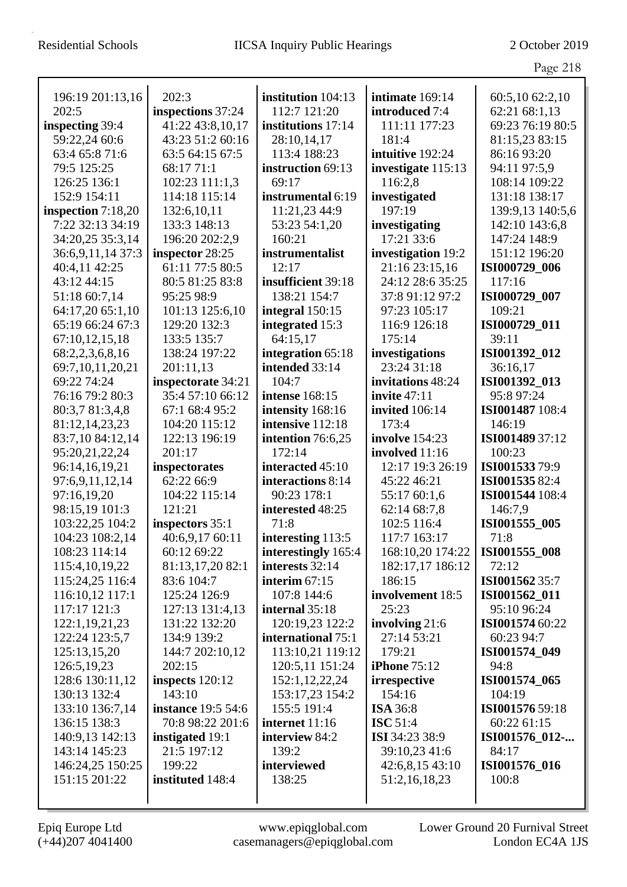196:19 201:13,16
202:5
**inspecting** 39:4
59:22,24 60:6
63:4 65:8 71:6
79:5 125:25
126:25 136:1
152:9 154:11
**inspection** 7:18,20
7:22 32:13 34:19
34:20,25 35:3,14
36:6,9,11,14 37:3
40:4,11 42:25
43:12 44:15
51:18 60:7,14
64:17,20 65:1,10
65:19 66:24 67:3
67:10,12,15,18
68:2,2,3,6,8,16
69:7,10,11,20,21
69:22 74:24
76:16 79:2 80:3
80:3,7 81:3,4,8
81:12,14,23,23
83:7,10 84:12,14
95:20,21,22,24
96:14,16,19,21
97:6,9,11,12,14
97:16,19,20
98:15,19 101:3
103:22,25 104:2
104:23 108:2,14
108:23 114:14
115:4,10,19,22
115:24,25 116:4
116:10,12 117:1
117:17 121:3
122:1,19,21,23
122:24 123:5,7
125:13,15,20
126:5,19,23
128:6 130:11,12
130:13 132:4
133:10 136:7,14
136:15 138:3
140:9,13 142:13
143:14 145:23
146:24,25 150:25
151:15 201:22

202:3
**inspections** 37:24
41:22 43:8,10,17
43:23 51:2 60:16
63:5 64:15 67:5
68:17 71:1
102:23 111:1,3
114:18 115:14
132:6,10,11
133:3 148:13
196:20 202:2,9
**inspector** 28:25
61:11 77:5 80:5
80:5 81:25 83:8
95:25 98:9
101:13 125:6,10
129:20 132:3
133:5 135:7
138:24 197:22
201:11,13
**inspectorate** 34:21
35:4 57:10 66:12
67:1 68:4 95:2
104:20 115:12
122:13 196:19
201:17
**inspectorates**
62:22 66:9
104:22 115:14
121:21
**inspectors** 35:1
40:6,9,17 60:11
60:12 69:22
81:13,17,20 82:1
83:6 104:7
125:24 126:9
127:13 131:4,13
131:22 132:20
134:9 139:2
144:7 202:10,12
202:15
**inspects** 120:12
143:10
**instance** 19:5 54:6
70:8 98:22 201:6
**instigated** 19:1
21:5 197:12
199:22
**instituted** 148:4

**institution** 104:13
112:7 121:20
**institutions** 17:14
28:10,14,17
113:4 188:23
**instruction** 69:13
69:17
**instrumental** 6:19
11:21,23 44:9
53:23 54:1,20
160:21
**instrumentalist**
12:17
**insufficient** 39:18
138:21 154:7
**integral** 150:15
**integrated** 15:3
64:15,17
**integration** 65:18
**intended** 33:14
104:7
**intense** 168:15
**intensity** 168:16
**intensive** 112:18
**intention** 76:6,25
172:14
**interacted** 45:10
**interactions** 8:14
90:23 178:1
**interested** 48:25
71:8
**interesting** 113:5
**interestingly** 165:4
**interests** 32:14
**interim** 67:15
107:8 144:6
**internal** 35:18
120:19,23 122:2
**international** 75:1
113:10,21 119:12
120:5,11 151:24
152:1,12,22,24
153:17,23 154:2
155:5 191:4
**internet** 11:16
**interview** 84:2
139:2
**interviewed**
138:25

**intimate** 169:14
**introduced** 7:4
111:11 177:23
181:4
**intuitive** 192:24
**investigate** 115:13
116:2,8
**investigated**
197:19
**investigating**
17:21 33:6
**investigation** 19:2
21:16 23:15,16
24:12 28:6 35:25
37:8 91:12 97:2
97:23 105:17
116:9 126:18
175:14
**investigations**
23:24 31:18
**invitations** 48:24
**invite** 47:11
**invited** 106:14
173:4
**involve** 154:23
**involved** 11:16
12:17 19:3 26:19
45:22 46:21
55:17 60:1,6
62:14 68:7,8
102:5 116:4
117:7 163:17
168:10,20 174:22
182:17,17 186:12
186:15
**involvement** 18:5
25:23
**involving** 21:6
27:14 53:21
179:21
**iPhone** 75:12
**irrespective**
154:16
**ISA** 36:8
**ISC** 51:4
**ISI** 34:23 38:9
39:10,23 41:6
42:6,8,15 43:10
51:2,16,18,23

60:5,10 62:2,10
62:21 68:1,13
69:23 76:19 80:5
81:15,23 83:15
86:16 93:20
94:11 97:5,9
108:14 109:22
131:18 138:17
139:9,13 140:5,6
142:10 143:6,8
147:24 148:9
151:12 196:20
**ISI000729_006**
117:16
**ISI000729_007**
109:21
**ISI000729_011**
39:11
**ISI001392_012**
36:16,17
**ISI001392_013**
95:8 97:24
**ISI001487** 108:4
146:19
**ISI001489** 37:12
100:23
**ISI001533** 79:9
**ISI001535** 82:4
**ISI001544** 108:4
146:7,9
**ISI001555_005**
71:8
**ISI001555_008**
72:12
**ISI001562** 35:7
**ISI001562_011**
95:10 96:24
**ISI001574** 60:22
60:23 94:7
**ISI001574_049**
94:8
**ISI001574_065**
104:19
**ISI001576** 59:18
60:22 61:15
**ISI001576_012-...**
84:17
**ISI001576_016**
100:8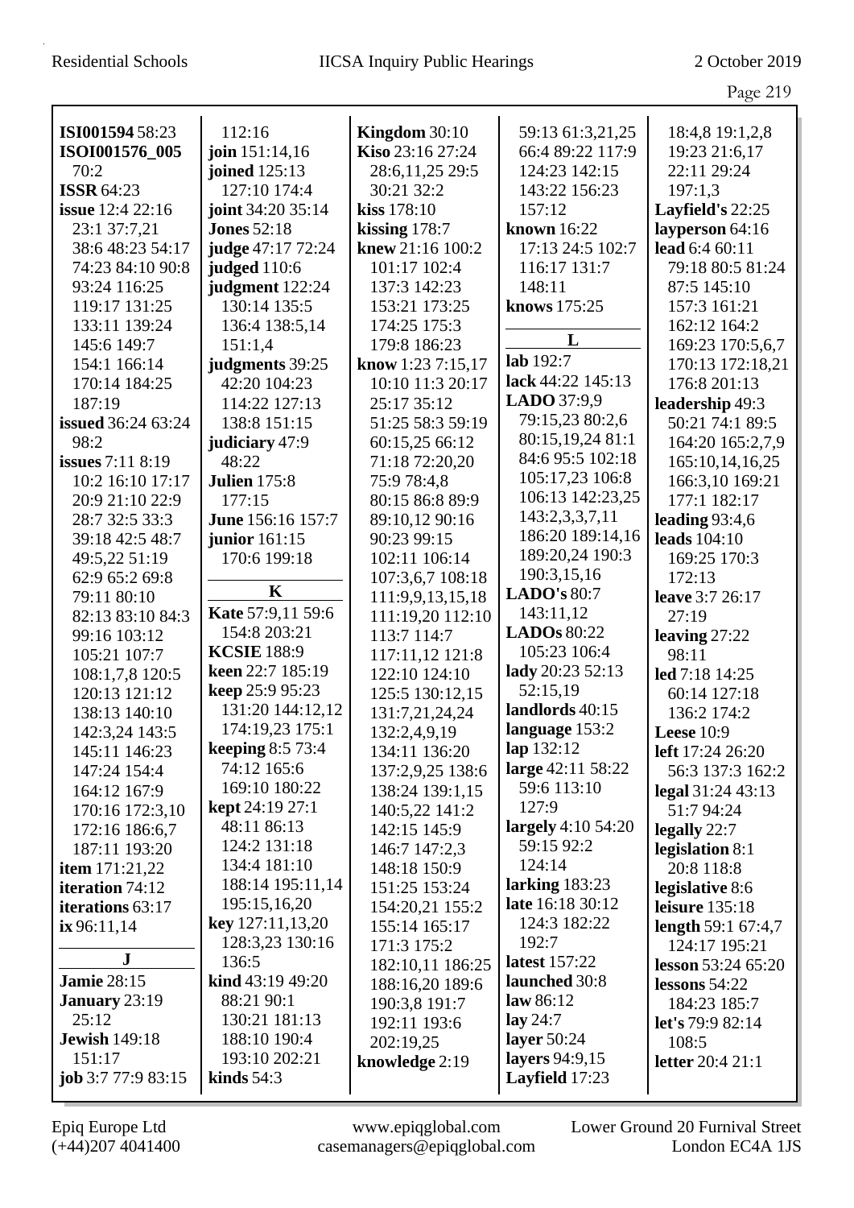**ISI001594** 58:23
**ISOI001576_005** 70:2
**ISSR** 64:23
**issue** 12:4 22:16 23:1 37:7,21 38:6 48:23 54:17 74:23 84:10 90:8 93:24 116:25 119:17 131:25 133:11 139:24 145:6 149:7 154:1 166:14 170:14 184:25 187:19
**issued** 36:24 63:24 98:2
**issues** 7:11 8:19 10:2 16:10 17:12 20:9 21:10 22:9 28:7 32:5 33:3 39:18 42:5 48:7 49:5,22 51:19 62:9 65:2 69:8 79:11 80:10 82:13 83:10 84:3 99:16 103:12 105:21 107:7 108:1,7,8 120:5 120:13 121:12 138:13 140:10 142:3,24 143:5 145:11 146:23 147:24 154:4 164:12 167:9 170:16 172:3,10 172:16 186:6,7 187:11 193:20
**item** 171:21,22
**iteration** 74:12
**iterations** 63:17
**ix** 96:11,14

**J**

**Jamie** 28:15
**January** 23:19 25:12
**Jewish** 149:18 151:17
**job** 3:7 77:9 83:15 112:16
**join** 151:14,16
**joined** 125:13 127:10 174:4
**joint** 34:20 35:14
**Jones** 52:18
**judge** 47:17 72:24
**judged** 110:6
**judgment** 122:24 130:14 135:5 136:4 138:5,14 151:1,4
**judgments** 39:25 42:20 104:23 114:22 127:13 138:8 151:15
**judiciary** 47:9 48:22
**Julien** 175:8 177:15
**June** 156:16 157:7
**junior** 161:15 170:6 199:18

**K**

**Kate** 57:9,11 59:6 154:8 203:21
**KCSIE** 188:9
**keen** 22:7 185:19
**keep** 25:9 95:23 131:20 144:12,12 174:19,23 175:1
**keeping** 8:5 73:4 74:12 165:6 169:10 180:22
**kept** 24:19 27:1 48:11 86:13 124:2 131:18 134:4 181:10 188:14 195:11,14 195:15,16,20
**key** 127:11,13,20 128:3,23 130:16 136:5
**kind** 43:19 49:20 88:21 90:1 130:21 181:13 188:10 190:4 193:10 202:21
**kinds** 54:3
**Kingdom** 30:10
**Kiso** 23:16 27:24 28:6,11,25 29:5 30:21 32:2
**kiss** 178:10
**kissing** 178:7
**knew** 21:16 100:2 101:17 102:4 137:3 142:23 153:21 173:25 174:25 175:3 179:8 186:23
**know** 1:23 7:15,17 10:10 11:3 20:17 25:17 35:12 51:25 58:3 59:19 60:15,25 66:12 71:18 72:20,20 75:9 78:4,8 80:15 86:8 89:9 89:10,12 90:16 90:23 99:15 102:11 106:14 107:3,6,7 108:18 111:9,9,13,15,18 111:19,20 112:10 113:7 114:7 117:11,12 121:8 122:10 124:10 125:5 130:12,15 131:7,21,24,24 132:2,4,9,19 134:11 136:20 137:2,9,25 138:6 138:24 139:1,15 140:5,22 141:2 142:15 145:9 146:7 147:2,3 148:18 150:9 151:25 153:24 154:20,21 155:2 155:14 165:17 171:3 175:2 182:10,11 186:25 188:16,20 189:6 190:3,8 191:7 192:11 193:6 202:19,25
**knowledge** 2:19 59:13 61:3,21,25 66:4 89:22 117:9 124:23 142:15 143:22 156:23 157:12
**known** 16:22 17:13 24:5 102:7 116:17 131:7 148:11
**knows** 175:25

**L**

**lab** 192:7
**lack** 44:22 145:13
**LADO** 37:9,9 79:15,23 80:2,6 80:15,19,24 81:1 84:6 95:5 102:18 105:17,23 106:8 106:13 142:23,25 143:2,3,3,7,11 186:20 189:14,16 189:20,24 190:3 190:3,15,16
**LADO's** 80:7 143:11,12
**LADOs** 80:22 105:23 106:4
**lady** 20:23 52:13 52:15,19
**landlords** 40:15
**language** 153:2
**lap** 132:12
**large** 42:11 58:22 59:6 113:10 127:9
**largely** 4:10 54:20 59:15 92:2 124:14
**larking** 183:23
**late** 16:18 30:12 124:3 182:22 192:7
**latest** 157:22
**launched** 30:8
**law** 86:12
**lay** 24:7
**layer** 50:24
**layers** 94:9,15
**Layfield** 17:23 18:4,8 19:1,2,8 19:23 21:6,17 22:11 29:24 197:1,3
**Layfield's** 22:25
**layperson** 64:16
**lead** 6:4 60:11 79:18 80:5 81:24 87:5 145:10 157:3 161:21 162:12 164:2 169:23 170:5,6,7 170:13 172:18,21 176:8 201:13
**leadership** 49:3 50:21 74:1 89:5 164:20 165:2,7,9 165:10,14,16,25 166:3,10 169:21 177:1 182:17
**leading** 93:4,6
**leads** 104:10 169:25 170:3 172:13
**leave** 3:7 26:17 27:19
**leaving** 27:22 98:11
**led** 7:18 14:25 60:14 127:18 136:2 174:2
**Leese** 10:9
**left** 17:24 26:20 56:3 137:3 162:2
**legal** 31:24 43:13 51:7 94:24
**legally** 22:7
**legislation** 8:1 20:8 118:8
**legislative** 8:6
**leisure** 135:18
**length** 59:1 67:4,7 124:17 195:21
**lesson** 53:24 65:20
**lessons** 54:22 184:23 185:7
**let's** 79:9 82:14 108:5
**letter** 20:4 21:1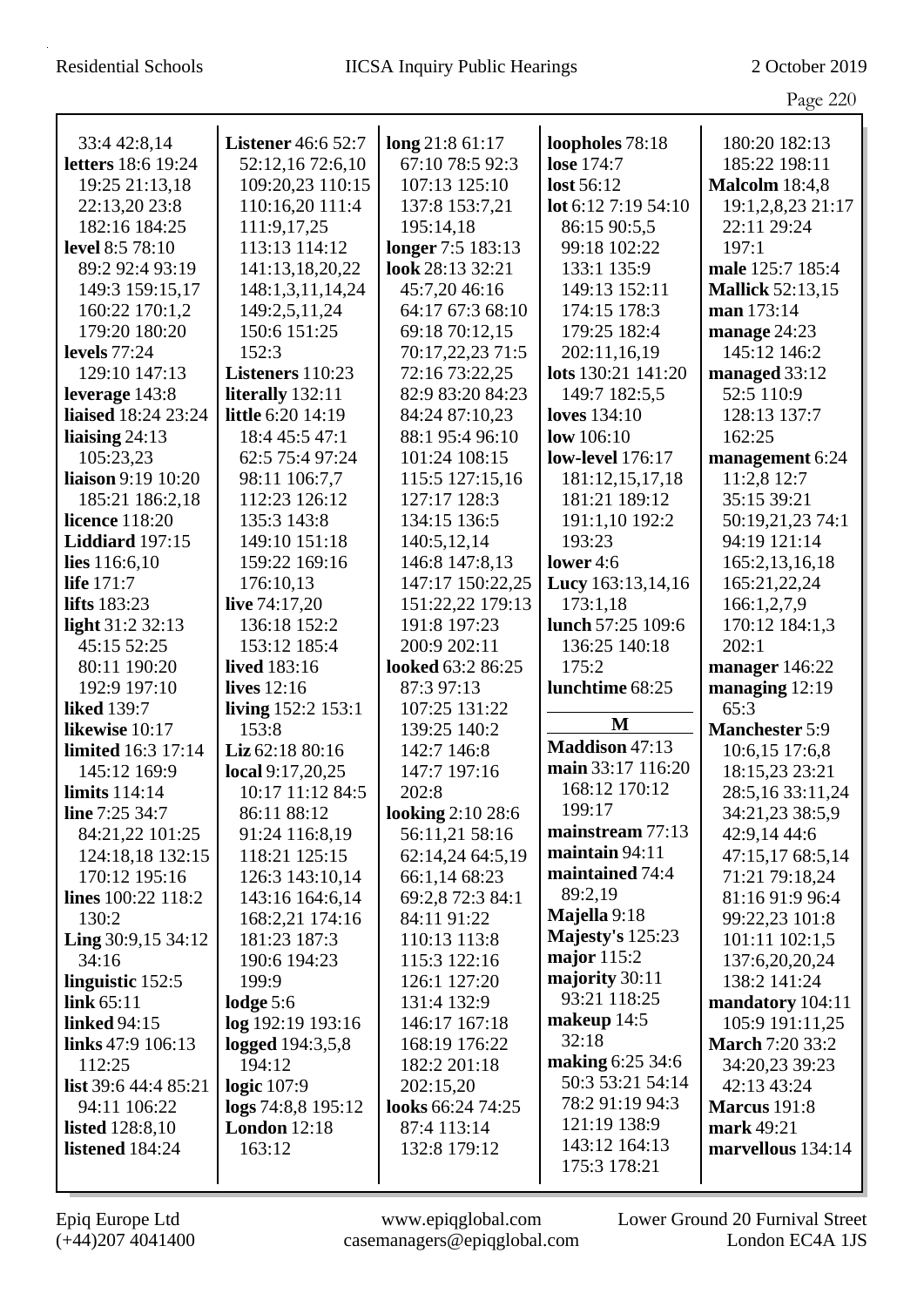33:4 42:8,14
**letters** 18:6 19:24 19:25 21:13,18 22:13,20 23:8 182:16 184:25
**level** 8:5 78:10 89:2 92:4 93:19 149:3 159:15,17 160:22 170:1,2 179:20 180:20
**levels** 77:24 129:10 147:13
**leverage** 143:8
**liaised** 18:24 23:24
**liaising** 24:13 105:23,23
**liaison** 9:19 10:20 185:21 186:2,18
**licence** 118:20
**Liddiard** 197:15
**lies** 116:6,10
**life** 171:7
**lifts** 183:23
**light** 31:2 32:13 45:15 52:25 80:11 190:20 192:9 197:10
**liked** 139:7
**likewise** 10:17
**limited** 16:3 17:14 145:12 169:9
**limits** 114:14
**line** 7:25 34:7 84:21,22 101:25 124:18,18 132:15 170:12 195:16
**lines** 100:22 118:2 130:2
**Ling** 30:9,15 34:12 34:16
**linguistic** 152:5
**link** 65:11
**linked** 94:15
**links** 47:9 106:13 112:25
**list** 39:6 44:4 85:21 94:11 106:22
**listed** 128:8,10
**listened** 184:24
**Listener** 46:6 52:7 52:12,16 72:6,10 109:20,23 110:15 110:16,20 111:4 111:9,17,25 113:13 114:12 141:13,18,20,22 148:1,3,11,14,24 149:2,5,11,24 150:6 151:25 152:3
**Listeners** 110:23
**literally** 132:11
**little** 6:20 14:19 18:4 45:5 47:1 62:5 75:4 97:24 98:11 106:7,7 112:23 126:12 135:3 143:8 149:10 151:18 159:22 169:16 176:10,13
**live** 74:17,20 136:18 152:2 153:12 185:4
**lived** 183:16
**lives** 12:16
**living** 152:2 153:1 153:8
**Liz** 62:18 80:16
**local** 9:17,20,25 10:17 11:12 84:5 86:11 88:12 91:24 116:8,19 118:21 125:15 126:3 143:10,14 143:16 164:6,14 168:2,21 174:16 181:23 187:3 190:6 194:23 199:9
**lodge** 5:6
**log** 192:19 193:16
**logged** 194:3,5,8 194:12
**logic** 107:9
**logs** 74:8,8 195:12
**London** 12:18 163:12
**long** 21:8 61:17 67:10 78:5 92:3 107:13 125:10 137:8 153:7,21 195:14,18
**longer** 7:5 183:13
**look** 28:13 32:21 45:7,20 46:16 64:17 67:3 68:10 69:18 70:12,15 70:17,22,23 71:5 72:16 73:22,25 82:9 83:20 84:23 84:24 87:10,23 88:1 95:4 96:10 101:24 108:15 115:5 127:15,16 127:17 128:3 134:15 136:5 140:5,12,14 146:8 147:8,13 147:17 150:22,25 151:22,22 179:13 191:8 197:23 200:9 202:11
**looked** 63:2 86:25 87:3 97:13 107:25 131:22 139:25 140:2 142:7 146:8 147:7 197:16 202:8
**looking** 2:10 28:6 56:11,21 58:16 62:14,24 64:5,19 66:1,14 68:23 69:2,8 72:3 84:1 84:11 91:22 110:13 113:8 115:3 122:16 126:1 127:20 131:4 132:9 146:17 167:18 168:19 176:22 182:2 201:18 202:15,20
**looks** 66:24 74:25 87:4 113:14 132:8 179:12
**loopholes** 78:18
**lose** 174:7
**lost** 56:12
**lot** 6:12 7:19 54:10 86:15 90:5,5 99:18 102:22 133:1 135:9 149:13 152:11 174:15 178:3 179:25 182:4 202:11,16,19
**lots** 130:21 141:20 149:7 182:5,5
**loves** 134:10
**low** 106:10
**low-level** 176:17 181:12,15,17,18 181:21 189:12 191:1,10 192:2 193:23
**lower** 4:6
**Lucy** 163:13,14,16 173:1,18
**lunch** 57:25 109:6 136:25 140:18 175:2
**lunchtime** 68:25

**M**

**Maddison** 47:13
**main** 33:17 116:20 168:12 170:12 199:17
**mainstream** 77:13
**maintain** 94:11
**maintained** 74:4 89:2,19
**Majella** 9:18
**Majesty's** 125:23
**major** 115:2
**majority** 30:11 93:21 118:25
**makeup** 14:5 32:18
**making** 6:25 34:6 50:3 53:21 54:14 78:2 91:19 94:3 121:19 138:9 143:12 164:13 175:3 178:21
180:20 182:13 185:22 198:11
**Malcolm** 18:4,8 19:1,2,8,23 21:17 22:11 29:24 197:1
**male** 125:7 185:4
**Mallick** 52:13,15
**man** 173:14
**manage** 24:23 145:12 146:2
**managed** 33:12 52:5 110:9 128:13 137:7 162:25
**management** 6:24 11:2,8 12:7 35:15 39:21 50:19,21,23 74:1 94:19 121:14 165:2,13,16,18 165:21,22,24 166:1,2,7,9 170:12 184:1,3 202:1
**manager** 146:22
**managing** 12:19 65:3
**Manchester** 5:9 10:6,15 17:6,8 18:15,23 23:21 28:5,16 33:11,24 34:21,23 38:5,9 42:9,14 44:6 47:15,17 68:5,14 71:21 79:18,24 81:16 91:9 96:4 99:22,23 101:8 101:11 102:1,5 137:6,20,20,24 138:2 141:24
**mandatory** 104:11 105:9 191:11,25
**March** 7:20 33:2 34:20,23 39:23 42:13 43:24
**Marcus** 191:8
**mark** 49:21
**marvellous** 134:14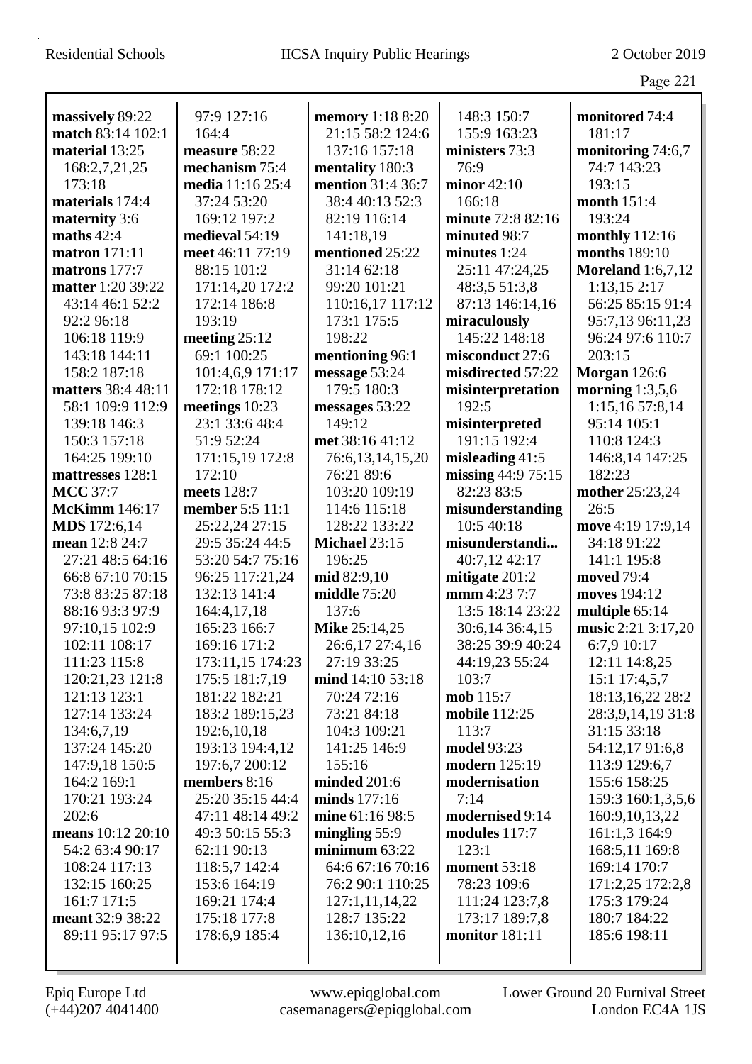**massively** 89:22
**match** 83:14 102:1
**material** 13:25 168:2,7,21,25 173:18
**materials** 174:4
**maternity** 3:6
**maths** 42:4
**matron** 171:11
**matrons** 177:7
**matter** 1:20 39:22 43:14 46:1 52:2 92:2 96:18 106:18 119:9 143:18 144:11 158:2 187:18
**matters** 38:4 48:11 58:1 109:9 112:9 139:18 146:3 150:3 157:18 164:25 199:10
**mattresses** 128:1
**MCC** 37:7
**McKimm** 146:17
**MDS** 172:6,14
**mean** 12:8 24:7 27:21 48:5 64:16 66:8 67:10 70:15 73:8 83:25 87:18 88:16 93:3 97:9 97:10,15 102:9 102:11 108:17 111:23 115:8 120:21,23 121:8 121:13 123:1 127:14 133:24 134:6,7,19 137:24 145:20 147:9,18 150:5 164:2 169:1 170:21 193:24 202:6
**means** 10:12 20:10 54:2 63:4 90:17 108:24 117:13 132:15 160:25 161:7 171:5
**meant** 32:9 38:22 89:11 95:17 97:5 97:9 127:16 164:4
**measure** 58:22
**mechanism** 75:4
**media** 11:16 25:4 37:24 53:20 169:12 197:2
**medieval** 54:19
**meet** 46:11 77:19 88:15 101:2 171:14,20 172:2 172:14 186:8 193:19
**meeting** 25:12 69:1 100:25 101:4,6,9 171:17 172:18 178:12
**meetings** 10:23 23:1 33:6 48:4 51:9 52:24 171:15,19 172:8 172:10
**meets** 128:7
**member** 5:5 11:1 25:22,24 27:15 29:5 35:24 44:5 53:20 54:7 75:16 96:25 117:21,24 132:13 141:4 164:4,17,18 165:23 166:7 169:16 171:2 173:11,15 174:23 175:5 181:7,19 181:22 182:21 183:2 189:15,23 192:6,10,18 193:13 194:4,12 197:6,7 200:12
**members** 8:16 25:20 35:15 44:4 47:11 48:14 49:2 49:3 50:15 55:3 62:11 90:13 118:5,7 142:4 153:6 164:19 169:21 174:4 175:18 177:8 178:6,9 185:4
**memory** 1:18 8:20 21:15 58:2 124:6 137:16 157:18
**mentality** 180:3
**mention** 31:4 36:7 38:4 40:13 52:3 82:19 116:14 141:18,19
**mentioned** 25:22 31:14 62:18 99:20 101:21 110:16,17 117:12 173:1 175:5 198:22
**mentioning** 96:1
**message** 53:24 179:5 180:3
**messages** 53:22 149:12
**met** 38:16 41:12 76:6,13,14,15,20 76:21 89:6 103:20 109:19 114:6 115:18 128:22 133:22
**Michael** 23:15 196:25
**mid** 82:9,10
**middle** 75:20 137:6
**Mike** 25:14,25 26:6,17 27:4,16 27:19 33:25
**mind** 14:10 53:18 70:24 72:16 73:21 84:18 104:3 109:21 141:25 146:9 155:16
**minded** 201:6
**minds** 177:16
**mine** 61:16 98:5
**mingling** 55:9
**minimum** 63:22 64:6 67:16 70:16 76:2 90:1 110:25 127:1,11,14,22 128:7 135:22 136:10,12,16
148:3 150:7 155:9 163:23
**ministers** 73:3 76:9
**minor** 42:10 166:18
**minute** 72:8 82:16
**minuted** 98:7
**minutes** 1:24 25:11 47:24,25 48:3,5 51:3,8 87:13 146:14,16
**miraculously** 145:22 148:18
**misconduct** 27:6
**misdirected** 57:22
**misinterpretation** 192:5
**misinterpreted** 191:15 192:4
**misleading** 41:5
**missing** 44:9 75:15 82:23 83:5
**misunderstanding** 10:5 40:18
**misunderstandi...** 40:7,12 42:17
**mitigate** 201:2
**mmm** 4:23 7:7 13:5 18:14 23:22 30:6,14 36:4,15 38:25 39:9 40:24 44:19,23 55:24 103:7
**mob** 115:7
**mobile** 112:25 113:7
**model** 93:23
**modern** 125:19
**modernisation** 7:14
**modernised** 9:14
**modules** 117:7 123:1
**moment** 53:18 78:23 109:6 111:24 123:7,8 173:17 189:7,8
**monitor** 181:11
**monitored** 74:4 181:17
**monitoring** 74:6,7 74:7 143:23 193:15
**month** 151:4 193:24
**monthly** 112:16
**months** 189:10
**Moreland** 1:6,7,12 1:13,15 2:17 56:25 85:15 91:4 95:7,13 96:11,23 96:24 97:6 110:7 203:15
**Morgan** 126:6
**morning** 1:3,5,6 1:15,16 57:8,14 95:14 105:1 110:8 124:3 146:8,14 147:25 182:23
**mother** 25:23,24 26:5
**move** 4:19 17:9,14 34:18 91:22 141:1 195:8
**moved** 79:4
**moves** 194:12
**multiple** 65:14
**music** 2:21 3:17,20 6:7,9 10:17 12:11 14:8,25 15:1 17:4,5,7 18:13,16,22 28:2 28:3,9,14,19 31:8 31:15 33:18 54:12,17 91:6,8 113:9 129:6,7 155:6 158:25 159:3 160:1,3,5,6 160:9,10,13,22 161:1,3 164:9 168:5,11 169:8 169:14 170:7 171:2,25 172:2,8 175:3 179:24 180:7 184:22 185:6 198:11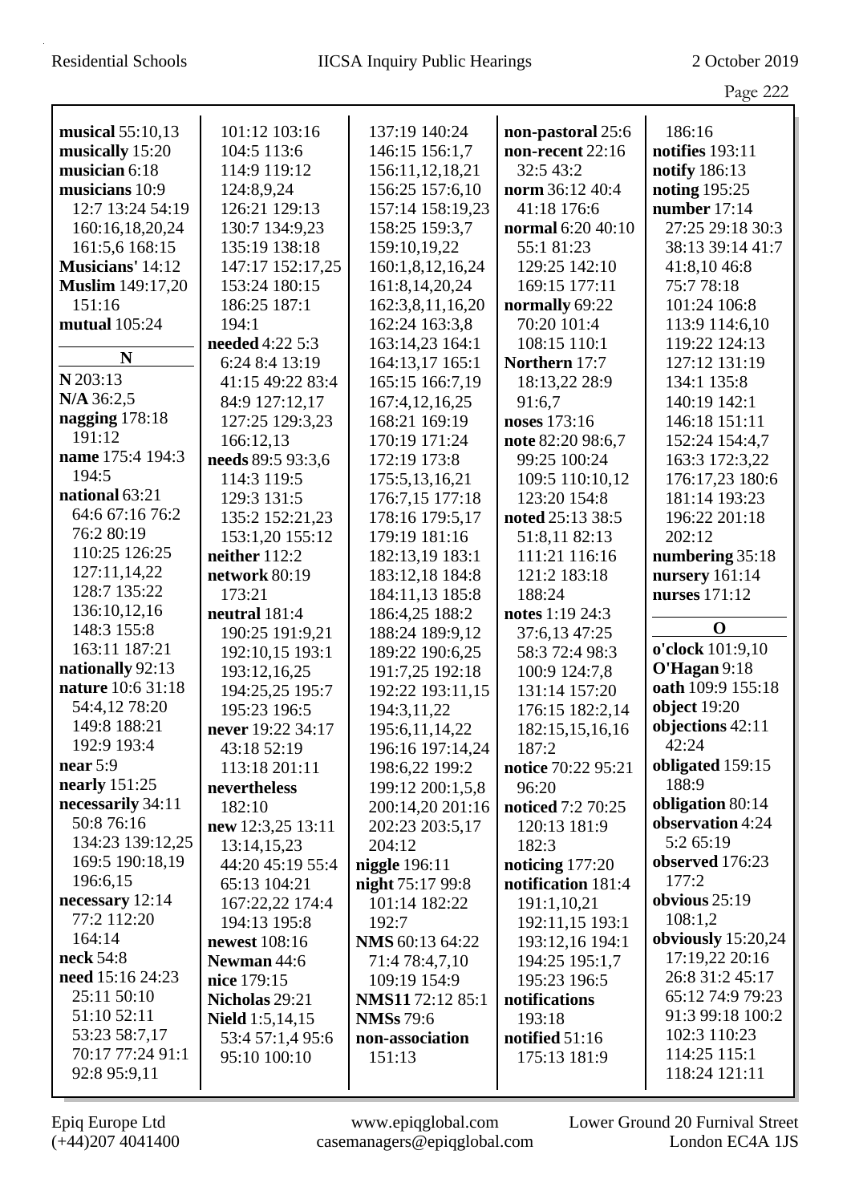**musical** 55:10,13
**musically** 15:20
**musician** 6:18
**musicians** 10:9 12:7 13:24 54:19 160:16,18,20,24 161:5,6 168:15
**Musicians'** 14:12
**Muslim** 149:17,20 151:16
**mutual** 105:24

**N**

**N** 203:13
**N/A** 36:2,5
**nagging** 178:18 191:12
**name** 175:4 194:3 194:5
**national** 63:21 64:6 67:16 76:2 76:2 80:19 110:25 126:25 127:11,14,22 128:7 135:22 136:10,12,16 148:3 155:8 163:11 187:21
**nationally** 92:13
**nature** 10:6 31:18 54:4,12 78:20 149:8 188:21 192:9 193:4
**near** 5:9
**nearly** 151:25
**necessarily** 34:11 50:8 76:16 134:23 139:12,25 169:5 190:18,19 196:6,15
**necessary** 12:14 77:2 112:20 164:14
**neck** 54:8
**need** 15:16 24:23 25:11 50:10 51:10 52:11 53:23 58:7,17 70:17 77:24 91:1 92:8 95:9,11 101:12 103:16 104:5 113:6 114:9 119:12 124:8,9,24 126:21 129:13 130:7 134:9,23 135:19 138:18 147:17 152:17,25 153:24 180:15 186:25 187:1 194:1
**needed** 4:22 5:3 6:24 8:4 13:19 41:15 49:22 83:4 84:9 127:12,17 127:25 129:3,23 166:12,13
**needs** 89:5 93:3,6 114:3 119:5 129:3 131:5 135:2 152:21,23 153:1,20 155:12
**neither** 112:2
**network** 80:19 173:21
**neutral** 181:4 190:25 191:9,21 192:10,15 193:1 193:12,16,25 194:25,25 195:7 195:23 196:5
**never** 19:22 34:17 43:18 52:19 113:18 201:11
**nevertheless** 182:10
**new** 12:3,25 13:11 13:14,15,23 44:20 45:19 55:4 65:13 104:21 167:22,22 174:4 194:13 195:8
**newest** 108:16
**Newman** 44:6
**nice** 179:15
**Nicholas** 29:21
**Nield** 1:5,14,15 53:4 57:1,4 95:6 95:10 100:10 137:19 140:24 146:15 156:1,7 156:11,12,18,21 156:25 157:6,10 157:14 158:19,23 158:25 159:3,7 159:10,19,22 160:1,8,12,16,24 161:8,14,20,24 162:3,8,11,16,20 162:24 163:3,8 163:14,23 164:1 164:13,17 165:1 165:15 166:7,19 167:4,12,16,25 168:21 169:19 170:19 171:24 172:19 173:8 175:5,13,16,21 176:7,15 177:18 178:16 179:5,17 179:19 181:16 182:13,19 183:1 183:12,18 184:8 184:11,13 185:8 186:4,25 188:2 188:24 189:9,12 189:22 190:6,25 191:7,25 192:18 192:22 193:11,15 194:3,11,22 195:6,11,14,22 196:16 197:14,24 198:6,22 199:2 199:12 200:1,5,8 200:14,20 201:16 202:23 203:5,17 204:12
**niggle** 196:11
**night** 75:17 99:8 101:14 182:22 192:7
**NMS** 60:13 64:22 71:4 78:4,7,10 109:19 154:9
**NMS11** 72:12 85:1
**NMSs** 79:6
**non-association** 151:13
**non-pastoral** 25:6
**non-recent** 22:16 32:5 43:2
**norm** 36:12 40:4 41:18 176:6
**normal** 6:20 40:10 55:1 81:23 129:25 142:10 169:15 177:11
**normally** 69:22 70:20 101:4 108:15 110:1
**Northern** 17:7 18:13,22 28:9 91:6,7
**noses** 173:16
**note** 82:20 98:6,7 99:25 100:24 109:5 110:10,12 123:20 154:8
**noted** 25:13 38:5 51:8,11 82:13 111:21 116:16 121:2 183:18 188:24
**notes** 1:19 24:3 37:6,13 47:25 58:3 72:4 98:3 100:9 124:7,8 131:14 157:20 176:15 182:2,14 182:15,15,16,16 187:2
**notice** 70:22 95:21 96:20
**noticed** 7:2 70:25 120:13 181:9 182:3
**noticing** 177:20
**notification** 181:4 191:1,10,21 192:11,15 193:1 193:12,16 194:1 194:25 195:1,7 195:23 196:5
**notifications** 193:18
**notified** 51:16 175:13 181:9
186:16
**notifies** 193:11
**notify** 186:13
**noting** 195:25
**number** 17:14 27:25 29:18 30:3 38:13 39:14 41:7 41:8,10 46:8 75:7 78:18 101:24 106:8 113:9 114:6,10 119:22 124:13 127:12 131:19 134:1 135:8 140:19 142:1 146:18 151:11 152:24 154:4,7 163:3 172:3,22 176:17,23 180:6 181:14 193:23 196:22 201:18 202:12
**numbering** 35:18
**nursery** 161:14
**nurses** 171:12

**O**

**o'clock** 101:9,10
**O'Hagan** 9:18
**oath** 109:9 155:18
**object** 19:20
**objections** 42:11 42:24
**obligated** 159:15 188:9
**obligation** 80:14
**observation** 4:24 5:2 65:19
**observed** 176:23 177:2
**obvious** 25:19 108:1,2
**obviously** 15:20,24 17:19,22 20:16 26:8 31:2 45:17 65:12 74:9 79:23 91:3 99:18 100:2 102:3 110:23 114:25 115:1 118:24 121:11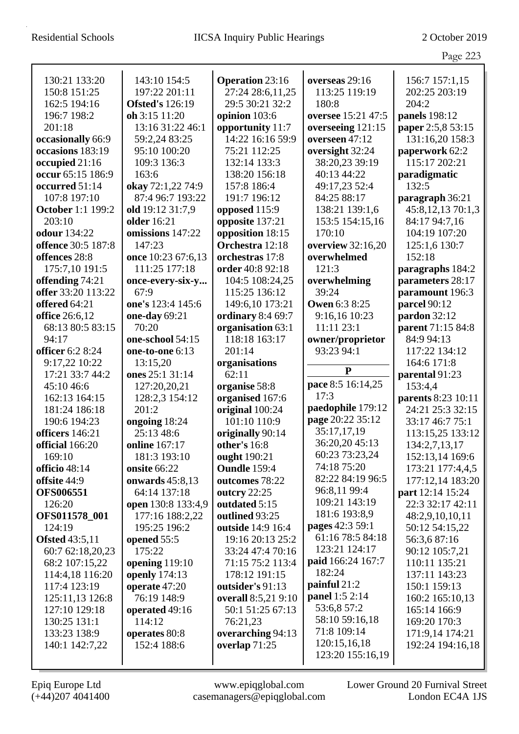130:21 133:20
150:8 151:25
162:5 194:16
196:7 198:2
201:18
**occasionally** 66:9
**occasions** 183:19
**occupied** 21:16
**occur** 65:15 186:9
**occurred** 51:14
107:8 197:10
**October** 1:1 199:2
203:10
**odour** 134:22
**offence** 30:5 187:8
**offences** 28:8
175:7,10 191:5
**offending** 74:21
**offer** 33:20 113:22
**offered** 64:21
**office** 26:6,12
68:13 80:5 83:15
94:17
**officer** 6:2 8:24
9:17,22 10:22
17:21 33:7 44:2
45:10 46:6
162:13 164:15
181:24 186:18
190:6 194:23
**officers** 146:21
**official** 166:20
169:10
**officio** 48:14
**offsite** 44:9
**OFS006551**
126:20
**OFS011578_001**
124:19
**Ofsted** 43:5,11
60:7 62:18,20,23
68:2 107:15,22
114:4,18 116:20
117:4 123:19
125:11,13 126:8
127:10 129:18
130:25 131:1
133:23 138:9
140:1 142:7,22

143:10 154:5
197:22 201:11
**Ofsted's** 126:19
**oh** 3:15 11:20
13:16 31:22 46:1
59:2,24 83:25
95:10 100:20
109:3 136:3
163:6
**okay** 72:1,22 74:9
87:4 96:7 193:22
**old** 19:12 31:7,9
**older** 16:21
**omissions** 147:22
147:23
**once** 10:23 67:6,13
111:25 177:18
**once-every-six-y...**
67:9
**one's** 123:4 145:6
**one-day** 69:21
70:20
**one-school** 54:15
**one-to-one** 6:13
13:15,20
**ones** 25:1 31:14
127:20,20,21
128:2,3 154:12
201:2
**ongoing** 18:24
25:13 48:6
**online** 167:17
181:3 193:10
**onsite** 66:22
**onwards** 45:8,13
64:14 137:18
**open** 130:8 133:4,9
177:16 188:2,22
195:25 196:2
**opened** 55:5
175:22
**opening** 119:10
**openly** 174:13
**operate** 47:20
76:19 148:9
**operated** 49:16
114:12
**operates** 80:8
152:4 188:6

**Operation** 23:16
27:24 28:6,11,25
29:5 30:21 32:2
**opinion** 103:6
**opportunity** 11:7
14:22 16:16 59:9
75:21 112:25
132:14 133:3
138:20 156:18
157:8 186:4
191:7 196:12
**opposed** 115:9
**opposite** 137:21
**opposition** 18:15
**Orchestra** 12:18
**orchestras** 17:8
**order** 40:8 92:18
104:5 108:24,25
115:25 136:12
149:6,10 173:21
**ordinary** 8:4 69:7
**organisation** 63:1
118:18 163:17
201:14
**organisations**
62:11
**organise** 58:8
**organised** 167:6
**original** 100:24
101:10 110:9
**originally** 90:14
**other's** 16:8
**ought** 190:21
**Oundle** 159:4
**outcomes** 78:22
**outcry** 22:25
**outdated** 5:15
**outlined** 93:25
**outside** 14:9 16:4
19:16 20:13 25:2
33:24 47:4 70:16
71:15 75:2 113:4
178:12 191:15
**outsider's** 91:13
**overall** 8:5,21 9:10
50:1 51:25 67:13
76:21,23
**overarching** 94:13
**overlap** 71:25

**overseas** 29:16
113:25 119:19
180:8
**oversee** 15:21 47:5
**overseeing** 121:15
**overseen** 47:12
**oversight** 32:24
38:20,23 39:19
40:13 44:22
49:17,23 52:4
84:25 88:17
138:21 139:1,6
153:5 154:15,16
170:10
**overview** 32:16,20
**overwhelmed**
121:3
**overwhelming**
39:24
**Owen** 6:3 8:25
9:16,16 10:23
11:11 23:1
**owner/proprietor**
93:23 94:1

**P**

**pace** 8:5 16:14,25
17:3
**paedophile** 179:12
**page** 20:22 35:12
35:17,17,19
36:20,20 45:13
60:23 73:23,24
74:18 75:20
82:22 84:19 96:5
96:8,11 99:4
109:21 143:19
181:6 193:8,9
**pages** 42:3 59:1
61:16 78:5 84:18
123:21 124:17
**paid** 166:24 167:7
182:24
**painful** 21:2
**panel** 1:5 2:14
53:6,8 57:2
58:10 59:16,18
71:8 109:14
120:15,16,18
123:20 155:16,19

156:7 157:1,15
202:25 203:19
204:2
**panels** 198:12
**paper** 2:5,8 53:15
131:16,20 158:3
**paperwork** 62:2
115:17 202:21
**paradigmatic**
132:5
**paragraph** 36:21
45:8,12,13 70:1,3
84:17 94:7,16
104:19 107:20
125:1,6 130:7
152:18
**paragraphs** 184:2
**parameters** 28:17
**paramount** 196:3
**parcel** 90:12
**pardon** 32:12
**parent** 71:15 84:8
84:9 94:13
117:22 134:12
164:6 171:8
**parental** 91:23
153:4,4
**parents** 8:23 10:11
24:21 25:3 32:15
33:17 46:7 75:1
113:15,25 133:12
134:2,7,13,17
152:13,14 169:6
173:21 177:4,5
177:12,14 183:20
**part** 12:14 15:24
22:3 32:17 42:11
48:2,9,10,10,11
50:12 54:15,22
56:3,6 87:16
90:12 105:7,21
110:11 135:21
137:11 143:23
150:1 159:13
160:2 165:10,13
165:14 166:9
169:20 170:3
171:9,14 174:21
192:24 194:16,18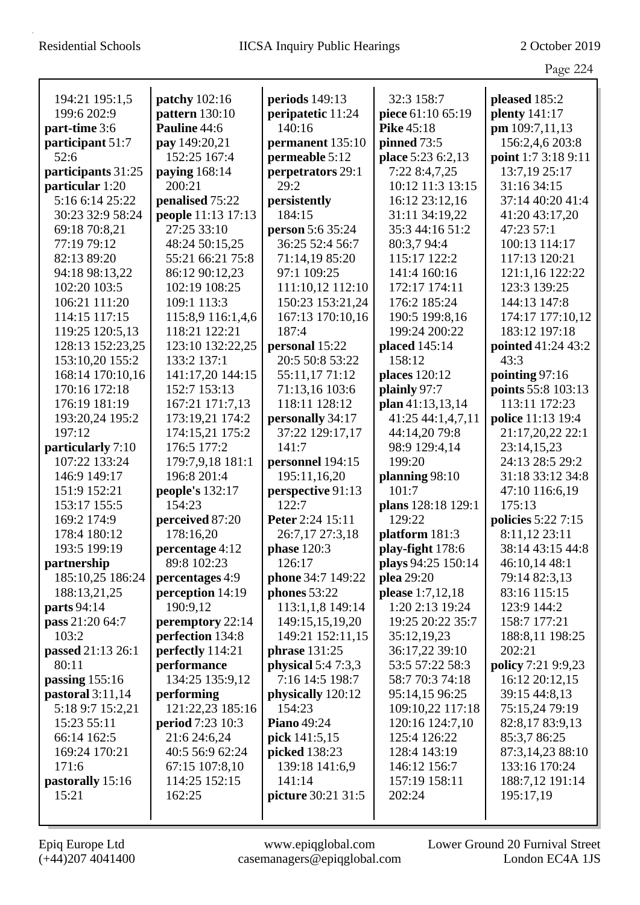194:21 195:1,5
199:6 202:9
**part-time** 3:6
**participant** 51:7
52:6
**participants** 31:25
**particular** 1:20
5:16 6:14 25:22
30:23 32:9 58:24
69:18 70:8,21
77:19 79:12
82:13 89:20
94:18 98:13,22
102:20 103:5
106:21 111:20
114:15 117:15
119:25 120:5,13
128:13 152:23,25
153:10,20 155:2
168:14 170:10,16
170:16 172:18
176:19 181:19
193:20,24 195:2
197:12
**particularly** 7:10
107:22 133:24
146:9 149:17
151:9 152:21
153:17 155:5
169:2 174:9
178:4 180:12
193:5 199:19
**partnership**
185:10,25 186:24
188:13,21,25
**parts** 94:14
**pass** 21:20 64:7
103:2
**passed** 21:13 26:1
80:11
**passing** 155:16
**pastoral** 3:11,14
5:18 9:7 15:2,21
15:23 55:11
66:14 162:5
169:24 170:21
171:6
**pastorally** 15:16
15:21

**patchy** 102:16
**pattern** 130:10
**Pauline** 44:6
**pay** 149:20,21
152:25 167:4
**paying** 168:14
200:21
**penalised** 75:22
**people** 11:13 17:13
27:25 33:10
48:24 50:15,25
55:21 66:21 75:8
86:12 90:12,23
102:19 108:25
109:1 113:3
115:8,9 116:1,4,6
118:21 122:21
123:10 132:22,25
133:2 137:1
141:17,20 144:15
152:7 153:13
167:21 171:7,13
173:19,21 174:2
174:15,21 175:2
176:5 177:2
179:7,9,18 181:1
196:8 201:4
**people's** 132:17
154:23
**perceived** 87:20
178:16,20
**percentage** 4:12
89:8 102:23
**percentages** 4:9
**perception** 14:19
190:9,12
**peremptory** 22:14
**perfection** 134:8
**perfectly** 114:21
**performance**
134:25 135:9,12
**performing**
121:22,23 185:16
**period** 7:23 10:3
21:6 24:6,24
40:5 56:9 62:24
67:15 107:8,10
114:25 152:15
162:25

**periods** 149:13
**peripatetic** 11:24
140:16
**permanent** 135:10
**permeable** 5:12
**perpetrators** 29:1
29:2
**persistently**
184:15
**person** 5:6 35:24
36:25 52:4 56:7
71:14,19 85:20
97:1 109:25
111:10,12 112:10
150:23 153:21,24
167:13 170:10,16
187:4
**personal** 15:22
20:5 50:8 53:22
55:11,17 71:12
71:13,16 103:6
118:11 128:12
**personally** 34:17
37:22 129:17,17
141:7
**personnel** 194:15
195:11,16,20
**perspective** 91:13
122:7
**Peter** 2:24 15:11
26:7,17 27:3,18
**phase** 120:3
126:17
**phone** 34:7 149:22
**phones** 53:22
113:1,1,8 149:14
149:15,15,19,20
149:21 152:11,15
**phrase** 131:25
**physical** 5:4 7:3,3
7:16 14:5 198:7
**physically** 120:12
154:23
**Piano** 49:24
**pick** 141:5,15
**picked** 138:23
139:18 141:6,9
141:14
**picture** 30:21 31:5

32:3 158:7
**piece** 61:10 65:19
**Pike** 45:18
**pinned** 73:5
**place** 5:23 6:2,13
7:22 8:4,7,25
10:12 11:3 13:15
16:12 23:12,16
31:11 34:19,22
35:3 44:16 51:2
80:3,7 94:4
115:17 122:2
141:4 160:16
172:17 174:11
176:2 185:24
190:5 199:8,16
199:24 200:22
**placed** 145:14
158:12
**places** 120:12
**plainly** 97:7
**plan** 41:13,13,14
41:25 44:1,4,7,11
44:14,20 79:8
98:9 129:4,14
199:20
**planning** 98:10
101:7
**plans** 128:18 129:1
129:22
**platform** 181:3
**play-fight** 178:6
**plays** 94:25 150:14
**plea** 29:20
**please** 1:7,12,18
1:20 2:13 19:24
19:25 20:22 35:7
35:12,19,23
36:17,22 39:10
53:5 57:22 58:3
58:7 70:3 74:18
95:14,15 96:25
109:10,22 117:18
120:16 124:7,10
125:4 126:22
128:4 143:19
146:12 156:7
157:19 158:11
202:24

**pleased** 185:2
**plenty** 141:17
**pm** 109:7,11,13
156:2,4,6 203:8
**point** 1:7 3:18 9:11
13:7,19 25:17
31:16 34:15
37:14 40:20 41:4
41:20 43:17,20
47:23 57:1
100:13 114:17
117:13 120:21
121:1,16 122:22
123:3 139:25
144:13 147:8
174:17 177:10,12
183:12 197:18
**pointed** 41:24 43:2
43:3
**pointing** 97:16
**points** 55:8 103:13
113:11 172:23
**police** 11:13 19:4
21:17,20,22 22:1
23:14,15,23
24:13 28:5 29:2
31:18 33:12 34:8
47:10 116:6,19
175:13
**policies** 5:22 7:15
8:11,12 23:11
38:14 43:15 44:8
46:10,14 48:1
79:14 82:3,13
83:16 115:15
123:9 144:2
158:7 177:21
188:8,11 198:25
202:21
**policy** 7:21 9:9,23
16:12 20:12,15
39:15 44:8,13
75:15,24 79:19
82:8,17 83:9,13
85:3,7 86:25
87:3,14,23 88:10
133:16 170:24
188:7,12 191:14
195:17,19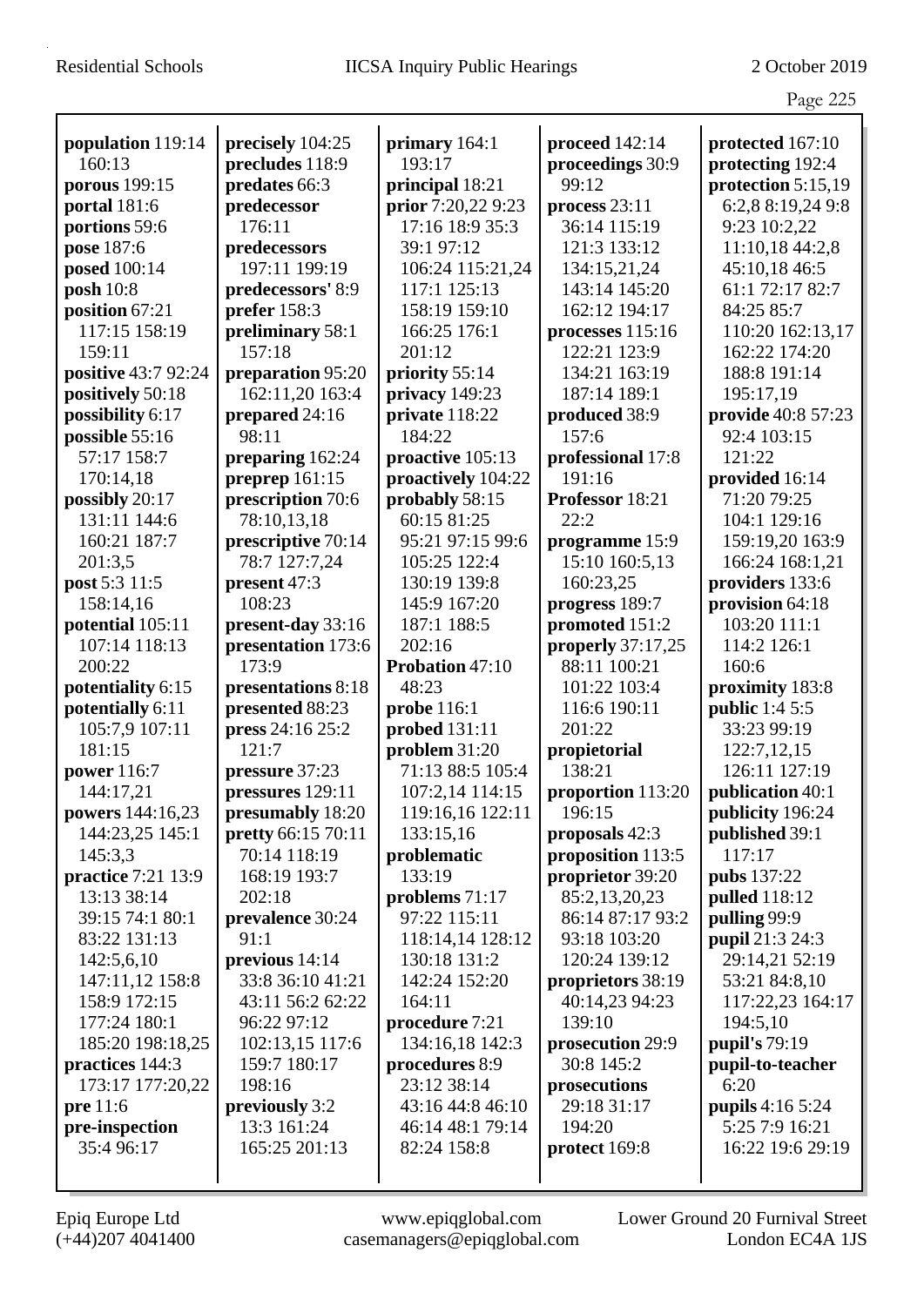**population** 119:14 160:13
**porous** 199:15
**portal** 181:6
**portions** 59:6
**pose** 187:6
**posed** 100:14
**posh** 10:8
**position** 67:21 117:15 158:19 159:11
**positive** 43:7 92:24
**positively** 50:18
**possibility** 6:17
**possible** 55:16 57:17 158:7 170:14,18
**possibly** 20:17 131:11 144:6 160:21 187:7 201:3,5
**post** 5:3 11:5 158:14,16
**potential** 105:11 107:14 118:13 200:22
**potentiality** 6:15
**potentially** 6:11 105:7,9 107:11 181:15
**power** 116:7 144:17,21
**powers** 144:16,23 144:23,25 145:1 145:3,3
**practice** 7:21 13:9 13:13 38:14 39:15 74:1 80:1 83:22 131:13 142:5,6,10 147:11,12 158:8 158:9 172:15 177:24 180:1 185:20 198:18,25
**practices** 144:3 173:17 177:20,22
**pre** 11:6
**pre-inspection** 35:4 96:17
**precisely** 104:25
**precludes** 118:9
**predates** 66:3
**predecessor** 176:11
**predecessors** 197:11 199:19
**predecessors'** 8:9
**prefer** 158:3
**preliminary** 58:1 157:18
**preparation** 95:20 162:11,20 163:4
**prepared** 24:16 98:11
**preparing** 162:24
**preprep** 161:15
**prescription** 70:6 78:10,13,18
**prescriptive** 70:14 78:7 127:7,24
**present** 47:3 108:23
**present-day** 33:16
**presentation** 173:6 173:9
**presentations** 8:18
**presented** 88:23
**press** 24:16 25:2 121:7
**pressure** 37:23
**pressures** 129:11
**presumably** 18:20
**pretty** 66:15 70:11 70:14 118:19 168:19 193:7 202:18
**prevalence** 30:24 91:1
**previous** 14:14 33:8 36:10 41:21 43:11 56:2 62:22 96:22 97:12 102:13,15 117:6 159:7 180:17 198:16
**previously** 3:2 13:3 161:24 165:25 201:13
**primary** 164:1 193:17
**principal** 18:21
**prior** 7:20,22 9:23 17:16 18:9 35:3 39:1 97:12 106:24 115:21,24 117:1 125:13 158:19 159:10 166:25 176:1 201:12
**priority** 55:14
**privacy** 149:23
**private** 118:22 184:22
**proactive** 105:13
**proactively** 104:22
**probably** 58:15 60:15 81:25 95:21 97:15 99:6 105:25 122:4 130:19 139:8 145:9 167:20 187:1 188:5 202:16
**Probation** 47:10 48:23
**probe** 116:1
**probed** 131:11
**problem** 31:20 71:13 88:5 105:4 107:2,14 114:15 119:16,16 122:11 133:15,16
**problematic** 133:19
**problems** 71:17 97:22 115:11 118:14,14 128:12 130:18 131:2 142:24 152:20 164:11
**procedure** 7:21 134:16,18 142:3
**procedures** 8:9 23:12 38:14 43:16 44:8 46:10 46:14 48:1 79:14 82:24 158:8
**proceed** 142:14
**proceedings** 30:9 99:12
**process** 23:11 36:14 115:19 121:3 133:12 134:15,21,24 143:14 145:20 162:12 194:17
**processes** 115:16 122:21 123:9 134:21 163:19 187:14 189:1
**produced** 38:9 157:6
**professional** 17:8 191:16
**Professor** 18:21 22:2
**programme** 15:9 15:10 160:5,13 160:23,25
**progress** 189:7
**promoted** 151:2
**properly** 37:17,25 88:11 100:21 101:22 103:4 116:6 190:11 201:22
**propietorial** 138:21
**proportion** 113:20 196:15
**proposals** 42:3
**proposition** 113:5
**proprietor** 39:20 85:2,13,20,23 86:14 87:17 93:2 93:18 103:20 120:24 139:12
**proprietors** 38:19 40:14,23 94:23 139:10
**prosecution** 29:9 30:8 145:2
**prosecutions** 29:18 31:17 194:20
**protect** 169:8
**protected** 167:10
**protecting** 192:4
**protection** 5:15,19 6:2,8 8:19,24 9:8 9:23 10:2,22 11:10,18 44:2,8 45:10,18 46:5 61:1 72:17 82:7 84:25 85:7 110:20 162:13,17 162:22 174:20 188:8 191:14 195:17,19
**provide** 40:8 57:23 92:4 103:15 121:22
**provided** 16:14 71:20 79:25 104:1 129:16 159:19,20 163:9 166:24 168:1,21
**providers** 133:6
**provision** 64:18 103:20 111:1 114:2 126:1 160:6
**proximity** 183:8
**public** 1:4 5:5 33:23 99:19 122:7,12,15 126:11 127:19
**publication** 40:1
**publicity** 196:24
**published** 39:1 117:17
**pubs** 137:22
**pulled** 118:12
**pulling** 99:9
**pupil** 21:3 24:3 29:14,21 52:19 53:21 84:8,10 117:22,23 164:17 194:5,10
**pupil's** 79:19
**pupil-to-teacher** 6:20
**pupils** 4:16 5:24 5:25 7:9 16:21 16:22 19:6 29:19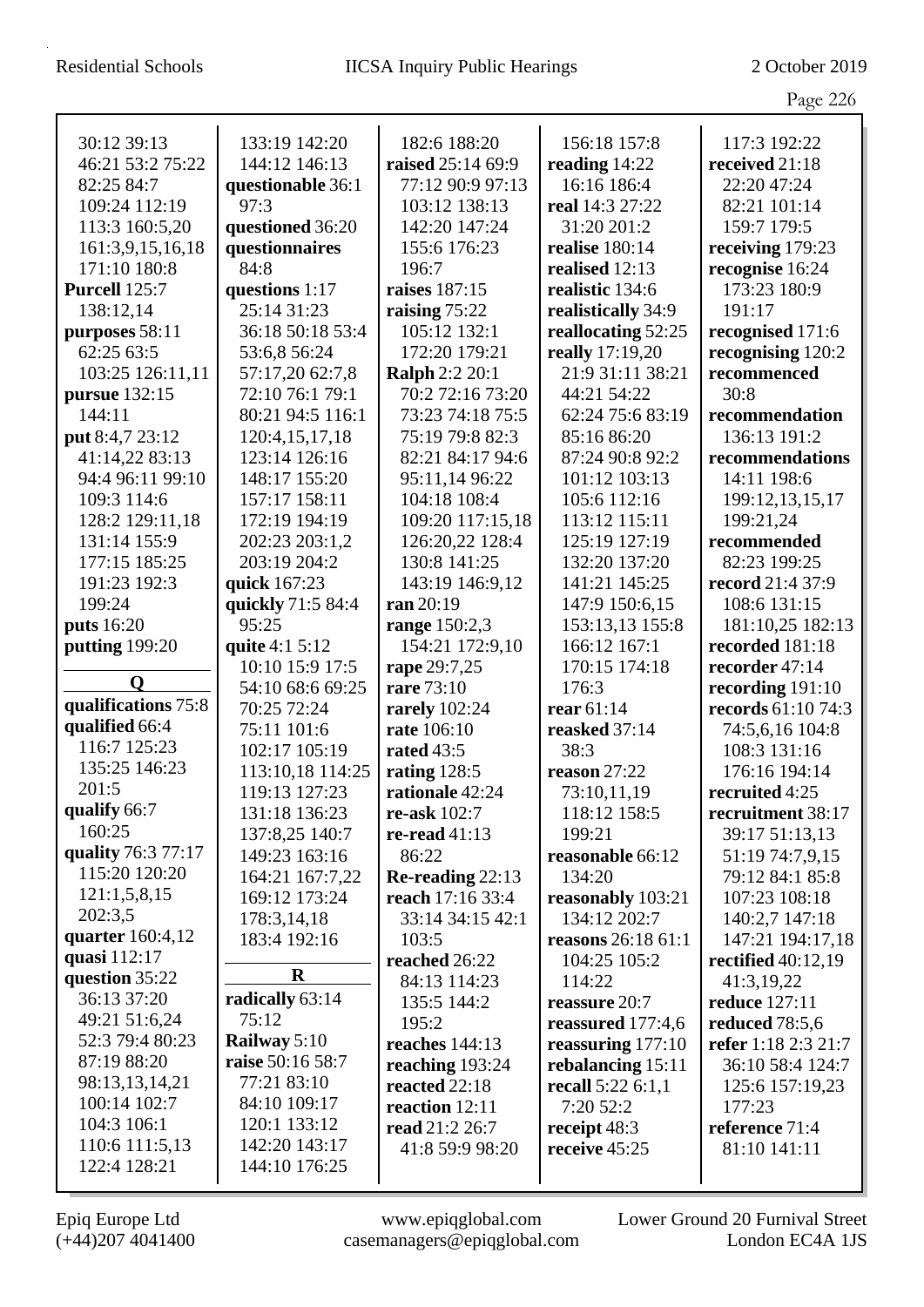30:12 39:13
46:21 53:2 75:22
82:25 84:7
109:24 112:19
113:3 160:5,20
161:3,9,15,16,18
171:10 180:8
**Purcell** 125:7
138:12,14
**purposes** 58:11
62:25 63:5
103:25 126:11,11
**pursue** 132:15
144:11
**put** 8:4,7 23:12
41:14,22 83:13
94:4 96:11 99:10
109:3 114:6
128:2 129:11,18
131:14 155:9
177:15 185:25
191:23 192:3
199:24
**puts** 16:20
**putting** 199:20

**Q**

**qualifications** 75:8
**qualified** 66:4
116:7 125:23
135:25 146:23
201:5
**qualify** 66:7
160:25
**quality** 76:3 77:17
115:20 120:20
121:1,5,8,15
202:3,5
**quarter** 160:4,12
**quasi** 112:17
**question** 35:22
36:13 37:20
49:21 51:6,24
52:3 79:4 80:23
87:19 88:20
98:13,13,14,21
100:14 102:7
104:3 106:1
110:6 111:5,13
122:4 128:21
133:19 142:20
144:12 146:13
**questionable** 36:1
97:3
**questioned** 36:20
**questionnaires**
84:8
**questions** 1:17
25:14 31:23
36:18 50:18 53:4
53:6,8 56:24
57:17,20 62:7,8
72:10 76:1 79:1
80:21 94:5 116:1
120:4,15,17,18
123:14 126:16
148:17 155:20
157:17 158:11
172:19 194:19
202:23 203:1,2
203:19 204:2
**quick** 167:23
**quickly** 71:5 84:4
95:25
**quite** 4:1 5:12
10:10 15:9 17:5
54:10 68:6 69:25
70:25 72:24
75:11 101:6
102:17 105:19
113:10,18 114:25
119:13 127:23
131:18 136:23
137:8,25 140:7
149:23 163:16
164:21 167:7,22
169:12 173:24
178:3,14,18
183:4 192:16

**R**

**radically** 63:14
75:12
**Railway** 5:10
**raise** 50:16 58:7
77:21 83:10
84:10 109:17
120:1 133:12
142:20 143:17
144:10 176:25
182:6 188:20
**raised** 25:14 69:9
77:12 90:9 97:13
103:12 138:13
142:20 147:24
155:6 176:23
196:7
**raises** 187:15
**raising** 75:22
105:12 132:1
172:20 179:21
**Ralph** 2:2 20:1
70:2 72:16 73:20
73:23 74:18 75:5
75:19 79:8 82:3
82:21 84:17 94:6
95:11,14 96:22
104:18 108:4
109:20 117:15,18
126:20,22 128:4
130:8 141:25
143:19 146:9,12
**ran** 20:19
**range** 150:2,3
154:21 172:9,10
**rape** 29:7,25
**rare** 73:10
**rarely** 102:24
**rate** 106:10
**rated** 43:5
**rating** 128:5
**rationale** 42:24
**re-ask** 102:7
**re-read** 41:13
86:22
**Re-reading** 22:13
**reach** 17:16 33:4
33:14 34:15 42:1
103:5
**reached** 26:22
84:13 114:23
135:5 144:2
195:2
**reaches** 144:13
**reaching** 193:24
**reacted** 22:18
**reaction** 12:11
**read** 21:2 26:7
41:8 59:9 98:20
156:18 157:8
**reading** 14:22
16:16 186:4
**real** 14:3 27:22
31:20 201:2
**realise** 180:14
**realised** 12:13
**realistic** 134:6
**realistically** 34:9
**reallocating** 52:25
**really** 17:19,20
21:9 31:11 38:21
44:21 54:22
62:24 75:6 83:19
85:16 86:20
87:24 90:8 92:2
101:12 103:13
105:6 112:16
113:12 115:11
125:19 127:19
132:20 137:20
141:21 145:25
147:9 150:6,15
153:13,13 155:8
166:12 167:1
170:15 174:18
176:3
**rear** 61:14
**reasked** 37:14
38:3
**reason** 27:22
73:10,11,19
118:12 158:5
199:21
**reasonable** 66:12
134:20
**reasonably** 103:21
134:12 202:7
**reasons** 26:18 61:1
104:25 105:2
114:22
**reassure** 20:7
**reassured** 177:4,6
**reassuring** 177:10
**rebalancing** 15:11
**recall** 5:22 6:1,1
7:20 52:2
**receipt** 48:3
**receive** 45:25
117:3 192:22
**received** 21:18
22:20 47:24
82:21 101:14
159:7 179:5
**receiving** 179:23
**recognise** 16:24
173:23 180:9
191:17
**recognised** 171:6
**recognising** 120:2
**recommenced**
30:8
**recommendation**
136:13 191:2
**recommendations**
14:11 198:6
199:12,13,15,17
199:21,24
**recommended**
82:23 199:25
**record** 21:4 37:9
108:6 131:15
181:10,25 182:13
**recorded** 181:18
**recorder** 47:14
**recording** 191:10
**records** 61:10 74:3
74:5,6,16 104:8
108:3 131:16
176:16 194:14
**recruited** 4:25
**recruitment** 38:17
39:17 51:13,13
51:19 74:7,9,15
79:12 84:1 85:8
107:23 108:18
140:2,7 147:18
147:21 194:17,18
**rectified** 40:12,19
41:3,19,22
**reduce** 127:11
**reduced** 78:5,6
**refer** 1:18 2:3 21:7
36:10 58:4 124:7
125:6 157:19,23
177:23
**reference** 71:4
81:10 141:11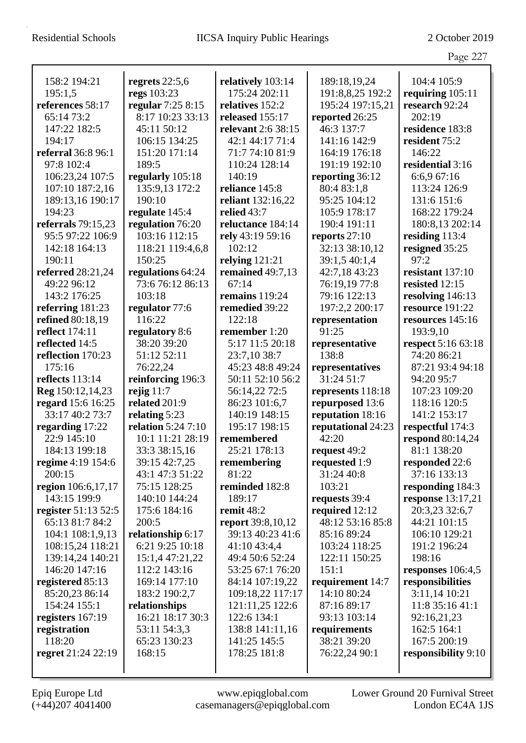158:2 194:21 195:1,5
**references** 58:17 65:14 73:2 147:22 182:5 194:17
**referral** 36:8 96:1 97:8 102:4 106:23,24 107:5 107:10 187:2,16 189:13,16 190:17 194:23
**referrals** 79:15,23 95:5 97:22 106:9 142:18 164:13 190:11
**referred** 28:21,24 49:22 96:12 143:2 176:25
**referring** 181:23
**refined** 80:18,19
**reflect** 174:11
**reflected** 14:5
**reflection** 170:23 175:16
**reflects** 113:14
**Reg** 150:12,14,23
**regard** 15:6 16:25 33:17 40:2 73:7
**regarding** 17:22 22:9 145:10 184:13 199:18
**regime** 4:19 154:6 200:15
**region** 106:6,17,17 143:15 199:9
**register** 51:13 52:5 65:13 81:7 84:2 104:1 108:1,9,13 108:15,24 118:21 139:14,24 140:21 146:20 147:16
**registered** 85:13 85:20,23 86:14 154:24 155:1
**registers** 167:19
**registration** 118:20
**regret** 21:24 22:19
**regrets** 22:5,6
**regs** 103:23
**regular** 7:25 8:15 8:17 10:23 33:13 45:11 50:12 106:15 134:25 151:20 171:14 189:5
**regularly** 105:18 135:9,13 172:2 190:10
**regulate** 145:4
**regulation** 76:20 103:16 112:15 118:21 119:4,6,8 150:25
**regulations** 64:24 73:6 76:12 86:13 103:18
**regulator** 77:6 116:22
**regulatory** 8:6 38:20 39:20 51:12 52:11 76:22,24
**reinforcing** 196:3
**rejig** 11:7
**related** 201:9
**relating** 5:23
**relation** 5:24 7:10 10:1 11:21 28:19 33:3 38:15,16 39:15 42:7,25 43:1 47:3 51:22 75:15 128:25 140:10 144:24 175:6 184:16 200:5
**relationship** 6:17 6:21 9:25 10:18 15:1,4 47:21,22 112:2 143:16 169:14 177:10 183:2 190:2,7
**relationships** 16:21 18:17 30:3 53:11 54:3,3 65:23 130:23 168:15
**relatively** 103:14 175:24 202:11
**relatives** 152:2
**released** 155:17
**relevant** 2:6 38:15 42:1 44:17 71:4 71:7 74:10 81:9 110:24 128:14 140:19
**reliance** 145:8
**reliant** 132:16,22
**relied** 43:7
**reluctance** 184:14
**rely** 43:19 59:16 102:12
**relying** 121:21
**remained** 49:7,13 67:14
**remains** 119:24
**remedied** 39:22 122:18
**remember** 1:20 5:17 11:5 20:18 23:7,10 38:7 45:23 48:8 49:24 50:11 52:10 56:2 56:14,22 72:5 86:23 101:6,7 140:19 148:15 195:17 198:15
**remembered** 25:21 178:13
**remembering** 81:22
**reminded** 182:8 189:17
**remit** 48:2
**report** 39:8,10,12 39:13 40:23 41:6 41:10 43:4,4 49:4 50:6 52:24 53:25 67:1 76:20 84:14 107:19,22 109:18,22 117:17 121:11,25 122:6 122:6 134:1 138:8 141:11,16 141:25 145:5 178:25 181:8
189:18,19,24 191:8,8,25 192:2 195:24 197:15,21
**reported** 26:25 46:3 137:7 141:16 142:9 164:19 176:18 191:19 192:10
**reporting** 36:12 80:4 83:1,8 95:25 104:12 105:9 178:17 190:4 191:11
**reports** 27:10 32:13 38:10,12 39:1,5 40:1,4 42:7,18 43:23 76:19,19 77:8 79:16 122:13 197:2,2 200:17
**representation** 91:25
**representative** 138:8
**representatives** 31:24 51:7
**represents** 118:18
**repurposed** 13:6
**reputation** 18:16
**reputational** 24:23 42:20
**request** 49:2
**requested** 1:9 31:24 40:8 103:21
**requests** 39:4
**required** 12:12 48:12 53:16 85:8 85:16 89:24 103:24 118:25 122:11 150:25 151:1
**requirement** 14:7 14:10 80:24 87:16 89:17 93:13 103:14
**requirements** 38:21 39:20 76:22,24 90:1
104:4 105:9
**requiring** 105:11
**research** 92:24 202:19
**residence** 183:8
**resident** 75:2 146:22
**residential** 3:16 6:6,9 67:16 113:24 126:9 131:6 151:6 168:22 179:24 180:8,13 202:14
**residing** 113:4
**resigned** 35:25 97:2
**resistant** 137:10
**resisted** 12:15
**resolving** 146:13
**resource** 191:22
**resources** 145:16 193:9,10
**respect** 5:16 63:18 74:20 86:21 87:21 93:4 94:18 94:20 95:7 107:23 109:20 118:16 120:5 141:2 153:17
**respectful** 174:3
**respond** 80:14,24 81:1 138:20
**responded** 22:6 37:16 133:13
**responding** 184:3
**response** 13:17,21 20:3,23 32:6,7 44:21 101:15 106:10 129:21 191:2 196:24 198:16
**responses** 106:4,5
**responsibilities** 3:11,14 10:21 11:8 35:16 41:1 92:16,21,23 162:5 164:1 167:5 200:19
**responsibility** 9:10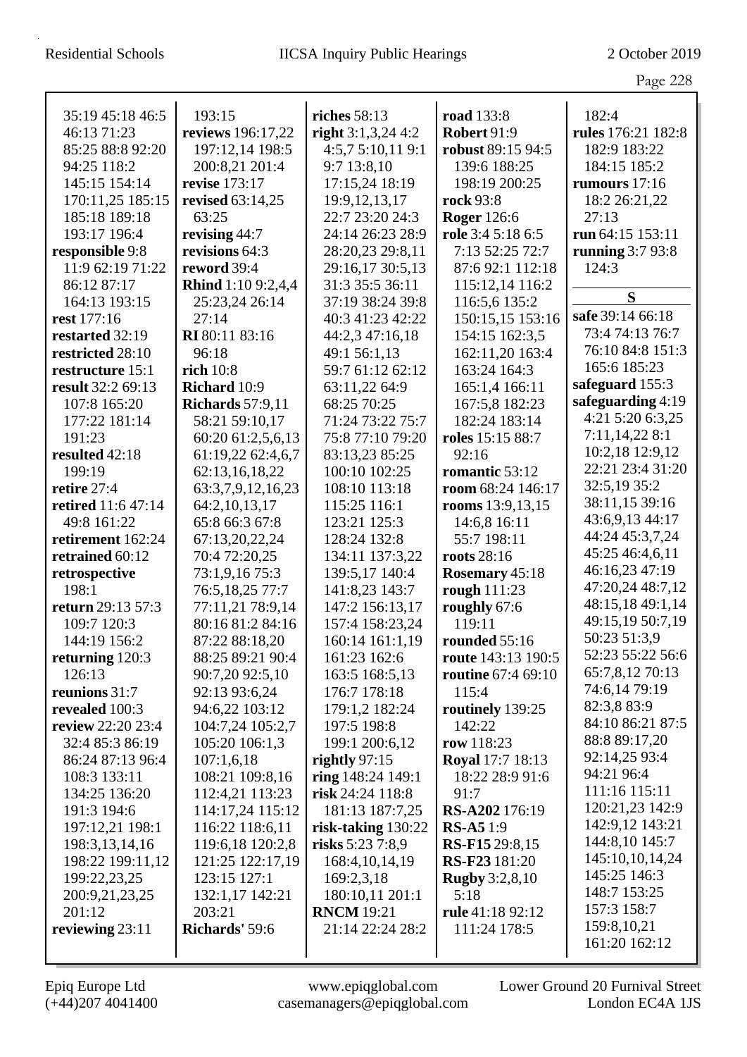35:19 45:18 46:5 46:13 71:23 85:25 88:8 92:20 94:25 118:2 145:15 154:14 170:11,25 185:15 185:18 189:18 193:17 196:4
**responsible** 9:8 11:9 62:19 71:22 86:12 87:17 164:13 193:15
**rest** 177:16
**restarted** 32:19
**restricted** 28:10
**restructure** 15:1
**result** 32:2 69:13 107:8 165:20 177:22 181:14 191:23
**resulted** 42:18 199:19
**retire** 27:4
**retired** 11:6 47:14 49:8 161:22
**retirement** 162:24
**retrained** 60:12
**retrospective** 198:1
**return** 29:13 57:3 109:7 120:3 144:19 156:2
**returning** 120:3 126:13
**reunions** 31:7
**revealed** 100:3
**review** 22:20 23:4 32:4 85:3 86:19 86:24 87:13 96:4 108:3 133:11 134:25 136:20 191:3 194:6 197:12,21 198:1 198:3,13,14,16 198:22 199:11,12 199:22,23,25 200:9,21,23,25 201:12
**reviewing** 23:11
193:15
**reviews** 196:17,22 197:12,14 198:5 200:8,21 201:4
**revise** 173:17
**revised** 63:14,25 63:25
**revising** 44:7
**revisions** 64:3
**reword** 39:4
**Rhind** 1:10 9:2,4,4 25:23,24 26:14 27:14
**RI** 80:11 83:16 96:18
**rich** 10:8
**Richard** 10:9
**Richards** 57:9,11 58:21 59:10,17 60:20 61:2,5,6,13 61:19,22 62:4,6,7 62:13,16,18,22 63:3,7,9,12,16,23 64:2,10,13,17 65:8 66:3 67:8 67:13,20,22,24 70:4 72:20,25 73:1,9,16 75:3 76:5,18,25 77:7 77:11,21 78:9,14 80:16 81:2 84:16 87:22 88:18,20 88:25 89:21 90:4 90:7,20 92:5,10 92:13 93:6,24 94:6,22 103:12 104:7,24 105:2,7 105:20 106:1,3 107:1,6,18 108:21 109:8,16 112:4,21 113:23 114:17,24 115:12 116:22 118:6,11 119:6,18 120:2,8 121:25 122:17,19 123:15 127:1 132:1,17 142:21 203:21
**Richards'** 59:6
**riches** 58:13
**right** 3:1,3,24 4:2 4:5,7 5:10,11 9:1 9:7 13:8,10 17:15,24 18:19 19:9,12,13,17 22:7 23:20 24:3 24:14 26:23 28:9 28:20,23 29:8,11 29:16,17 30:5,13 31:3 35:5 36:11 37:19 38:24 39:8 40:3 41:23 42:22 44:2,3 47:16,18 49:1 56:1,13 59:7 61:12 62:12 63:11,22 64:9 68:25 70:25 71:24 73:22 75:7 75:8 77:10 79:20 83:13,23 85:25 100:10 102:25 108:10 113:18 115:25 116:1 123:21 125:3 128:24 132:8 134:11 137:3,22 139:5,17 140:4 141:8,23 143:7 147:2 156:13,17 157:4 158:23,24 160:14 161:1,19 161:23 162:6 163:5 168:5,13 176:7 178:18 179:1,2 182:24 197:5 198:8 199:1 200:6,12
**rightly** 97:15
**ring** 148:24 149:1
**risk** 24:24 118:8 181:13 187:7,25
**risk-taking** 130:22
**risks** 5:23 7:8,9 168:4,10,14,19 169:2,3,18 180:10,11 201:1
**RNCM** 19:21 21:14 22:24 28:2
**road** 133:8
**Robert** 91:9
**robust** 89:15 94:5 139:6 188:25 198:19 200:25
**rock** 93:8
**Roger** 126:6
**role** 3:4 5:18 6:5 7:13 52:25 72:7 87:6 92:1 112:18 115:12,14 116:2 116:5,6 135:2 150:15,15 153:16 154:15 162:3,5 162:11,20 163:4 163:24 164:3 165:1,4 166:11 167:5,8 182:23 182:24 183:14
**roles** 15:15 88:7 92:16
**romantic** 53:12
**room** 68:24 146:17
**rooms** 13:9,13,15 14:6,8 16:11 55:7 198:11
**roots** 28:16
**Rosemary** 45:18
**rough** 111:23
**roughly** 67:6 119:11
**rounded** 55:16
**route** 143:13 190:5
**routine** 67:4 69:10 115:4
**routinely** 139:25 142:22
**row** 118:23
**Royal** 17:7 18:13 18:22 28:9 91:6 91:7
**RS-A202** 176:19
**RS-A5** 1:9
**RS-F15** 29:8,15
**RS-F23** 181:20
**Rugby** 3:2,8,10 5:18
**rule** 41:18 92:12 111:24 178:5
182:4
**rules** 176:21 182:8 182:9 183:22 184:15 185:2
**rumours** 17:16 18:2 26:21,22 27:13
**run** 64:15 153:11
**running** 3:7 93:8 124:3

**S**

**safe** 39:14 66:18 73:4 74:13 76:7 76:10 84:8 151:3 165:6 185:23
**safeguard** 155:3
**safeguarding** 4:19 4:21 5:20 6:3,25 7:11,14,22 8:1 10:2,18 12:9,12 22:21 23:4 31:20 32:5,19 35:2 38:11,15 39:16 43:6,9,13 44:17 44:24 45:3,7,24 45:25 46:4,6,11 46:16,23 47:19 47:20,24 48:7,12 48:15,18 49:1,14 49:15,19 50:7,19 50:23 51:3,9 52:23 55:22 56:6 65:7,8,12 70:13 74:6,14 79:19 82:3,8 83:9 84:10 86:21 87:5 88:8 89:17,20 92:14,25 93:4 94:21 96:4 111:16 115:11 120:21,23 142:9 142:9,12 143:21 144:8,10 145:7 145:10,10,14,24 145:25 146:3 148:7 153:25 157:3 158:7 159:8,10,21 161:20 162:12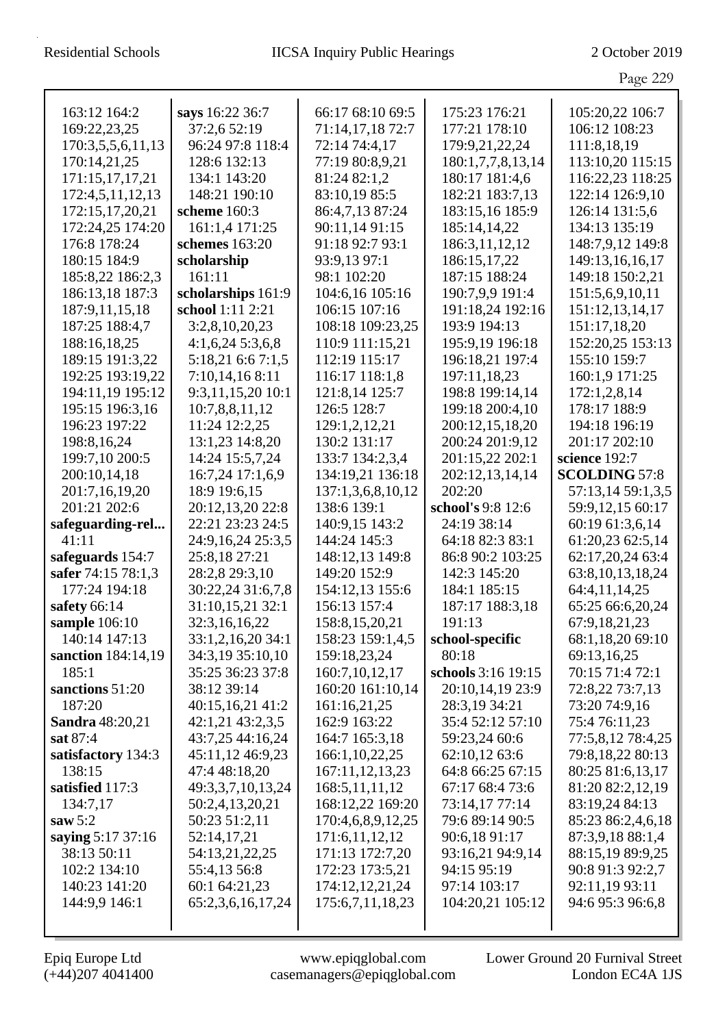163:12 164:2
169:22,23,25
170:3,5,5,6,11,13
170:14,21,25
171:15,17,17,21
172:4,5,11,12,13
172:15,17,20,21
172:24,25 174:20
176:8 178:24
180:15 184:9
185:8,22 186:2,3
186:13,18 187:3
187:9,11,15,18
187:25 188:4,7
188:16,18,25
189:15 191:3,22
192:25 193:19,22
194:11,19 195:12
195:15 196:3,16
196:23 197:22
198:8,16,24
199:7,10 200:5
200:10,14,18
201:7,16,19,20
201:21 202:6

**safeguarding-rel...** 41:11

**safeguards** 154:7

**safer** 74:15 78:1,3 177:24 194:18

**safety** 66:14

**sample** 106:10 140:14 147:13

**sanction** 184:14,19 185:1

**sanctions** 51:20 187:20

**Sandra** 48:20,21

**sat** 87:4

**satisfactory** 134:3 138:15

**satisfied** 117:3 134:7,17

**saw** 5:2

**saying** 5:17 37:16 38:13 50:11 102:2 134:10 140:23 141:20 144:9,9 146:1

**says** 16:22 36:7 37:2,6 52:19 96:24 97:8 118:4 128:6 132:13 134:1 143:20 148:21 190:10

**scheme** 160:3 161:1,4 171:25

**schemes** 163:20

**scholarship** 161:11

**scholarships** 161:9

**school** 1:11 2:21 3:2,8,10,20,23 4:1,6,24 5:3,6,8 5:18,21 6:6 7:1,5 7:10,14,16 8:11 9:3,11,15,20 10:1 10:7,8,8,11,12 11:24 12:2,25 13:1,23 14:8,20 14:24 15:5,7,24 16:7,24 17:1,6,9 18:9 19:6,15 20:12,13,20 22:8 22:21 23:23 24:5 24:9,16,24 25:3,5 25:8,18 27:21 28:2,8 29:3,10 30:22,24 31:6,7,8 31:10,15,21 32:1 32:3,16,16,22 33:1,2,16,20 34:1 34:3,19 35:10,10 35:25 36:23 37:8 38:12 39:14 40:15,16,21 41:2 42:1,21 43:2,3,5 43:7,25 44:16,24 45:11,12 46:9,23 47:4 48:18,20 49:3,3,7,10,13,24 50:2,4,13,20,21 50:23 51:2,11 52:14,17,21 54:13,21,22,25 55:4,13 56:8 60:1 64:21,23 65:2,3,6,16,17,24 66:17 68:10 69:5 71:14,17,18 72:7 72:14 74:4,17 77:19 80:8,9,21 81:24 82:1,2 83:10,19 85:5 86:4,7,13 87:24 90:11,14 91:15 91:18 92:7 93:1 93:9,13 97:1 98:1 102:20 104:6,16 105:16 106:15 107:16 108:18 109:23,25 110:9 111:15,21 112:19 115:17 116:17 118:1,8 121:8,14 125:7 126:5 128:7 129:1,2,12,21 130:2 131:17 133:7 134:2,3,4 134:19,21 136:18 137:1,3,6,8,10,12 138:6 139:1 140:9,15 143:2 144:24 145:3 148:12,13 149:8 149:20 152:9 154:12,13 155:6 156:13 157:4 158:8,15,20,21 158:23 159:1,4,5 159:18,23,24 160:7,10,12,17 160:20 161:10,14 161:16,21,25 162:9 163:22 164:7 165:3,18 166:1,10,22,25 167:11,12,13,23 168:5,11,11,12 168:12,22 169:20 170:4,6,8,9,12,25 171:6,11,12,12 171:13 172:7,20 172:23 173:5,21 174:12,12,21,24 175:6,7,11,18,23 175:23 176:21 177:21 178:10 179:9,21,22,24 180:1,7,7,8,13,14 180:17 181:4,6 182:21 183:7,13 183:15,16 185:9 185:14,14,22 186:3,11,12,12 186:15,17,22 187:15 188:24 190:7,9,9 191:4 191:18,24 192:16 193:9 194:13 195:9,19 196:18 196:18,21 197:4 197:11,18,23 198:8 199:14,14 199:18 200:4,10 200:12,15,18,20 200:24 201:9,12 201:15,22 202:1 202:12,13,14,14 202:20

**school's** 9:8 12:6 24:19 38:14 64:18 82:3 83:1 86:8 90:2 103:25 142:3 145:20 184:1 185:15 187:17 188:3,18 191:13

**school-specific** 80:18

**schools** 3:16 19:15 20:10,14,19 23:9 28:3,19 34:21 35:4 52:12 57:10 59:23,24 60:6 62:10,12 63:6 64:8 66:25 67:15 67:17 68:4 73:6 73:14,17 77:14 79:6 89:14 90:5 90:6,18 91:17 93:16,21 94:9,14 94:15 95:19 97:14 103:17 104:20,21 105:12 105:20,22 106:7 106:12 108:23 111:8,18,19 113:10,20 115:15 116:22,23 118:25 122:14 126:9,10 126:14 131:5,6 134:13 135:19 148:7,9,12 149:8 149:13,16,16,17 149:18 150:2,21 151:5,6,9,10,11 151:12,13,14,17 151:17,18,20 152:20,25 153:13 155:10 159:7 160:1,9 171:25 172:1,2,8,14 178:17 188:9 194:18 196:19 201:17 202:10

**science** 192:7

**SCOLDING** 57:8 57:13,14 59:1,3,5 59:9,12,15 60:17 60:19 61:3,6,14 61:20,23 62:5,14 62:17,20,24 63:4 63:8,10,13,18,24 64:4,11,14,25 65:25 66:6,20,24 67:9,18,21,23 68:1,18,20 69:10 69:13,16,25 70:15 71:4 72:1 72:8,22 73:7,13 73:20 74:9,16 75:4 76:11,23 77:5,8,12 78:4,25 79:8,18,22 80:13 80:25 81:6,13,17 81:20 82:2,12,19 83:19,24 84:13 85:23 86:2,4,6,18 87:3,9,18 88:1,4 88:15,19 89:9,25 90:8 91:3 92:2,7 92:11,19 93:11 94:6 95:3 96:6,8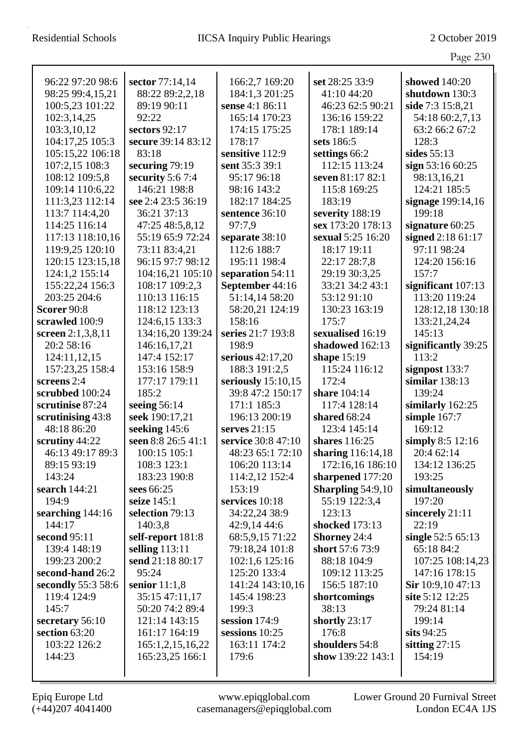96:22 97:20 98:6
98:25 99:4,15,21
100:5,23 101:22
102:3,14,25
103:3,10,12
104:17,25 105:3
105:15,22 106:18
107:2,15 108:3
108:12 109:5,8
109:14 110:6,22
111:3,23 112:14
113:7 114:4,20
114:25 116:14
117:13 118:10,16
119:9,25 120:10
120:15 123:15,18
124:1,2 155:14
155:22,24 156:3
203:25 204:6

**Scorer** 90:8
**scrawled** 100:9
**screen** 2:1,3,8,11
20:2 58:16
124:11,12,15
157:23,25 158:4
**screens** 2:4
**scrubbed** 100:24
**scrutinise** 87:24
**scrutinising** 43:8
48:18 86:20
**scrutiny** 44:22
46:13 49:17 89:3
89:15 93:19
143:24
**search** 144:21
194:9
**searching** 144:16
144:17
**second** 95:11
139:4 148:19
199:23 200:2
**second-hand** 26:2
**secondly** 55:3 58:6
119:4 124:9
145:7
**secretary** 56:10
**section** 63:20
103:22 126:2
144:23

**sector** 77:14,14
88:22 89:2,2,18
89:19 90:11
92:22
**sectors** 92:17
**secure** 39:14 83:12
83:18
**securing** 79:19
**security** 5:6 7:4
146:21 198:8
**see** 2:4 23:5 36:19
36:21 37:13
47:25 48:5,8,12
55:19 65:9 72:24
73:11 83:4,21
96:15 97:7 98:12
104:16,21 105:10
108:17 109:2,3
110:13 116:15
118:12 123:13
124:6,15 133:3
134:16,20 139:24
146:16,17,21
147:4 152:17
153:16 158:9
177:17 179:11
185:2
**seeing** 56:14
**seek** 190:17,21
**seeking** 145:6
**seen** 8:8 26:5 41:1
100:15 105:1
108:3 123:1
183:23 190:8
**sees** 66:25
**seize** 145:1
**selection** 79:13
140:3,8
**self-report** 181:8
**selling** 113:11
**send** 21:18 80:17
95:24
**senior** 11:1,8
35:15 47:11,17
50:20 74:2 89:4
121:14 143:15
161:17 164:19
165:1,2,15,16,22
165:23,25 166:1

166:2,7 169:20
184:1,3 201:25
**sense** 4:1 86:11
165:14 170:23
174:15 175:25
178:17
**sensitive** 112:9
**sent** 35:3 39:1
95:17 96:18
98:16 143:2
182:17 184:25
**sentence** 36:10
97:7,9
**separate** 38:10
112:6 188:7
195:11 198:4
**separation** 54:11
**September** 44:16
51:14,14 58:20
58:20,21 124:19
158:16
**series** 21:7 193:8
198:9
**serious** 42:17,20
188:3 191:2,5
**seriously** 15:10,15
39:8 47:2 150:17
171:1 185:3
196:13 200:19
**serves** 21:15
**service** 30:8 47:10
48:23 65:1 72:10
106:20 113:14
114:2,12 152:4
153:19
**services** 10:18
34:22,24 38:9
42:9,14 44:6
68:5,9,15 71:22
79:18,24 101:8
102:1,6 125:16
125:20 133:4
141:24 143:10,16
145:4 198:23
199:3
**session** 174:9
**sessions** 10:25
163:11 174:2
179:6

**set** 28:25 33:9
41:10 44:20
46:23 62:5 90:21
136:16 159:22
178:1 189:14
**sets** 186:5
**settings** 66:2
112:15 113:24
**seven** 81:17 82:1
115:8 169:25
183:19
**severity** 188:19
**sex** 173:20 178:13
**sexual** 5:25 16:20
18:17 19:11
22:17 28:7,8
29:19 30:3,25
33:21 34:2 43:1
53:12 91:10
130:23 163:19
175:7
**sexualised** 16:19
**shadowed** 162:13
**shape** 15:19
115:24 116:12
172:4
**share** 104:14
117:4 128:14
**shared** 68:24
123:4 145:14
**shares** 116:25
**sharing** 116:14,18
172:16,16 186:10
**sharpened** 177:20
**Sharpling** 54:9,10
55:19 122:3,4
123:13
**shocked** 173:13
**Shorney** 24:4
**short** 57:6 73:9
88:18 104:9
109:12 113:25
156:5 187:10
**shortcomings**
38:13
**shortly** 23:17
176:8
**shoulders** 54:8
**show** 139:22 143:1

**showed** 140:20
**shutdown** 130:3
**side** 7:3 15:8,21
54:18 60:2,7,13
63:2 66:2 67:2
128:3
**sides** 55:13
**sign** 53:16 60:25
98:13,16,21
124:21 185:5
**signage** 199:14,16
199:18
**signature** 60:25
**signed** 2:18 61:17
97:11 98:24
124:20 156:16
157:7
**significant** 107:13
113:20 119:24
128:12,18 130:18
133:21,24,24
145:13
**significantly** 39:25
113:2
**signpost** 133:7
**similar** 138:13
139:24
**similarly** 162:25
**simple** 167:7
169:12
**simply** 8:5 12:16
20:4 62:14
134:12 136:25
193:25
**simultaneously**
197:20
**sincerely** 21:11
22:19
**single** 52:5 65:13
65:18 84:2
107:25 108:14,23
147:16 178:15
**Sir** 10:9,10 47:13
**site** 5:12 12:25
79:24 81:14
199:14
**sits** 94:25
**sitting** 27:15
154:19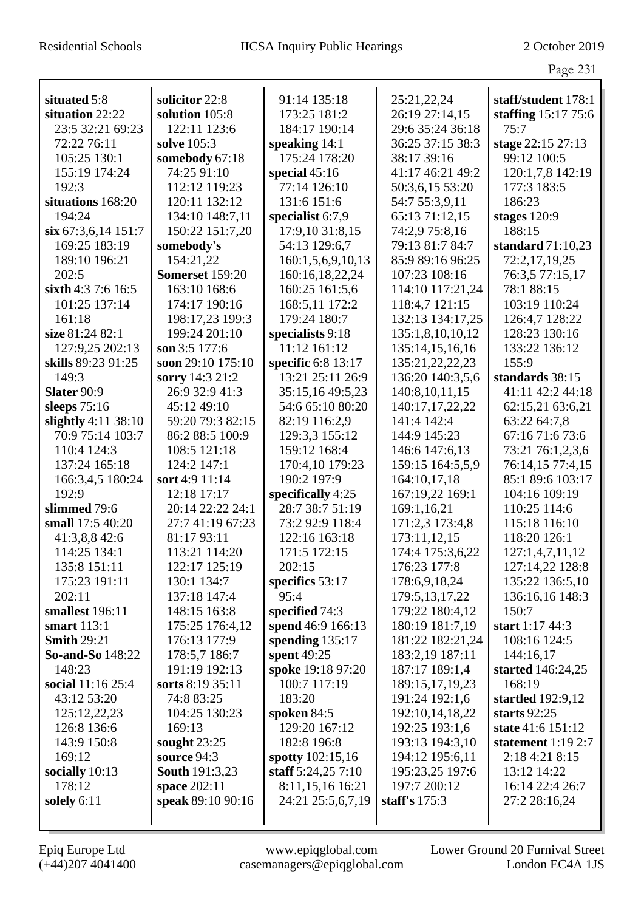**situated** 5:8
**situation** 22:22 23:5 32:21 69:23 72:22 76:11 105:25 130:1 155:19 174:24 192:3
**situations** 168:20 194:24
**six** 67:3,6,14 151:7 169:25 183:19 189:10 196:21 202:5
**sixth** 4:3 7:6 16:5 101:25 137:14 161:18
**size** 81:24 82:1 127:9,25 202:13
**skills** 89:23 91:25 149:3
**Slater** 90:9
**sleeps** 75:16
**slightly** 4:11 38:10 70:9 75:14 103:7 110:4 124:3 137:24 165:18 166:3,4,5 180:24 192:9
**slimmed** 79:6
**small** 17:5 40:20 41:3,8,8 42:6 114:25 134:1 135:8 151:11 175:23 191:11 202:11
**smallest** 196:11
**smart** 113:1
**Smith** 29:21
**So-and-So** 148:22 148:23
**social** 11:16 25:4 43:12 53:20 125:12,22,23 126:8 136:6 143:9 150:8 169:12
**socially** 10:13 178:12
**solely** 6:11
**solicitor** 22:8
**solution** 105:8 122:11 123:6
**solve** 105:3
**somebody** 67:18 74:25 91:10 112:12 119:23 120:11 132:12 134:10 148:7,11 150:22 151:7,20
**somebody's** 154:21,22
**Somerset** 159:20 163:10 168:6 174:17 190:16 198:17,23 199:3 199:24 201:10
**son** 3:5 177:6
**soon** 29:10 175:10
**sorry** 14:3 21:2 26:9 32:9 41:3 45:12 49:10 59:20 79:3 82:15 86:2 88:5 100:9 108:5 121:18 124:2 147:1
**sort** 4:9 11:14 12:18 17:17 20:14 22:22 24:1 27:7 41:19 67:23 81:17 93:11 113:21 114:20 122:17 125:19 130:1 134:7 137:18 147:4 148:15 163:8 175:25 176:4,12 176:13 177:9 178:5,7 186:7 191:19 192:13
**sorts** 8:19 35:11 74:8 83:25 104:25 130:23 169:13
**sought** 23:25
**source** 94:3
**South** 191:3,23
**space** 202:11
**speak** 89:10 90:16 91:14 135:18 173:25 181:2 184:17 190:14
**speaking** 14:1 175:24 178:20
**special** 45:16 77:14 126:10 131:6 151:6
**specialist** 6:7,9 17:9,10 31:8,15 54:13 129:6,7 160:1,5,6,9,10,13 160:16,18,22,24 160:25 161:5,6 168:5,11 172:2 179:24 180:7
**specialists** 9:18 11:12 161:12
**specific** 6:8 13:17 13:21 25:11 26:9 35:15,16 49:5,23 54:6 65:10 80:20 82:19 116:2,9 129:3,3 155:12 159:12 168:4 170:4,10 179:23 190:2 197:9
**specifically** 4:25 28:7 38:7 51:19 73:2 92:9 118:4 122:16 163:18 171:5 172:15 202:15
**specifics** 53:17 95:4
**specified** 74:3
**spend** 46:9 166:13
**spending** 135:17
**spent** 49:25
**spoke** 19:18 97:20 100:7 117:19 183:20
**spoken** 84:5 129:20 167:12 182:8 196:8
**spotty** 102:15,16
**staff** 5:24,25 7:10 8:11,15,16 16:21 24:21 25:5,6,7,19 25:21,22,24 26:19 27:14,15 29:6 35:24 36:18 36:25 37:15 38:3 38:17 39:16 41:17 46:21 49:2 50:3,6,15 53:20 54:7 55:3,9,11 65:13 71:12,15 74:2,9 75:8,16 79:13 81:7 84:7 85:9 89:16 96:25 107:23 108:16 114:10 117:21,24 118:4,7 121:15 132:13 134:17,25 135:1,8,10,10,12 135:14,15,16,16 135:21,22,22,23 136:20 140:3,5,6 140:8,10,11,15 140:17,17,22,22 141:4 142:4 144:9 145:23 146:6 147:6,13 159:15 164:5,5,9 164:10,17,18 167:19,22 169:1 169:1,16,21 171:2,3 173:4,8 173:11,12,15 174:4 175:3,6,22 176:23 177:8 178:6,9,18,24 179:5,13,17,22 179:22 180:4,12 180:19 181:7,19 181:22 182:21,24 183:2,19 187:11 187:17 189:1,4 189:15,17,19,23 191:24 192:1,6 192:10,14,18,22 192:25 193:1,6 193:13 194:3,10 194:12 195:6,11 195:23,25 197:6 197:7 200:12
**staff's** 175:3
**staff/student** 178:1
**staffing** 15:17 75:6 75:7
**stage** 22:15 27:13 99:12 100:5 120:1,7,8 142:19 177:3 183:5 186:23
**stages** 120:9 188:15
**standard** 71:10,23 72:2,17,19,25 76:3,5 77:15,17 78:1 88:15 103:19 110:24 126:4,7 128:22 128:23 130:16 133:22 136:12 155:9
**standards** 38:15 41:11 42:2 44:18 62:15,21 63:6,21 63:22 64:7,8 67:16 71:6 73:6 73:21 76:1,2,3,6 76:14,15 77:4,15 85:1 89:6 103:17 104:16 109:19 110:25 114:6 115:18 116:10 118:20 126:1 127:1,4,7,11,12 127:14,22 128:8 135:22 136:5,10 136:16,16 148:3 150:7
**start** 1:17 44:3 108:16 124:5 144:16,17
**started** 146:24,25 168:19
**startled** 192:9,12
**starts** 92:25
**state** 41:6 151:12
**statement** 1:19 2:7 2:18 4:21 8:15 13:12 14:22 16:14 22:4 26:7 27:2 28:16,24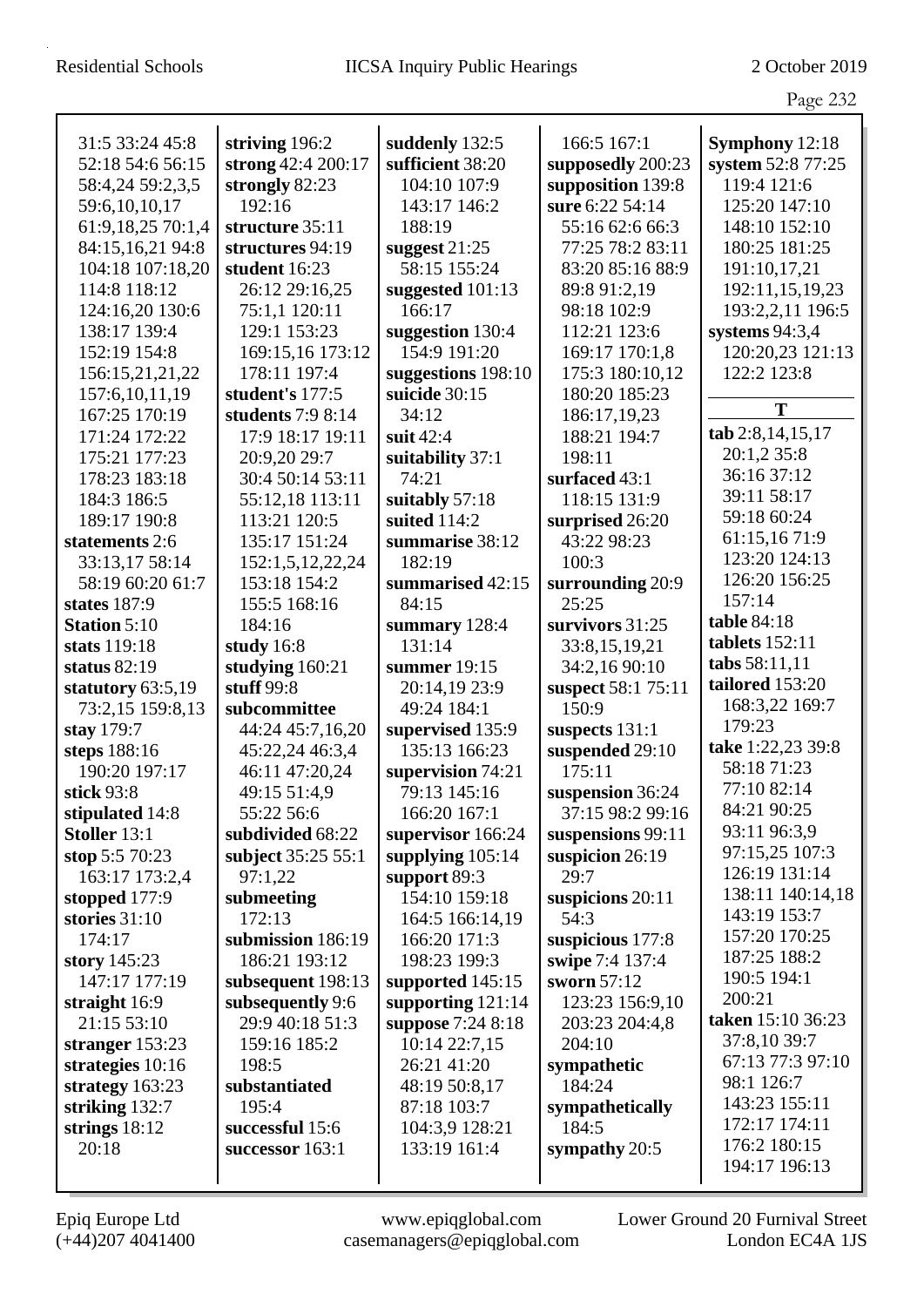31:5 33:24 45:8
52:18 54:6 56:15
58:4,24 59:2,3,5
59:6,10,10,17
61:9,18,25 70:1,4
84:15,16,21 94:8
104:18 107:18,20
114:8 118:12
124:16,20 130:6
138:17 139:4
152:19 154:8
156:15,21,21,22
157:6,10,11,19
167:25 170:19
171:24 172:22
175:21 177:23
178:23 183:18
184:3 186:5
189:17 190:8
**statements** 2:6
33:13,17 58:14
58:19 60:20 61:7
**states** 187:9
**Station** 5:10
**stats** 119:18
**status** 82:19
**statutory** 63:5,19
73:2,15 159:8,13
**stay** 179:7
**steps** 188:16
190:20 197:17
**stick** 93:8
**stipulated** 14:8
**Stoller** 13:1
**stop** 5:5 70:23
163:17 173:2,4
**stopped** 177:9
**stories** 31:10
174:17
**story** 145:23
147:17 177:19
**straight** 16:9
21:15 53:10
**stranger** 153:23
**strategies** 10:16
**strategy** 163:23
**striking** 132:7
**strings** 18:12
20:18
**striving** 196:2
**strong** 42:4 200:17
**strongly** 82:23
192:16
**structure** 35:11
**structures** 94:19
**student** 16:23
26:12 29:16,25
75:1,1 120:11
129:1 153:23
169:15,16 173:12
178:11 197:4
**student's** 177:5
**students** 7:9 8:14
17:9 18:17 19:11
20:9,20 29:7
30:4 50:14 53:11
55:12,18 113:11
113:21 120:5
135:17 151:24
152:1,5,12,22,24
153:18 154:2
155:5 168:16
184:16
**study** 16:8
**studying** 160:21
**stuff** 99:8
**subcommittee**
44:24 45:7,16,20
45:22,24 46:3,4
46:11 47:20,24
49:15 51:4,9
55:22 56:6
**subdivided** 68:22
**subject** 35:25 55:1
97:1,22
**submeeting**
172:13
**submission** 186:19
186:21 193:12
**subsequent** 198:13
**subsequently** 9:6
29:9 40:18 51:3
159:16 185:2
198:5
**substantiated**
195:4
**successful** 15:6
**successor** 163:1
**suddenly** 132:5
**sufficient** 38:20
104:10 107:9
143:17 146:2
188:19
**suggest** 21:25
58:15 155:24
**suggested** 101:13
166:17
**suggestion** 130:4
154:9 191:20
**suggestions** 198:10
**suicide** 30:15
34:12
**suit** 42:4
**suitability** 37:1
74:21
**suitably** 57:18
**suited** 114:2
**summarise** 38:12
182:19
**summarised** 42:15
84:15
**summary** 128:4
131:14
**summer** 19:15
20:14,19 23:9
49:24 184:1
**supervised** 135:9
135:13 166:23
**supervision** 74:21
79:13 145:16
166:20 167:1
**supervisor** 166:24
**supplying** 105:14
**support** 89:3
154:10 159:18
164:5 166:14,19
166:20 171:3
198:23 199:3
**supported** 145:15
**supporting** 121:14
**suppose** 7:24 8:18
10:14 22:7,15
26:21 41:20
48:19 50:8,17
87:18 103:7
104:3,9 128:21
133:19 161:4
166:5 167:1
**supposedly** 200:23
**supposition** 139:8
**sure** 6:22 54:14
55:16 62:6 66:3
77:25 78:2 83:11
83:20 85:16 88:9
89:8 91:2,19
98:18 102:9
112:21 123:6
169:17 170:1,8
175:3 180:10,12
180:20 185:23
186:17,19,23
188:21 194:7
198:11
**surfaced** 43:1
118:15 131:9
**surprised** 26:20
43:22 98:23
100:3
**surrounding** 20:9
25:25
**survivors** 31:25
33:8,15,19,21
34:2,16 90:10
**suspect** 58:1 75:11
150:9
**suspects** 131:1
**suspended** 29:10
175:11
**suspension** 36:24
37:15 98:2 99:16
**suspensions** 99:11
**suspicion** 26:19
29:7
**suspicions** 20:11
54:3
**suspicious** 177:8
**swipe** 7:4 137:4
**sworn** 57:12
123:23 156:9,10
203:23 204:4,8
204:10
**sympathetic**
184:24
**sympathetically**
184:5
**sympathy** 20:5
**Symphony** 12:18
**system** 52:8 77:25
119:4 121:6
125:20 147:10
148:10 152:10
180:25 181:25
191:10,17,21
192:11,15,19,23
193:2,2,11 196:5
**systems** 94:3,4
120:20,23 121:13
122:2 123:8

**T**

**tab** 2:8,14,15,17
20:1,2 35:8
36:16 37:12
39:11 58:17
59:18 60:24
61:15,16 71:9
123:20 124:13
126:20 156:25
157:14
**table** 84:18
**tablets** 152:11
**tabs** 58:11,11
**tailored** 153:20
168:3,22 169:7
179:23
**take** 1:22,23 39:8
58:18 71:23
77:10 82:14
84:21 90:25
93:11 96:3,9
97:15,25 107:3
126:19 131:14
138:11 140:14,18
143:19 153:7
157:20 170:25
187:25 188:2
190:5 194:1
200:21
**taken** 15:10 36:23
37:8,10 39:7
67:13 77:3 97:10
98:1 126:7
143:23 155:11
172:17 174:11
176:2 180:15
194:17 196:13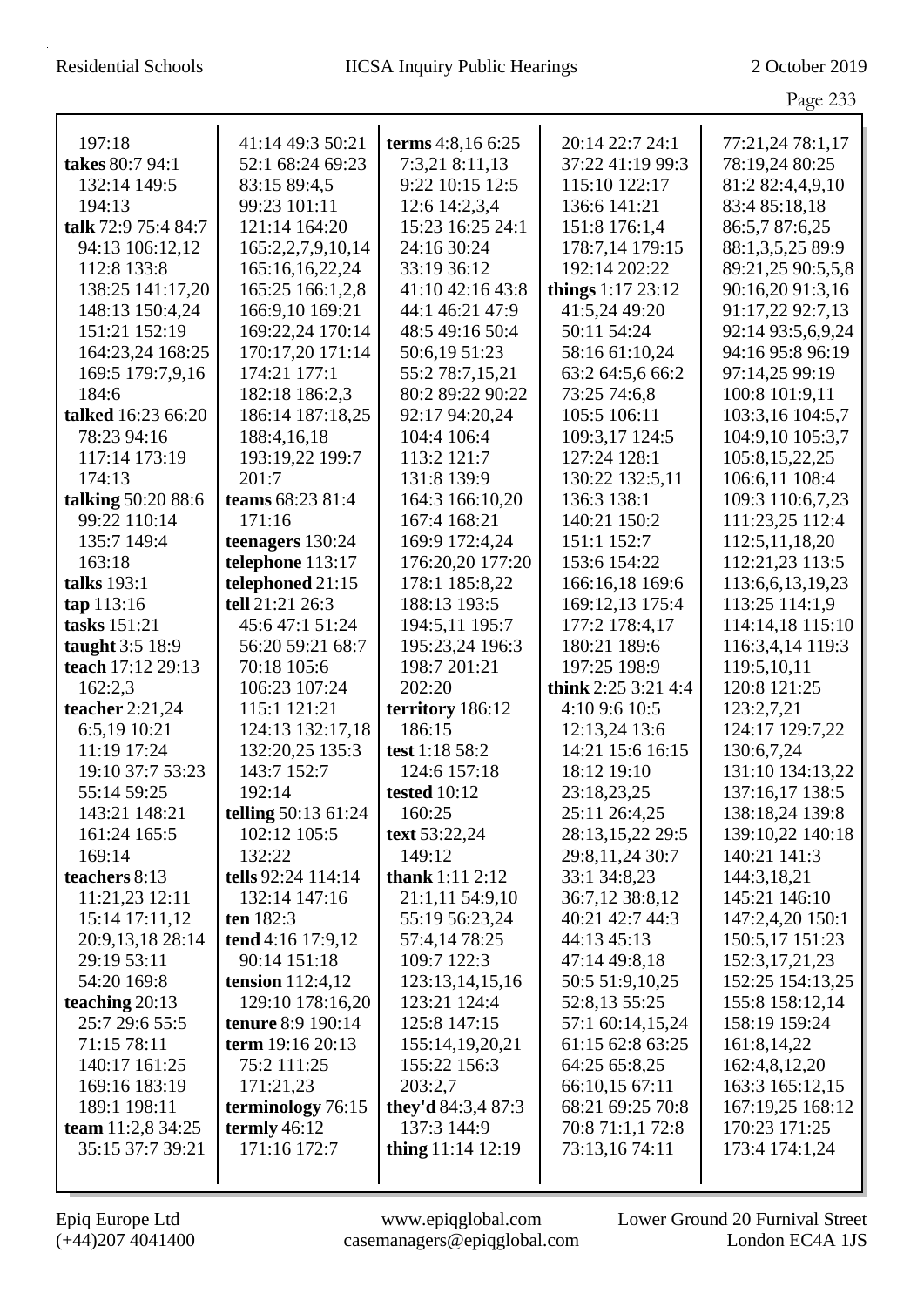197:18
**takes** 80:7 94:1 132:14 149:5 194:13
**talk** 72:9 75:4 84:7 94:13 106:12,12 112:8 133:8 138:25 141:17,20 148:13 150:4,24 151:21 152:19 164:23,24 168:25 169:5 179:7,9,16 184:6
**talked** 16:23 66:20 78:23 94:16 117:14 173:19 174:13
**talking** 50:20 88:6 99:22 110:14 135:7 149:4 163:18
**talks** 193:1
**tap** 113:16
**tasks** 151:21
**taught** 3:5 18:9
**teach** 17:12 29:13 162:2,3
**teacher** 2:21,24 6:5,19 10:21 11:19 17:24 19:10 37:7 53:23 55:14 59:25 143:21 148:21 161:24 165:5 169:14
**teachers** 8:13 11:21,23 12:11 15:14 17:11,12 20:9,13,18 28:14 29:19 53:11 54:20 169:8
**teaching** 20:13 25:7 29:6 55:5 71:15 78:11 140:17 161:25 169:16 183:19 189:1 198:11
**team** 11:2,8 34:25 35:15 37:7 39:21 41:14 49:3 50:21 52:1 68:24 69:23 83:15 89:4,5 99:23 101:11 121:14 164:20 165:2,2,7,9,10,14 165:16,16,22,24 165:25 166:1,2,8 166:9,10 169:21 169:22,24 170:14 170:17,20 171:14 174:21 177:1 182:18 186:2,3 186:14 187:18,25 188:4,16,18 193:19,22 199:7 201:7
**teams** 68:23 81:4 171:16
**teenagers** 130:24
**telephone** 113:17
**telephoned** 21:15
**tell** 21:21 26:3 45:6 47:1 51:24 56:20 59:21 68:7 70:18 105:6 106:23 107:24 115:1 121:21 124:13 132:17,18 132:20,25 135:3 143:7 152:7 192:14
**telling** 50:13 61:24 102:12 105:5 132:22
**tells** 92:24 114:14 132:14 147:16
**ten** 182:3
**tend** 4:16 17:9,12 90:14 151:18
**tension** 112:4,12 129:10 178:16,20
**tenure** 8:9 190:14
**term** 19:16 20:13 75:2 111:25 171:21,23
**terminology** 76:15
**termly** 46:12 171:16 172:7
**terms** 4:8,16 6:25 7:3,21 8:11,13 9:22 10:15 12:5 12:6 14:2,3,4 15:23 16:25 24:1 24:16 30:24 33:19 36:12 41:10 42:16 43:8 44:1 46:21 47:9 48:5 49:16 50:4 50:6,19 51:23 55:2 78:7,15,21 80:2 89:22 90:22 92:17 94:20,24 104:4 106:4 113:2 121:7 131:8 139:9 164:3 166:10,20 167:4 168:21 169:9 172:4,24 176:20,20 177:20 178:1 185:8,22 188:13 193:5 194:5,11 195:7 195:23,24 196:3 198:7 201:21 202:20
**territory** 186:12 186:15
**test** 1:18 58:2 124:6 157:18
**tested** 10:12 160:25
**text** 53:22,24 149:12
**thank** 1:11 2:12 21:1,11 54:9,10 55:19 56:23,24 57:4,14 78:25 109:7 122:3 123:13,14,15,16 123:21 124:4 125:8 147:15 155:14,19,20,21 155:22 156:3 203:2,7
**they'd** 84:3,4 87:3 137:3 144:9
**thing** 11:14 12:19 20:14 22:7 24:1 37:22 41:19 99:3 115:10 122:17 136:6 141:21 151:8 176:1,4 178:7,14 179:15 192:14 202:22
**things** 1:17 23:12 41:5,24 49:20 50:11 54:24 58:16 61:10,24 63:2 64:5,6 66:2 73:25 74:6,8 105:5 106:11 109:3,17 124:5 127:24 128:1 130:22 132:5,11 136:3 138:1 140:21 150:2 151:1 152:7 153:6 154:22 166:16,18 169:6 169:12,13 175:4 177:2 178:4,17 180:21 189:6 197:25 198:9
**think** 2:25 3:21 4:4 4:10 9:6 10:5 12:13,24 13:6 14:21 15:6 16:15 18:12 19:10 23:18,23,25 25:11 26:4,25 28:13,15,22 29:5 29:8,11,24 30:7 33:1 34:8,23 36:7,12 38:8,12 40:21 42:7 44:3 44:13 45:13 47:14 49:8,18 50:5 51:9,10,25 52:8,13 55:25 57:1 60:14,15,24 61:15 62:8 63:25 64:25 65:8,25 66:10,15 67:11 68:21 69:25 70:8 70:8 71:1,1 72:8 73:13,16 74:11 77:21,24 78:1,17 78:19,24 80:25 81:2 82:4,4,9,10 83:4 85:18,18 86:5,7 87:6,25 88:1,3,5,25 89:9 89:21,25 90:5,5,8 90:16,20 91:3,16 91:17,22 92:7,13 92:14 93:5,6,9,24 94:16 95:8 96:19 97:14,25 99:19 100:8 101:9,11 103:3,16 104:5,7 104:9,10 105:3,7 105:8,15,22,25 106:6,11 108:4 109:3 110:6,7,23 111:23,25 112:4 112:5,11,18,20 112:21,23 113:5 113:6,6,13,19,23 113:25 114:1,9 114:14,18 115:10 116:3,4,14 119:3 119:5,10,11 120:8 121:25 123:2,7,21 124:17 129:7,22 130:6,7,24 131:10 134:13,22 137:16,17 138:5 138:18,24 139:8 139:10,22 140:18 140:21 141:3 144:3,18,21 145:21 146:10 147:2,4,20 150:1 150:5,17 151:23 152:3,17,21,23 152:25 154:13,25 155:8 158:12,14 158:19 159:24 161:8,14,22 162:4,8,12,20 163:3 165:12,15 167:19,25 168:12 170:23 171:25 173:4 174:1,24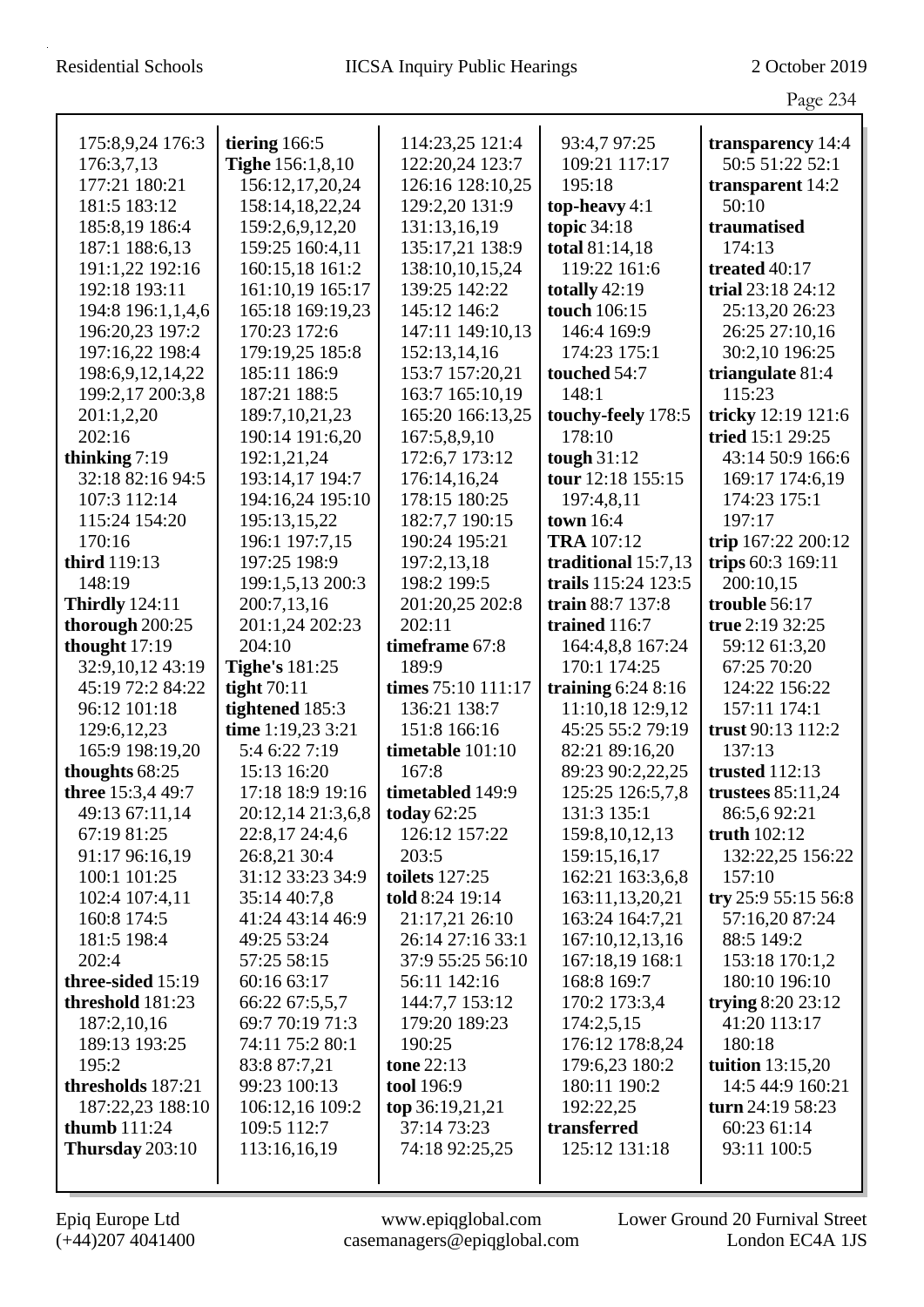175:8,9,24 176:3
176:3,7,13
177:21 180:21
181:5 183:12
185:8,19 186:4
187:1 188:6,13
191:1,22 192:16
192:18 193:11
194:8 196:1,1,4,6
196:20,23 197:2
197:16,22 198:4
198:6,9,12,14,22
199:2,17 200:3,8
201:1,2,20
202:16
**thinking** 7:19
32:18 82:16 94:5
107:3 112:14
115:24 154:20
170:16
**third** 119:13
148:19
**Thirdly** 124:11
**thorough** 200:25
**thought** 17:19
32:9,10,12 43:19
45:19 72:2 84:22
96:12 101:18
129:6,12,23
165:9 198:19,20
**thoughts** 68:25
**three** 15:3,4 49:7
49:13 67:11,14
67:19 81:25
91:17 96:16,19
100:1 101:25
102:4 107:4,11
160:8 174:5
181:5 198:4
202:4
**three-sided** 15:19
**threshold** 181:23
187:2,10,16
189:13 193:25
195:2
**thresholds** 187:21
187:22,23 188:10
**thumb** 111:24
**Thursday** 203:10

**tiering** 166:5
**Tighe** 156:1,8,10
156:12,17,20,24
158:14,18,22,24
159:2,6,9,12,20
159:25 160:4,11
160:15,18 161:2
161:10,19 165:17
165:18 169:19,23
170:23 172:6
179:19,25 185:8
185:11 186:9
187:21 188:5
189:7,10,21,23
190:14 191:6,20
192:1,21,24
193:14,17 194:7
194:16,24 195:10
195:13,15,22
196:1 197:7,15
197:25 198:9
199:1,5,13 200:3
200:7,13,16
201:1,24 202:23
204:10
**Tighe's** 181:25
**tight** 70:11
**tightened** 185:3
**time** 1:19,23 3:21
5:4 6:22 7:19
15:13 16:20
17:18 18:9 19:16
20:12,14 21:3,6,8
22:8,17 24:4,6
26:8,21 30:4
31:12 33:23 34:9
35:14 40:7,8
41:24 43:14 46:9
49:25 53:24
57:25 58:15
60:16 63:17
66:22 67:5,5,7
69:7 70:19 71:3
74:11 75:2 80:1
83:8 87:7,21
99:23 100:13
106:12,16 109:2
109:5 112:7
113:16,16,19

114:23,25 121:4
122:20,24 123:7
126:16 128:10,25
129:2,20 131:9
131:13,16,19
135:17,21 138:9
138:10,10,15,24
139:25 142:22
145:12 146:2
147:11 149:10,13
152:13,14,16
153:7 157:20,21
163:7 165:10,19
165:20 166:13,25
167:5,8,9,10
172:6,7 173:12
176:14,16,24
178:15 180:25
182:7,7 190:15
190:24 195:21
197:2,13,18
198:2 199:5
201:20,25 202:8
202:11
**timeframe** 67:8
189:9
**times** 75:10 111:17
136:21 138:7
151:8 166:16
**timetable** 101:10
167:8
**timetabled** 149:9
**today** 62:25
126:12 157:22
203:5
**toilets** 127:25
**told** 8:24 19:14
21:17,21 26:10
26:14 27:16 33:1
37:9 55:25 56:10
56:11 142:16
144:7,7 153:12
179:20 189:23
190:25
**tone** 22:13
**tool** 196:9
**top** 36:19,21,21
37:14 73:23
74:18 92:25,25

93:4,7 97:25
109:21 117:17
195:18
**top-heavy** 4:1
**topic** 34:18
**total** 81:14,18
119:22 161:6
**totally** 42:19
**touch** 106:15
146:4 169:9
174:23 175:1
**touched** 54:7
148:1
**touchy-feely** 178:5
178:10
**tough** 31:12
**tour** 12:18 155:15
197:4,8,11
**town** 16:4
**TRA** 107:12
**traditional** 15:7,13
**trails** 115:24 123:5
**train** 88:7 137:8
**trained** 116:7
164:4,8,8 167:24
170:1 174:25
**training** 6:24 8:16
11:10,18 12:9,12
45:25 55:2 79:19
82:21 89:16,20
89:23 90:2,22,25
125:25 126:5,7,8
131:3 135:1
159:8,10,12,13
159:15,16,17
162:21 163:3,6,8
163:11,13,20,21
163:24 164:7,21
167:10,12,13,16
167:18,19 168:1
168:8 169:7
170:2 173:3,4
174:2,5,15
176:12 178:8,24
179:6,23 180:2
180:11 190:2
192:22,25
**transferred**
125:12 131:18

**transparency** 14:4
50:5 51:22 52:1
**transparent** 14:2
50:10
**traumatised**
174:13
**treated** 40:17
**trial** 23:18 24:12
25:13,20 26:23
26:25 27:10,16
30:2,10 196:25
**triangulate** 81:4
115:23
**tricky** 12:19 121:6
**tried** 15:1 29:25
43:14 50:9 166:6
169:17 174:6,19
174:23 175:1
197:17
**trip** 167:22 200:12
**trips** 60:3 169:11
200:10,15
**trouble** 56:17
**true** 2:19 32:25
59:12 61:3,20
67:25 70:20
124:22 156:22
157:11 174:1
**trust** 90:13 112:2
137:13
**trusted** 112:13
**trustees** 85:11,24
86:5,6 92:21
**truth** 102:12
132:22,25 156:22
157:10
**try** 25:9 55:15 56:8
57:16,20 87:24
88:5 149:2
153:18 170:1,2
180:10 196:10
**trying** 8:20 23:12
41:20 113:17
180:18
**tuition** 13:15,20
14:5 44:9 160:21
**turn** 24:19 58:23
60:23 61:14
93:11 100:5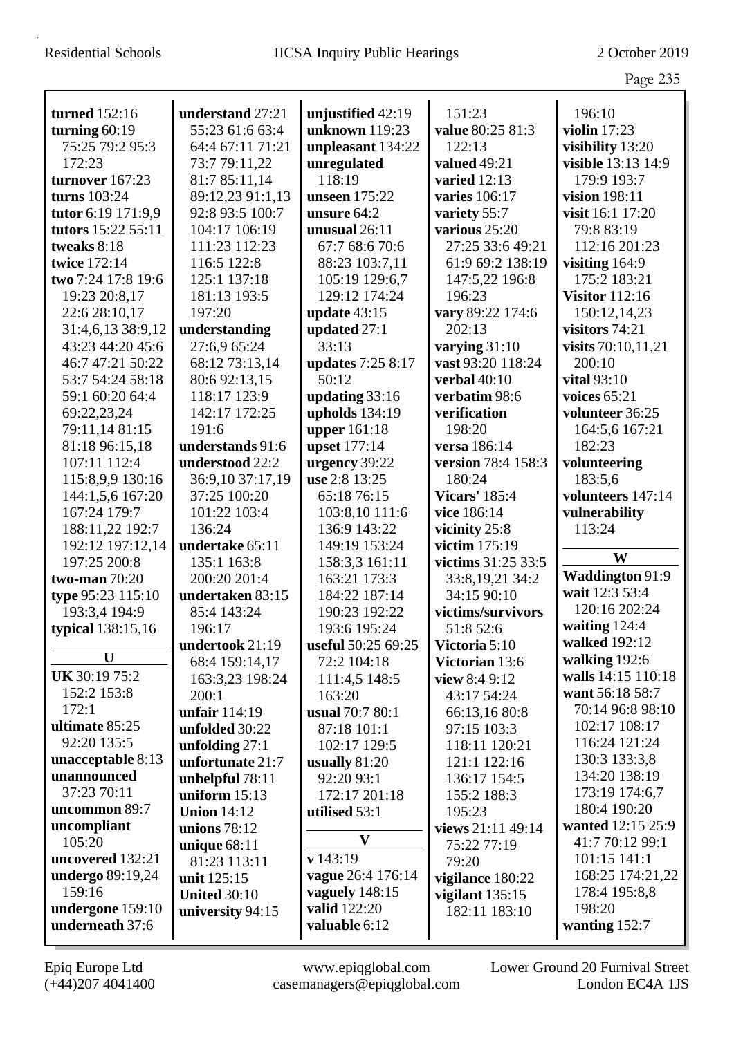**turned** 152:16
**turning** 60:19 75:25 79:2 95:3 172:23
**turnover** 167:23
**turns** 103:24
**tutor** 6:19 171:9,9
**tutors** 15:22 55:11
**tweaks** 8:18
**twice** 172:14
**two** 7:24 17:8 19:6 19:23 20:8,17 22:6 28:10,17 31:4,6,13 38:9,12 43:23 44:20 45:6 46:7 47:21 50:22 53:7 54:24 58:18 59:1 60:20 64:4 69:22,23,24 79:11,14 81:15 81:18 96:15,18 107:11 112:4 115:8,9,9 130:16 144:1,5,6 167:20 167:24 179:7 188:11,22 192:7 192:12 197:12,14 197:25 200:8
**two-man** 70:20
**type** 95:23 115:10 193:3,4 194:9
**typical** 138:15,16

## U

**UK** 30:19 75:2 152:2 153:8 172:1
**ultimate** 85:25 92:20 135:5
**unacceptable** 8:13
**unannounced** 37:23 70:11
**uncommon** 89:7
**uncompliant** 105:20
**uncovered** 132:21
**undergo** 89:19,24 159:16
**undergone** 159:10
**underneath** 37:6
**understand** 27:21 55:23 61:6 63:4 64:4 67:11 71:21 73:7 79:11,22 81:7 85:11,14 89:12,23 91:1,13 92:8 93:5 100:7 104:17 106:19 111:23 112:23 116:5 122:8 125:1 137:18 181:13 193:5 197:20
**understanding** 27:6,9 65:24 68:12 73:13,14 80:6 92:13,15 118:17 123:9 142:17 172:25 191:6
**understands** 91:6
**understood** 22:2 36:9,10 37:17,19 37:25 100:20 101:22 103:4 136:24
**undertake** 65:11 135:1 163:8 200:20 201:4
**undertaken** 83:15 85:4 143:24 196:17
**undertook** 21:19 68:4 159:14,17 163:3,23 198:24 200:1
**unfair** 114:19
**unfolded** 30:22
**unfolding** 27:1
**unfortunate** 21:7
**unhelpful** 78:11
**uniform** 15:13
**Union** 14:12
**unions** 78:12
**unique** 68:11 81:23 113:11
**unit** 125:15
**United** 30:10
**university** 94:15
**unjustified** 42:19
**unknown** 119:23
**unpleasant** 134:22
**unregulated** 118:19
**unseen** 175:22
**unsure** 64:2
**unusual** 26:11 67:7 68:6 70:6 88:23 103:7,11 105:19 129:6,7 129:12 174:24
**update** 43:15
**updated** 27:1 33:13
**updates** 7:25 8:17 50:12
**updating** 33:16
**upholds** 134:19
**upper** 161:18
**upset** 177:14
**urgency** 39:22
**use** 2:8 13:25 65:18 76:15 103:8,10 111:6 136:9 143:22 149:19 153:24 158:3,3 161:11 163:21 173:3 184:22 187:14 190:23 192:22 193:6 195:24
**useful** 50:25 69:25 72:2 104:18 111:4,5 148:5 163:20
**usual** 70:7 80:1 87:18 101:1 102:17 129:5
**usually** 81:20 92:20 93:1 172:17 201:18
**utilised** 53:1

## V

**v** 143:19
**vague** 26:4 176:14
**vaguely** 148:15
**valid** 122:20
**valuable** 6:12 151:23
**value** 80:25 81:3 122:13
**valued** 49:21
**varied** 12:13
**varies** 106:17
**variety** 55:7
**various** 25:20 27:25 33:6 49:21 61:9 69:2 138:19 147:5,22 196:8 196:23
**vary** 89:22 174:6 202:13
**varying** 31:10
**vast** 93:20 118:24
**verbal** 40:10
**verbatim** 98:6
**verification** 198:20
**versa** 186:14
**version** 78:4 158:3 180:24
**Vicars'** 185:4
**vice** 186:14
**vicinity** 25:8
**victim** 175:19
**victims** 31:25 33:5 33:8,19,21 34:2 34:15 90:10
**victims/survivors** 51:8 52:6
**Victoria** 5:10
**Victorian** 13:6
**view** 8:4 9:12 43:17 54:24 66:13,16 80:8 97:15 103:3 118:11 120:21 121:1 122:16 136:17 154:5 155:2 188:3 195:23
**views** 21:11 49:14 75:22 77:19 79:20
**vigilance** 180:22
**vigilant** 135:15 182:11 183:10 196:10
**violin** 17:23
**visibility** 13:20
**visible** 13:13 14:9 179:9 193:7
**vision** 198:11
**visit** 16:1 17:20 79:8 83:19 112:16 201:23
**visiting** 164:9 175:2 183:21
**Visitor** 112:16 150:12,14,23
**visitors** 74:21
**visits** 70:10,11,21 200:10
**vital** 93:10
**voices** 65:21
**volunteer** 36:25 164:5,6 167:21 182:23
**volunteering** 183:5,6
**volunteers** 147:14
**vulnerability** 113:24

## W

**Waddington** 91:9
**wait** 12:3 53:4 120:16 202:24
**waiting** 124:4
**walked** 192:12
**walking** 192:6
**walls** 14:15 110:18
**want** 56:18 58:7 70:14 96:8 98:10 102:17 108:17 116:24 121:24 130:3 133:3,8 134:20 138:19 173:19 174:6,7 180:4 190:20
**wanted** 12:15 25:9 41:7 70:12 99:1 101:15 141:1 168:25 174:21,22 178:4 195:8,8 198:20
**wanting** 152:7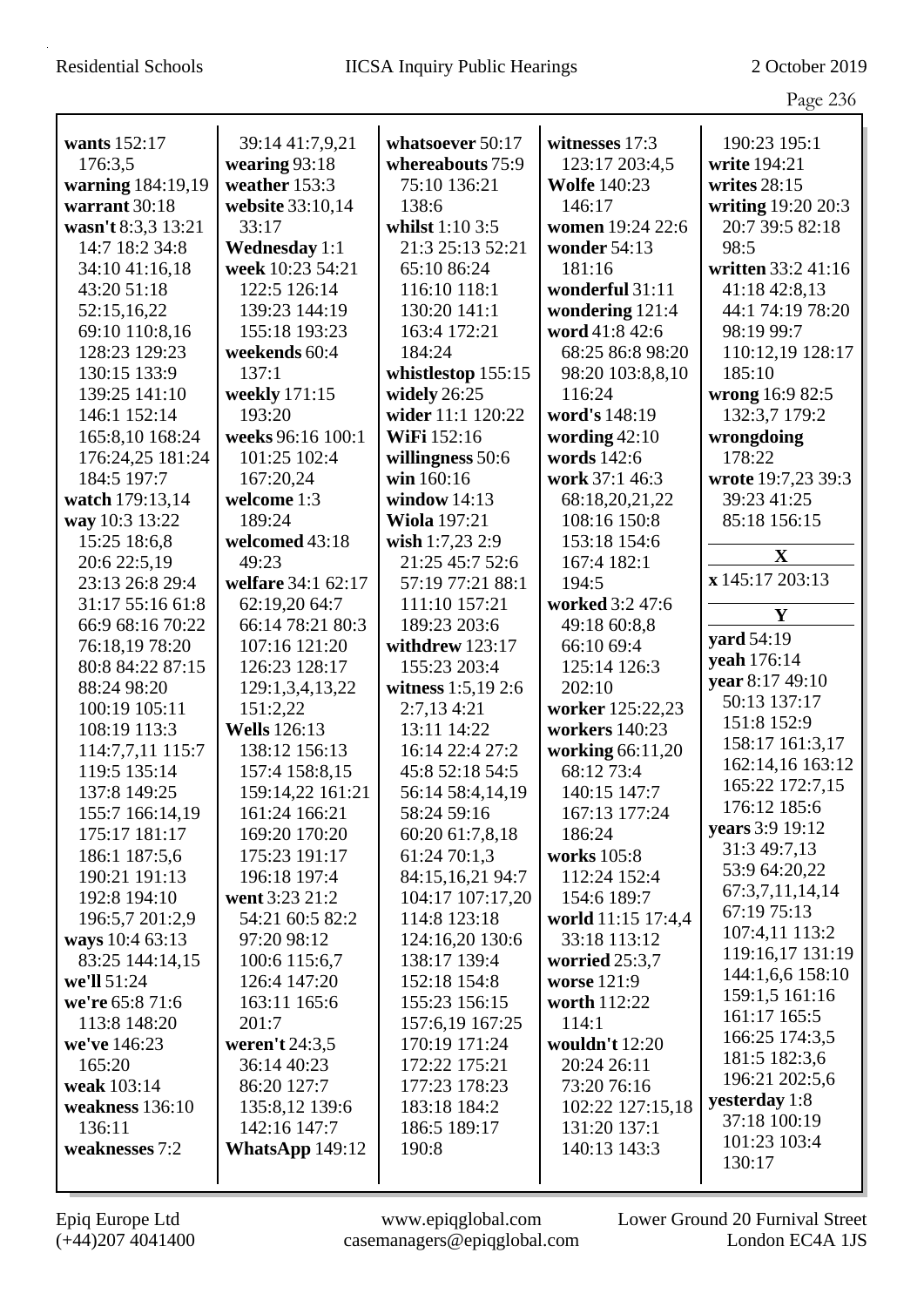**wants** 152:17 176:3,5
**warning** 184:19,19
**warrant** 30:18
**wasn't** 8:3,3 13:21 14:7 18:2 34:8 34:10 41:16,18 43:20 51:18 52:15,16,22 69:10 110:8,16 128:23 129:23 130:15 133:9 139:25 141:10 146:1 152:14 165:8,10 168:24 176:24,25 181:24 184:5 197:7
**watch** 179:13,14
**way** 10:3 13:22 15:25 18:6,8 20:6 22:5,19 23:13 26:8 29:4 31:17 55:16 61:8 66:9 68:16 70:22 76:18,19 78:20 80:8 84:22 87:15 88:24 98:20 100:19 105:11 108:19 113:3 114:7,7,11 115:7 119:5 135:14 137:8 149:25 155:7 166:14,19 175:17 181:17 186:1 187:5,6 190:21 191:13 192:8 194:10 196:5,7 201:2,9
**ways** 10:4 63:13 83:25 144:14,15
**we'll** 51:24
**we're** 65:8 71:6 113:8 148:20
**we've** 146:23 165:20
**weak** 103:14
**weakness** 136:10 136:11
**weaknesses** 7:2

39:14 41:7,9,21
**wearing** 93:18
**weather** 153:3
**website** 33:10,14 33:17
**Wednesday** 1:1
**week** 10:23 54:21 122:5 126:14 139:23 144:19 155:18 193:23
**weekends** 60:4 137:1
**weekly** 171:15 193:20
**weeks** 96:16 100:1 101:25 102:4 167:20,24
**welcome** 1:3 189:24
**welcomed** 43:18 49:23
**welfare** 34:1 62:17 62:19,20 64:7 66:14 78:21 80:3 107:16 121:20 126:23 128:17 129:1,3,4,13,22 151:2,22
**Wells** 126:13 138:12 156:13 157:4 158:8,15 159:14,22 161:21 161:24 166:21 169:20 170:20 175:23 191:17 196:18 197:4
**went** 3:23 21:2 54:21 60:5 82:2 97:20 98:12 100:6 115:6,7 126:4 147:20 163:11 165:6 201:7
**weren't** 24:3,5 36:14 40:23 86:20 127:7 135:8,12 139:6 142:16 147:7
**WhatsApp** 149:12

**whatsoever** 50:17
**whereabouts** 75:9 75:10 136:21 138:6
**whilst** 1:10 3:5 21:3 25:13 52:21 65:10 86:24 116:10 118:1 130:20 141:1 163:4 172:21 184:24
**whistlestop** 155:15
**widely** 26:25
**wider** 11:1 120:22
**WiFi** 152:16
**willingness** 50:6
**win** 160:16
**window** 14:13
**Wiola** 197:21
**wish** 1:7,23 2:9 21:25 45:7 52:6 57:19 77:21 88:1 111:10 157:21 189:23 203:6
**withdrew** 123:17 155:23 203:4
**witness** 1:5,19 2:6 2:7,13 4:21 13:11 14:22 16:14 22:4 27:2 45:8 52:18 54:5 56:14 58:4,14,19 58:24 59:16 60:20 61:7,8,18 61:24 70:1,3 84:15,16,21 94:7 104:17 107:17,20 114:8 123:18 124:16,20 130:6 138:17 139:4 152:18 154:8 155:23 156:15 157:6,19 167:25 170:19 171:24 172:22 175:21 177:23 178:23 183:18 184:2 186:5 189:17 190:8

**witnesses** 17:3 123:17 203:4,5
**Wolfe** 140:23 146:17
**women** 19:24 22:6
**wonder** 54:13 181:16
**wonderful** 31:11
**wondering** 121:4
**word** 41:8 42:6 68:25 86:8 98:20 98:20 103:8,8,10 116:24
**word's** 148:19
**wording** 42:10
**words** 142:6
**work** 37:1 46:3 68:18,20,21,22 108:16 150:8 153:18 154:6 167:4 182:1 194:5
**worked** 3:2 47:6 49:18 60:8,8 66:10 69:4 125:14 126:3 202:10
**worker** 125:22,23
**workers** 140:23
**working** 66:11,20 68:12 73:4 140:15 147:7 167:13 177:24 186:24
**works** 105:8 112:24 152:4 154:6 189:7
**world** 11:15 17:4,4 33:18 113:12
**worried** 25:3,7
**worse** 121:9
**worth** 112:22 114:1
**wouldn't** 12:20 20:24 26:11 73:20 76:16 102:22 127:15,18 131:20 137:1 140:13 143:3

190:23 195:1
**write** 194:21
**writes** 28:15
**writing** 19:20 20:3 20:7 39:5 82:18 98:5
**written** 33:2 41:16 41:18 42:8,13 44:1 74:19 78:20 98:19 99:7 110:12,19 128:17 185:10
**wrong** 16:9 82:5 132:3,7 179:2
**wrongdoing** 178:22
**wrote** 19:7,23 39:3 39:23 41:25 85:18 156:15

**X**

**x** 145:17 203:13

**Y**

**yard** 54:19
**yeah** 176:14
**year** 8:17 49:10 50:13 137:17 151:8 152:9 158:17 161:3,17 162:14,16 163:12 165:22 172:7,15 176:12 185:6
**years** 3:9 19:12 31:3 49:7,13 53:9 64:20,22 67:3,7,11,14,14 67:19 75:13 107:4,11 113:2 119:16,17 131:19 144:1,6,6 158:10 159:1,5 161:16 161:17 165:5 166:25 174:3,5 181:5 182:3,6 196:21 202:5,6
**yesterday** 1:8 37:18 100:19 101:23 103:4 130:17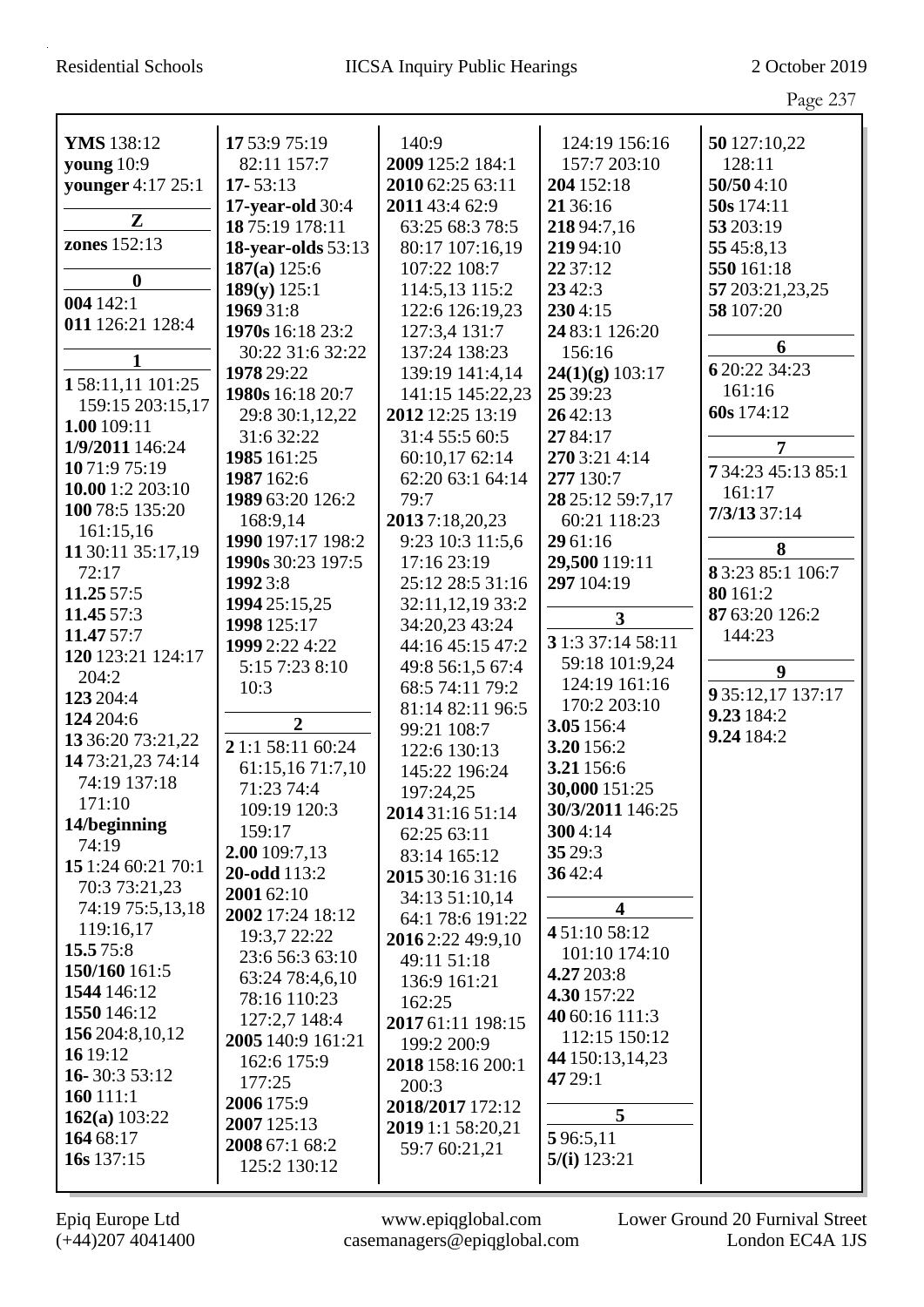**YMS** 138:12
**young** 10:9
**younger** 4:17 25:1

**Z**

**zones** 152:13

**0**

**004** 142:1
**011** 126:21 128:4

**1**

**1** 58:11,11 101:25 159:15 203:15,17
**1.00** 109:11
**1/9/2011** 146:24
**10** 71:9 75:19
**10.00** 1:2 203:10
**100** 78:5 135:20 161:15,16
**11** 30:11 35:17,19 72:17
**11.25** 57:5
**11.45** 57:3
**11.47** 57:7
**120** 123:21 124:17 204:2
**123** 204:4
**124** 204:6
**13** 36:20 73:21,22
**14** 73:21,23 74:14 74:19 137:18 171:10
**14/beginning** 74:19
**15** 1:24 60:21 70:1 70:3 73:21,23 74:19 75:5,13,18 119:16,17
**15.5** 75:8
**150/160** 161:5
**1544** 146:12
**1550** 146:12
**156** 204:8,10,12
**16** 19:12
**16-** 30:3 53:12
**160** 111:1
**162(a)** 103:22
**164** 68:17
**16s** 137:15
**17** 53:9 75:19 82:11 157:7
**17-** 53:13
**17-year-old** 30:4
**18** 75:19 178:11
**18-year-olds** 53:13
**187(a)** 125:6
**189(y)** 125:1
**1969** 31:8
**1970s** 16:18 23:2 30:22 31:6 32:22
**1978** 29:22
**1980s** 16:18 20:7 29:8 30:1,12,22 31:6 32:22
**1985** 161:25
**1987** 162:6
**1989** 63:20 126:2 168:9,14
**1990** 197:17 198:2
**1990s** 30:23 197:5
**1992** 3:8
**1994** 25:15,25
**1998** 125:17
**1999** 2:22 4:22 5:15 7:23 8:10 10:3

**2**

**2** 1:1 58:11 60:24 61:15,16 71:7,10 71:23 74:4 109:19 120:3 159:17
**2.00** 109:7,13
**20-odd** 113:2
**2001** 62:10
**2002** 17:24 18:12 19:3,7 22:22 23:6 56:3 63:10 63:24 78:4,6,10 78:16 110:23 127:2,7 148:4
**2005** 140:9 161:21 162:6 175:9 177:25
**2006** 175:9
**2007** 125:13
**2008** 67:1 68:2 125:2 130:12 140:9
**2009** 125:2 184:1
**2010** 62:25 63:11
**2011** 43:4 62:9 63:25 68:3 78:5 80:17 107:16,19 107:22 108:7 114:5,13 115:2 122:6 126:19,23 127:3,4 131:7 137:24 138:23 139:19 141:4,14 141:15 145:22,23
**2012** 12:25 13:19 31:4 55:5 60:5 60:10,17 62:14 62:20 63:1 64:14 79:7
**2013** 7:18,20,23 9:23 10:3 11:5,6 17:16 23:19 25:12 28:5 31:16 32:11,12,19 33:2 34:20,23 43:24 44:16 45:15 47:2 49:8 56:1,5 67:4 68:5 74:11 79:2 81:14 82:11 96:5 99:21 108:7 122:6 130:13 145:22 196:24 197:24,25
**2014** 31:16 51:14 62:25 63:11 83:14 165:12
**2015** 30:16 31:16 34:13 51:10,14 64:1 78:6 191:22
**2016** 2:22 49:9,10 49:11 51:18 136:9 161:21 162:25
**2017** 61:11 198:15 199:2 200:9
**2018** 158:16 200:1 200:3
**2018/2017** 172:12
**2019** 1:1 58:20,21 59:7 60:21,21
**204** 152:18
**21** 36:16
**218** 94:7,16
**219** 94:10
**22** 37:12
**23** 42:3
**230** 4:15
**24** 83:1 126:20 156:16
**24(1)(g)** 103:17
**25** 39:23
**26** 42:13
**27** 84:17
**270** 3:21 4:14
**277** 130:7
**28** 25:12 59:7,17 60:21 118:23
**29** 61:16
**29,500** 119:11
**297** 104:19

**3**

**3** 1:3 37:14 58:11 59:18 101:9,24 124:19 161:16 170:2 203:10
**3.05** 156:4
**3.20** 156:2
**3.21** 156:6
**30,000** 151:25
**30/3/2011** 146:25
**300** 4:14
**35** 29:3
**36** 42:4

**4**

**4** 51:10 58:12 101:10 174:10
**4.27** 203:8
**4.30** 157:22
**40** 60:16 111:3 112:15 150:12
**44** 150:13,14,23
**47** 29:1

**5**

**5** 96:5,11
**5/(i)** 123:21
**50** 127:10,22 128:11
**50/50** 4:10
**50s** 174:11
**53** 203:19
**55** 45:8,13
**550** 161:18
**57** 203:21,23,25
**58** 107:20

**6**

**6** 20:22 34:23 161:16
**60s** 174:12

**7**

**7** 34:23 45:13 85:1 161:17
**7/3/13** 37:14

**8**

**8** 3:23 85:1 106:7
**80** 161:2
**87** 63:20 126:2 144:23

**9**

**9** 35:12,17 137:17
**9.23** 184:2
**9.24** 184:2